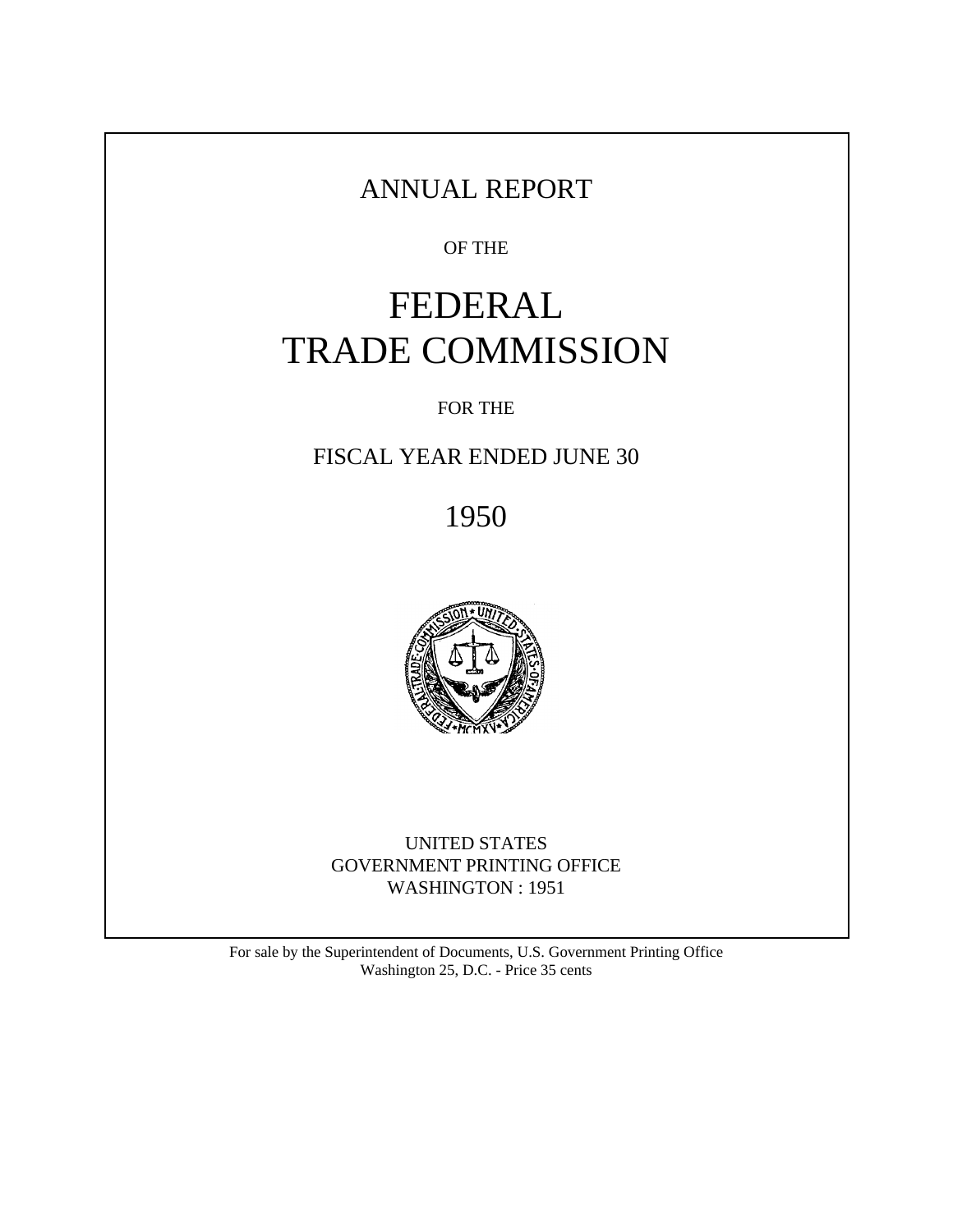# ANNUAL REPORT

OF THE

# FEDERAL TRADE COMMISSION

FOR THE

FISCAL YEAR ENDED JUNE 30

1950

UNITED STATES
GOVERNMENT PRINTING OFFICE
WASHINGTON : 1951

For sale by the Superintendent of Documents, U.S. Government Printing Office
Washington 25, D.C. - Price 35 cents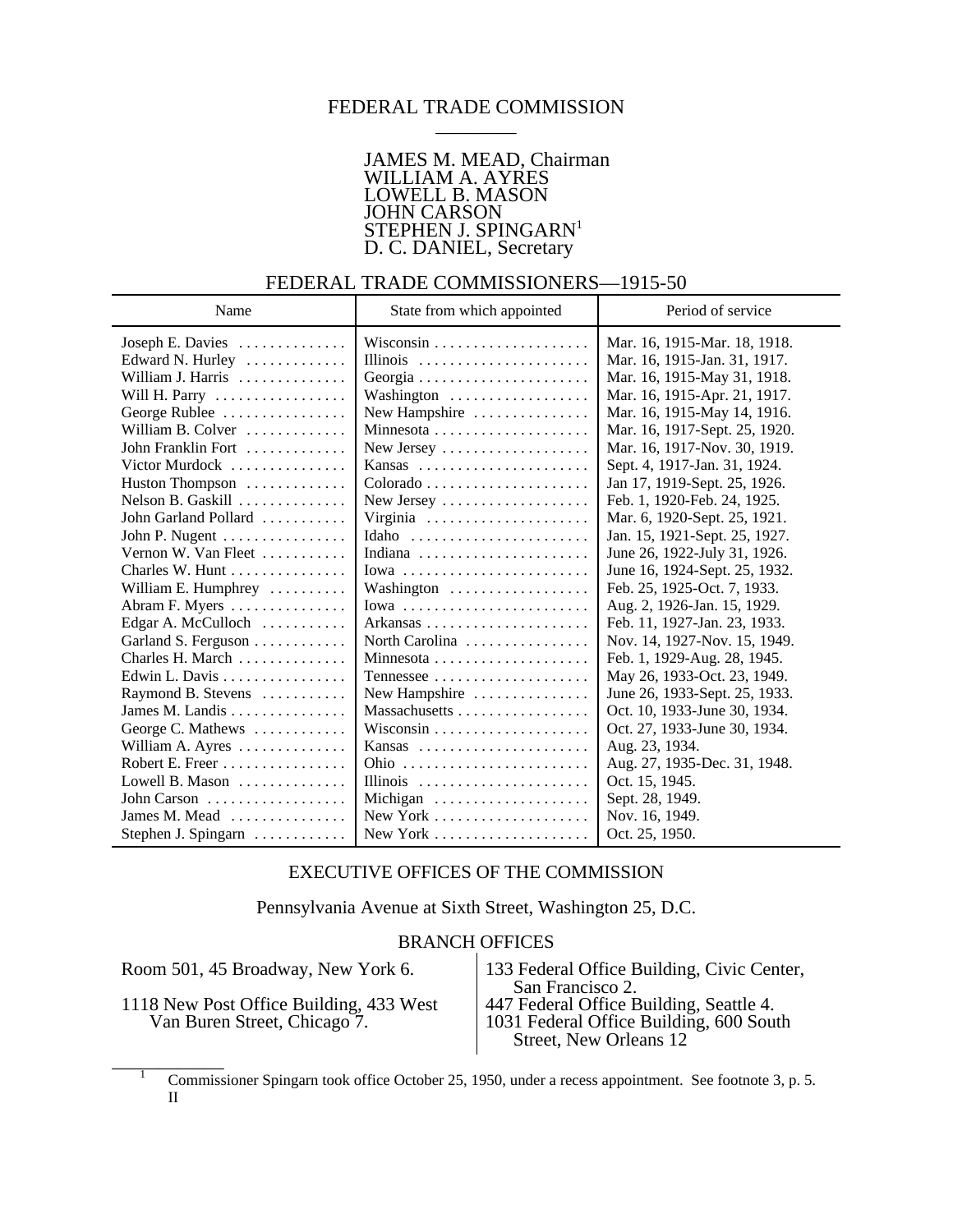# FEDERAL TRADE COMMISSION

JAMES M. MEAD, Chairman
WILLIAM A. AYRES
LOWELL B. MASON
JOHN CARSON
STEPHEN J. SPINGARN[1]
D. C. DANIEL, Secretary

## FEDERAL TRADE COMMISSIONERS—1915-50

| Name | State from which appointed | Period of service |
|---|---|---|
| Joseph E. Davies | Wisconsin | Mar. 16, 1915-Mar. 18, 1918. |
| Edward N. Hurley | Illinois | Mar. 16, 1915-Jan. 31, 1917. |
| William J. Harris | Georgia | Mar. 16, 1915-May 31, 1918. |
| Will H. Parry | Washington | Mar. 16, 1915-Apr. 21, 1917. |
| George Rublee | New Hampshire | Mar. 16, 1915-May 14, 1916. |
| William B. Colver | Minnesota | Mar. 16, 1917-Sept. 25, 1920. |
| John Franklin Fort | New Jersey | Mar. 16, 1917-Nov. 30, 1919. |
| Victor Murdock | Kansas | Sept. 4, 1917-Jan. 31, 1924. |
| Huston Thompson | Colorado | Jan 17, 1919-Sept. 25, 1926. |
| Nelson B. Gaskill | New Jersey | Feb. 1, 1920-Feb. 24, 1925. |
| John Garland Pollard | Virginia | Mar. 6, 1920-Sept. 25, 1921. |
| John P. Nugent | Idaho | Jan. 15, 1921-Sept. 25, 1927. |
| Vernon W. Van Fleet | Indiana | June 26, 1922-July 31, 1926. |
| Charles W. Hunt | Iowa | June 16, 1924-Sept. 25, 1932. |
| William E. Humphrey | Washington | Feb. 25, 1925-Oct. 7, 1933. |
| Abram F. Myers | Iowa | Aug. 2, 1926-Jan. 15, 1929. |
| Edgar A. McCulloch | Arkansas | Feb. 11, 1927-Jan. 23, 1933. |
| Garland S. Ferguson | North Carolina | Nov. 14, 1927-Nov. 15, 1949. |
| Charles H. March | Minnesota | Feb. 1, 1929-Aug. 28, 1945. |
| Edwin L. Davis | Tennessee | May 26, 1933-Oct. 23, 1949. |
| Raymond B. Stevens | New Hampshire | June 26, 1933-Sept. 25, 1933. |
| James M. Landis | Massachusetts | Oct. 10, 1933-June 30, 1934. |
| George C. Mathews | Wisconsin | Oct. 27, 1933-June 30, 1934. |
| William A. Ayres | Kansas | Aug. 23, 1934. |
| Robert E. Freer | Ohio | Aug. 27, 1935-Dec. 31, 1948. |
| Lowell B. Mason | Illinois | Oct. 15, 1945. |
| John Carson | Michigan | Sept. 28, 1949. |
| James M. Mead | New York | Nov. 16, 1949. |
| Stephen J. Spingarn | New York | Oct. 25, 1950. |

## EXECUTIVE OFFICES OF THE COMMISSION

Pennsylvania Avenue at Sixth Street, Washington 25, D.C.

## BRANCH OFFICES

Room 501, 45 Broadway, New York 6.

1118 New Post Office Building, 433 West Van Buren Street, Chicago 7.

133 Federal Office Building, Civic Center, San Francisco 2.

447 Federal Office Building, Seattle 4.

1031 Federal Office Building, 600 South Street, New Orleans 12

[1] Commissioner Spingarn took office October 25, 1950, under a recess appointment. See footnote 3, p. 5.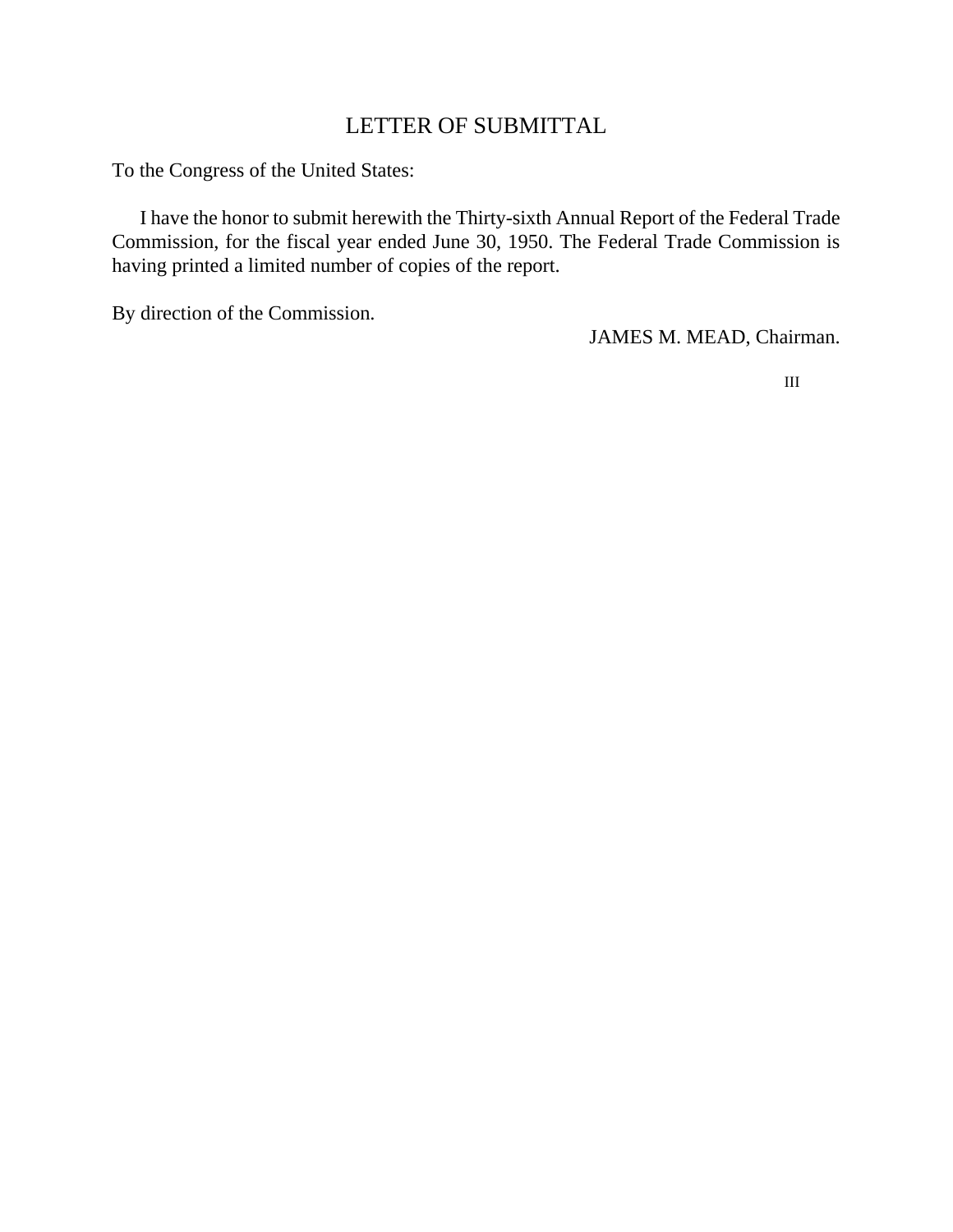# LETTER OF SUBMITTAL

To the Congress of the United States:

I have the honor to submit herewith the Thirty-sixth Annual Report of the Federal Trade Commission, for the fiscal year ended June 30, 1950. The Federal Trade Commission is having printed a limited number of copies of the report.

By direction of the Commission.

JAMES M. MEAD, Chairman.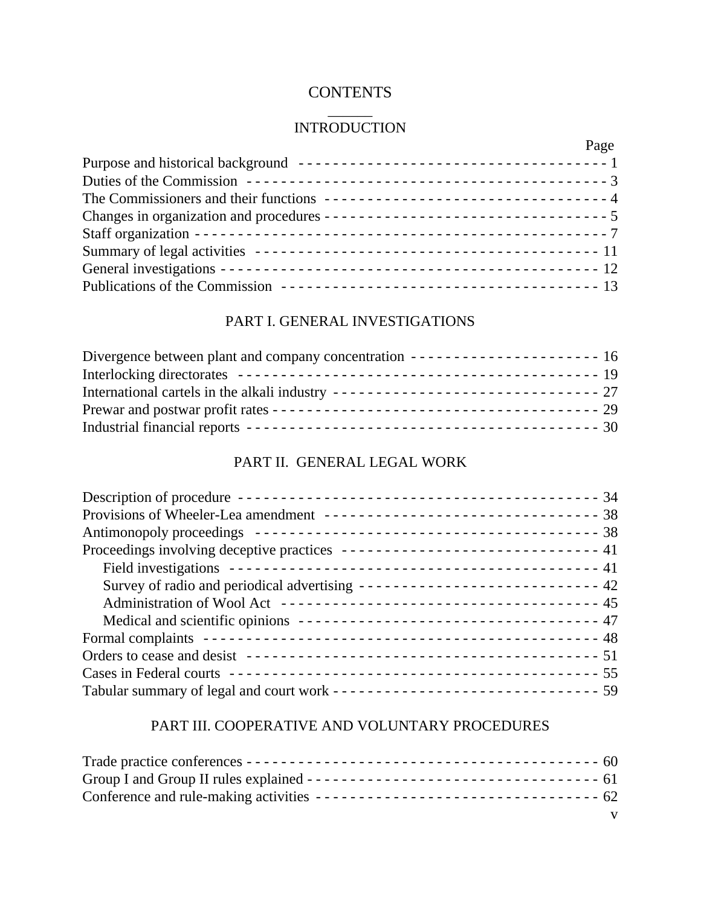# CONTENTS

## INTRODUCTION

| | Page |
|---|---|
| Purpose and historical background | 1 |
| Duties of the Commission | 3 |
| The Commissioners and their functions | 4 |
| Changes in organization and procedures | 5 |
| Staff organization | 7 |
| Summary of legal activities | 11 |
| General investigations | 12 |
| Publications of the Commission | 13 |

## PART I. GENERAL INVESTIGATIONS

| | |
|---|---|
| Divergence between plant and company concentration | 16 |
| Interlocking directorates | 19 |
| International cartels in the alkali industry | 27 |
| Prewar and postwar profit rates | 29 |
| Industrial financial reports | 30 |

## PART II. GENERAL LEGAL WORK

| | |
|---|---|
| Description of procedure | 34 |
| Provisions of Wheeler-Lea amendment | 38 |
| Antimonopoly proceedings | 38 |
| Proceedings involving deceptive practices | 41 |
| Field investigations | 41 |
| Survey of radio and periodical advertising | 42 |
| Administration of Wool Act | 45 |
| Medical and scientific opinions | 47 |
| Formal complaints | 48 |
| Orders to cease and desist | 51 |
| Cases in Federal courts | 55 |
| Tabular summary of legal and court work | 59 |

## PART III. COOPERATIVE AND VOLUNTARY PROCEDURES

| | |
|---|---|
| Trade practice conferences | 60 |
| Group I and Group II rules explained | 61 |
| Conference and rule-making activities | 62 |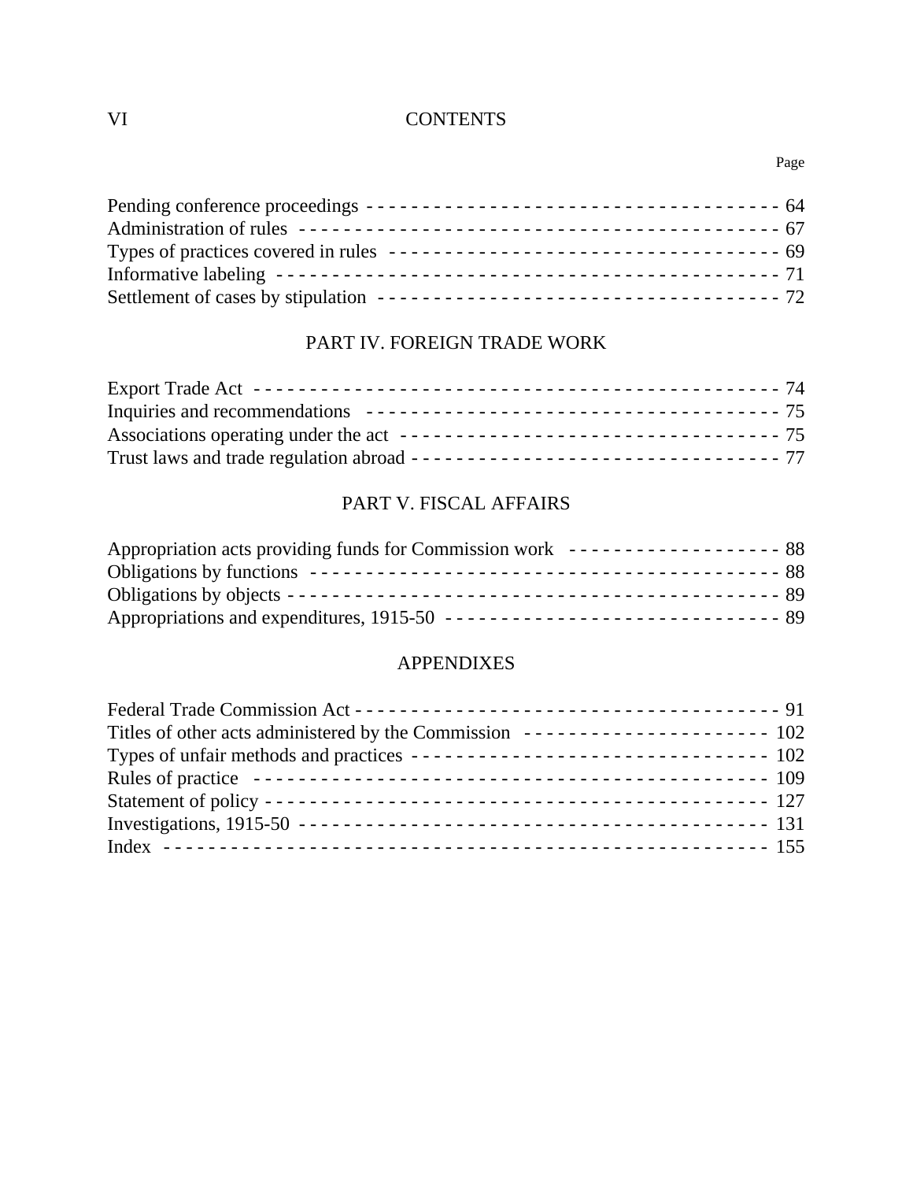| | Page |
|---|---|
| Pending conference proceedings | 64 |
| Administration of rules | 67 |
| Types of practices covered in rules | 69 |
| Informative labeling | 71 |
| Settlement of cases by stipulation | 72 |

## PART IV. FOREIGN TRADE WORK

| | |
|---|---|
| Export Trade Act | 74 |
| Inquiries and recommendations | 75 |
| Associations operating under the act | 75 |
| Trust laws and trade regulation abroad | 77 |

## PART V. FISCAL AFFAIRS

| | |
|---|---|
| Appropriation acts providing funds for Commission work | 88 |
| Obligations by functions | 88 |
| Obligations by objects | 89 |
| Appropriations and expenditures, 1915-50 | 89 |

## APPENDIXES

| | |
|---|---|
| Federal Trade Commission Act | 91 |
| Titles of other acts administered by the Commission | 102 |
| Types of unfair methods and practices | 102 |
| Rules of practice | 109 |
| Statement of policy | 127 |
| Investigations, 1915-50 | 131 |
| Index | 155 |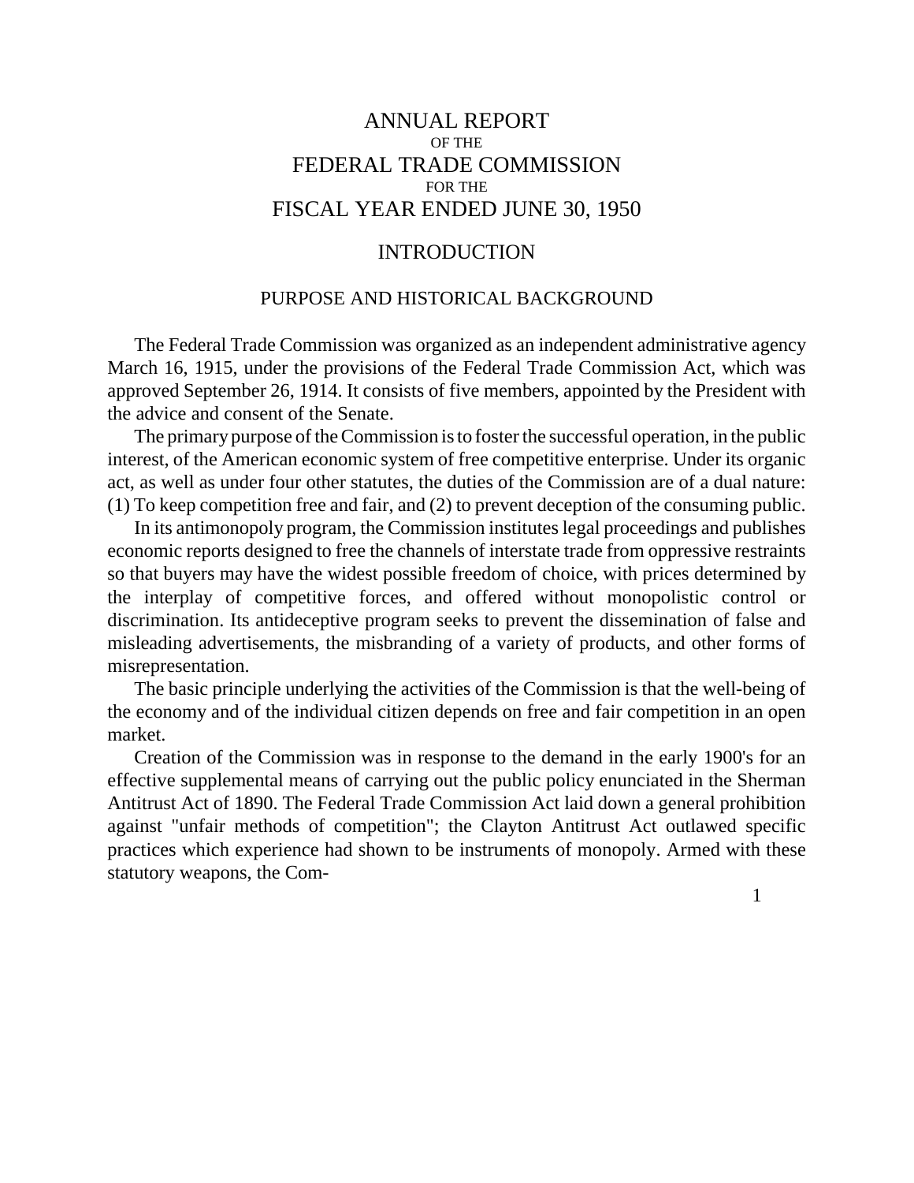# ANNUAL REPORT OF THE FEDERAL TRADE COMMISSION FOR THE FISCAL YEAR ENDED JUNE 30, 1950

## INTRODUCTION

### PURPOSE AND HISTORICAL BACKGROUND

The Federal Trade Commission was organized as an independent administrative agency March 16, 1915, under the provisions of the Federal Trade Commission Act, which was approved September 26, 1914. It consists of five members, appointed by the President with the advice and consent of the Senate.

The primary purpose of the Commission is to foster the successful operation, in the public interest, of the American economic system of free competitive enterprise. Under its organic act, as well as under four other statutes, the duties of the Commission are of a dual nature: (1) To keep competition free and fair, and (2) to prevent deception of the consuming public.

In its antimonopoly program, the Commission institutes legal proceedings and publishes economic reports designed to free the channels of interstate trade from oppressive restraints so that buyers may have the widest possible freedom of choice, with prices determined by the interplay of competitive forces, and offered without monopolistic control or discrimination. Its antideceptive program seeks to prevent the dissemination of false and misleading advertisements, the misbranding of a variety of products, and other forms of misrepresentation.

The basic principle underlying the activities of the Commission is that the well-being of the economy and of the individual citizen depends on free and fair competition in an open market.

Creation of the Commission was in response to the demand in the early 1900's for an effective supplemental means of carrying out the public policy enunciated in the Sherman Antitrust Act of 1890. The Federal Trade Commission Act laid down a general prohibition against "unfair methods of competition"; the Clayton Antitrust Act outlawed specific practices which experience had shown to be instruments of monopoly. Armed with these statutory weapons, the Com-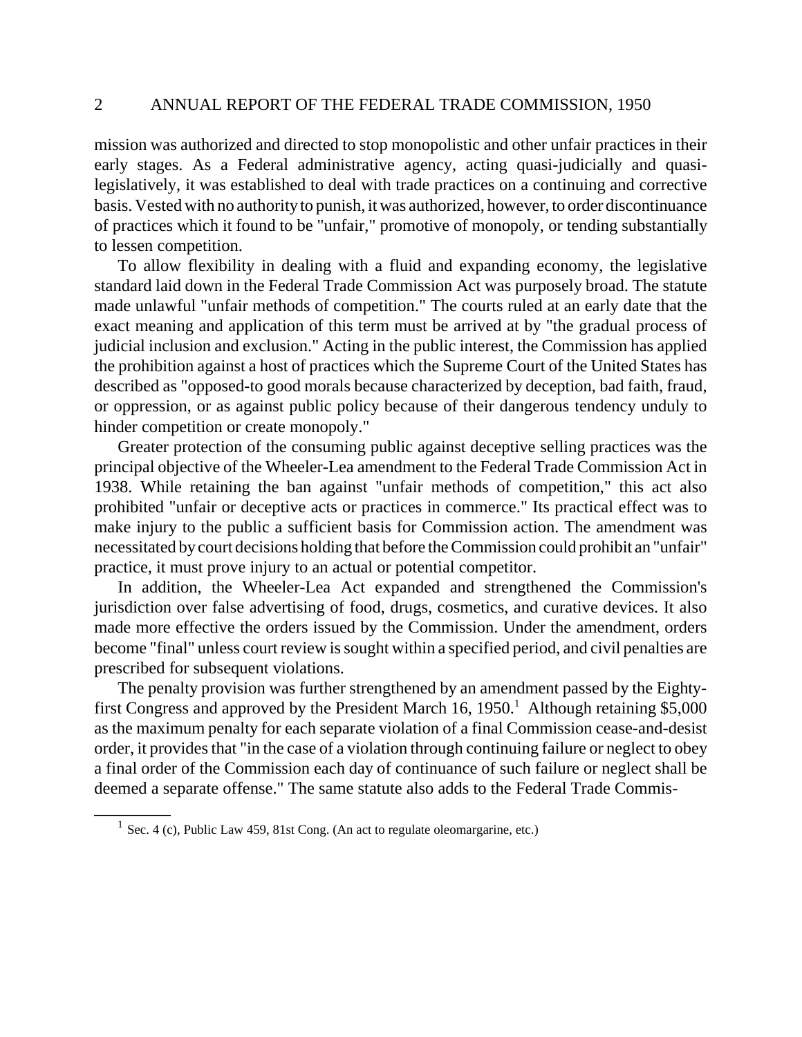mission was authorized and directed to stop monopolistic and other unfair practices in their early stages. As a Federal administrative agency, acting quasi-judicially and quasi-legislatively, it was established to deal with trade practices on a continuing and corrective basis. Vested with no authority to punish, it was authorized, however, to order discontinuance of practices which it found to be "unfair," promotive of monopoly, or tending substantially to lessen competition.

To allow flexibility in dealing with a fluid and expanding economy, the legislative standard laid down in the Federal Trade Commission Act was purposely broad. The statute made unlawful "unfair methods of competition." The courts ruled at an early date that the exact meaning and application of this term must be arrived at by "the gradual process of judicial inclusion and exclusion." Acting in the public interest, the Commission has applied the prohibition against a host of practices which the Supreme Court of the United States has described as "opposed-to good morals because characterized by deception, bad faith, fraud, or oppression, or as against public policy because of their dangerous tendency unduly to hinder competition or create monopoly."

Greater protection of the consuming public against deceptive selling practices was the principal objective of the Wheeler-Lea amendment to the Federal Trade Commission Act in 1938. While retaining the ban against "unfair methods of competition," this act also prohibited "unfair or deceptive acts or practices in commerce." Its practical effect was to make injury to the public a sufficient basis for Commission action. The amendment was necessitated by court decisions holding that before the Commission could prohibit an "unfair" practice, it must prove injury to an actual or potential competitor.

In addition, the Wheeler-Lea Act expanded and strengthened the Commission's jurisdiction over false advertising of food, drugs, cosmetics, and curative devices. It also made more effective the orders issued by the Commission. Under the amendment, orders become "final" unless court review is sought within a specified period, and civil penalties are prescribed for subsequent violations.

The penalty provision was further strengthened by an amendment passed by the Eighty-first Congress and approved by the President March 16, 1950.[1] Although retaining $5,000 as the maximum penalty for each separate violation of a final Commission cease-and-desist order, it provides that "in the case of a violation through continuing failure or neglect to obey a final order of the Commission each day of continuance of such failure or neglect shall be deemed a separate offense." The same statute also adds to the Federal Trade Commis-

---

[1] Sec. 4 (c), Public Law 459, 81st Cong. (An act to regulate oleomargarine, etc.)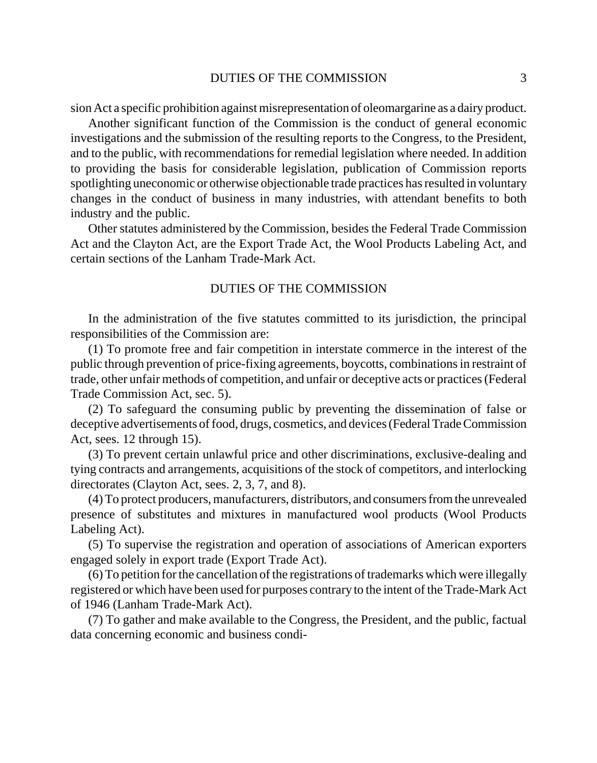sion Act a specific prohibition against misrepresentation of oleomargarine as a dairy product.

Another significant function of the Commission is the conduct of general economic investigations and the submission of the resulting reports to the Congress, to the President, and to the public, with recommendations for remedial legislation where needed. In addition to providing the basis for considerable legislation, publication of Commission reports spotlighting uneconomic or otherwise objectionable trade practices has resulted in voluntary changes in the conduct of business in many industries, with attendant benefits to both industry and the public.

Other statutes administered by the Commission, besides the Federal Trade Commission Act and the Clayton Act, are the Export Trade Act, the Wool Products Labeling Act, and certain sections of the Lanham Trade-Mark Act.

## DUTIES OF THE COMMISSION

In the administration of the five statutes committed to its jurisdiction, the principal responsibilities of the Commission are:

(1) To promote free and fair competition in interstate commerce in the interest of the public through prevention of price-fixing agreements, boycotts, combinations in restraint of trade, other unfair methods of competition, and unfair or deceptive acts or practices (Federal Trade Commission Act, sec. 5).

(2) To safeguard the consuming public by preventing the dissemination of false or deceptive advertisements of food, drugs, cosmetics, and devices (Federal Trade Commission Act, secs. 12 through 15).

(3) To prevent certain unlawful price and other discriminations, exclusive-dealing and tying contracts and arrangements, acquisitions of the stock of competitors, and interlocking directorates (Clayton Act, secs. 2, 3, 7, and 8).

(4) To protect producers, manufacturers, distributors, and consumers from the unrevealed presence of substitutes and mixtures in manufactured wool products (Wool Products Labeling Act).

(5) To supervise the registration and operation of associations of American exporters engaged solely in export trade (Export Trade Act).

(6) To petition for the cancellation of the registrations of trademarks which were illegally registered or which have been used for purposes contrary to the intent of the Trade-Mark Act of 1946 (Lanham Trade-Mark Act).

(7) To gather and make available to the Congress, the President, and the public, factual data concerning economic and business condi-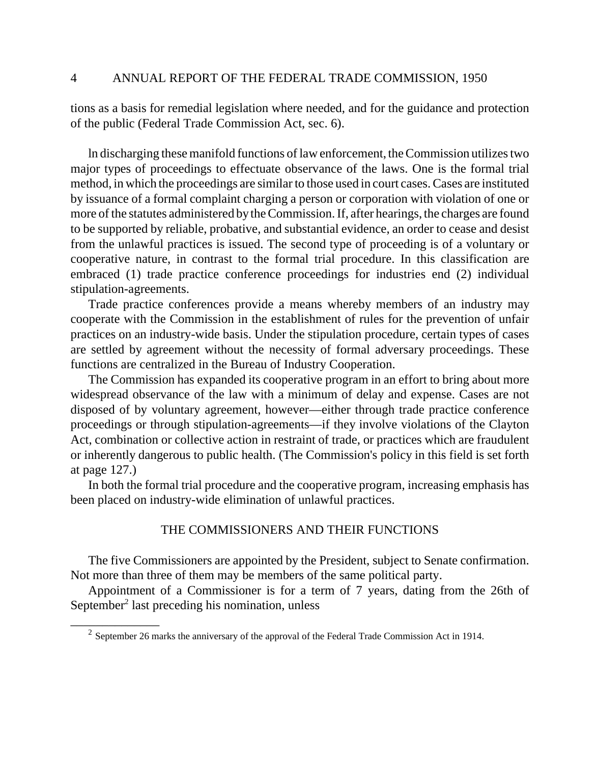tions as a basis for remedial legislation where needed, and for the guidance and protection of the public (Federal Trade Commission Act, sec. 6).

ln discharging these manifold functions of law enforcement, the Commission utilizes two major types of proceedings to effectuate observance of the laws. One is the formal trial method, in which the proceedings are similar to those used in court cases. Cases are instituted by issuance of a formal complaint charging a person or corporation with violation of one or more of the statutes administered by the Commission. If, after hearings, the charges are found to be supported by reliable, probative, and substantial evidence, an order to cease and desist from the unlawful practices is issued. The second type of proceeding is of a voluntary or cooperative nature, in contrast to the formal trial procedure. In this classification are embraced (1) trade practice conference proceedings for industries end (2) individual stipulation-agreements.

Trade practice conferences provide a means whereby members of an industry may cooperate with the Commission in the establishment of rules for the prevention of unfair practices on an industry-wide basis. Under the stipulation procedure, certain types of cases are settled by agreement without the necessity of formal adversary proceedings. These functions are centralized in the Bureau of Industry Cooperation.

The Commission has expanded its cooperative program in an effort to bring about more widespread observance of the law with a minimum of delay and expense. Cases are not disposed of by voluntary agreement, however—either through trade practice conference proceedings or through stipulation-agreements—if they involve violations of the Clayton Act, combination or collective action in restraint of trade, or practices which are fraudulent or inherently dangerous to public health. (The Commission's policy in this field is set forth at page 127.)

In both the formal trial procedure and the cooperative program, increasing emphasis has been placed on industry-wide elimination of unlawful practices.

## THE COMMISSIONERS AND THEIR FUNCTIONS

The five Commissioners are appointed by the President, subject to Senate confirmation. Not more than three of them may be members of the same political party.

Appointment of a Commissioner is for a term of 7 years, dating from the 26th of September[2] last preceding his nomination, unless

---

[2] September 26 marks the anniversary of the approval of the Federal Trade Commission Act in 1914.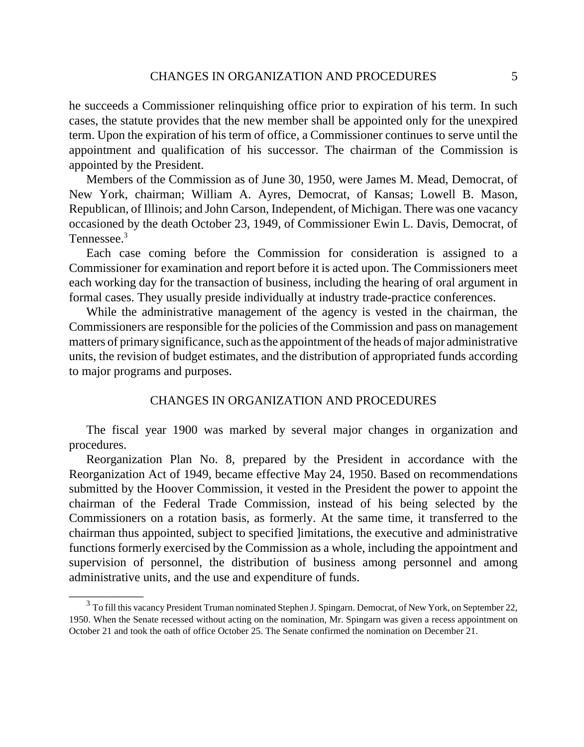he succeeds a Commissioner relinquishing office prior to expiration of his term. In such cases, the statute provides that the new member shall be appointed only for the unexpired term. Upon the expiration of his term of office, a Commissioner continues to serve until the appointment and qualification of his successor. The chairman of the Commission is appointed by the President.

Members of the Commission as of June 30, 1950, were James M. Mead, Democrat, of New York, chairman; William A. Ayres, Democrat, of Kansas; Lowell B. Mason, Republican, of Illinois; and John Carson, Independent, of Michigan. There was one vacancy occasioned by the death October 23, 1949, of Commissioner Ewin L. Davis, Democrat, of Tennessee.[3]

Each case coming before the Commission for consideration is assigned to a Commissioner for examination and report before it is acted upon. The Commissioners meet each working day for the transaction of business, including the hearing of oral argument in formal cases. They usually preside individually at industry trade-practice conferences.

While the administrative management of the agency is vested in the chairman, the Commissioners are responsible for the policies of the Commission and pass on management matters of primary significance, such as the appointment of the heads of major administrative units, the revision of budget estimates, and the distribution of appropriated funds according to major programs and purposes.

## CHANGES IN ORGANIZATION AND PROCEDURES

The fiscal year 1900 was marked by several major changes in organization and procedures.

Reorganization Plan No. 8, prepared by the President in accordance with the Reorganization Act of 1949, became effective May 24, 1950. Based on recommendations submitted by the Hoover Commission, it vested in the President the power to appoint the chairman of the Federal Trade Commission, instead of his being selected by the Commissioners on a rotation basis, as formerly. At the same time, it transferred to the chairman thus appointed, subject to specified ]imitations, the executive and administrative functions formerly exercised by the Commission as a whole, including the appointment and supervision of personnel, the distribution of business among personnel and among administrative units, and the use and expenditure of funds.

---

[3] To fill this vacancy President Truman nominated Stephen J. Spingarn. Democrat, of New York, on September 22, 1950. When the Senate recessed without acting on the nomination, Mr. Spingarn was given a recess appointment on October 21 and took the oath of office October 25. The Senate confirmed the nomination on December 21.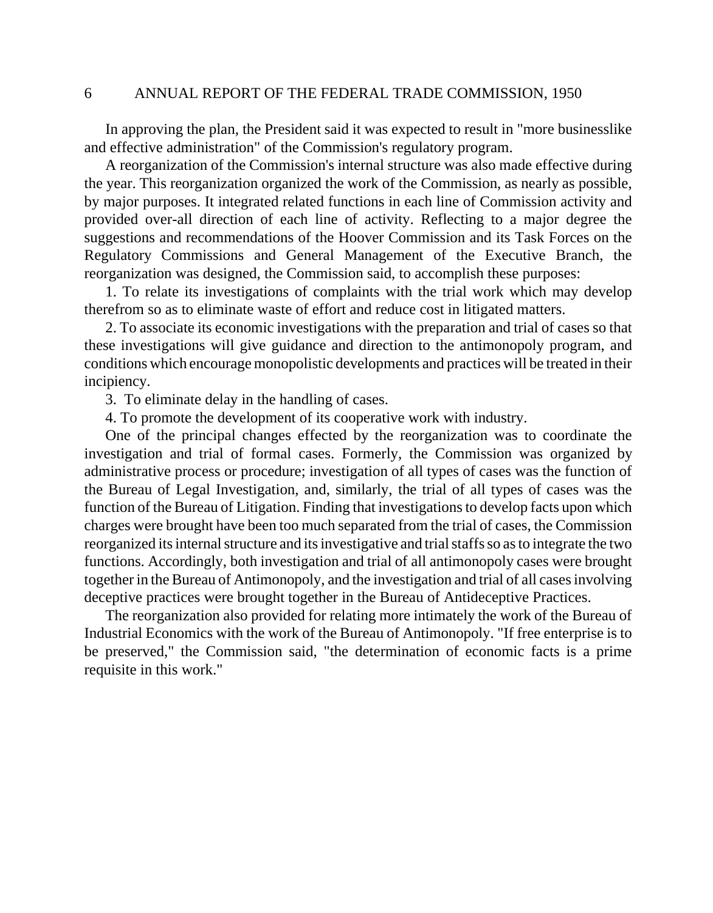In approving the plan, the President said it was expected to result in "more businesslike and effective administration" of the Commission's regulatory program.

A reorganization of the Commission's internal structure was also made effective during the year. This reorganization organized the work of the Commission, as nearly as possible, by major purposes. It integrated related functions in each line of Commission activity and provided over-all direction of each line of activity. Reflecting to a major degree the suggestions and recommendations of the Hoover Commission and its Task Forces on the Regulatory Commissions and General Management of the Executive Branch, the reorganization was designed, the Commission said, to accomplish these purposes:

1. To relate its investigations of complaints with the trial work which may develop therefrom so as to eliminate waste of effort and reduce cost in litigated matters.

2. To associate its economic investigations with the preparation and trial of cases so that these investigations will give guidance and direction to the antimonopoly program, and conditions which encourage monopolistic developments and practices will be treated in their incipiency.

3. To eliminate delay in the handling of cases.

4. To promote the development of its cooperative work with industry.

One of the principal changes effected by the reorganization was to coordinate the investigation and trial of formal cases. Formerly, the Commission was organized by administrative process or procedure; investigation of all types of cases was the function of the Bureau of Legal Investigation, and, similarly, the trial of all types of cases was the function of the Bureau of Litigation. Finding that investigations to develop facts upon which charges were brought have been too much separated from the trial of cases, the Commission reorganized its internal structure and its investigative and trial staffs so as to integrate the two functions. Accordingly, both investigation and trial of all antimonopoly cases were brought together in the Bureau of Antimonopoly, and the investigation and trial of all cases involving deceptive practices were brought together in the Bureau of Antideceptive Practices.

The reorganization also provided for relating more intimately the work of the Bureau of Industrial Economics with the work of the Bureau of Antimonopoly. "If free enterprise is to be preserved," the Commission said, "the determination of economic facts is a prime requisite in this work."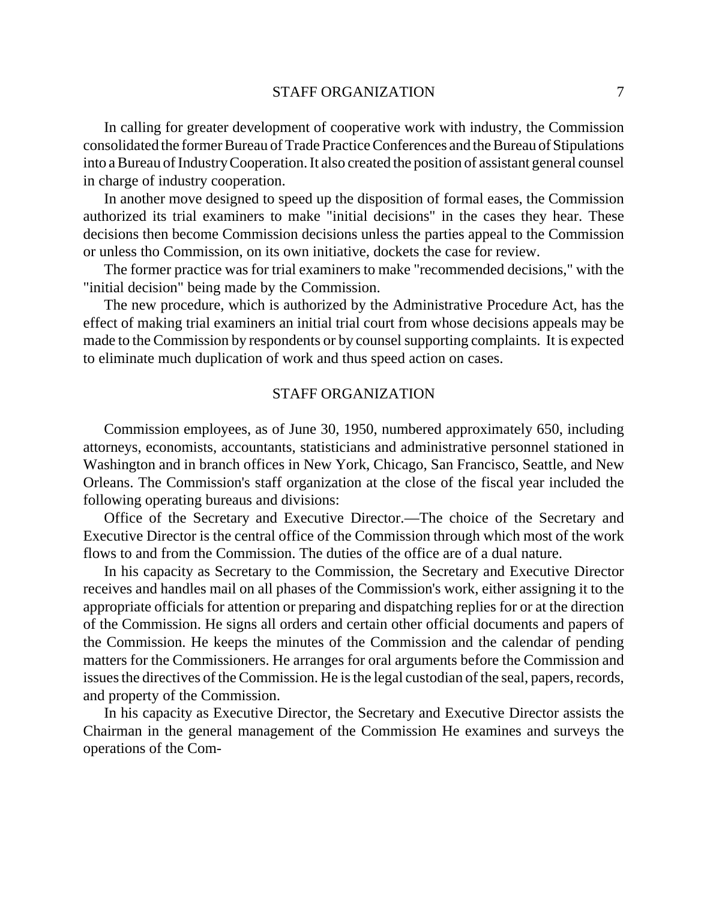In calling for greater development of cooperative work with industry, the Commission consolidated the former Bureau of Trade Practice Conferences and the Bureau of Stipulations into a Bureau of Industry Cooperation. It also created the position of assistant general counsel in charge of industry cooperation.

In another move designed to speed up the disposition of formal eases, the Commission authorized its trial examiners to make "initial decisions" in the cases they hear. These decisions then become Commission decisions unless the parties appeal to the Commission or unless tho Commission, on its own initiative, dockets the case for review.

The former practice was for trial examiners to make "recommended decisions," with the "initial decision" being made by the Commission.

The new procedure, which is authorized by the Administrative Procedure Act, has the effect of making trial examiners an initial trial court from whose decisions appeals may be made to the Commission by respondents or by counsel supporting complaints. It is expected to eliminate much duplication of work and thus speed action on cases.

## STAFF ORGANIZATION

Commission employees, as of June 30, 1950, numbered approximately 650, including attorneys, economists, accountants, statisticians and administrative personnel stationed in Washington and in branch offices in New York, Chicago, San Francisco, Seattle, and New Orleans. The Commission's staff organization at the close of the fiscal year included the following operating bureaus and divisions:

Office of the Secretary and Executive Director.—The choice of the Secretary and Executive Director is the central office of the Commission through which most of the work flows to and from the Commission. The duties of the office are of a dual nature.

In his capacity as Secretary to the Commission, the Secretary and Executive Director receives and handles mail on all phases of the Commission's work, either assigning it to the appropriate officials for attention or preparing and dispatching replies for or at the direction of the Commission. He signs all orders and certain other official documents and papers of the Commission. He keeps the minutes of the Commission and the calendar of pending matters for the Commissioners. He arranges for oral arguments before the Commission and issues the directives of the Commission. He is the legal custodian of the seal, papers, records, and property of the Commission.

In his capacity as Executive Director, the Secretary and Executive Director assists the Chairman in the general management of the Commission He examines and surveys the operations of the Com-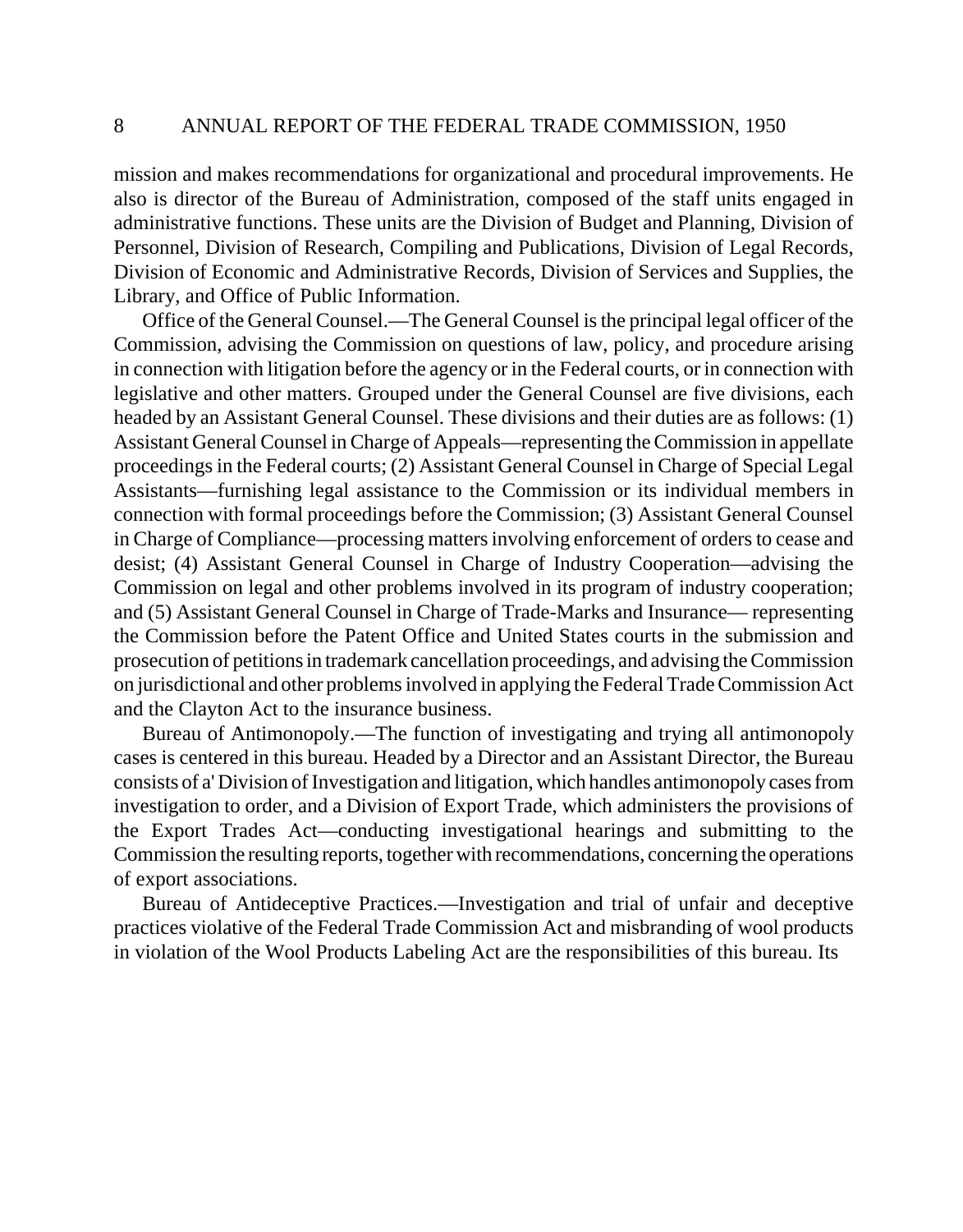mission and makes recommendations for organizational and procedural improvements. He also is director of the Bureau of Administration, composed of the staff units engaged in administrative functions. These units are the Division of Budget and Planning, Division of Personnel, Division of Research, Compiling and Publications, Division of Legal Records, Division of Economic and Administrative Records, Division of Services and Supplies, the Library, and Office of Public Information.

Office of the General Counsel.—The General Counsel is the principal legal officer of the Commission, advising the Commission on questions of law, policy, and procedure arising in connection with litigation before the agency or in the Federal courts, or in connection with legislative and other matters. Grouped under the General Counsel are five divisions, each headed by an Assistant General Counsel. These divisions and their duties are as follows: (1) Assistant General Counsel in Charge of Appeals—representing the Commission in appellate proceedings in the Federal courts; (2) Assistant General Counsel in Charge of Special Legal Assistants—furnishing legal assistance to the Commission or its individual members in connection with formal proceedings before the Commission; (3) Assistant General Counsel in Charge of Compliance—processing matters involving enforcement of orders to cease and desist; (4) Assistant General Counsel in Charge of Industry Cooperation—advising the Commission on legal and other problems involved in its program of industry cooperation; and (5) Assistant General Counsel in Charge of Trade-Marks and Insurance— representing the Commission before the Patent Office and United States courts in the submission and prosecution of petitions in trademark cancellation proceedings, and advising the Commission on jurisdictional and other problems involved in applying the Federal Trade Commission Act and the Clayton Act to the insurance business.

Bureau of Antimonopoly.—The function of investigating and trying all antimonopoly cases is centered in this bureau. Headed by a Director and an Assistant Director, the Bureau consists of a' Division of Investigation and litigation, which handles antimonopoly cases from investigation to order, and a Division of Export Trade, which administers the provisions of the Export Trades Act—conducting investigational hearings and submitting to the Commission the resulting reports, together with recommendations, concerning the operations of export associations.

Bureau of Antideceptive Practices.—Investigation and trial of unfair and deceptive practices violative of the Federal Trade Commission Act and misbranding of wool products in violation of the Wool Products Labeling Act are the responsibilities of this bureau. Its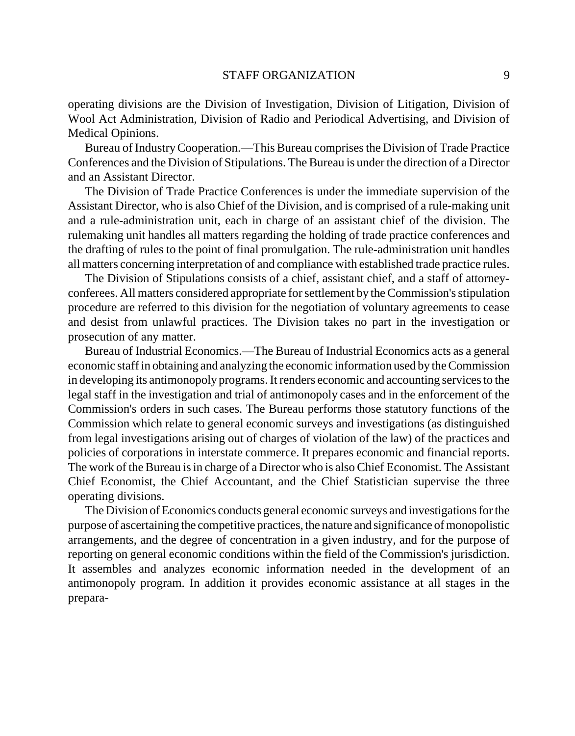operating divisions are the Division of Investigation, Division of Litigation, Division of Wool Act Administration, Division of Radio and Periodical Advertising, and Division of Medical Opinions.

Bureau of Industry Cooperation.—This Bureau comprises the Division of Trade Practice Conferences and the Division of Stipulations. The Bureau is under the direction of a Director and an Assistant Director.

The Division of Trade Practice Conferences is under the immediate supervision of the Assistant Director, who is also Chief of the Division, and is comprised of a rule-making unit and a rule-administration unit, each in charge of an assistant chief of the division. The rulemaking unit handles all matters regarding the holding of trade practice conferences and the drafting of rules to the point of final promulgation. The rule-administration unit handles all matters concerning interpretation of and compliance with established trade practice rules.

The Division of Stipulations consists of a chief, assistant chief, and a staff of attorney-conferees. All matters considered appropriate for settlement by the Commission's stipulation procedure are referred to this division for the negotiation of voluntary agreements to cease and desist from unlawful practices. The Division takes no part in the investigation or prosecution of any matter.

Bureau of Industrial Economics.—The Bureau of Industrial Economics acts as a general economic staff in obtaining and analyzing the economic information used by the Commission in developing its antimonopoly programs. It renders economic and accounting services to the legal staff in the investigation and trial of antimonopoly cases and in the enforcement of the Commission's orders in such cases. The Bureau performs those statutory functions of the Commission which relate to general economic surveys and investigations (as distinguished from legal investigations arising out of charges of violation of the law) of the practices and policies of corporations in interstate commerce. It prepares economic and financial reports. The work of the Bureau is in charge of a Director who is also Chief Economist. The Assistant Chief Economist, the Chief Accountant, and the Chief Statistician supervise the three operating divisions.

The Division of Economics conducts general economic surveys and investigations for the purpose of ascertaining the competitive practices, the nature and significance of monopolistic arrangements, and the degree of concentration in a given industry, and for the purpose of reporting on general economic conditions within the field of the Commission's jurisdiction. It assembles and analyzes economic information needed in the development of an antimonopoly program. In addition it provides economic assistance at all stages in the prepara-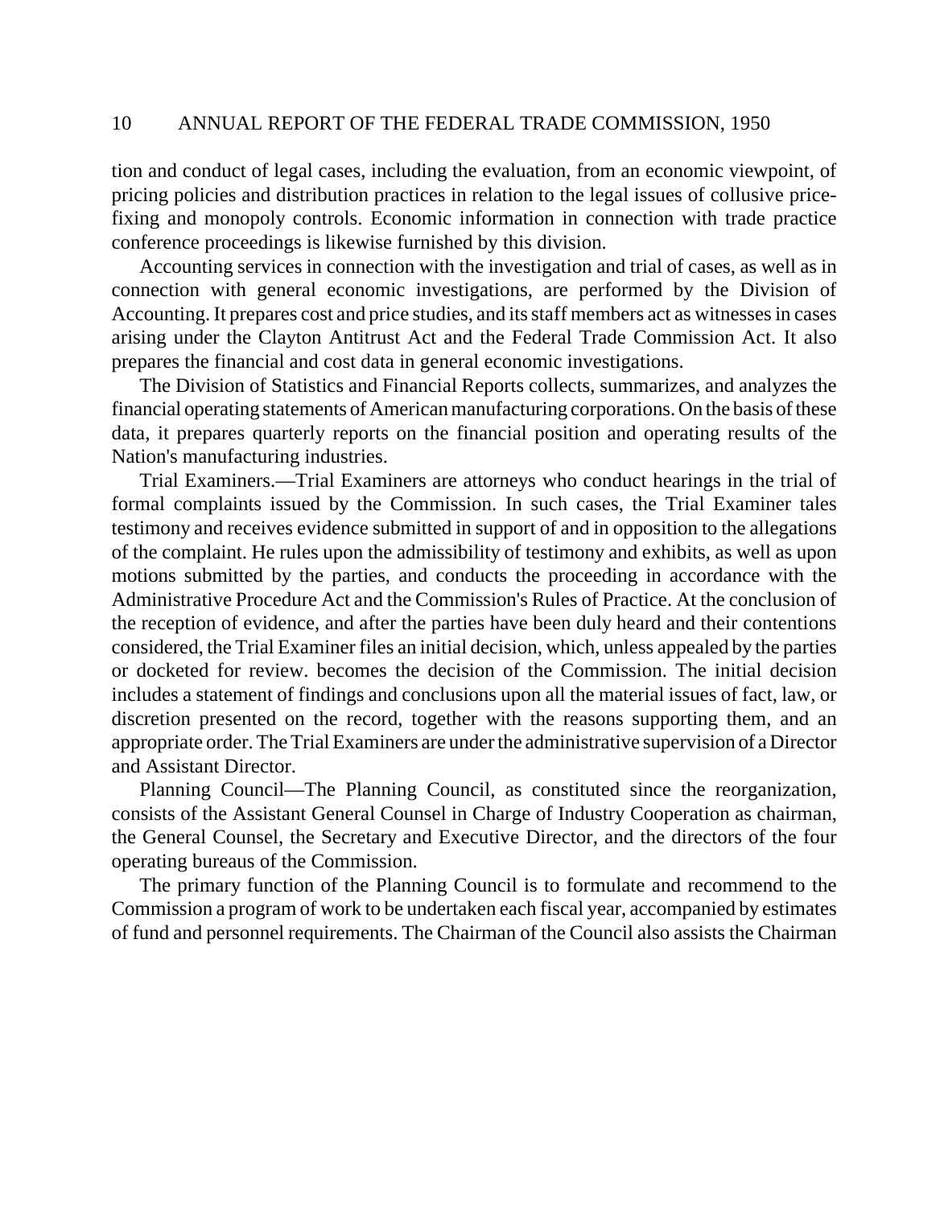tion and conduct of legal cases, including the evaluation, from an economic viewpoint, of pricing policies and distribution practices in relation to the legal issues of collusive price-fixing and monopoly controls. Economic information in connection with trade practice conference proceedings is likewise furnished by this division.

Accounting services in connection with the investigation and trial of cases, as well as in connection with general economic investigations, are performed by the Division of Accounting. It prepares cost and price studies, and its staff members act as witnesses in cases arising under the Clayton Antitrust Act and the Federal Trade Commission Act. It also prepares the financial and cost data in general economic investigations.

The Division of Statistics and Financial Reports collects, summarizes, and analyzes the financial operating statements of American manufacturing corporations. On the basis of these data, it prepares quarterly reports on the financial position and operating results of the Nation's manufacturing industries.

Trial Examiners.—Trial Examiners are attorneys who conduct hearings in the trial of formal complaints issued by the Commission. In such cases, the Trial Examiner tales testimony and receives evidence submitted in support of and in opposition to the allegations of the complaint. He rules upon the admissibility of testimony and exhibits, as well as upon motions submitted by the parties, and conducts the proceeding in accordance with the Administrative Procedure Act and the Commission's Rules of Practice. At the conclusion of the reception of evidence, and after the parties have been duly heard and their contentions considered, the Trial Examiner files an initial decision, which, unless appealed by the parties or docketed for review. becomes the decision of the Commission. The initial decision includes a statement of findings and conclusions upon all the material issues of fact, law, or discretion presented on the record, together with the reasons supporting them, and an appropriate order. The Trial Examiners are under the administrative supervision of a Director and Assistant Director.

Planning Council—The Planning Council, as constituted since the reorganization, consists of the Assistant General Counsel in Charge of Industry Cooperation as chairman, the General Counsel, the Secretary and Executive Director, and the directors of the four operating bureaus of the Commission.

The primary function of the Planning Council is to formulate and recommend to the Commission a program of work to be undertaken each fiscal year, accompanied by estimates of fund and personnel requirements. The Chairman of the Council also assists the Chairman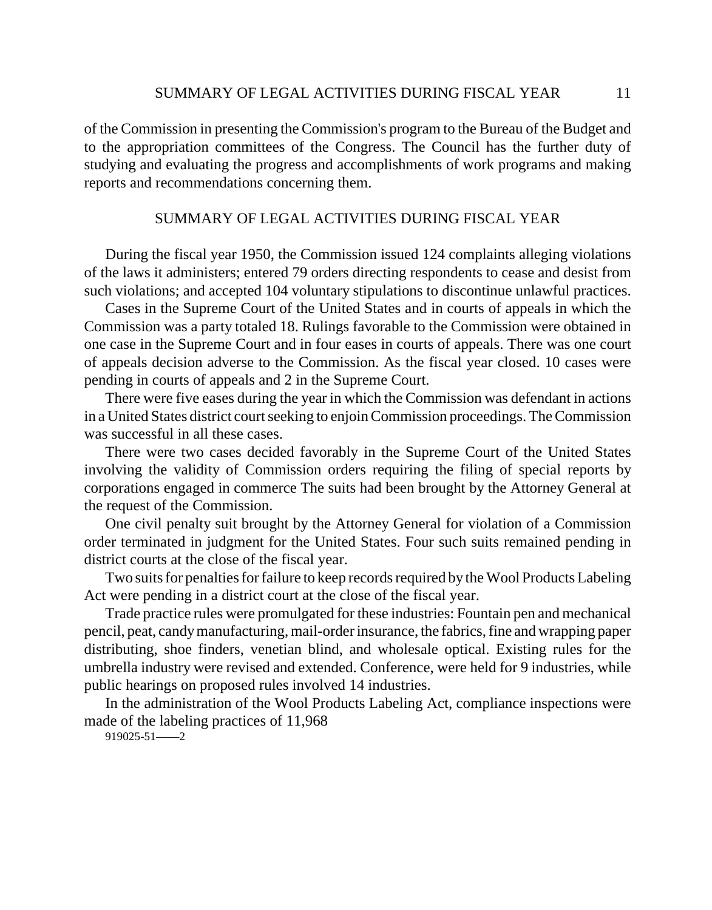of the Commission in presenting the Commission's program to the Bureau of the Budget and to the appropriation committees of the Congress. The Council has the further duty of studying and evaluating the progress and accomplishments of work programs and making reports and recommendations concerning them.

## SUMMARY OF LEGAL ACTIVITIES DURING FISCAL YEAR

During the fiscal year 1950, the Commission issued 124 complaints alleging violations of the laws it administers; entered 79 orders directing respondents to cease and desist from such violations; and accepted 104 voluntary stipulations to discontinue unlawful practices.

Cases in the Supreme Court of the United States and in courts of appeals in which the Commission was a party totaled 18. Rulings favorable to the Commission were obtained in one case in the Supreme Court and in four eases in courts of appeals. There was one court of appeals decision adverse to the Commission. As the fiscal year closed. 10 cases were pending in courts of appeals and 2 in the Supreme Court.

There were five eases during the year in which the Commission was defendant in actions in a United States district court seeking to enjoin Commission proceedings. The Commission was successful in all these cases.

There were two cases decided favorably in the Supreme Court of the United States involving the validity of Commission orders requiring the filing of special reports by corporations engaged in commerce The suits had been brought by the Attorney General at the request of the Commission.

One civil penalty suit brought by the Attorney General for violation of a Commission order terminated in judgment for the United States. Four such suits remained pending in district courts at the close of the fiscal year.

Two suits for penalties for failure to keep records required by the Wool Products Labeling Act were pending in a district court at the close of the fiscal year.

Trade practice rules were promulgated for these industries: Fountain pen and mechanical pencil, peat, candy manufacturing, mail-order insurance, the fabrics, fine and wrapping paper distributing, shoe finders, venetian blind, and wholesale optical. Existing rules for the umbrella industry were revised and extended. Conference, were held for 9 industries, while public hearings on proposed rules involved 14 industries.

In the administration of the Wool Products Labeling Act, compliance inspections were made of the labeling practices of 11,968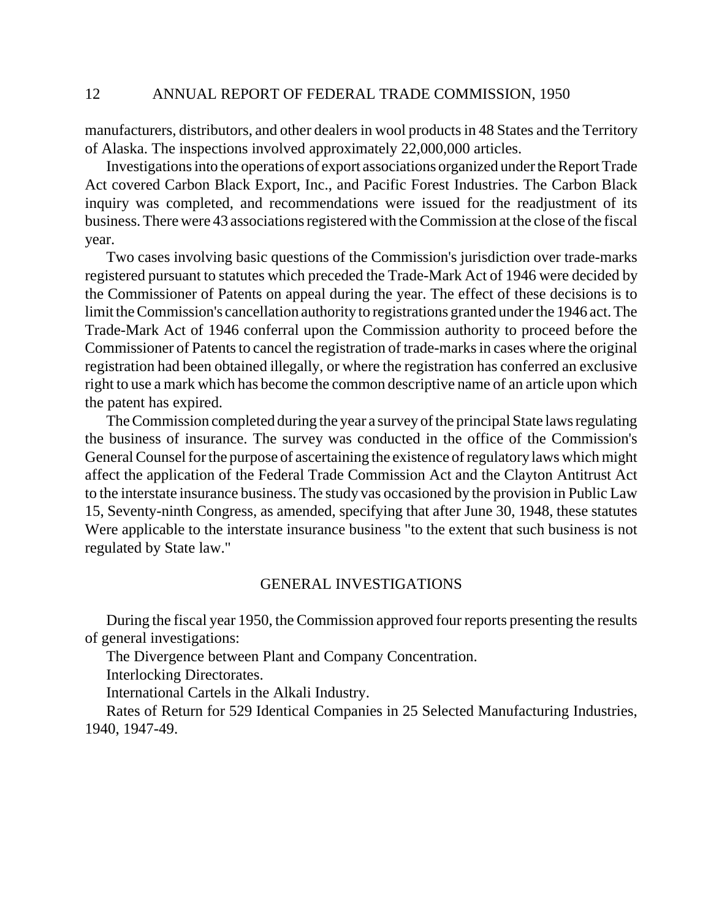manufacturers, distributors, and other dealers in wool products in 48 States and the Territory of Alaska. The inspections involved approximately 22,000,000 articles.

Investigations into the operations of export associations organized under the Report Trade Act covered Carbon Black Export, Inc., and Pacific Forest Industries. The Carbon Black inquiry was completed, and recommendations were issued for the readjustment of its business. There were 43 associations registered with the Commission at the close of the fiscal year.

Two cases involving basic questions of the Commission's jurisdiction over trade-marks registered pursuant to statutes which preceded the Trade-Mark Act of 1946 were decided by the Commissioner of Patents on appeal during the year. The effect of these decisions is to limit the Commission's cancellation authority to registrations granted under the 1946 act. The Trade-Mark Act of 1946 conferral upon the Commission authority to proceed before the Commissioner of Patents to cancel the registration of trade-marks in cases where the original registration had been obtained illegally, or where the registration has conferred an exclusive right to use a mark which has become the common descriptive name of an article upon which the patent has expired.

The Commission completed during the year a survey of the principal State laws regulating the business of insurance. The survey was conducted in the office of the Commission's General Counsel for the purpose of ascertaining the existence of regulatory laws which might affect the application of the Federal Trade Commission Act and the Clayton Antitrust Act to the interstate insurance business. The study vas occasioned by the provision in Public Law 15, Seventy-ninth Congress, as amended, specifying that after June 30, 1948, these statutes Were applicable to the interstate insurance business "to the extent that such business is not regulated by State law."

## GENERAL INVESTIGATIONS

During the fiscal year 1950, the Commission approved four reports presenting the results of general investigations:

The Divergence between Plant and Company Concentration.

Interlocking Directorates.

International Cartels in the Alkali Industry.

Rates of Return for 529 Identical Companies in 25 Selected Manufacturing Industries, 1940, 1947-49.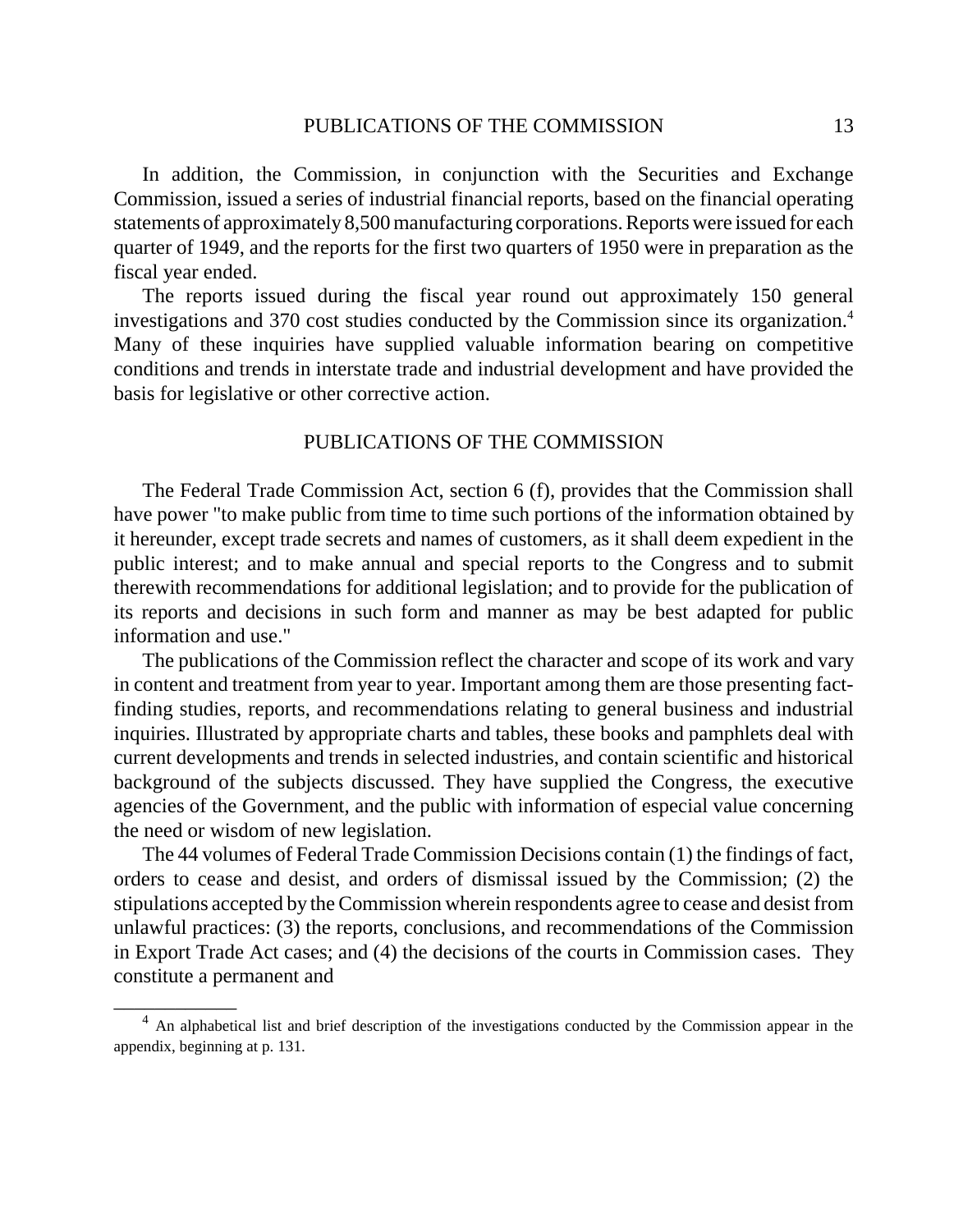In addition, the Commission, in conjunction with the Securities and Exchange Commission, issued a series of industrial financial reports, based on the financial operating statements of approximately 8,500 manufacturing corporations. Reports were issued for each quarter of 1949, and the reports for the first two quarters of 1950 were in preparation as the fiscal year ended.

The reports issued during the fiscal year round out approximately 150 general investigations and 370 cost studies conducted by the Commission since its organization.[4] Many of these inquiries have supplied valuable information bearing on competitive conditions and trends in interstate trade and industrial development and have provided the basis for legislative or other corrective action.

## PUBLICATIONS OF THE COMMISSION

The Federal Trade Commission Act, section 6 (f), provides that the Commission shall have power "to make public from time to time such portions of the information obtained by it hereunder, except trade secrets and names of customers, as it shall deem expedient in the public interest; and to make annual and special reports to the Congress and to submit therewith recommendations for additional legislation; and to provide for the publication of its reports and decisions in such form and manner as may be best adapted for public information and use."

The publications of the Commission reflect the character and scope of its work and vary in content and treatment from year to year. Important among them are those presenting fact-finding studies, reports, and recommendations relating to general business and industrial inquiries. Illustrated by appropriate charts and tables, these books and pamphlets deal with current developments and trends in selected industries, and contain scientific and historical background of the subjects discussed. They have supplied the Congress, the executive agencies of the Government, and the public with information of especial value concerning the need or wisdom of new legislation.

The 44 volumes of Federal Trade Commission Decisions contain (1) the findings of fact, orders to cease and desist, and orders of dismissal issued by the Commission; (2) the stipulations accepted by the Commission wherein respondents agree to cease and desist from unlawful practices: (3) the reports, conclusions, and recommendations of the Commission in Export Trade Act cases; and (4) the decisions of the courts in Commission cases. They constitute a permanent and

---

[4] An alphabetical list and brief description of the investigations conducted by the Commission appear in the appendix, beginning at p. 131.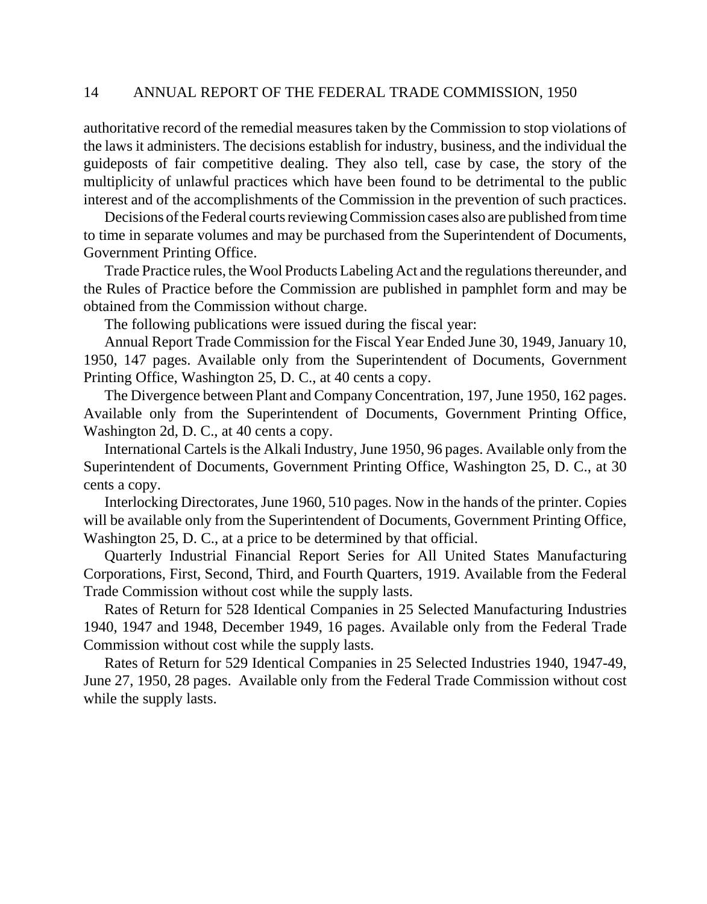authoritative record of the remedial measures taken by the Commission to stop violations of the laws it administers. The decisions establish for industry, business, and the individual the guideposts of fair competitive dealing. They also tell, case by case, the story of the multiplicity of unlawful practices which have been found to be detrimental to the public interest and of the accomplishments of the Commission in the prevention of such practices.

Decisions of the Federal courts reviewing Commission cases also are published from time to time in separate volumes and may be purchased from the Superintendent of Documents, Government Printing Office.

Trade Practice rules, the Wool Products Labeling Act and the regulations thereunder, and the Rules of Practice before the Commission are published in pamphlet form and may be obtained from the Commission without charge.

The following publications were issued during the fiscal year:

Annual Report Trade Commission for the Fiscal Year Ended June 30, 1949, January 10, 1950, 147 pages. Available only from the Superintendent of Documents, Government Printing Office, Washington 25, D. C., at 40 cents a copy.

The Divergence between Plant and Company Concentration, 197, June 1950, 162 pages. Available only from the Superintendent of Documents, Government Printing Office, Washington 2d, D. C., at 40 cents a copy.

International Cartels is the Alkali Industry, June 1950, 96 pages. Available only from the Superintendent of Documents, Government Printing Office, Washington 25, D. C., at 30 cents a copy.

Interlocking Directorates, June 1960, 510 pages. Now in the hands of the printer. Copies will be available only from the Superintendent of Documents, Government Printing Office, Washington 25, D. C., at a price to be determined by that official.

Quarterly Industrial Financial Report Series for All United States Manufacturing Corporations, First, Second, Third, and Fourth Quarters, 1919. Available from the Federal Trade Commission without cost while the supply lasts.

Rates of Return for 528 Identical Companies in 25 Selected Manufacturing Industries 1940, 1947 and 1948, December 1949, 16 pages. Available only from the Federal Trade Commission without cost while the supply lasts.

Rates of Return for 529 Identical Companies in 25 Selected Industries 1940, 1947-49, June 27, 1950, 28 pages. Available only from the Federal Trade Commission without cost while the supply lasts.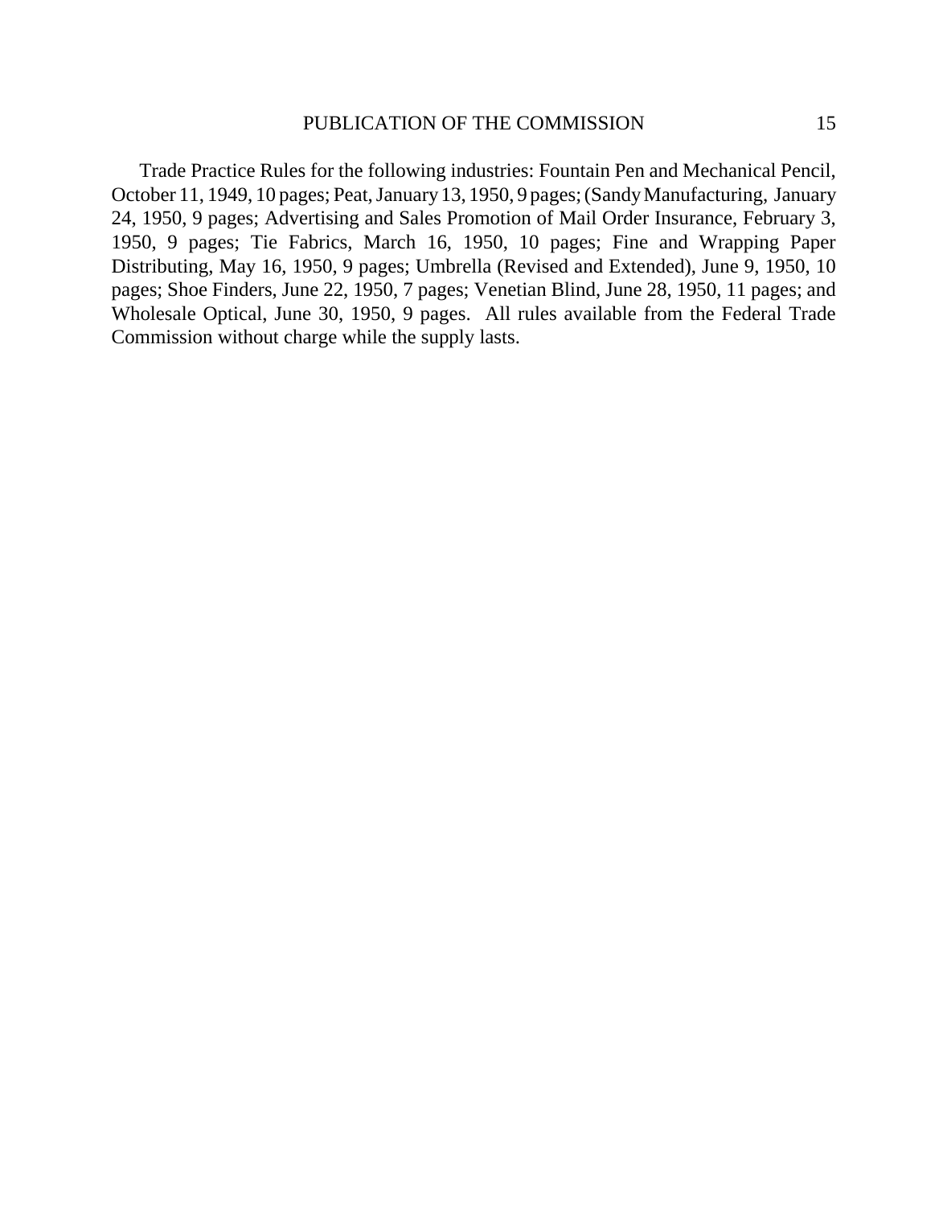Trade Practice Rules for the following industries: Fountain Pen and Mechanical Pencil, October 11, 1949, 10 pages; Peat, January 13, 1950, 9 pages; (Sandy Manufacturing, January 24, 1950, 9 pages; Advertising and Sales Promotion of Mail Order Insurance, February 3, 1950, 9 pages; Tie Fabrics, March 16, 1950, 10 pages; Fine and Wrapping Paper Distributing, May 16, 1950, 9 pages; Umbrella (Revised and Extended), June 9, 1950, 10 pages; Shoe Finders, June 22, 1950, 7 pages; Venetian Blind, June 28, 1950, 11 pages; and Wholesale Optical, June 30, 1950, 9 pages. All rules available from the Federal Trade Commission without charge while the supply lasts.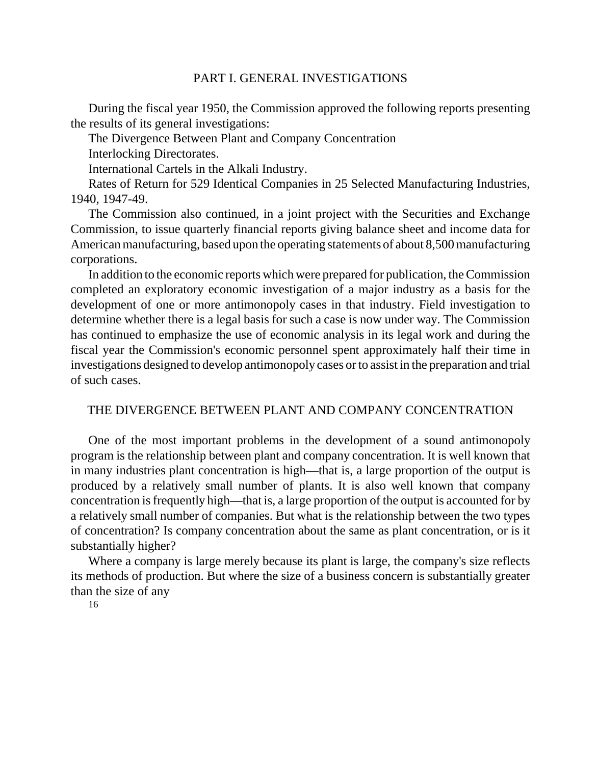# PART I. GENERAL INVESTIGATIONS

During the fiscal year 1950, the Commission approved the following reports presenting the results of its general investigations:

The Divergence Between Plant and Company Concentration

Interlocking Directorates.

International Cartels in the Alkali Industry.

Rates of Return for 529 Identical Companies in 25 Selected Manufacturing Industries, 1940, 1947-49.

The Commission also continued, in a joint project with the Securities and Exchange Commission, to issue quarterly financial reports giving balance sheet and income data for American manufacturing, based upon the operating statements of about 8,500 manufacturing corporations.

In addition to the economic reports which were prepared for publication, the Commission completed an exploratory economic investigation of a major industry as a basis for the development of one or more antimonopoly cases in that industry. Field investigation to determine whether there is a legal basis for such a case is now under way. The Commission has continued to emphasize the use of economic analysis in its legal work and during the fiscal year the Commission's economic personnel spent approximately half their time in investigations designed to develop antimonopoly cases or to assist in the preparation and trial of such cases.

## THE DIVERGENCE BETWEEN PLANT AND COMPANY CONCENTRATION

One of the most important problems in the development of a sound antimonopoly program is the relationship between plant and company concentration. It is well known that in many industries plant concentration is high—that is, a large proportion of the output is produced by a relatively small number of plants. It is also well known that company concentration is frequently high—that is, a large proportion of the output is accounted for by a relatively small number of companies. But what is the relationship between the two types of concentration? Is company concentration about the same as plant concentration, or is it substantially higher?

Where a company is large merely because its plant is large, the company's size reflects its methods of production. But where the size of a business concern is substantially greater than the size of any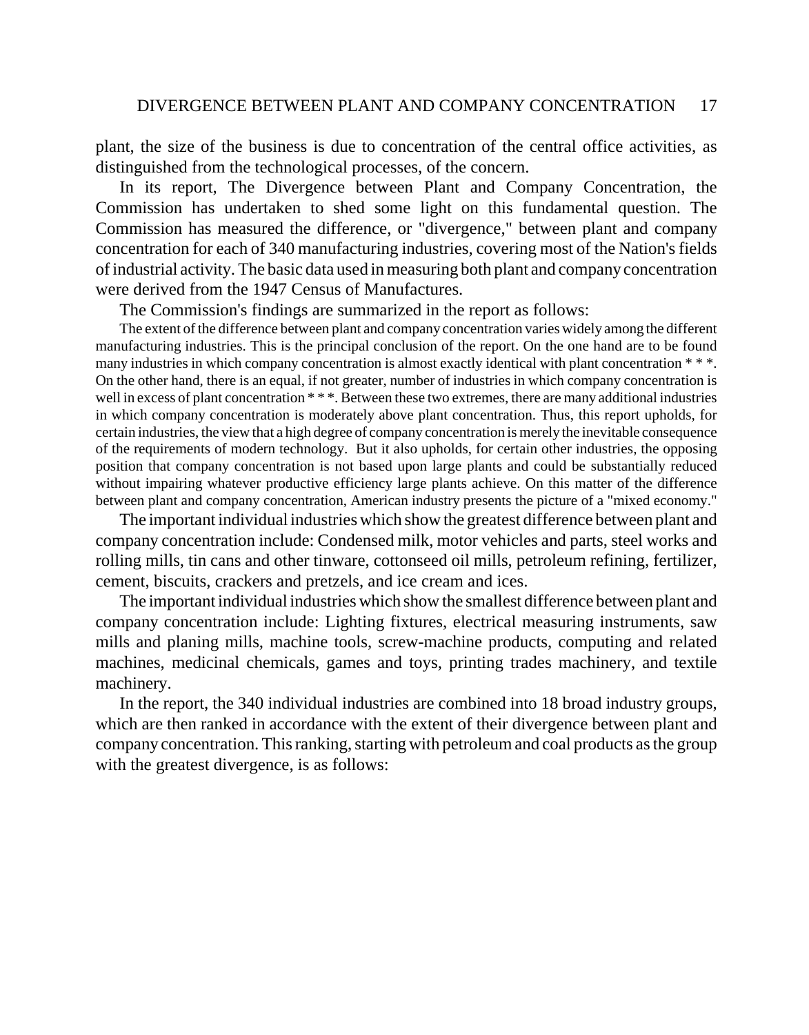plant, the size of the business is due to concentration of the central office activities, as distinguished from the technological processes, of the concern.

In its report, The Divergence between Plant and Company Concentration, the Commission has undertaken to shed some light on this fundamental question. The Commission has measured the difference, or "divergence," between plant and company concentration for each of 340 manufacturing industries, covering most of the Nation's fields of industrial activity. The basic data used in measuring both plant and company concentration were derived from the 1947 Census of Manufactures.

The Commission's findings are summarized in the report as follows:

> The extent of the difference between plant and company concentration varies widely among the different manufacturing industries. This is the principal conclusion of the report. On the one hand are to be found many industries in which company concentration is almost exactly identical with plant concentration * * *. On the other hand, there is an equal, if not greater, number of industries in which company concentration is well in excess of plant concentration * * *. Between these two extremes, there are many additional industries in which company concentration is moderately above plant concentration. Thus, this report upholds, for certain industries, the view that a high degree of company concentration is merely the inevitable consequence of the requirements of modern technology. But it also upholds, for certain other industries, the opposing position that company concentration is not based upon large plants and could be substantially reduced without impairing whatever productive efficiency large plants achieve. On this matter of the difference between plant and company concentration, American industry presents the picture of a "mixed economy."

The important individual industries which show the greatest difference between plant and company concentration include: Condensed milk, motor vehicles and parts, steel works and rolling mills, tin cans and other tinware, cottonseed oil mills, petroleum refining, fertilizer, cement, biscuits, crackers and pretzels, and ice cream and ices.

The important individual industries which show the smallest difference between plant and company concentration include: Lighting fixtures, electrical measuring instruments, saw mills and planing mills, machine tools, screw-machine products, computing and related machines, medicinal chemicals, games and toys, printing trades machinery, and textile machinery.

In the report, the 340 individual industries are combined into 18 broad industry groups, which are then ranked in accordance with the extent of their divergence between plant and company concentration. This ranking, starting with petroleum and coal products as the group with the greatest divergence, is as follows: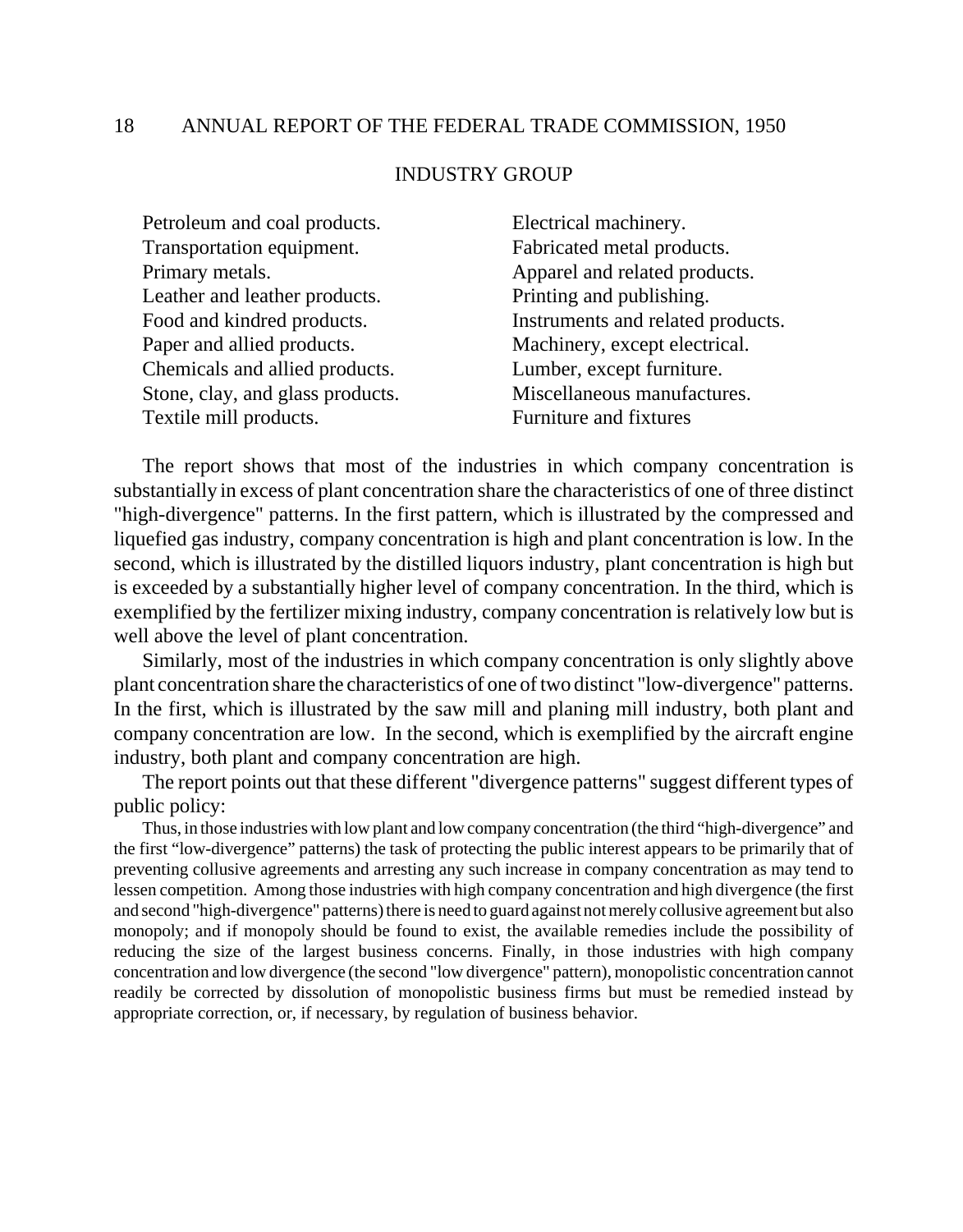## INDUSTRY GROUP

| | |
|---|---|
| Petroleum and coal products. | Electrical machinery. |
| Transportation equipment. | Fabricated metal products. |
| Primary metals. | Apparel and related products. |
| Leather and leather products. | Printing and publishing. |
| Food and kindred products. | Instruments and related products. |
| Paper and allied products. | Machinery, except electrical. |
| Chemicals and allied products. | Lumber, except furniture. |
| Stone, clay, and glass products. | Miscellaneous manufactures. |
| Textile mill products. | Furniture and fixtures |

The report shows that most of the industries in which company concentration is substantially in excess of plant concentration share the characteristics of one of three distinct "high-divergence" patterns. In the first pattern, which is illustrated by the compressed and liquefied gas industry, company concentration is high and plant concentration is low. In the second, which is illustrated by the distilled liquors industry, plant concentration is high but is exceeded by a substantially higher level of company concentration. In the third, which is exemplified by the fertilizer mixing industry, company concentration is relatively low but is well above the level of plant concentration.

Similarly, most of the industries in which company concentration is only slightly above plant concentration share the characteristics of one of two distinct "low-divergence" patterns. In the first, which is illustrated by the saw mill and planing mill industry, both plant and company concentration are low. In the second, which is exemplified by the aircraft engine industry, both plant and company concentration are high.

The report points out that these different "divergence patterns" suggest different types of public policy:

> Thus, in those industries with low plant and low company concentration (the third "high-divergence" and the first "low-divergence" patterns) the task of protecting the public interest appears to be primarily that of preventing collusive agreements and arresting any such increase in company concentration as may tend to lessen competition. Among those industries with high company concentration and high divergence (the first and second "high-divergence" patterns) there is need to guard against not merely collusive agreement but also monopoly; and if monopoly should be found to exist, the available remedies include the possibility of reducing the size of the largest business concerns. Finally, in those industries with high company concentration and low divergence (the second "low divergence" pattern), monopolistic concentration cannot readily be corrected by dissolution of monopolistic business firms but must be remedied instead by appropriate correction, or, if necessary, by regulation of business behavior.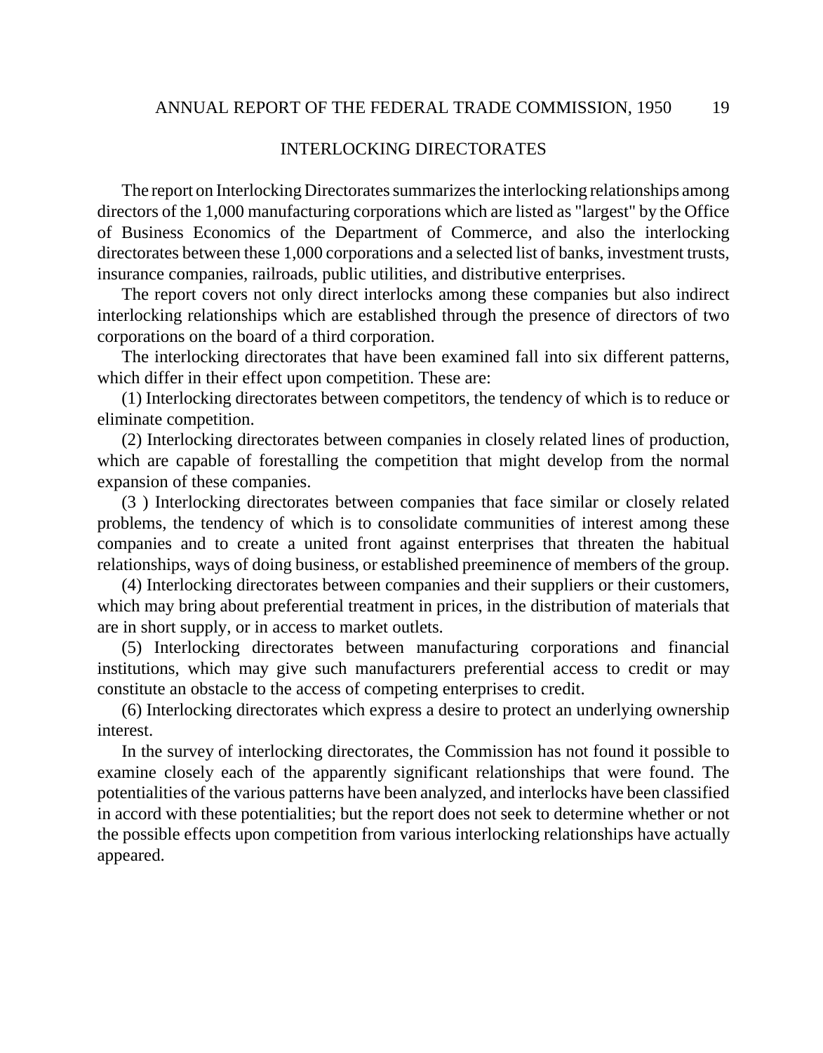## INTERLOCKING DIRECTORATES

The report on Interlocking Directorates summarizes the interlocking relationships among directors of the 1,000 manufacturing corporations which are listed as "largest" by the Office of Business Economics of the Department of Commerce, and also the interlocking directorates between these 1,000 corporations and a selected list of banks, investment trusts, insurance companies, railroads, public utilities, and distributive enterprises.

The report covers not only direct interlocks among these companies but also indirect interlocking relationships which are established through the presence of directors of two corporations on the board of a third corporation.

The interlocking directorates that have been examined fall into six different patterns, which differ in their effect upon competition. These are:

(1) Interlocking directorates between competitors, the tendency of which is to reduce or eliminate competition.

(2) Interlocking directorates between companies in closely related lines of production, which are capable of forestalling the competition that might develop from the normal expansion of these companies.

(3 ) Interlocking directorates between companies that face similar or closely related problems, the tendency of which is to consolidate communities of interest among these companies and to create a united front against enterprises that threaten the habitual relationships, ways of doing business, or established preeminence of members of the group.

(4) Interlocking directorates between companies and their suppliers or their customers, which may bring about preferential treatment in prices, in the distribution of materials that are in short supply, or in access to market outlets.

(5) Interlocking directorates between manufacturing corporations and financial institutions, which may give such manufacturers preferential access to credit or may constitute an obstacle to the access of competing enterprises to credit.

(6) Interlocking directorates which express a desire to protect an underlying ownership interest.

In the survey of interlocking directorates, the Commission has not found it possible to examine closely each of the apparently significant relationships that were found. The potentialities of the various patterns have been analyzed, and interlocks have been classified in accord with these potentialities; but the report does not seek to determine whether or not the possible effects upon competition from various interlocking relationships have actually appeared.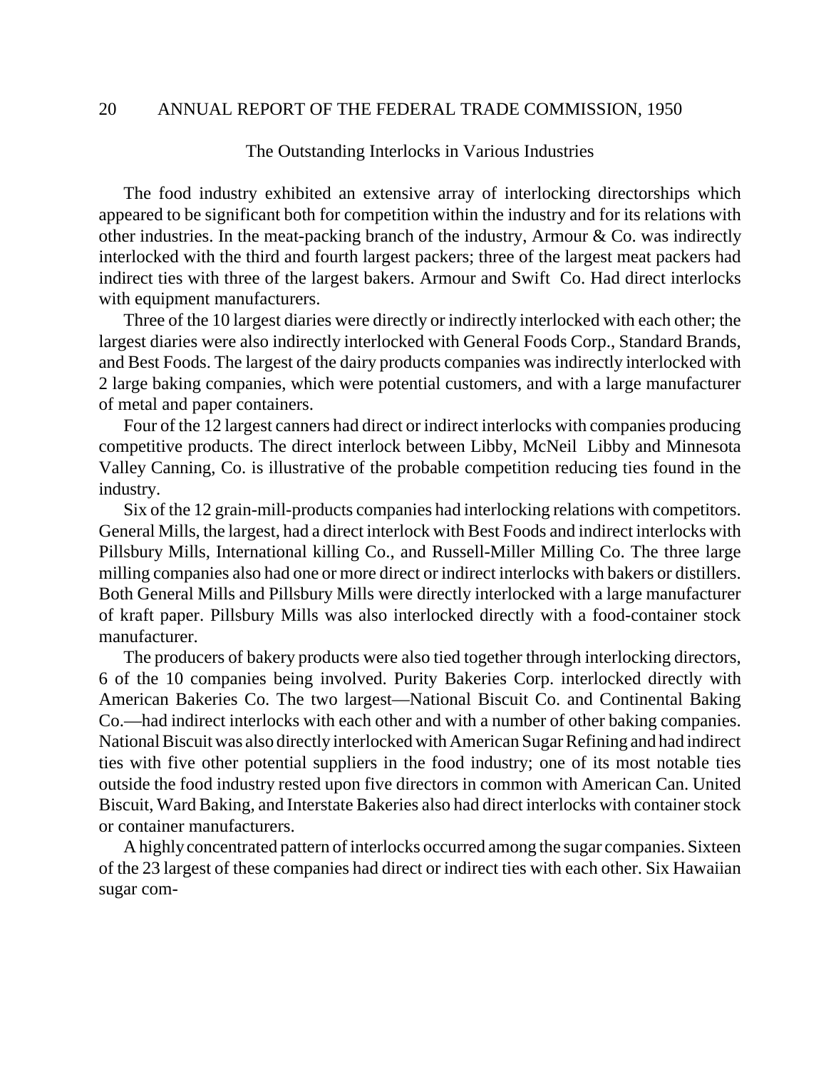### The Outstanding Interlocks in Various Industries

The food industry exhibited an extensive array of interlocking directorships which appeared to be significant both for competition within the industry and for its relations with other industries. In the meat-packing branch of the industry, Armour & Co. was indirectly interlocked with the third and fourth largest packers; three of the largest meat packers had indirect ties with three of the largest bakers. Armour and Swift Co. Had direct interlocks with equipment manufacturers.

Three of the 10 largest diaries were directly or indirectly interlocked with each other; the largest diaries were also indirectly interlocked with General Foods Corp., Standard Brands, and Best Foods. The largest of the dairy products companies was indirectly interlocked with 2 large baking companies, which were potential customers, and with a large manufacturer of metal and paper containers.

Four of the 12 largest canners had direct or indirect interlocks with companies producing competitive products. The direct interlock between Libby, McNeil Libby and Minnesota Valley Canning, Co. is illustrative of the probable competition reducing ties found in the industry.

Six of the 12 grain-mill-products companies had interlocking relations with competitors. General Mills, the largest, had a direct interlock with Best Foods and indirect interlocks with Pillsbury Mills, International killing Co., and Russell-Miller Milling Co. The three large milling companies also had one or more direct or indirect interlocks with bakers or distillers. Both General Mills and Pillsbury Mills were directly interlocked with a large manufacturer of kraft paper. Pillsbury Mills was also interlocked directly with a food-container stock manufacturer.

The producers of bakery products were also tied together through interlocking directors, 6 of the 10 companies being involved. Purity Bakeries Corp. interlocked directly with American Bakeries Co. The two largest—National Biscuit Co. and Continental Baking Co.—had indirect interlocks with each other and with a number of other baking companies. National Biscuit was also directly interlocked with American Sugar Refining and had indirect ties with five other potential suppliers in the food industry; one of its most notable ties outside the food industry rested upon five directors in common with American Can. United Biscuit, Ward Baking, and Interstate Bakeries also had direct interlocks with container stock or container manufacturers.

A highly concentrated pattern of interlocks occurred among the sugar companies. Sixteen of the 23 largest of these companies had direct or indirect ties with each other. Six Hawaiian sugar com-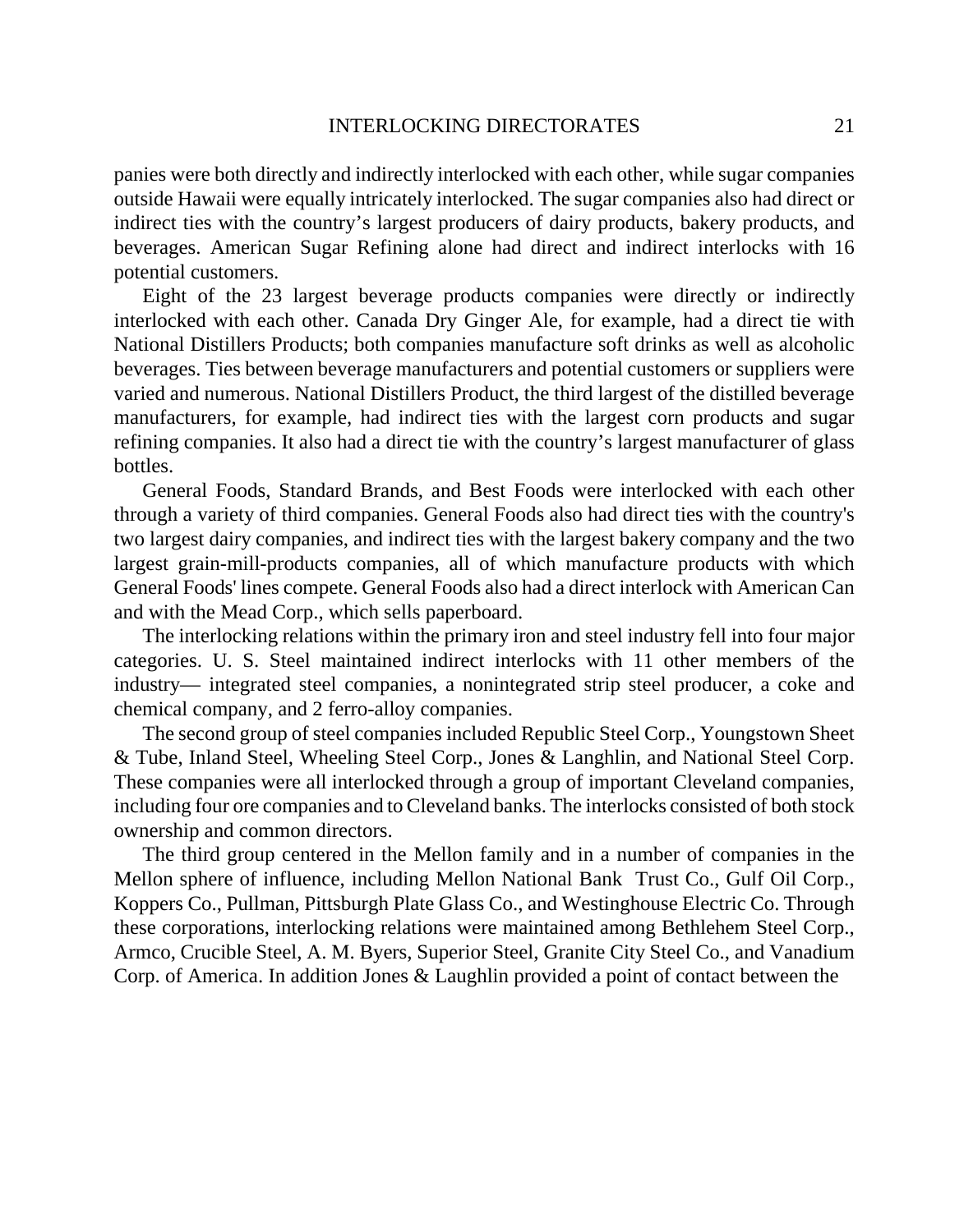panies were both directly and indirectly interlocked with each other, while sugar companies outside Hawaii were equally intricately interlocked. The sugar companies also had direct or indirect ties with the country's largest producers of dairy products, bakery products, and beverages. American Sugar Refining alone had direct and indirect interlocks with 16 potential customers.

Eight of the 23 largest beverage products companies were directly or indirectly interlocked with each other. Canada Dry Ginger Ale, for example, had a direct tie with National Distillers Products; both companies manufacture soft drinks as well as alcoholic beverages. Ties between beverage manufacturers and potential customers or suppliers were varied and numerous. National Distillers Product, the third largest of the distilled beverage manufacturers, for example, had indirect ties with the largest corn products and sugar refining companies. It also had a direct tie with the country's largest manufacturer of glass bottles.

General Foods, Standard Brands, and Best Foods were interlocked with each other through a variety of third companies. General Foods also had direct ties with the country's two largest dairy companies, and indirect ties with the largest bakery company and the two largest grain-mill-products companies, all of which manufacture products with which General Foods' lines compete. General Foods also had a direct interlock with American Can and with the Mead Corp., which sells paperboard.

The interlocking relations within the primary iron and steel industry fell into four major categories. U. S. Steel maintained indirect interlocks with 11 other members of the industry— integrated steel companies, a nonintegrated strip steel producer, a coke and chemical company, and 2 ferro-alloy companies.

The second group of steel companies included Republic Steel Corp., Youngstown Sheet & Tube, Inland Steel, Wheeling Steel Corp., Jones & Langhlin, and National Steel Corp. These companies were all interlocked through a group of important Cleveland companies, including four ore companies and to Cleveland banks. The interlocks consisted of both stock ownership and common directors.

The third group centered in the Mellon family and in a number of companies in the Mellon sphere of influence, including Mellon National Bank Trust Co., Gulf Oil Corp., Koppers Co., Pullman, Pittsburgh Plate Glass Co., and Westinghouse Electric Co. Through these corporations, interlocking relations were maintained among Bethlehem Steel Corp., Armco, Crucible Steel, A. M. Byers, Superior Steel, Granite City Steel Co., and Vanadium Corp. of America. In addition Jones & Laughlin provided a point of contact between the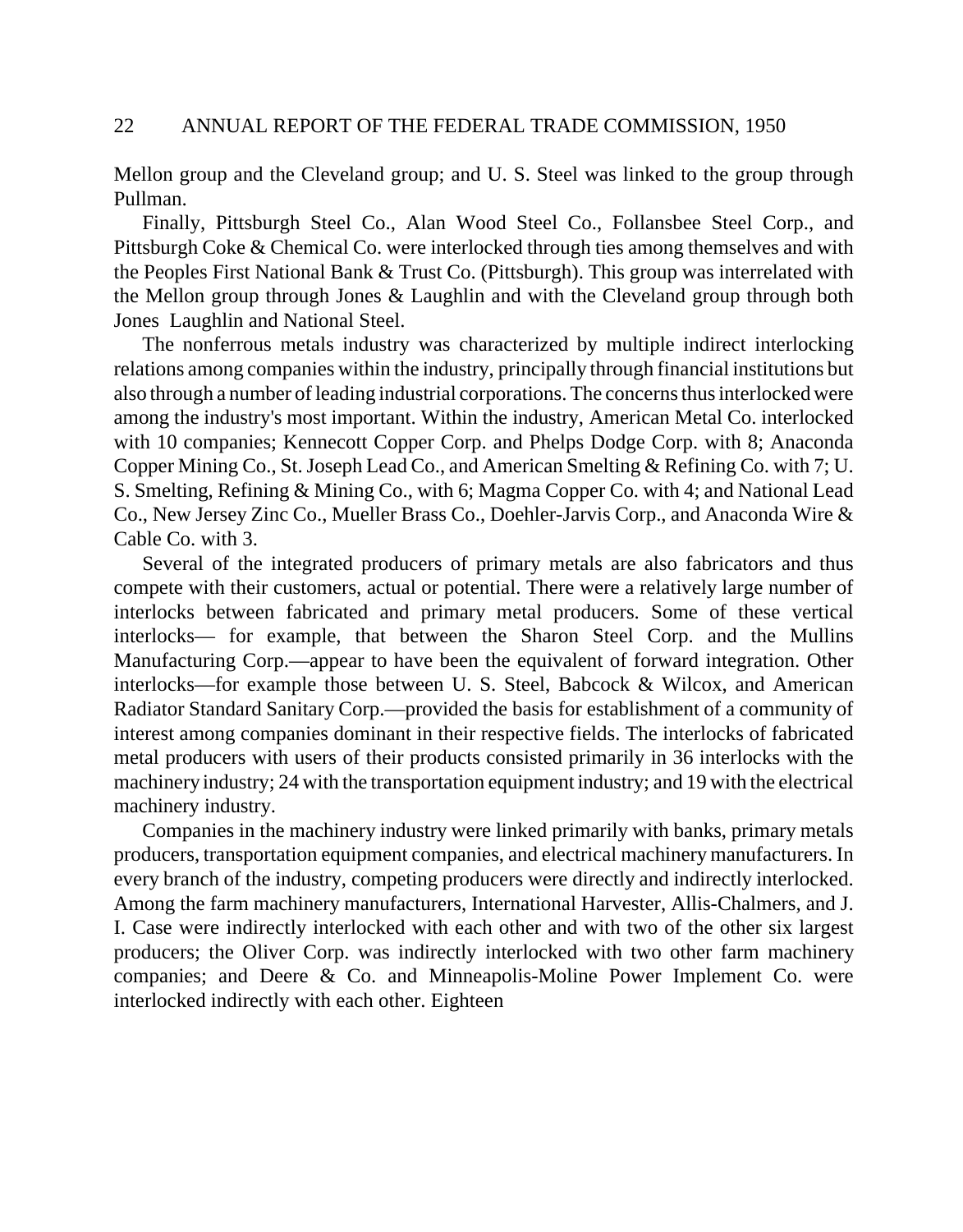Mellon group and the Cleveland group; and U. S. Steel was linked to the group through Pullman.

Finally, Pittsburgh Steel Co., Alan Wood Steel Co., Follansbee Steel Corp., and Pittsburgh Coke & Chemical Co. were interlocked through ties among themselves and with the Peoples First National Bank & Trust Co. (Pittsburgh). This group was interrelated with the Mellon group through Jones & Laughlin and with the Cleveland group through both Jones Laughlin and National Steel.

The nonferrous metals industry was characterized by multiple indirect interlocking relations among companies within the industry, principally through financial institutions but also through a number of leading industrial corporations. The concerns thus interlocked were among the industry's most important. Within the industry, American Metal Co. interlocked with 10 companies; Kennecott Copper Corp. and Phelps Dodge Corp. with 8; Anaconda Copper Mining Co., St. Joseph Lead Co., and American Smelting & Refining Co. with 7; U. S. Smelting, Refining & Mining Co., with 6; Magma Copper Co. with 4; and National Lead Co., New Jersey Zinc Co., Mueller Brass Co., Doehler-Jarvis Corp., and Anaconda Wire & Cable Co. with 3.

Several of the integrated producers of primary metals are also fabricators and thus compete with their customers, actual or potential. There were a relatively large number of interlocks between fabricated and primary metal producers. Some of these vertical interlocks— for example, that between the Sharon Steel Corp. and the Mullins Manufacturing Corp.—appear to have been the equivalent of forward integration. Other interlocks—for example those between U. S. Steel, Babcock & Wilcox, and American Radiator Standard Sanitary Corp.—provided the basis for establishment of a community of interest among companies dominant in their respective fields. The interlocks of fabricated metal producers with users of their products consisted primarily in 36 interlocks with the machinery industry; 24 with the transportation equipment industry; and 19 with the electrical machinery industry.

Companies in the machinery industry were linked primarily with banks, primary metals producers, transportation equipment companies, and electrical machinery manufacturers. In every branch of the industry, competing producers were directly and indirectly interlocked. Among the farm machinery manufacturers, International Harvester, Allis-Chalmers, and J. I. Case were indirectly interlocked with each other and with two of the other six largest producers; the Oliver Corp. was indirectly interlocked with two other farm machinery companies; and Deere & Co. and Minneapolis-Moline Power Implement Co. were interlocked indirectly with each other. Eighteen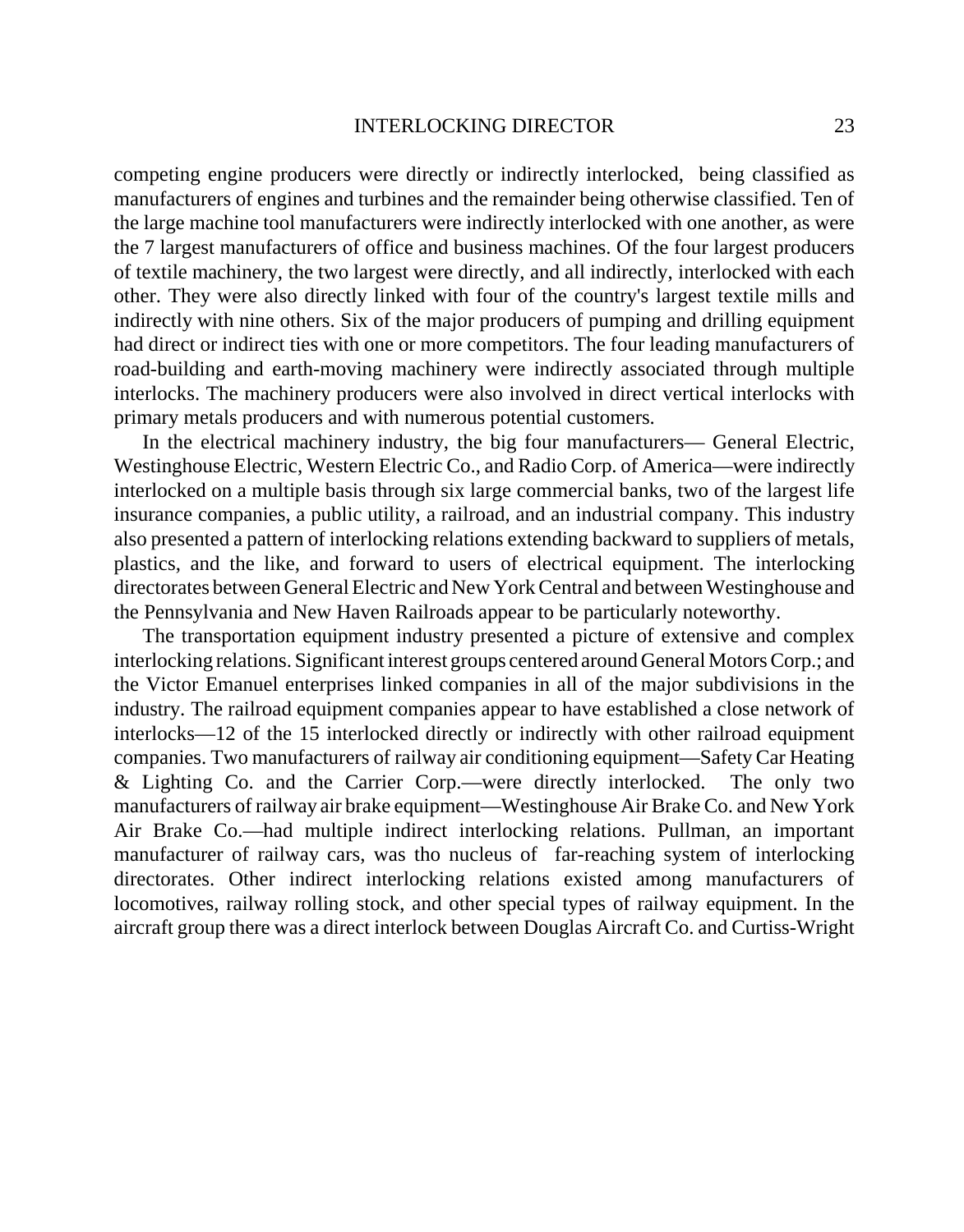competing engine producers were directly or indirectly interlocked, being classified as manufacturers of engines and turbines and the remainder being otherwise classified. Ten of the large machine tool manufacturers were indirectly interlocked with one another, as were the 7 largest manufacturers of office and business machines. Of the four largest producers of textile machinery, the two largest were directly, and all indirectly, interlocked with each other. They were also directly linked with four of the country's largest textile mills and indirectly with nine others. Six of the major producers of pumping and drilling equipment had direct or indirect ties with one or more competitors. The four leading manufacturers of road-building and earth-moving machinery were indirectly associated through multiple interlocks. The machinery producers were also involved in direct vertical interlocks with primary metals producers and with numerous potential customers.

In the electrical machinery industry, the big four manufacturers— General Electric, Westinghouse Electric, Western Electric Co., and Radio Corp. of America—were indirectly interlocked on a multiple basis through six large commercial banks, two of the largest life insurance companies, a public utility, a railroad, and an industrial company. This industry also presented a pattern of interlocking relations extending backward to suppliers of metals, plastics, and the like, and forward to users of electrical equipment. The interlocking directorates between General Electric and New York Central and between Westinghouse and the Pennsylvania and New Haven Railroads appear to be particularly noteworthy.

The transportation equipment industry presented a picture of extensive and complex interlocking relations. Significant interest groups centered around General Motors Corp.; and the Victor Emanuel enterprises linked companies in all of the major subdivisions in the industry. The railroad equipment companies appear to have established a close network of interlocks—12 of the 15 interlocked directly or indirectly with other railroad equipment companies. Two manufacturers of railway air conditioning equipment—Safety Car Heating & Lighting Co. and the Carrier Corp.—were directly interlocked. The only two manufacturers of railway air brake equipment—Westinghouse Air Brake Co. and New York Air Brake Co.—had multiple indirect interlocking relations. Pullman, an important manufacturer of railway cars, was tho nucleus of far-reaching system of interlocking directorates. Other indirect interlocking relations existed among manufacturers of locomotives, railway rolling stock, and other special types of railway equipment. In the aircraft group there was a direct interlock between Douglas Aircraft Co. and Curtiss-Wright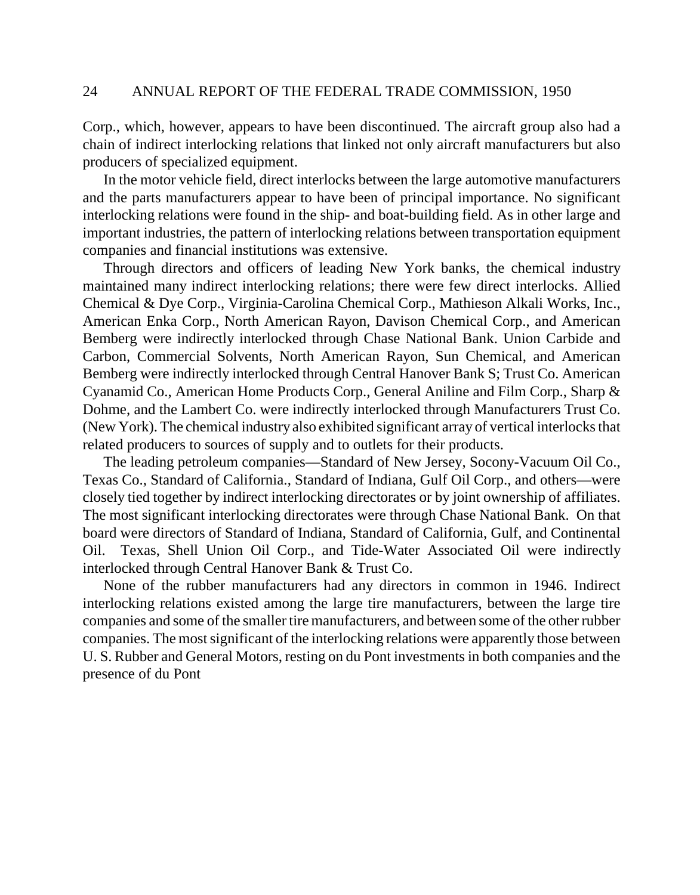Corp., which, however, appears to have been discontinued. The aircraft group also had a chain of indirect interlocking relations that linked not only aircraft manufacturers but also producers of specialized equipment.

In the motor vehicle field, direct interlocks between the large automotive manufacturers and the parts manufacturers appear to have been of principal importance. No significant interlocking relations were found in the ship- and boat-building field. As in other large and important industries, the pattern of interlocking relations between transportation equipment companies and financial institutions was extensive.

Through directors and officers of leading New York banks, the chemical industry maintained many indirect interlocking relations; there were few direct interlocks. Allied Chemical & Dye Corp., Virginia-Carolina Chemical Corp., Mathieson Alkali Works, Inc., American Enka Corp., North American Rayon, Davison Chemical Corp., and American Bemberg were indirectly interlocked through Chase National Bank. Union Carbide and Carbon, Commercial Solvents, North American Rayon, Sun Chemical, and American Bemberg were indirectly interlocked through Central Hanover Bank S; Trust Co. American Cyanamid Co., American Home Products Corp., General Aniline and Film Corp., Sharp & Dohme, and the Lambert Co. were indirectly interlocked through Manufacturers Trust Co. (New York). The chemical industry also exhibited significant array of vertical interlocks that related producers to sources of supply and to outlets for their products.

The leading petroleum companies—Standard of New Jersey, Socony-Vacuum Oil Co., Texas Co., Standard of California., Standard of Indiana, Gulf Oil Corp., and others—were closely tied together by indirect interlocking directorates or by joint ownership of affiliates. The most significant interlocking directorates were through Chase National Bank. On that board were directors of Standard of Indiana, Standard of California, Gulf, and Continental Oil. Texas, Shell Union Oil Corp., and Tide-Water Associated Oil were indirectly interlocked through Central Hanover Bank & Trust Co.

None of the rubber manufacturers had any directors in common in 1946. Indirect interlocking relations existed among the large tire manufacturers, between the large tire companies and some of the smaller tire manufacturers, and between some of the other rubber companies. The most significant of the interlocking relations were apparently those between U. S. Rubber and General Motors, resting on du Pont investments in both companies and the presence of du Pont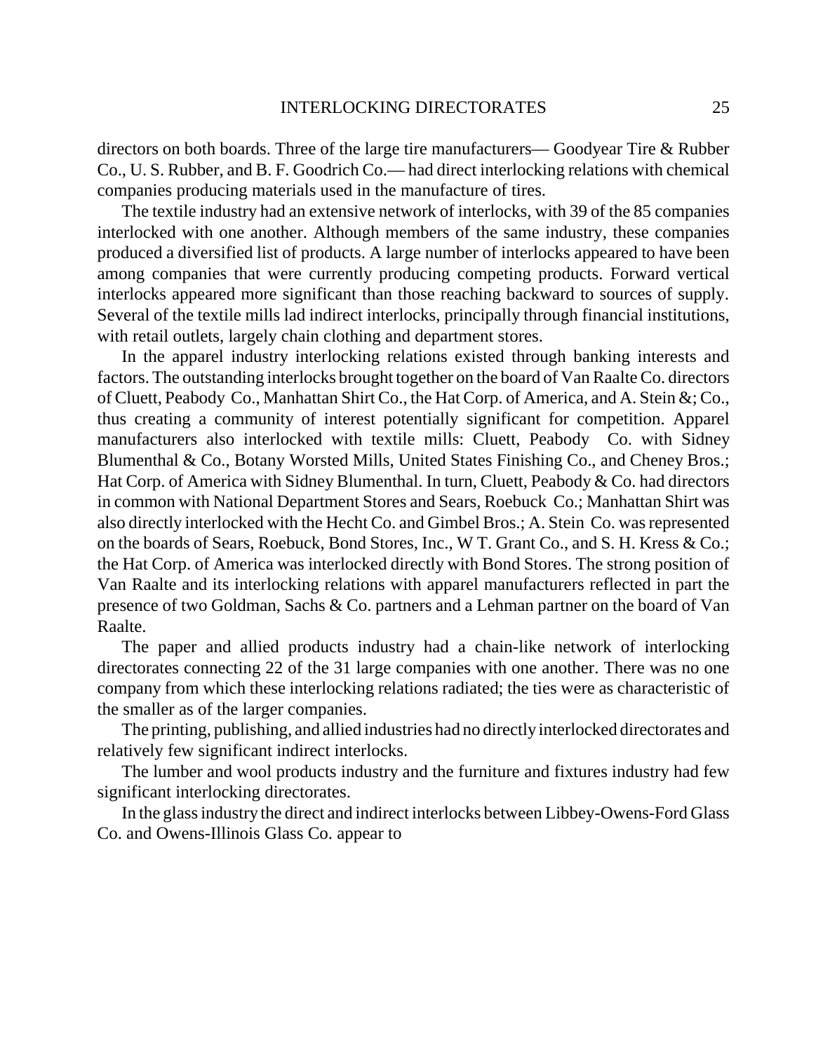directors on both boards. Three of the large tire manufacturers— Goodyear Tire & Rubber Co., U. S. Rubber, and B. F. Goodrich Co.— had direct interlocking relations with chemical companies producing materials used in the manufacture of tires.

The textile industry had an extensive network of interlocks, with 39 of the 85 companies interlocked with one another. Although members of the same industry, these companies produced a diversified list of products. A large number of interlocks appeared to have been among companies that were currently producing competing products. Forward vertical interlocks appeared more significant than those reaching backward to sources of supply. Several of the textile mills lad indirect interlocks, principally through financial institutions, with retail outlets, largely chain clothing and department stores.

In the apparel industry interlocking relations existed through banking interests and factors. The outstanding interlocks brought together on the board of Van Raalte Co. directors of Cluett, Peabody Co., Manhattan Shirt Co., the Hat Corp. of America, and A. Stein &; Co., thus creating a community of interest potentially significant for competition. Apparel manufacturers also interlocked with textile mills: Cluett, Peabody Co. with Sidney Blumenthal & Co., Botany Worsted Mills, United States Finishing Co., and Cheney Bros.; Hat Corp. of America with Sidney Blumenthal. In turn, Cluett, Peabody & Co. had directors in common with National Department Stores and Sears, Roebuck Co.; Manhattan Shirt was also directly interlocked with the Hecht Co. and Gimbel Bros.; A. Stein Co. was represented on the boards of Sears, Roebuck, Bond Stores, Inc., W T. Grant Co., and S. H. Kress & Co.; the Hat Corp. of America was interlocked directly with Bond Stores. The strong position of Van Raalte and its interlocking relations with apparel manufacturers reflected in part the presence of two Goldman, Sachs & Co. partners and a Lehman partner on the board of Van Raalte.

The paper and allied products industry had a chain-like network of interlocking directorates connecting 22 of the 31 large companies with one another. There was no one company from which these interlocking relations radiated; the ties were as characteristic of the smaller as of the larger companies.

The printing, publishing, and allied industries had no directly interlocked directorates and relatively few significant indirect interlocks.

The lumber and wool products industry and the furniture and fixtures industry had few significant interlocking directorates.

In the glass industry the direct and indirect interlocks between Libbey-Owens-Ford Glass Co. and Owens-Illinois Glass Co. appear to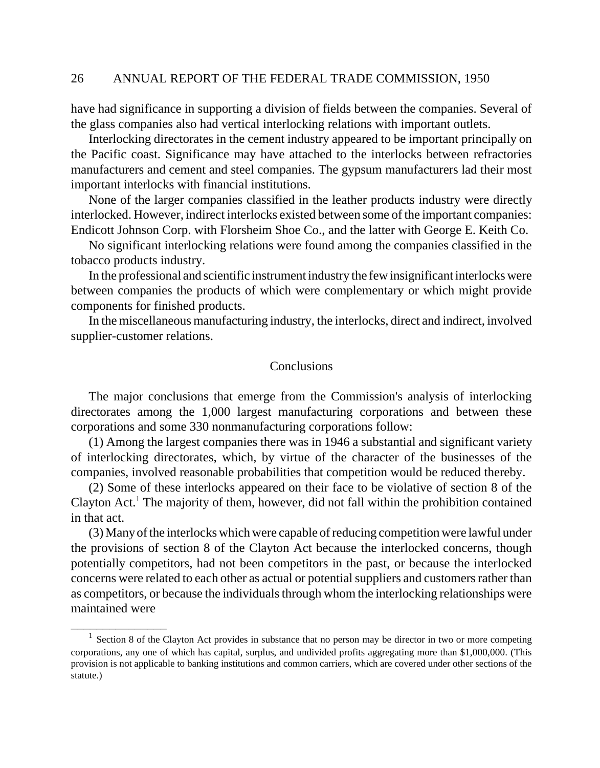have had significance in supporting a division of fields between the companies. Several of the glass companies also had vertical interlocking relations with important outlets.

Interlocking directorates in the cement industry appeared to be important principally on the Pacific coast. Significance may have attached to the interlocks between refractories manufacturers and cement and steel companies. The gypsum manufacturers lad their most important interlocks with financial institutions.

None of the larger companies classified in the leather products industry were directly interlocked. However, indirect interlocks existed between some of the important companies: Endicott Johnson Corp. with Florsheim Shoe Co., and the latter with George E. Keith Co.

No significant interlocking relations were found among the companies classified in the tobacco products industry.

In the professional and scientific instrument industry the few insignificant interlocks were between companies the products of which were complementary or which might provide components for finished products.

In the miscellaneous manufacturing industry, the interlocks, direct and indirect, involved supplier-customer relations.

## Conclusions

The major conclusions that emerge from the Commission's analysis of interlocking directorates among the 1,000 largest manufacturing corporations and between these corporations and some 330 nonmanufacturing corporations follow:

(1) Among the largest companies there was in 1946 a substantial and significant variety of interlocking directorates, which, by virtue of the character of the businesses of the companies, involved reasonable probabilities that competition would be reduced thereby.

(2) Some of these interlocks appeared on their face to be violative of section 8 of the Clayton Act.[1] The majority of them, however, did not fall within the prohibition contained in that act.

(3) Many of the interlocks which were capable of reducing competition were lawful under the provisions of section 8 of the Clayton Act because the interlocked concerns, though potentially competitors, had not been competitors in the past, or because the interlocked concerns were related to each other as actual or potential suppliers and customers rather than as competitors, or because the individuals through whom the interlocking relationships were maintained were

---

[1] Section 8 of the Clayton Act provides in substance that no person may be director in two or more competing corporations, any one of which has capital, surplus, and undivided profits aggregating more than $1,000,000. (This provision is not applicable to banking institutions and common carriers, which are covered under other sections of the statute.)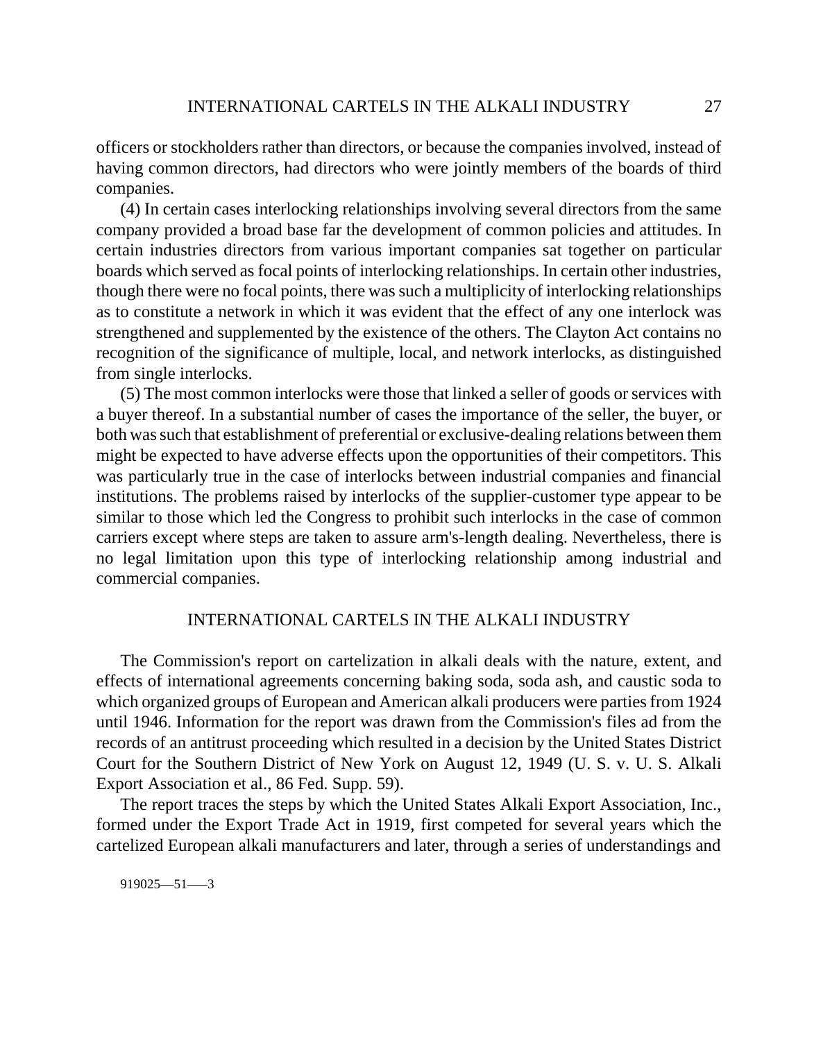officers or stockholders rather than directors, or because the companies involved, instead of having common directors, had directors who were jointly members of the boards of third companies.

(4) In certain cases interlocking relationships involving several directors from the same company provided a broad base far the development of common policies and attitudes. In certain industries directors from various important companies sat together on particular boards which served as focal points of interlocking relationships. In certain other industries, though there were no focal points, there was such a multiplicity of interlocking relationships as to constitute a network in which it was evident that the effect of any one interlock was strengthened and supplemented by the existence of the others. The Clayton Act contains no recognition of the significance of multiple, local, and network interlocks, as distinguished from single interlocks.

(5) The most common interlocks were those that linked a seller of goods or services with a buyer thereof. In a substantial number of cases the importance of the seller, the buyer, or both was such that establishment of preferential or exclusive-dealing relations between them might be expected to have adverse effects upon the opportunities of their competitors. This was particularly true in the case of interlocks between industrial companies and financial institutions. The problems raised by interlocks of the supplier-customer type appear to be similar to those which led the Congress to prohibit such interlocks in the case of common carriers except where steps are taken to assure arm's-length dealing. Nevertheless, there is no legal limitation upon this type of interlocking relationship among industrial and commercial companies.

## INTERNATIONAL CARTELS IN THE ALKALI INDUSTRY

The Commission's report on cartelization in alkali deals with the nature, extent, and effects of international agreements concerning baking soda, soda ash, and caustic soda to which organized groups of European and American alkali producers were parties from 1924 until 1946. Information for the report was drawn from the Commission's files ad from the records of an antitrust proceeding which resulted in a decision by the United States District Court for the Southern District of New York on August 12, 1949 (U. S. v. U. S. Alkali Export Association et al., 86 Fed. Supp. 59).

The report traces the steps by which the United States Alkali Export Association, Inc., formed under the Export Trade Act in 1919, first competed for several years which the cartelized European alkali manufacturers and later, through a series of understandings and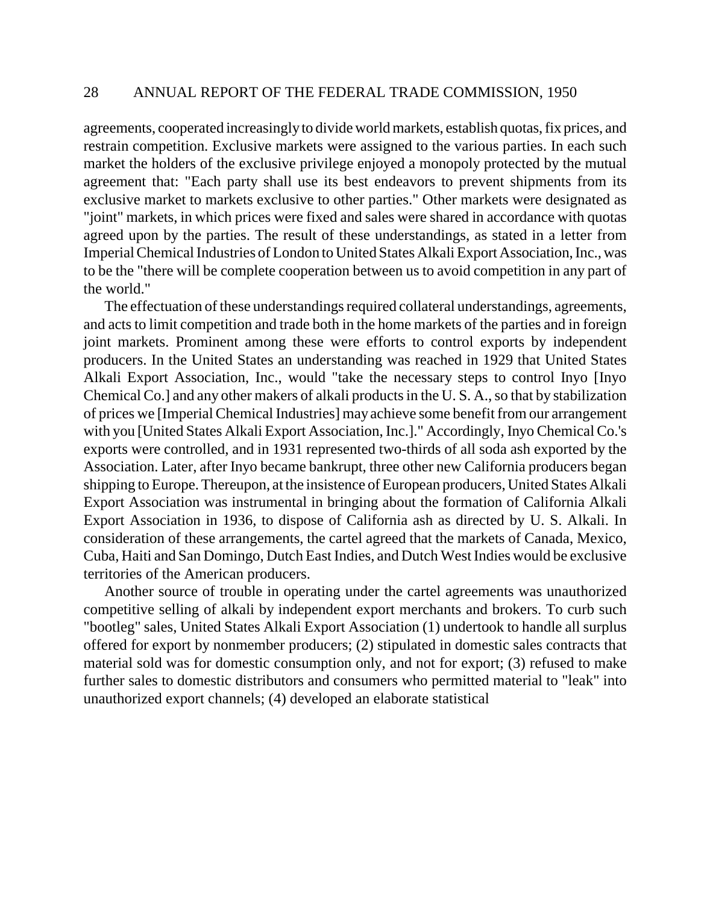agreements, cooperated increasingly to divide world markets, establish quotas, fix prices, and restrain competition. Exclusive markets were assigned to the various parties. In each such market the holders of the exclusive privilege enjoyed a monopoly protected by the mutual agreement that: "Each party shall use its best endeavors to prevent shipments from its exclusive market to markets exclusive to other parties." Other markets were designated as "joint" markets, in which prices were fixed and sales were shared in accordance with quotas agreed upon by the parties. The result of these understandings, as stated in a letter from Imperial Chemical Industries of London to United States Alkali Export Association, Inc., was to be the "there will be complete cooperation between us to avoid competition in any part of the world."

The effectuation of these understandings required collateral understandings, agreements, and acts to limit competition and trade both in the home markets of the parties and in foreign joint markets. Prominent among these were efforts to control exports by independent producers. In the United States an understanding was reached in 1929 that United States Alkali Export Association, Inc., would "take the necessary steps to control Inyo [Inyo Chemical Co.] and any other makers of alkali products in the U. S. A., so that by stabilization of prices we [Imperial Chemical Industries] may achieve some benefit from our arrangement with you [United States Alkali Export Association, Inc.]." Accordingly, Inyo Chemical Co.'s exports were controlled, and in 1931 represented two-thirds of all soda ash exported by the Association. Later, after Inyo became bankrupt, three other new California producers began shipping to Europe. Thereupon, at the insistence of European producers, United States Alkali Export Association was instrumental in bringing about the formation of California Alkali Export Association in 1936, to dispose of California ash as directed by U. S. Alkali. In consideration of these arrangements, the cartel agreed that the markets of Canada, Mexico, Cuba, Haiti and San Domingo, Dutch East Indies, and Dutch West Indies would be exclusive territories of the American producers.

Another source of trouble in operating under the cartel agreements was unauthorized competitive selling of alkali by independent export merchants and brokers. To curb such "bootleg" sales, United States Alkali Export Association (1) undertook to handle all surplus offered for export by nonmember producers; (2) stipulated in domestic sales contracts that material sold was for domestic consumption only, and not for export; (3) refused to make further sales to domestic distributors and consumers who permitted material to "leak" into unauthorized export channels; (4) developed an elaborate statistical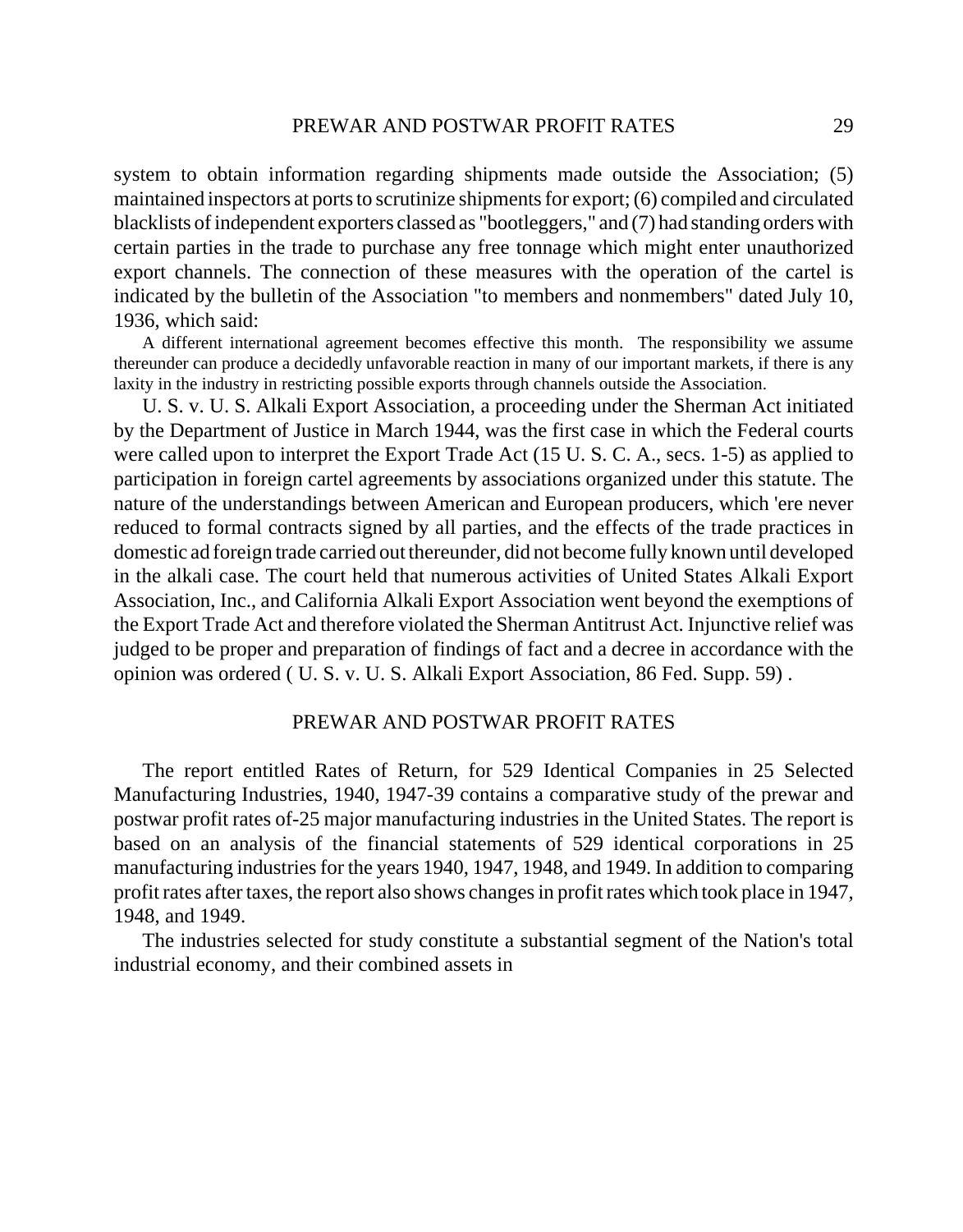system to obtain information regarding shipments made outside the Association; (5) maintained inspectors at ports to scrutinize shipments for export; (6) compiled and circulated blacklists of independent exporters classed as "bootleggers," and (7) had standing orders with certain parties in the trade to purchase any free tonnage which might enter unauthorized export channels. The connection of these measures with the operation of the cartel is indicated by the bulletin of the Association "to members and nonmembers" dated July 10, 1936, which said:

> A different international agreement becomes effective this month. The responsibility we assume thereunder can produce a decidedly unfavorable reaction in many of our important markets, if there is any laxity in the industry in restricting possible exports through channels outside the Association.

U. S. v. U. S. Alkali Export Association, a proceeding under the Sherman Act initiated by the Department of Justice in March 1944, was the first case in which the Federal courts were called upon to interpret the Export Trade Act (15 U. S. C. A., secs. 1-5) as applied to participation in foreign cartel agreements by associations organized under this statute. The nature of the understandings between American and European producers, which 'ere never reduced to formal contracts signed by all parties, and the effects of the trade practices in domestic ad foreign trade carried out thereunder, did not become fully known until developed in the alkali case. The court held that numerous activities of United States Alkali Export Association, Inc., and California Alkali Export Association went beyond the exemptions of the Export Trade Act and therefore violated the Sherman Antitrust Act. Injunctive relief was judged to be proper and preparation of findings of fact and a decree in accordance with the opinion was ordered ( U. S. v. U. S. Alkali Export Association, 86 Fed. Supp. 59) .

## PREWAR AND POSTWAR PROFIT RATES

The report entitled Rates of Return, for 529 Identical Companies in 25 Selected Manufacturing Industries, 1940, 1947-39 contains a comparative study of the prewar and postwar profit rates of-25 major manufacturing industries in the United States. The report is based on an analysis of the financial statements of 529 identical corporations in 25 manufacturing industries for the years 1940, 1947, 1948, and 1949. In addition to comparing profit rates after taxes, the report also shows changes in profit rates which took place in 1947, 1948, and 1949.

The industries selected for study constitute a substantial segment of the Nation's total industrial economy, and their combined assets in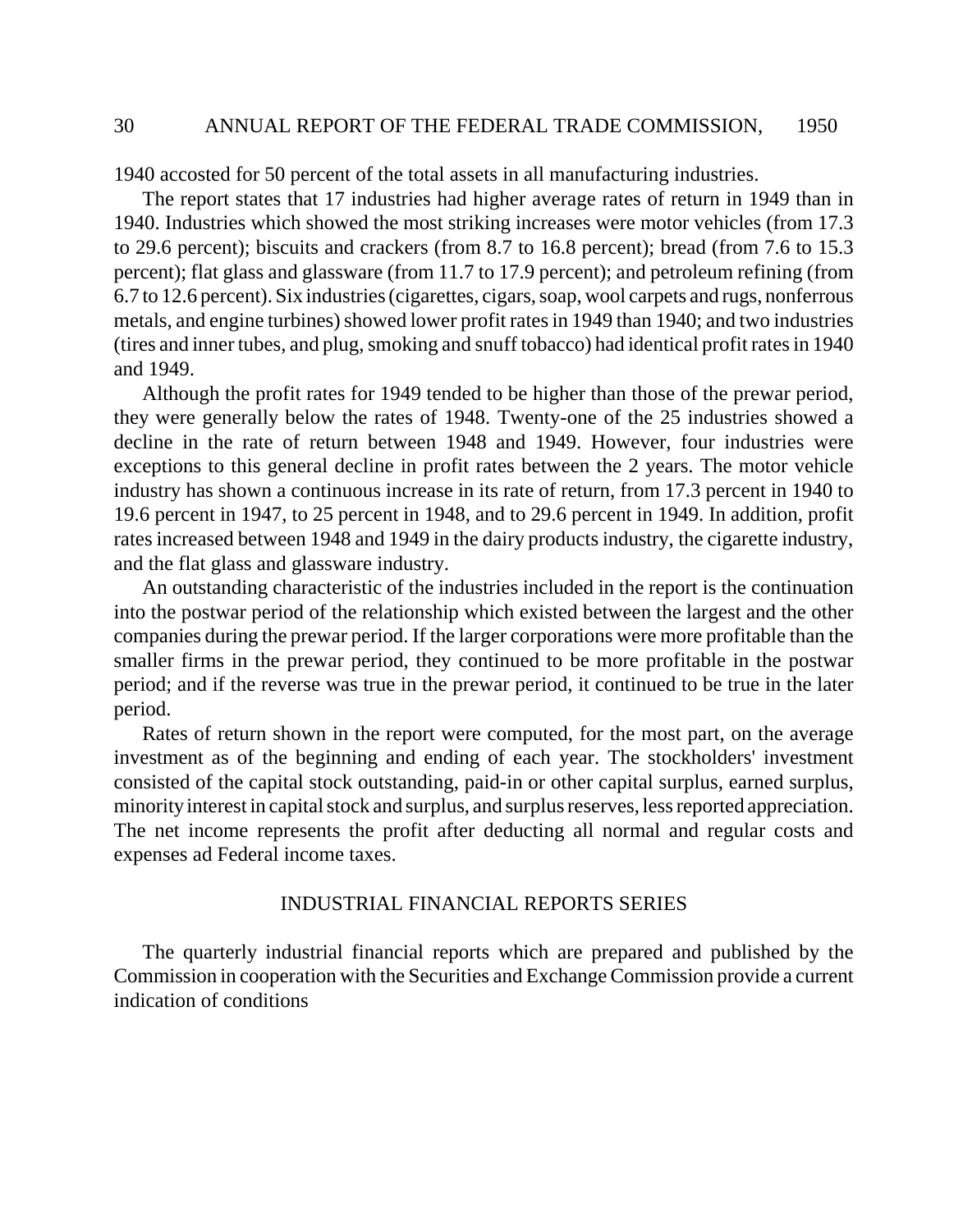1940 accosted for 50 percent of the total assets in all manufacturing industries.

The report states that 17 industries had higher average rates of return in 1949 than in 1940. Industries which showed the most striking increases were motor vehicles (from 17.3 to 29.6 percent); biscuits and crackers (from 8.7 to 16.8 percent); bread (from 7.6 to 15.3 percent); flat glass and glassware (from 11.7 to 17.9 percent); and petroleum refining (from 6.7 to 12.6 percent). Six industries (cigarettes, cigars, soap, wool carpets and rugs, nonferrous metals, and engine turbines) showed lower profit rates in 1949 than 1940; and two industries (tires and inner tubes, and plug, smoking and snuff tobacco) had identical profit rates in 1940 and 1949.

Although the profit rates for 1949 tended to be higher than those of the prewar period, they were generally below the rates of 1948. Twenty-one of the 25 industries showed a decline in the rate of return between 1948 and 1949. However, four industries were exceptions to this general decline in profit rates between the 2 years. The motor vehicle industry has shown a continuous increase in its rate of return, from 17.3 percent in 1940 to 19.6 percent in 1947, to 25 percent in 1948, and to 29.6 percent in 1949. In addition, profit rates increased between 1948 and 1949 in the dairy products industry, the cigarette industry, and the flat glass and glassware industry.

An outstanding characteristic of the industries included in the report is the continuation into the postwar period of the relationship which existed between the largest and the other companies during the prewar period. If the larger corporations were more profitable than the smaller firms in the prewar period, they continued to be more profitable in the postwar period; and if the reverse was true in the prewar period, it continued to be true in the later period.

Rates of return shown in the report were computed, for the most part, on the average investment as of the beginning and ending of each year. The stockholders' investment consisted of the capital stock outstanding, paid-in or other capital surplus, earned surplus, minority interest in capital stock and surplus, and surplus reserves, less reported appreciation. The net income represents the profit after deducting all normal and regular costs and expenses ad Federal income taxes.

## INDUSTRIAL FINANCIAL REPORTS SERIES

The quarterly industrial financial reports which are prepared and published by the Commission in cooperation with the Securities and Exchange Commission provide a current indication of conditions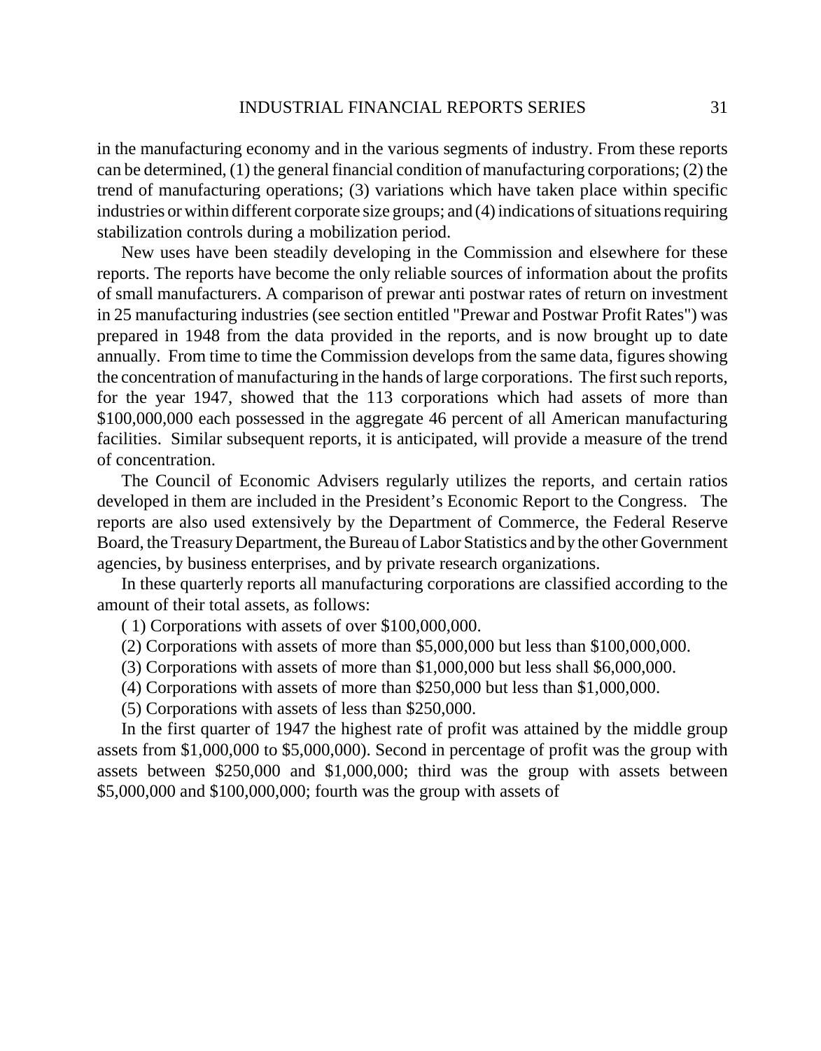in the manufacturing economy and in the various segments of industry. From these reports can be determined, (1) the general financial condition of manufacturing corporations; (2) the trend of manufacturing operations; (3) variations which have taken place within specific industries or within different corporate size groups; and (4) indications of situations requiring stabilization controls during a mobilization period.

New uses have been steadily developing in the Commission and elsewhere for these reports. The reports have become the only reliable sources of information about the profits of small manufacturers. A comparison of prewar anti postwar rates of return on investment in 25 manufacturing industries (see section entitled "Prewar and Postwar Profit Rates") was prepared in 1948 from the data provided in the reports, and is now brought up to date annually. From time to time the Commission develops from the same data, figures showing the concentration of manufacturing in the hands of large corporations. The first such reports, for the year 1947, showed that the 113 corporations which had assets of more than $100,000,000 each possessed in the aggregate 46 percent of all American manufacturing facilities. Similar subsequent reports, it is anticipated, will provide a measure of the trend of concentration.

The Council of Economic Advisers regularly utilizes the reports, and certain ratios developed in them are included in the President's Economic Report to the Congress. The reports are also used extensively by the Department of Commerce, the Federal Reserve Board, the Treasury Department, the Bureau of Labor Statistics and by the other Government agencies, by business enterprises, and by private research organizations.

In these quarterly reports all manufacturing corporations are classified according to the amount of their total assets, as follows:

( 1) Corporations with assets of over $100,000,000.

(2) Corporations with assets of more than $5,000,000 but less than $100,000,000.

(3) Corporations with assets of more than $1,000,000 but less shall $6,000,000.

(4) Corporations with assets of more than $250,000 but less than $1,000,000.

(5) Corporations with assets of less than $250,000.

In the first quarter of 1947 the highest rate of profit was attained by the middle group assets from $1,000,000 to $5,000,000). Second in percentage of profit was the group with assets between $250,000 and $1,000,000; third was the group with assets between $5,000,000 and $100,000,000; fourth was the group with assets of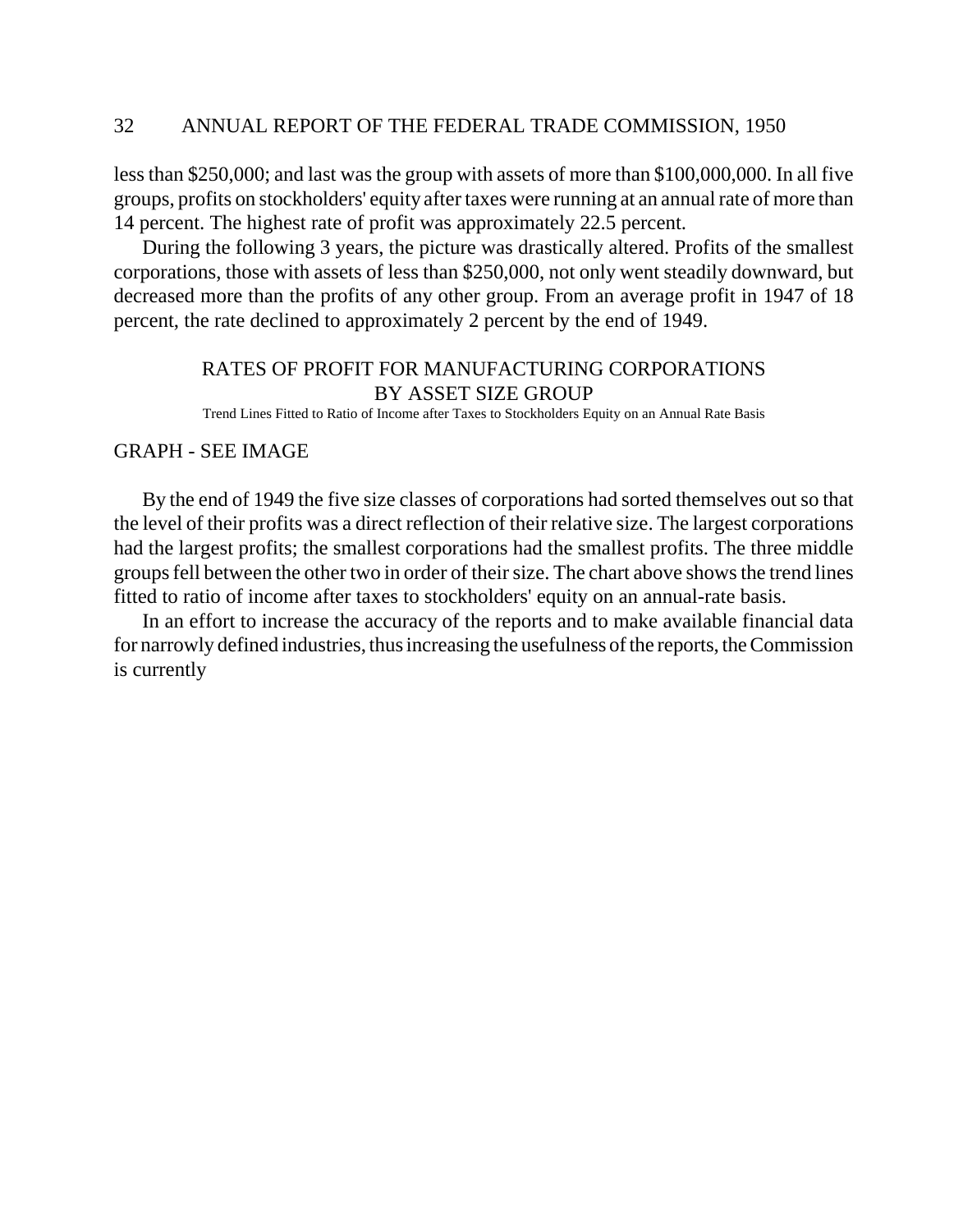less than $250,000; and last was the group with assets of more than $100,000,000. In all five groups, profits on stockholders' equity after taxes were running at an annual rate of more than 14 percent. The highest rate of profit was approximately 22.5 percent.

During the following 3 years, the picture was drastically altered. Profits of the smallest corporations, those with assets of less than $250,000, not only went steadily downward, but decreased more than the profits of any other group. From an average profit in 1947 of 18 percent, the rate declined to approximately 2 percent by the end of 1949.

## RATES OF PROFIT FOR MANUFACTURING CORPORATIONS BY ASSET SIZE GROUP

Trend Lines Fitted to Ratio of Income after Taxes to Stockholders Equity on an Annual Rate Basis

GRAPH - SEE IMAGE

By the end of 1949 the five size classes of corporations had sorted themselves out so that the level of their profits was a direct reflection of their relative size. The largest corporations had the largest profits; the smallest corporations had the smallest profits. The three middle groups fell between the other two in order of their size. The chart above shows the trend lines fitted to ratio of income after taxes to stockholders' equity on an annual-rate basis.

In an effort to increase the accuracy of the reports and to make available financial data for narrowly defined industries, thus increasing the usefulness of the reports, the Commission is currently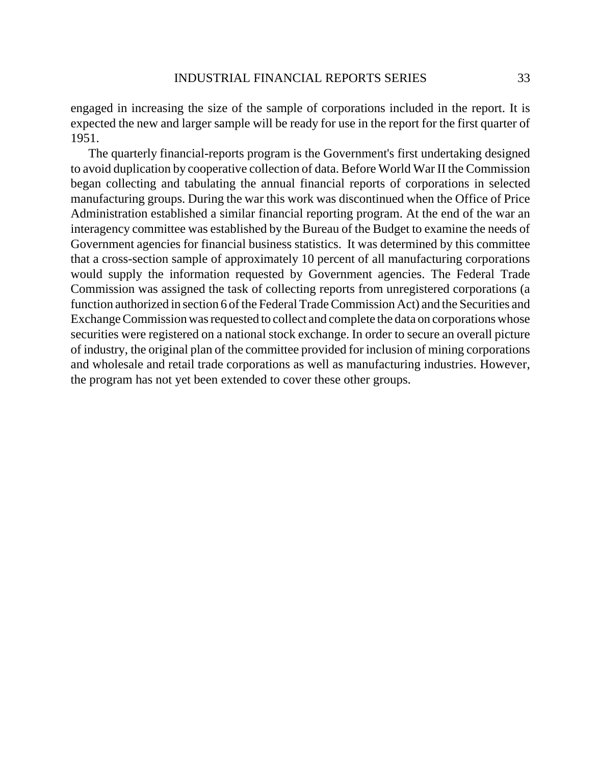engaged in increasing the size of the sample of corporations included in the report. It is expected the new and larger sample will be ready for use in the report for the first quarter of 1951.

The quarterly financial-reports program is the Government's first undertaking designed to avoid duplication by cooperative collection of data. Before World War II the Commission began collecting and tabulating the annual financial reports of corporations in selected manufacturing groups. During the war this work was discontinued when the Office of Price Administration established a similar financial reporting program. At the end of the war an interagency committee was established by the Bureau of the Budget to examine the needs of Government agencies for financial business statistics. It was determined by this committee that a cross-section sample of approximately 10 percent of all manufacturing corporations would supply the information requested by Government agencies. The Federal Trade Commission was assigned the task of collecting reports from unregistered corporations (a function authorized in section 6 of the Federal Trade Commission Act) and the Securities and Exchange Commission was requested to collect and complete the data on corporations whose securities were registered on a national stock exchange. In order to secure an overall picture of industry, the original plan of the committee provided for inclusion of mining corporations and wholesale and retail trade corporations as well as manufacturing industries. However, the program has not yet been extended to cover these other groups.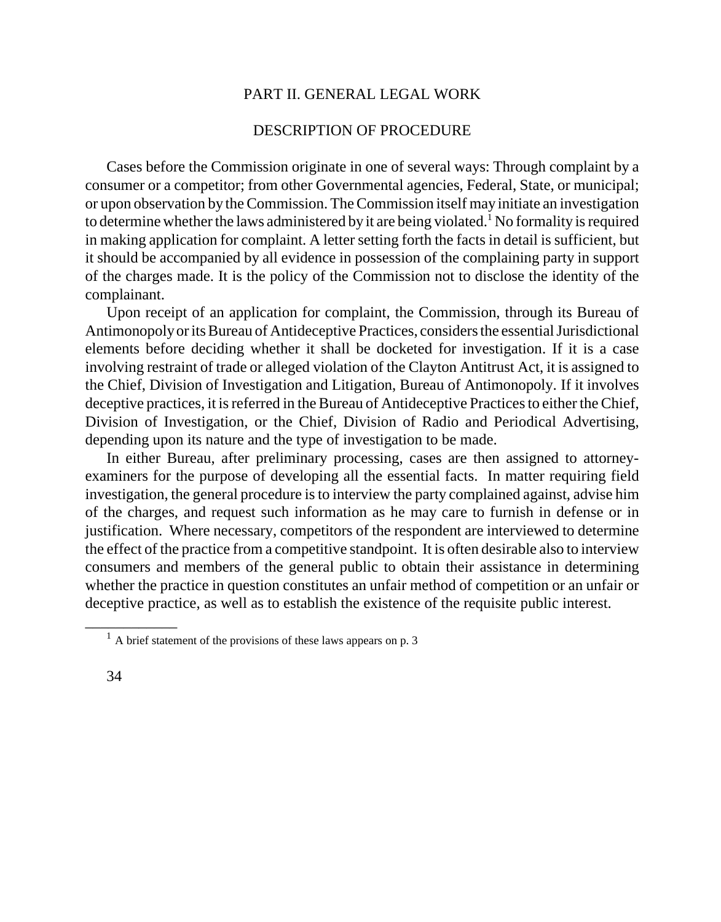## PART II. GENERAL LEGAL WORK

### DESCRIPTION OF PROCEDURE

Cases before the Commission originate in one of several ways: Through complaint by a consumer or a competitor; from other Governmental agencies, Federal, State, or municipal; or upon observation by the Commission. The Commission itself may initiate an investigation to determine whether the laws administered by it are being violated.[1] No formality is required in making application for complaint. A letter setting forth the facts in detail is sufficient, but it should be accompanied by all evidence in possession of the complaining party in support of the charges made. It is the policy of the Commission not to disclose the identity of the complainant.

Upon receipt of an application for complaint, the Commission, through its Bureau of Antimonopoly or its Bureau of Antideceptive Practices, considers the essential Jurisdictional elements before deciding whether it shall be docketed for investigation. If it is a case involving restraint of trade or alleged violation of the Clayton Antitrust Act, it is assigned to the Chief, Division of Investigation and Litigation, Bureau of Antimonopoly. If it involves deceptive practices, it is referred in the Bureau of Antideceptive Practices to either the Chief, Division of Investigation, or the Chief, Division of Radio and Periodical Advertising, depending upon its nature and the type of investigation to be made.

In either Bureau, after preliminary processing, cases are then assigned to attorney-examiners for the purpose of developing all the essential facts. In matter requiring field investigation, the general procedure is to interview the party complained against, advise him of the charges, and request such information as he may care to furnish in defense or in justification. Where necessary, competitors of the respondent are interviewed to determine the effect of the practice from a competitive standpoint. It is often desirable also to interview consumers and members of the general public to obtain their assistance in determining whether the practice in question constitutes an unfair method of competition or an unfair or deceptive practice, as well as to establish the existence of the requisite public interest.

[1] A brief statement of the provisions of these laws appears on p. 3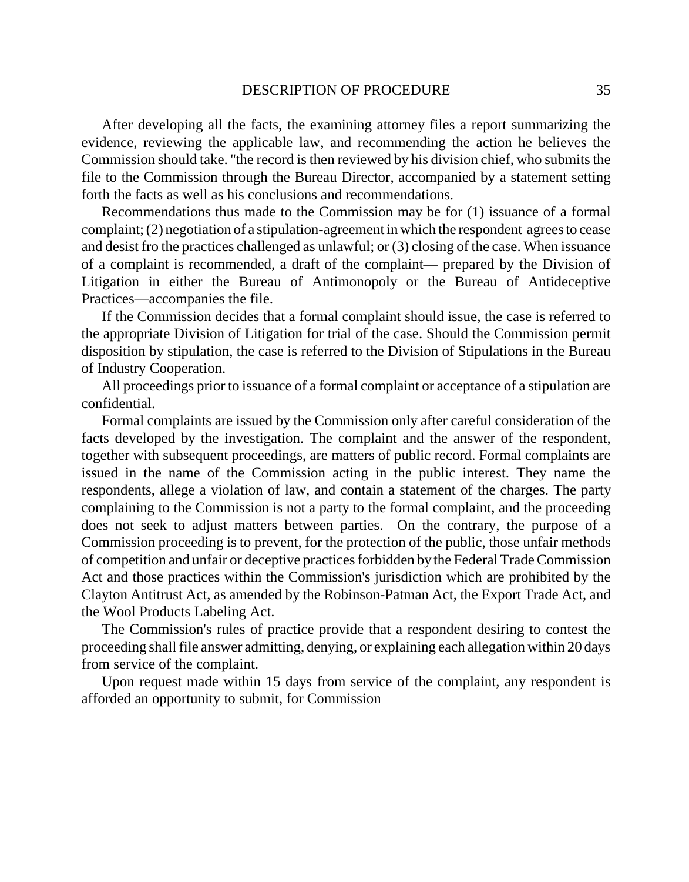After developing all the facts, the examining attorney files a report summarizing the evidence, reviewing the applicable law, and recommending the action he believes the Commission should take. "the record is then reviewed by his division chief, who submits the file to the Commission through the Bureau Director, accompanied by a statement setting forth the facts as well as his conclusions and recommendations.

Recommendations thus made to the Commission may be for (1) issuance of a formal complaint; (2) negotiation of a stipulation-agreement in which the respondent agrees to cease and desist fro the practices challenged as unlawful; or (3) closing of the case. When issuance of a complaint is recommended, a draft of the complaint— prepared by the Division of Litigation in either the Bureau of Antimonopoly or the Bureau of Antideceptive Practices—accompanies the file.

If the Commission decides that a formal complaint should issue, the case is referred to the appropriate Division of Litigation for trial of the case. Should the Commission permit disposition by stipulation, the case is referred to the Division of Stipulations in the Bureau of Industry Cooperation.

All proceedings prior to issuance of a formal complaint or acceptance of a stipulation are confidential.

Formal complaints are issued by the Commission only after careful consideration of the facts developed by the investigation. The complaint and the answer of the respondent, together with subsequent proceedings, are matters of public record. Formal complaints are issued in the name of the Commission acting in the public interest. They name the respondents, allege a violation of law, and contain a statement of the charges. The party complaining to the Commission is not a party to the formal complaint, and the proceeding does not seek to adjust matters between parties. On the contrary, the purpose of a Commission proceeding is to prevent, for the protection of the public, those unfair methods of competition and unfair or deceptive practices forbidden by the Federal Trade Commission Act and those practices within the Commission's jurisdiction which are prohibited by the Clayton Antitrust Act, as amended by the Robinson-Patman Act, the Export Trade Act, and the Wool Products Labeling Act.

The Commission's rules of practice provide that a respondent desiring to contest the proceeding shall file answer admitting, denying, or explaining each allegation within 20 days from service of the complaint.

Upon request made within 15 days from service of the complaint, any respondent is afforded an opportunity to submit, for Commission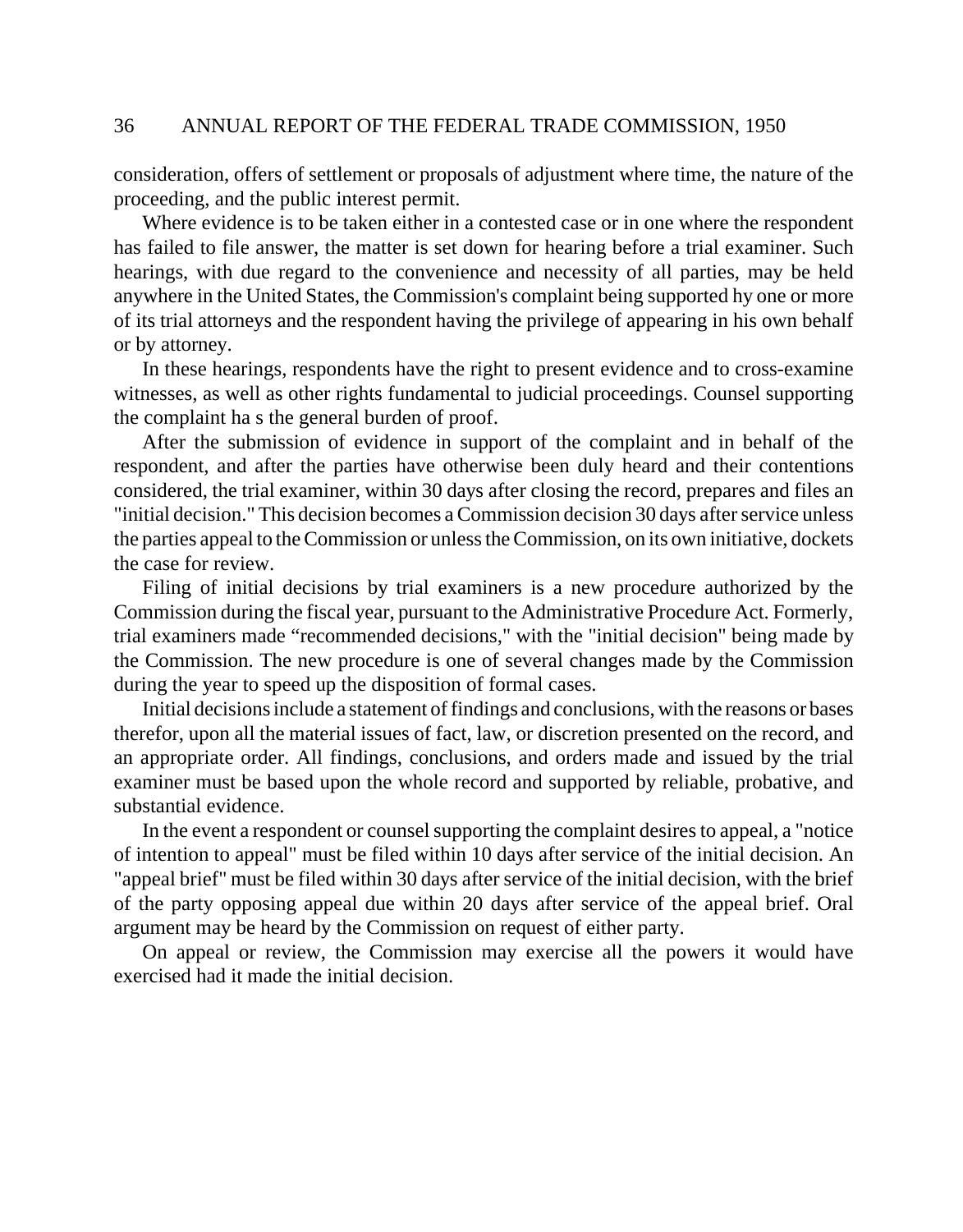consideration, offers of settlement or proposals of adjustment where time, the nature of the proceeding, and the public interest permit.

Where evidence is to be taken either in a contested case or in one where the respondent has failed to file answer, the matter is set down for hearing before a trial examiner. Such hearings, with due regard to the convenience and necessity of all parties, may be held anywhere in the United States, the Commission's complaint being supported hy one or more of its trial attorneys and the respondent having the privilege of appearing in his own behalf or by attorney.

In these hearings, respondents have the right to present evidence and to cross-examine witnesses, as well as other rights fundamental to judicial proceedings. Counsel supporting the complaint ha s the general burden of proof.

After the submission of evidence in support of the complaint and in behalf of the respondent, and after the parties have otherwise been duly heard and their contentions considered, the trial examiner, within 30 days after closing the record, prepares and files an "initial decision." This decision becomes a Commission decision 30 days after service unless the parties appeal to the Commission or unless the Commission, on its own initiative, dockets the case for review.

Filing of initial decisions by trial examiners is a new procedure authorized by the Commission during the fiscal year, pursuant to the Administrative Procedure Act. Formerly, trial examiners made "recommended decisions," with the "initial decision" being made by the Commission. The new procedure is one of several changes made by the Commission during the year to speed up the disposition of formal cases.

Initial decisions include a statement of findings and conclusions, with the reasons or bases therefor, upon all the material issues of fact, law, or discretion presented on the record, and an appropriate order. All findings, conclusions, and orders made and issued by the trial examiner must be based upon the whole record and supported by reliable, probative, and substantial evidence.

In the event a respondent or counsel supporting the complaint desires to appeal, a "notice of intention to appeal" must be filed within 10 days after service of the initial decision. An "appeal brief" must be filed within 30 days after service of the initial decision, with the brief of the party opposing appeal due within 20 days after service of the appeal brief. Oral argument may be heard by the Commission on request of either party.

On appeal or review, the Commission may exercise all the powers it would have exercised had it made the initial decision.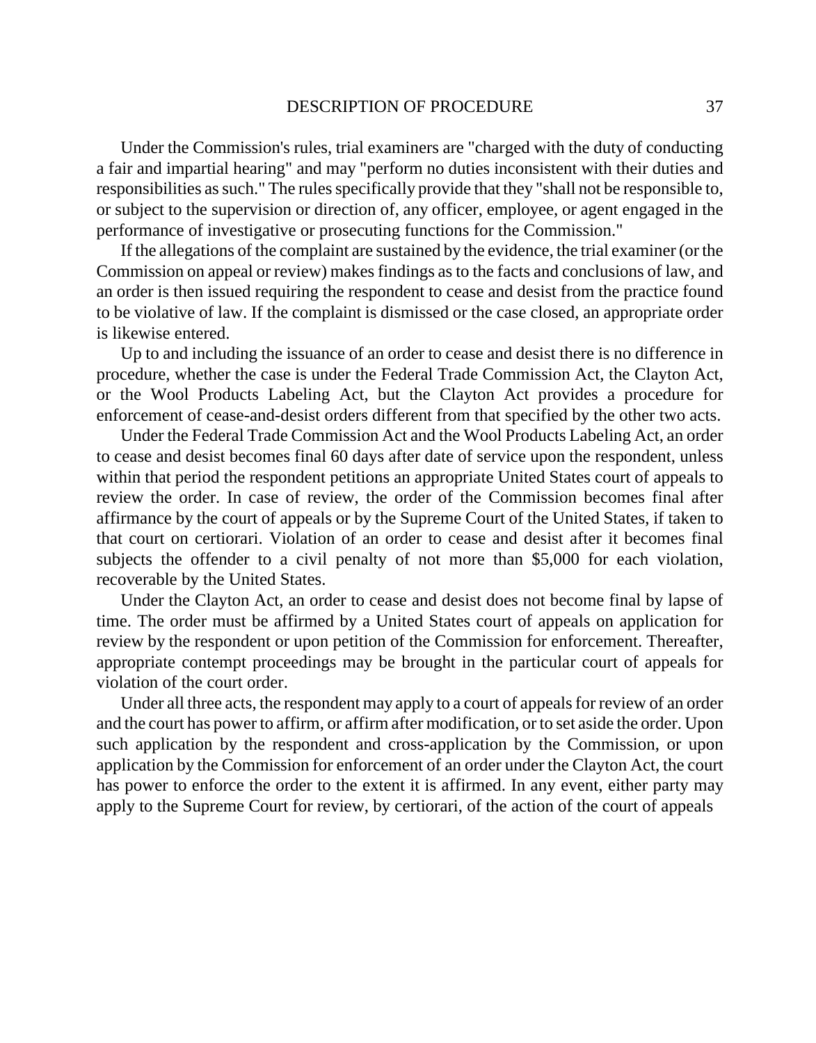Under the Commission's rules, trial examiners are "charged with the duty of conducting a fair and impartial hearing" and may "perform no duties inconsistent with their duties and responsibilities as such." The rules specifically provide that they "shall not be responsible to, or subject to the supervision or direction of, any officer, employee, or agent engaged in the performance of investigative or prosecuting functions for the Commission."

If the allegations of the complaint are sustained by the evidence, the trial examiner (or the Commission on appeal or review) makes findings as to the facts and conclusions of law, and an order is then issued requiring the respondent to cease and desist from the practice found to be violative of law. If the complaint is dismissed or the case closed, an appropriate order is likewise entered.

Up to and including the issuance of an order to cease and desist there is no difference in procedure, whether the case is under the Federal Trade Commission Act, the Clayton Act, or the Wool Products Labeling Act, but the Clayton Act provides a procedure for enforcement of cease-and-desist orders different from that specified by the other two acts.

Under the Federal Trade Commission Act and the Wool Products Labeling Act, an order to cease and desist becomes final 60 days after date of service upon the respondent, unless within that period the respondent petitions an appropriate United States court of appeals to review the order. In case of review, the order of the Commission becomes final after affirmance by the court of appeals or by the Supreme Court of the United States, if taken to that court on certiorari. Violation of an order to cease and desist after it becomes final subjects the offender to a civil penalty of not more than $5,000 for each violation, recoverable by the United States.

Under the Clayton Act, an order to cease and desist does not become final by lapse of time. The order must be affirmed by a United States court of appeals on application for review by the respondent or upon petition of the Commission for enforcement. Thereafter, appropriate contempt proceedings may be brought in the particular court of appeals for violation of the court order.

Under all three acts, the respondent may apply to a court of appeals for review of an order and the court has power to affirm, or affirm after modification, or to set aside the order. Upon such application by the respondent and cross-application by the Commission, or upon application by the Commission for enforcement of an order under the Clayton Act, the court has power to enforce the order to the extent it is affirmed. In any event, either party may apply to the Supreme Court for review, by certiorari, of the action of the court of appeals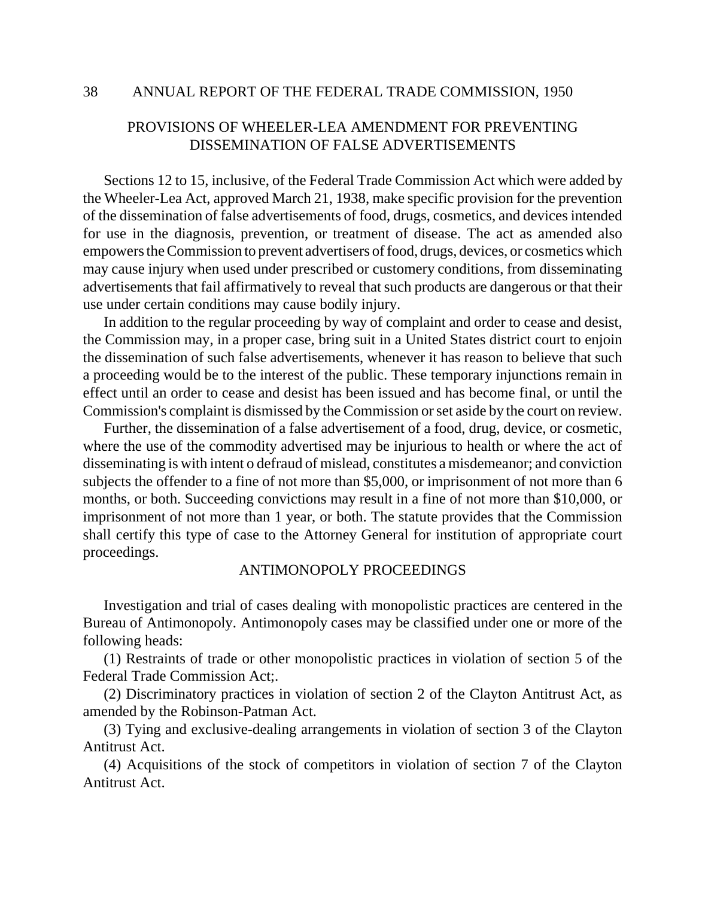## PROVISIONS OF WHEELER-LEA AMENDMENT FOR PREVENTING DISSEMINATION OF FALSE ADVERTISEMENTS

Sections 12 to 15, inclusive, of the Federal Trade Commission Act which were added by the Wheeler-Lea Act, approved March 21, 1938, make specific provision for the prevention of the dissemination of false advertisements of food, drugs, cosmetics, and devices intended for use in the diagnosis, prevention, or treatment of disease. The act as amended also empowers the Commission to prevent advertisers of food, drugs, devices, or cosmetics which may cause injury when used under prescribed or customery conditions, from disseminating advertisements that fail affirmatively to reveal that such products are dangerous or that their use under certain conditions may cause bodily injury.

In addition to the regular proceeding by way of complaint and order to cease and desist, the Commission may, in a proper case, bring suit in a United States district court to enjoin the dissemination of such false advertisements, whenever it has reason to believe that such a proceeding would be to the interest of the public. These temporary injunctions remain in effect until an order to cease and desist has been issued and has become final, or until the Commission's complaint is dismissed by the Commission or set aside by the court on review.

Further, the dissemination of a false advertisement of a food, drug, device, or cosmetic, where the use of the commodity advertised may be injurious to health or where the act of disseminating is with intent o defraud of mislead, constitutes a misdemeanor; and conviction subjects the offender to a fine of not more than $5,000, or imprisonment of not more than 6 months, or both. Succeeding convictions may result in a fine of not more than $10,000, or imprisonment of not more than 1 year, or both. The statute provides that the Commission shall certify this type of case to the Attorney General for institution of appropriate court proceedings.

## ANTIMONOPOLY PROCEEDINGS

Investigation and trial of cases dealing with monopolistic practices are centered in the Bureau of Antimonopoly. Antimonopoly cases may be classified under one or more of the following heads:

(1) Restraints of trade or other monopolistic practices in violation of section 5 of the Federal Trade Commission Act;.

(2) Discriminatory practices in violation of section 2 of the Clayton Antitrust Act, as amended by the Robinson-Patman Act.

(3) Tying and exclusive-dealing arrangements in violation of section 3 of the Clayton Antitrust Act.

(4) Acquisitions of the stock of competitors in violation of section 7 of the Clayton Antitrust Act.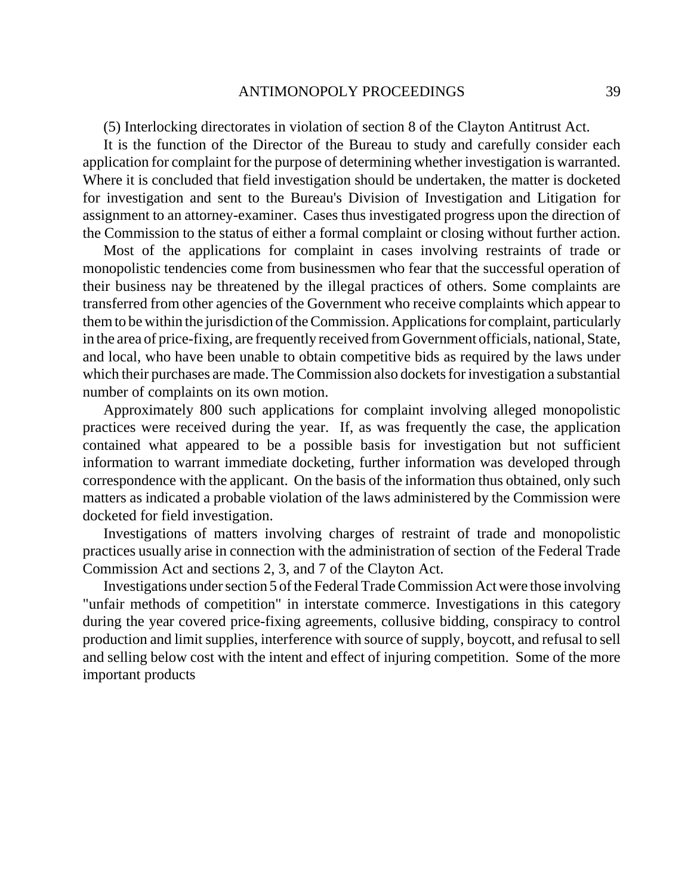(5) Interlocking directorates in violation of section 8 of the Clayton Antitrust Act.

It is the function of the Director of the Bureau to study and carefully consider each application for complaint for the purpose of determining whether investigation is warranted. Where it is concluded that field investigation should be undertaken, the matter is docketed for investigation and sent to the Bureau's Division of Investigation and Litigation for assignment to an attorney-examiner. Cases thus investigated progress upon the direction of the Commission to the status of either a formal complaint or closing without further action.

Most of the applications for complaint in cases involving restraints of trade or monopolistic tendencies come from businessmen who fear that the successful operation of their business nay be threatened by the illegal practices of others. Some complaints are transferred from other agencies of the Government who receive complaints which appear to them to be within the jurisdiction of the Commission. Applications for complaint, particularly in the area of price-fixing, are frequently received from Government officials, national, State, and local, who have been unable to obtain competitive bids as required by the laws under which their purchases are made. The Commission also dockets for investigation a substantial number of complaints on its own motion.

Approximately 800 such applications for complaint involving alleged monopolistic practices were received during the year. If, as was frequently the case, the application contained what appeared to be a possible basis for investigation but not sufficient information to warrant immediate docketing, further information was developed through correspondence with the applicant. On the basis of the information thus obtained, only such matters as indicated a probable violation of the laws administered by the Commission were docketed for field investigation.

Investigations of matters involving charges of restraint of trade and monopolistic practices usually arise in connection with the administration of section of the Federal Trade Commission Act and sections 2, 3, and 7 of the Clayton Act.

Investigations under section 5 of the Federal Trade Commission Act were those involving "unfair methods of competition" in interstate commerce. Investigations in this category during the year covered price-fixing agreements, collusive bidding, conspiracy to control production and limit supplies, interference with source of supply, boycott, and refusal to sell and selling below cost with the intent and effect of injuring competition. Some of the more important products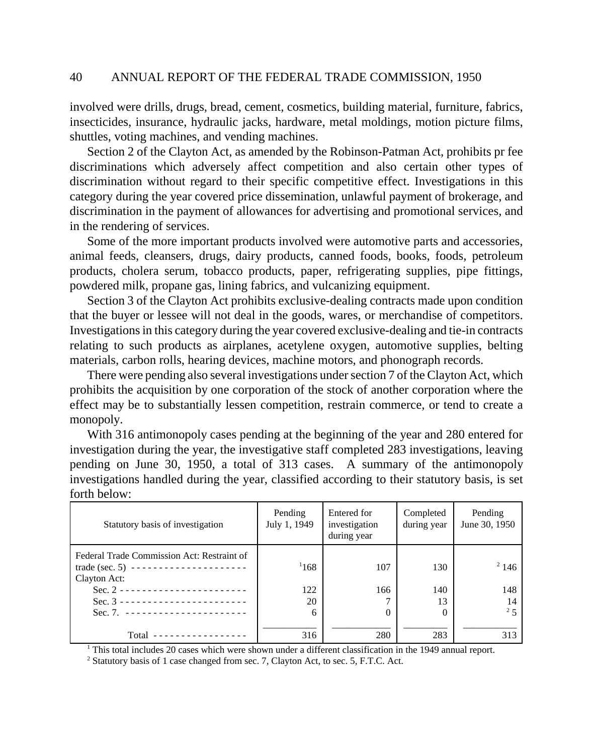involved were drills, drugs, bread, cement, cosmetics, building material, furniture, fabrics, insecticides, insurance, hydraulic jacks, hardware, metal moldings, motion picture films, shuttles, voting machines, and vending machines.

Section 2 of the Clayton Act, as amended by the Robinson-Patman Act, prohibits pr fee discriminations which adversely affect competition and also certain other types of discrimination without regard to their specific competitive effect. Investigations in this category during the year covered price dissemination, unlawful payment of brokerage, and discrimination in the payment of allowances for advertising and promotional services, and in the rendering of services.

Some of the more important products involved were automotive parts and accessories, animal feeds, cleansers, drugs, dairy products, canned foods, books, foods, petroleum products, cholera serum, tobacco products, paper, refrigerating supplies, pipe fittings, powdered milk, propane gas, lining fabrics, and vulcanizing equipment.

Section 3 of the Clayton Act prohibits exclusive-dealing contracts made upon condition that the buyer or lessee will not deal in the goods, wares, or merchandise of competitors. Investigations in this category during the year covered exclusive-dealing and tie-in contracts relating to such products as airplanes, acetylene oxygen, automotive supplies, belting materials, carbon rolls, hearing devices, machine motors, and phonograph records.

There were pending also several investigations under section 7 of the Clayton Act, which prohibits the acquisition by one corporation of the stock of another corporation where the effect may be to substantially lessen competition, restrain commerce, or tend to create a monopoly.

With 316 antimonopoly cases pending at the beginning of the year and 280 entered for investigation during the year, the investigative staff completed 283 investigations, leaving pending on June 30, 1950, a total of 313 cases. A summary of the antimonopoly investigations handled during the year, classified according to their statutory basis, is set forth below:

| Statutory basis of investigation | Pending July 1, 1949 | Entered for investigation during year | Completed during year | Pending June 30, 1950 |
|---|---|---|---|---|
| Federal Trade Commission Act: Restraint of trade (sec. 5) | [1] 168 | 107 | 130 | [2] 146 |
| Clayton Act: | | | | |
| Sec. 2 | 122 | 166 | 140 | 148 |
| Sec. 3 | 20 | 7 | 13 | 14 |
| Sec. 7. | 6 | 0 | 0 | [2] 5 |
| Total | 316 | 280 | 283 | 313 |

[1] This total includes 20 cases which were shown under a different classification in the 1949 annual report.

[2] Statutory basis of 1 case changed from sec. 7, Clayton Act, to sec. 5, F.T.C. Act.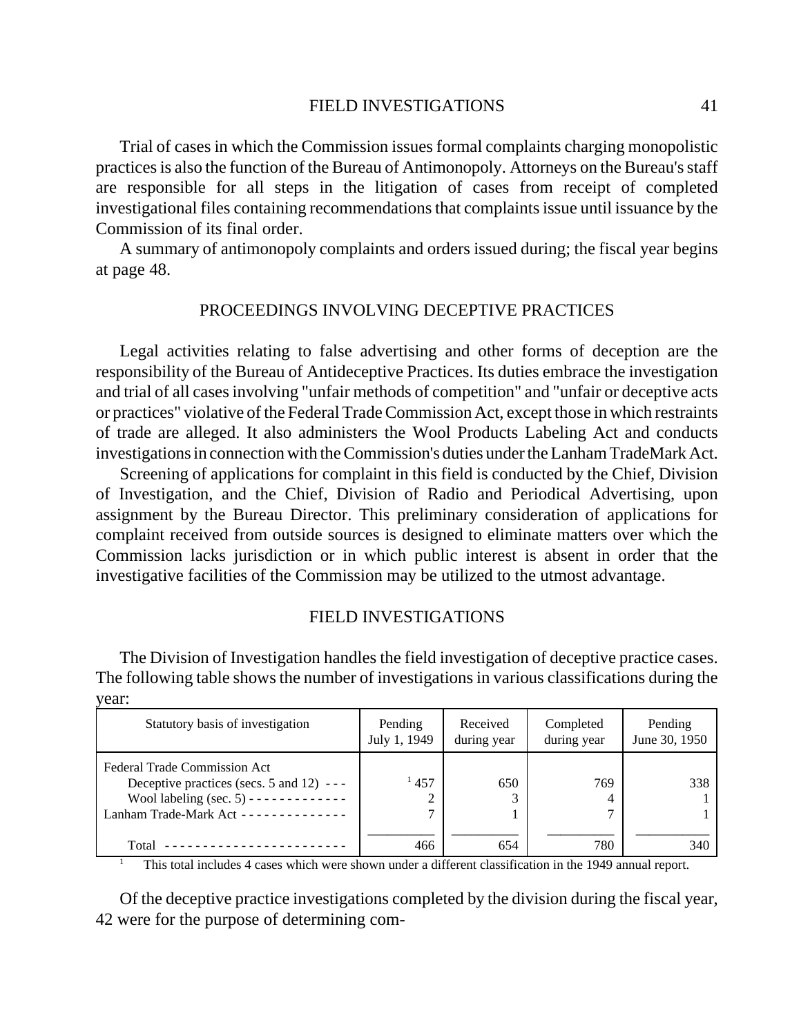Trial of cases in which the Commission issues formal complaints charging monopolistic practices is also the function of the Bureau of Antimonopoly. Attorneys on the Bureau's staff are responsible for all steps in the litigation of cases from receipt of completed investigational files containing recommendations that complaints issue until issuance by the Commission of its final order.

A summary of antimonopoly complaints and orders issued during; the fiscal year begins at page 48.

## PROCEEDINGS INVOLVING DECEPTIVE PRACTICES

Legal activities relating to false advertising and other forms of deception are the responsibility of the Bureau of Antideceptive Practices. Its duties embrace the investigation and trial of all cases involving "unfair methods of competition" and "unfair or deceptive acts or practices" violative of the Federal Trade Commission Act, except those in which restraints of trade are alleged. It also administers the Wool Products Labeling Act and conducts investigations in connection with the Commission's duties under the Lanham TradeMark Act.

Screening of applications for complaint in this field is conducted by the Chief, Division of Investigation, and the Chief, Division of Radio and Periodical Advertising, upon assignment by the Bureau Director. This preliminary consideration of applications for complaint received from outside sources is designed to eliminate matters over which the Commission lacks jurisdiction or in which public interest is absent in order that the investigative facilities of the Commission may be utilized to the utmost advantage.

## FIELD INVESTIGATIONS

The Division of Investigation handles the field investigation of deceptive practice cases. The following table shows the number of investigations in various classifications during the year:

| Statutory basis of investigation | Pending July 1, 1949 | Received during year | Completed during year | Pending June 30, 1950 |
|---|---|---|---|---|
| Federal Trade Commission Act | | | | |
| Deceptive practices (secs. 5 and 12) | [1] 457 | 650 | 769 | 338 |
| Wool labeling (sec. 5) | 2 | 3 | 4 | 1 |
| Lanham Trade-Mark Act | 7 | 1 | 7 | 1 |
| Total | 466 | 654 | 780 | 340 |

[1] This total includes 4 cases which were shown under a different classification in the 1949 annual report.

Of the deceptive practice investigations completed by the division during the fiscal year, 42 were for the purpose of determining com-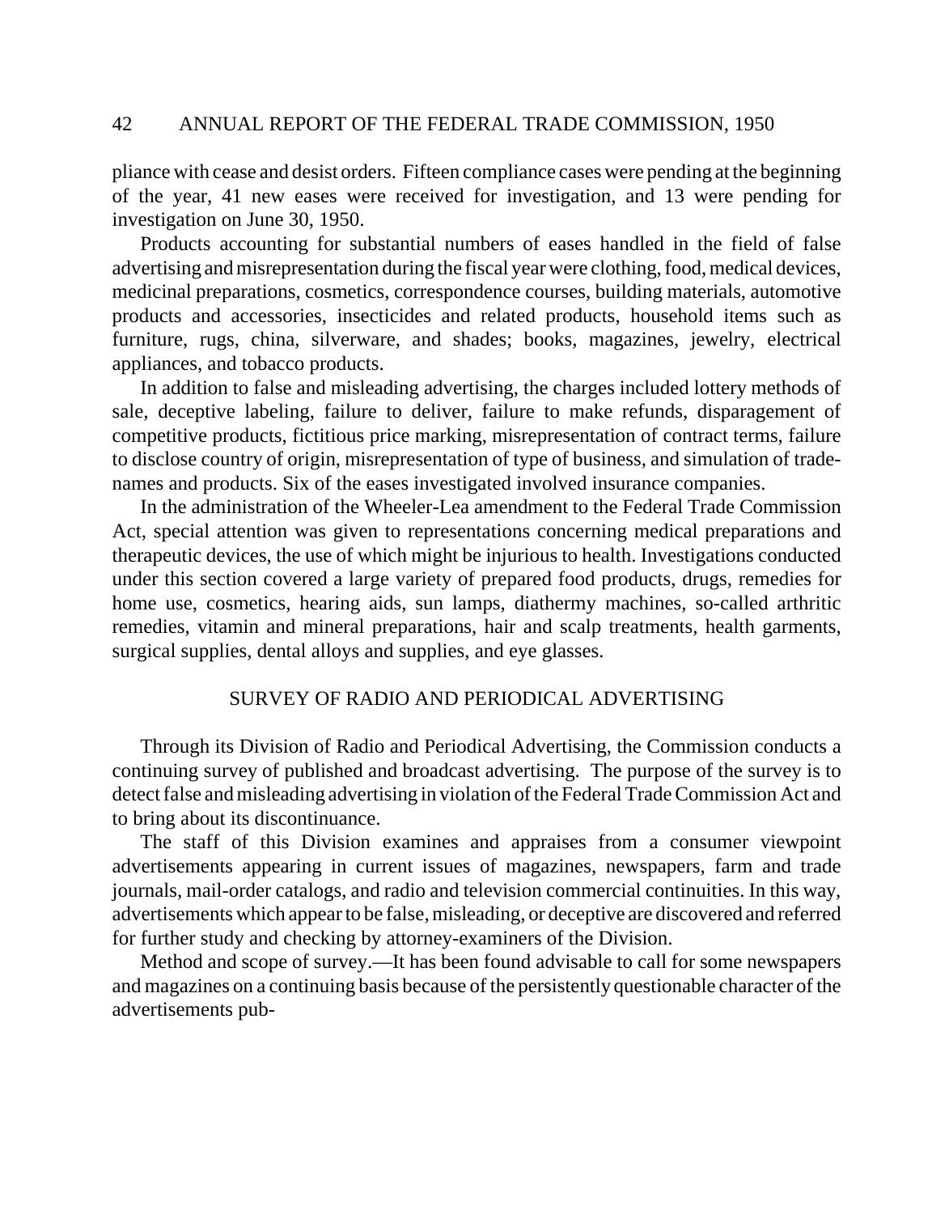pliance with cease and desist orders. Fifteen compliance cases were pending at the beginning of the year, 41 new eases were received for investigation, and 13 were pending for investigation on June 30, 1950.

Products accounting for substantial numbers of eases handled in the field of false advertising and misrepresentation during the fiscal year were clothing, food, medical devices, medicinal preparations, cosmetics, correspondence courses, building materials, automotive products and accessories, insecticides and related products, household items such as furniture, rugs, china, silverware, and shades; books, magazines, jewelry, electrical appliances, and tobacco products.

In addition to false and misleading advertising, the charges included lottery methods of sale, deceptive labeling, failure to deliver, failure to make refunds, disparagement of competitive products, fictitious price marking, misrepresentation of contract terms, failure to disclose country of origin, misrepresentation of type of business, and simulation of trade-names and products. Six of the eases investigated involved insurance companies.

In the administration of the Wheeler-Lea amendment to the Federal Trade Commission Act, special attention was given to representations concerning medical preparations and therapeutic devices, the use of which might be injurious to health. Investigations conducted under this section covered a large variety of prepared food products, drugs, remedies for home use, cosmetics, hearing aids, sun lamps, diathermy machines, so-called arthritic remedies, vitamin and mineral preparations, hair and scalp treatments, health garments, surgical supplies, dental alloys and supplies, and eye glasses.

## SURVEY OF RADIO AND PERIODICAL ADVERTISING

Through its Division of Radio and Periodical Advertising, the Commission conducts a continuing survey of published and broadcast advertising. The purpose of the survey is to detect false and misleading advertising in violation of the Federal Trade Commission Act and to bring about its discontinuance.

The staff of this Division examines and appraises from a consumer viewpoint advertisements appearing in current issues of magazines, newspapers, farm and trade journals, mail-order catalogs, and radio and television commercial continuities. In this way, advertisements which appear to be false, misleading, or deceptive are discovered and referred for further study and checking by attorney-examiners of the Division.

Method and scope of survey.—It has been found advisable to call for some newspapers and magazines on a continuing basis because of the persistently questionable character of the advertisements pub-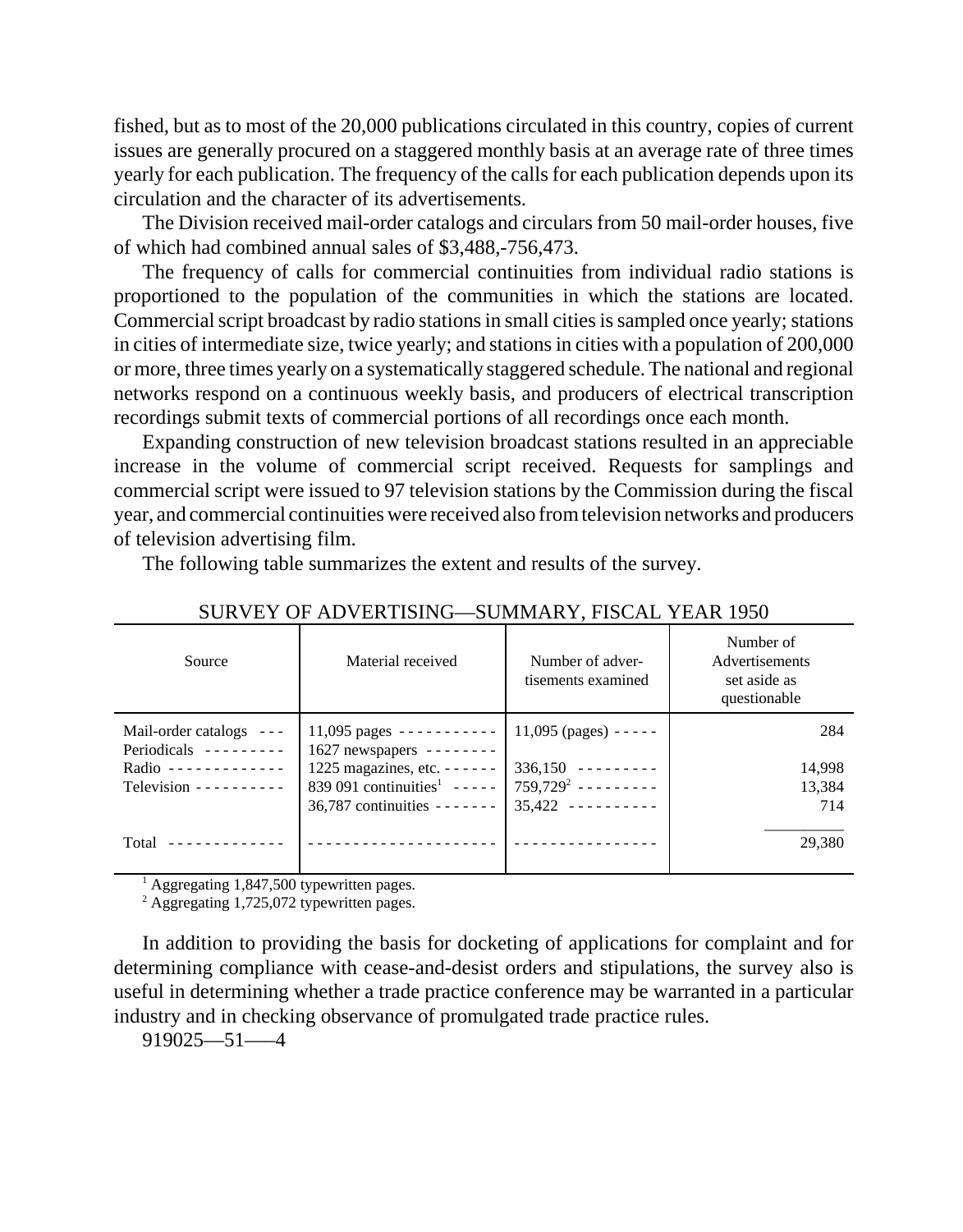fished, but as to most of the 20,000 publications circulated in this country, copies of current issues are generally procured on a staggered monthly basis at an average rate of three times yearly for each publication. The frequency of the calls for each publication depends upon its circulation and the character of its advertisements.

The Division received mail-order catalogs and circulars from 50 mail-order houses, five of which had combined annual sales of $3,488,-756,473.

The frequency of calls for commercial continuities from individual radio stations is proportioned to the population of the communities in which the stations are located. Commercial script broadcast by radio stations in small cities is sampled once yearly; stations in cities of intermediate size, twice yearly; and stations in cities with a population of 200,000 or more, three times yearly on a systematically staggered schedule. The national and regional networks respond on a continuous weekly basis, and producers of electrical transcription recordings submit texts of commercial portions of all recordings once each month.

Expanding construction of new television broadcast stations resulted in an appreciable increase in the volume of commercial script received. Requests for samplings and commercial script were issued to 97 television stations by the Commission during the fiscal year, and commercial continuities were received also from television networks and producers of television advertising film.

The following table summarizes the extent and results of the survey.

SURVEY OF ADVERTISING—SUMMARY, FISCAL YEAR 1950

| Source | Material received | Number of advertisements examined | Number of Advertisements set aside as questionable |
|---|---|---|---|
| Mail-order catalogs | 11,095 pages | 11,095 (pages) | 284 |
| Periodicals | 1627 newspapers | | |
| | 1225 magazines, etc. | 336,150 | 14,998 |
| Radio | 839 091 continuities[1] | 759,729[2] | 13,384 |
| Television | 36,787 continuities | 35,422 | 714 |
| Total | | | 29,380 |

[1] Aggregating 1,847,500 typewritten pages.
[2] Aggregating 1,725,072 typewritten pages.

In addition to providing the basis for docketing of applications for complaint and for determining compliance with cease-and-desist orders and stipulations, the survey also is useful in determining whether a trade practice conference may be warranted in a particular industry and in checking observance of promulgated trade practice rules.

919025—51——4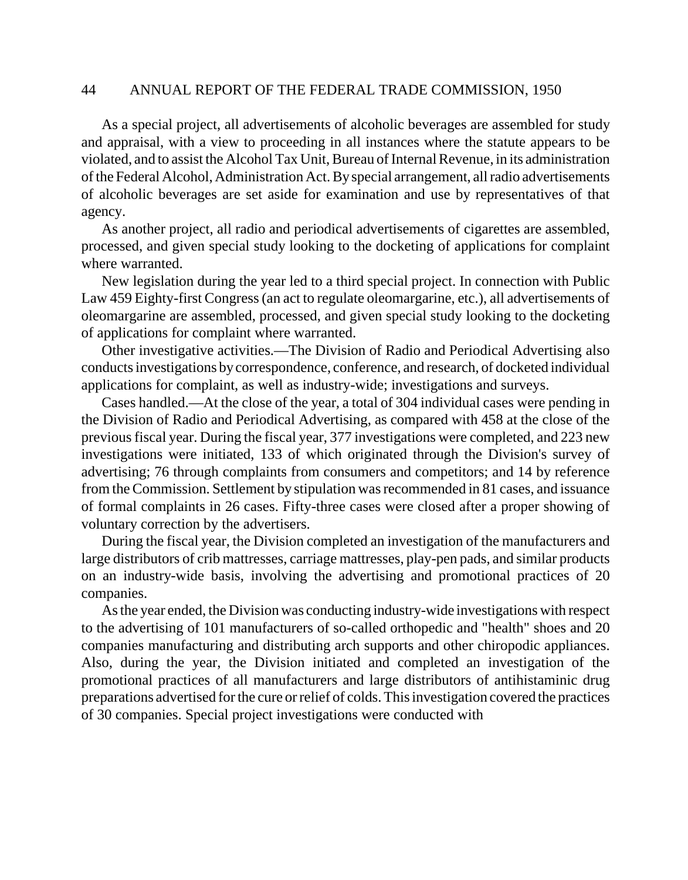As a special project, all advertisements of alcoholic beverages are assembled for study and appraisal, with a view to proceeding in all instances where the statute appears to be violated, and to assist the Alcohol Tax Unit, Bureau of Internal Revenue, in its administration of the Federal Alcohol, Administration Act. By special arrangement, all radio advertisements of alcoholic beverages are set aside for examination and use by representatives of that agency.

As another project, all radio and periodical advertisements of cigarettes are assembled, processed, and given special study looking to the docketing of applications for complaint where warranted.

New legislation during the year led to a third special project. In connection with Public Law 459 Eighty-first Congress (an act to regulate oleomargarine, etc.), all advertisements of oleomargarine are assembled, processed, and given special study looking to the docketing of applications for complaint where warranted.

Other investigative activities.—The Division of Radio and Periodical Advertising also conducts investigations by correspondence, conference, and research, of docketed individual applications for complaint, as well as industry-wide; investigations and surveys.

Cases handled.—At the close of the year, a total of 304 individual cases were pending in the Division of Radio and Periodical Advertising, as compared with 458 at the close of the previous fiscal year. During the fiscal year, 377 investigations were completed, and 223 new investigations were initiated, 133 of which originated through the Division's survey of advertising; 76 through complaints from consumers and competitors; and 14 by reference from the Commission. Settlement by stipulation was recommended in 81 cases, and issuance of formal complaints in 26 cases. Fifty-three cases were closed after a proper showing of voluntary correction by the advertisers.

During the fiscal year, the Division completed an investigation of the manufacturers and large distributors of crib mattresses, carriage mattresses, play-pen pads, and similar products on an industry-wide basis, involving the advertising and promotional practices of 20 companies.

As the year ended, the Division was conducting industry-wide investigations with respect to the advertising of 101 manufacturers of so-called orthopedic and "health" shoes and 20 companies manufacturing and distributing arch supports and other chiropodic appliances. Also, during the year, the Division initiated and completed an investigation of the promotional practices of all manufacturers and large distributors of antihistaminic drug preparations advertised for the cure or relief of colds. This investigation covered the practices of 30 companies. Special project investigations were conducted with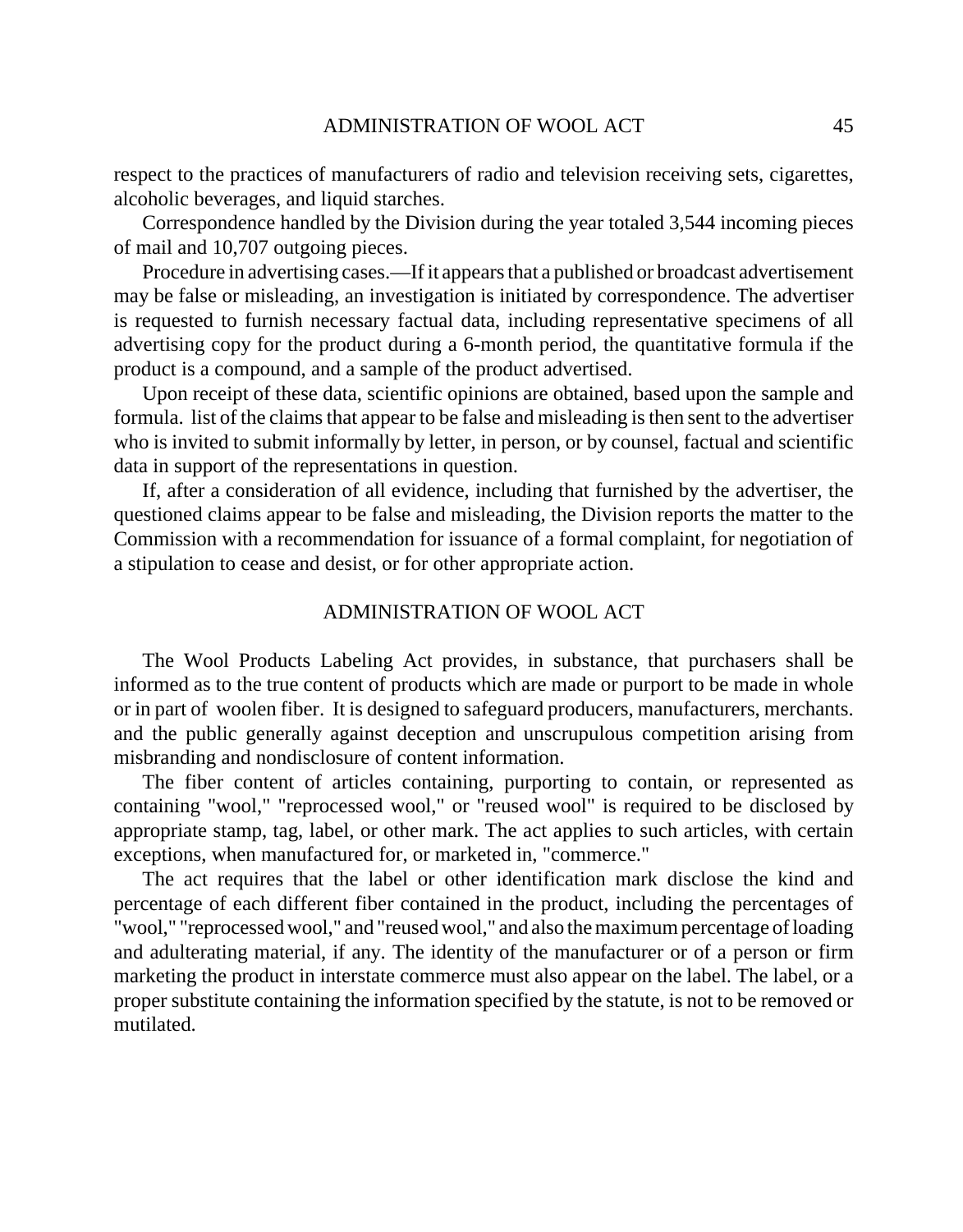respect to the practices of manufacturers of radio and television receiving sets, cigarettes, alcoholic beverages, and liquid starches.

Correspondence handled by the Division during the year totaled 3,544 incoming pieces of mail and 10,707 outgoing pieces.

Procedure in advertising cases.—If it appears that a published or broadcast advertisement may be false or misleading, an investigation is initiated by correspondence. The advertiser is requested to furnish necessary factual data, including representative specimens of all advertising copy for the product during a 6-month period, the quantitative formula if the product is a compound, and a sample of the product advertised.

Upon receipt of these data, scientific opinions are obtained, based upon the sample and formula. list of the claims that appear to be false and misleading is then sent to the advertiser who is invited to submit informally by letter, in person, or by counsel, factual and scientific data in support of the representations in question.

If, after a consideration of all evidence, including that furnished by the advertiser, the questioned claims appear to be false and misleading, the Division reports the matter to the Commission with a recommendation for issuance of a formal complaint, for negotiation of a stipulation to cease and desist, or for other appropriate action.

## ADMINISTRATION OF WOOL ACT

The Wool Products Labeling Act provides, in substance, that purchasers shall be informed as to the true content of products which are made or purport to be made in whole or in part of woolen fiber. It is designed to safeguard producers, manufacturers, merchants. and the public generally against deception and unscrupulous competition arising from misbranding and nondisclosure of content information.

The fiber content of articles containing, purporting to contain, or represented as containing "wool," "reprocessed wool," or "reused wool" is required to be disclosed by appropriate stamp, tag, label, or other mark. The act applies to such articles, with certain exceptions, when manufactured for, or marketed in, "commerce."

The act requires that the label or other identification mark disclose the kind and percentage of each different fiber contained in the product, including the percentages of "wool," "reprocessed wool," and "reused wool," and also the maximum percentage of loading and adulterating material, if any. The identity of the manufacturer or of a person or firm marketing the product in interstate commerce must also appear on the label. The label, or a proper substitute containing the information specified by the statute, is not to be removed or mutilated.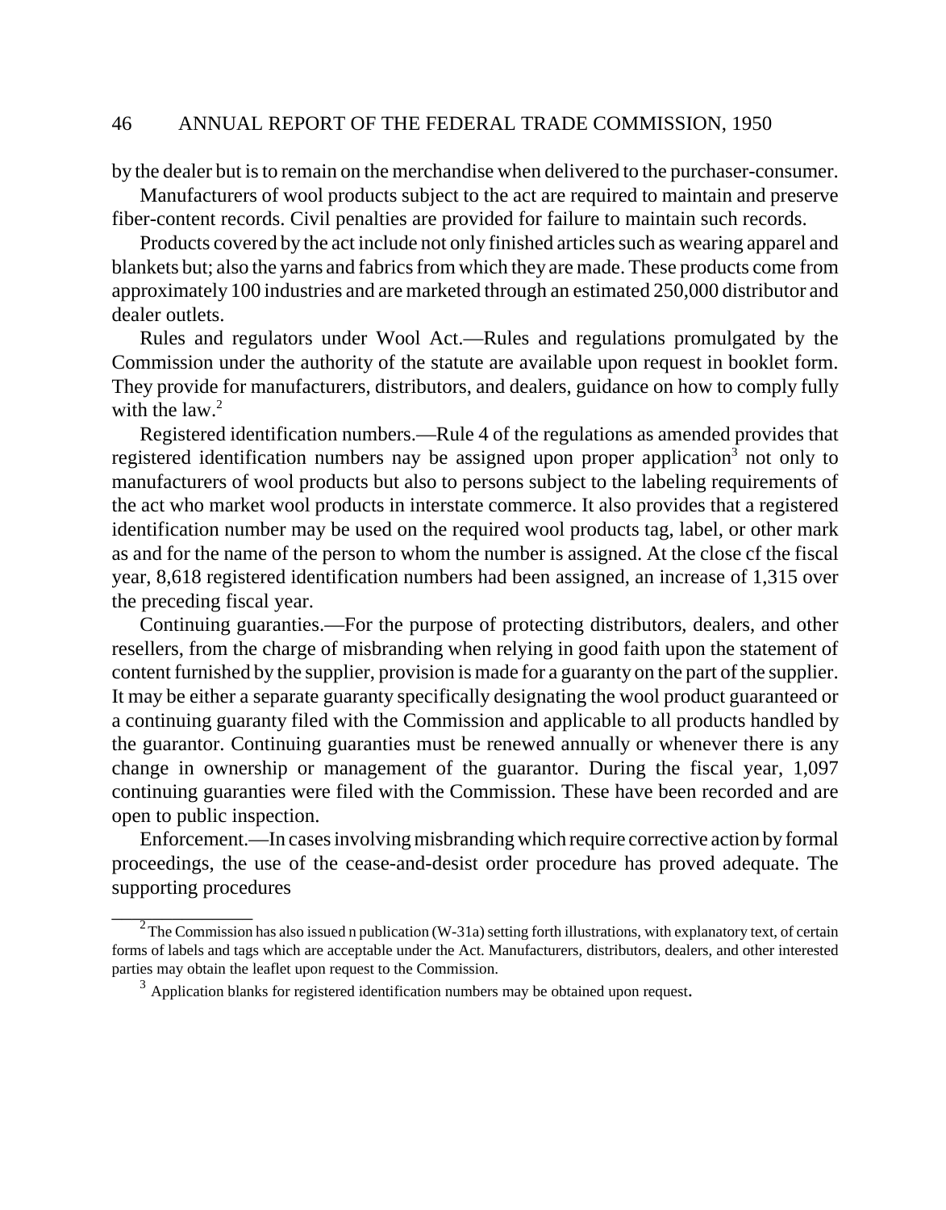by the dealer but is to remain on the merchandise when delivered to the purchaser-consumer.

Manufacturers of wool products subject to the act are required to maintain and preserve fiber-content records. Civil penalties are provided for failure to maintain such records.

Products covered by the act include not only finished articles such as wearing apparel and blankets but; also the yarns and fabrics from which they are made. These products come from approximately 100 industries and are marketed through an estimated 250,000 distributor and dealer outlets.

Rules and regulators under Wool Act.—Rules and regulations promulgated by the Commission under the authority of the statute are available upon request in booklet form. They provide for manufacturers, distributors, and dealers, guidance on how to comply fully with the law.[2]

Registered identification numbers.—Rule 4 of the regulations as amended provides that registered identification numbers nay be assigned upon proper application[3] not only to manufacturers of wool products but also to persons subject to the labeling requirements of the act who market wool products in interstate commerce. It also provides that a registered identification number may be used on the required wool products tag, label, or other mark as and for the name of the person to whom the number is assigned. At the close cf the fiscal year, 8,618 registered identification numbers had been assigned, an increase of 1,315 over the preceding fiscal year.

Continuing guaranties.—For the purpose of protecting distributors, dealers, and other resellers, from the charge of misbranding when relying in good faith upon the statement of content furnished by the supplier, provision is made for a guaranty on the part of the supplier. It may be either a separate guaranty specifically designating the wool product guaranteed or a continuing guaranty filed with the Commission and applicable to all products handled by the guarantor. Continuing guaranties must be renewed annually or whenever there is any change in ownership or management of the guarantor. During the fiscal year, 1,097 continuing guaranties were filed with the Commission. These have been recorded and are open to public inspection.

Enforcement.—In cases involving misbranding which require corrective action by formal proceedings, the use of the cease-and-desist order procedure has proved adequate. The supporting procedures

---

[2] The Commission has also issued n publication (W-31a) setting forth illustrations, with explanatory text, of certain forms of labels and tags which are acceptable under the Act. Manufacturers, distributors, dealers, and other interested parties may obtain the leaflet upon request to the Commission.

[3] Application blanks for registered identification numbers may be obtained upon request.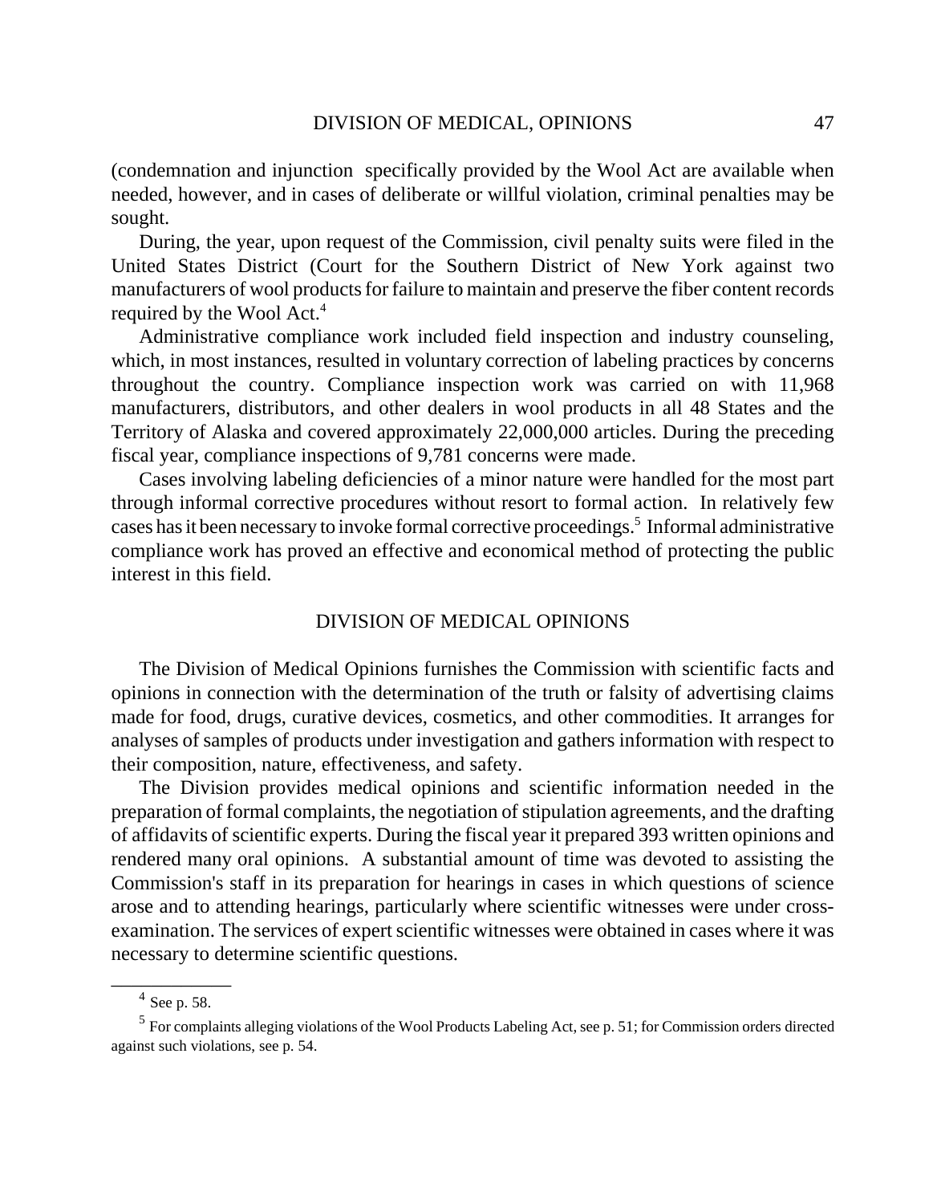(condemnation and injunction specifically provided by the Wool Act are available when needed, however, and in cases of deliberate or willful violation, criminal penalties may be sought.

During, the year, upon request of the Commission, civil penalty suits were filed in the United States District (Court for the Southern District of New York against two manufacturers of wool products for failure to maintain and preserve the fiber content records required by the Wool Act.[4]

Administrative compliance work included field inspection and industry counseling, which, in most instances, resulted in voluntary correction of labeling practices by concerns throughout the country. Compliance inspection work was carried on with 11,968 manufacturers, distributors, and other dealers in wool products in all 48 States and the Territory of Alaska and covered approximately 22,000,000 articles. During the preceding fiscal year, compliance inspections of 9,781 concerns were made.

Cases involving labeling deficiencies of a minor nature were handled for the most part through informal corrective procedures without resort to formal action. In relatively few cases has it been necessary to invoke formal corrective proceedings.[5] Informal administrative compliance work has proved an effective and economical method of protecting the public interest in this field.

## DIVISION OF MEDICAL OPINIONS

The Division of Medical Opinions furnishes the Commission with scientific facts and opinions in connection with the determination of the truth or falsity of advertising claims made for food, drugs, curative devices, cosmetics, and other commodities. It arranges for analyses of samples of products under investigation and gathers information with respect to their composition, nature, effectiveness, and safety.

The Division provides medical opinions and scientific information needed in the preparation of formal complaints, the negotiation of stipulation agreements, and the drafting of affidavits of scientific experts. During the fiscal year it prepared 393 written opinions and rendered many oral opinions. A substantial amount of time was devoted to assisting the Commission's staff in its preparation for hearings in cases in which questions of science arose and to attending hearings, particularly where scientific witnesses were under cross-examination. The services of expert scientific witnesses were obtained in cases where it was necessary to determine scientific questions.

---

[4] See p. 58.

[5] For complaints alleging violations of the Wool Products Labeling Act, see p. 51; for Commission orders directed against such violations, see p. 54.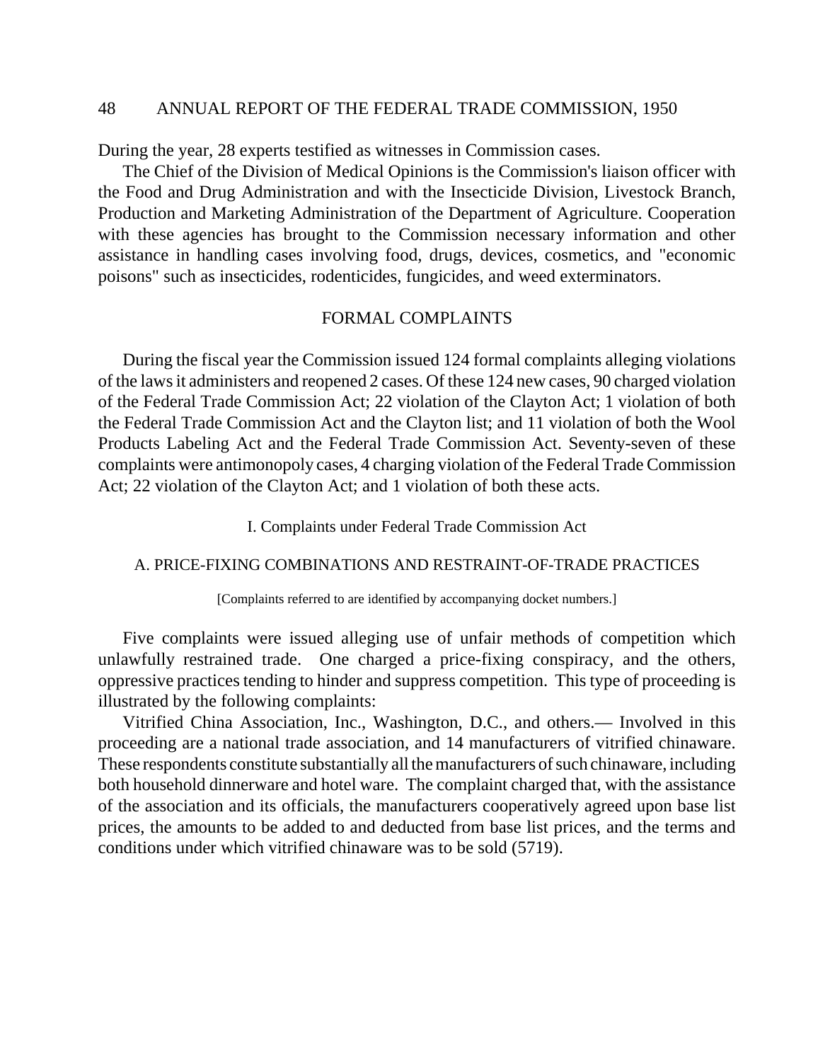During the year, 28 experts testified as witnesses in Commission cases.

The Chief of the Division of Medical Opinions is the Commission's liaison officer with the Food and Drug Administration and with the Insecticide Division, Livestock Branch, Production and Marketing Administration of the Department of Agriculture. Cooperation with these agencies has brought to the Commission necessary information and other assistance in handling cases involving food, drugs, devices, cosmetics, and "economic poisons" such as insecticides, rodenticides, fungicides, and weed exterminators.

## FORMAL COMPLAINTS

During the fiscal year the Commission issued 124 formal complaints alleging violations of the laws it administers and reopened 2 cases. Of these 124 new cases, 90 charged violation of the Federal Trade Commission Act; 22 violation of the Clayton Act; 1 violation of both the Federal Trade Commission Act and the Clayton list; and 11 violation of both the Wool Products Labeling Act and the Federal Trade Commission Act. Seventy-seven of these complaints were antimonopoly cases, 4 charging violation of the Federal Trade Commission Act; 22 violation of the Clayton Act; and 1 violation of both these acts.

### I. Complaints under Federal Trade Commission Act

#### A. PRICE-FIXING COMBINATIONS AND RESTRAINT-OF-TRADE PRACTICES

[Complaints referred to are identified by accompanying docket numbers.]

Five complaints were issued alleging use of unfair methods of competition which unlawfully restrained trade. One charged a price-fixing conspiracy, and the others, oppressive practices tending to hinder and suppress competition. This type of proceeding is illustrated by the following complaints:

Vitrified China Association, Inc., Washington, D.C., and others.— Involved in this proceeding are a national trade association, and 14 manufacturers of vitrified chinaware. These respondents constitute substantially all the manufacturers of such chinaware, including both household dinnerware and hotel ware. The complaint charged that, with the assistance of the association and its officials, the manufacturers cooperatively agreed upon base list prices, the amounts to be added to and deducted from base list prices, and the terms and conditions under which vitrified chinaware was to be sold (5719).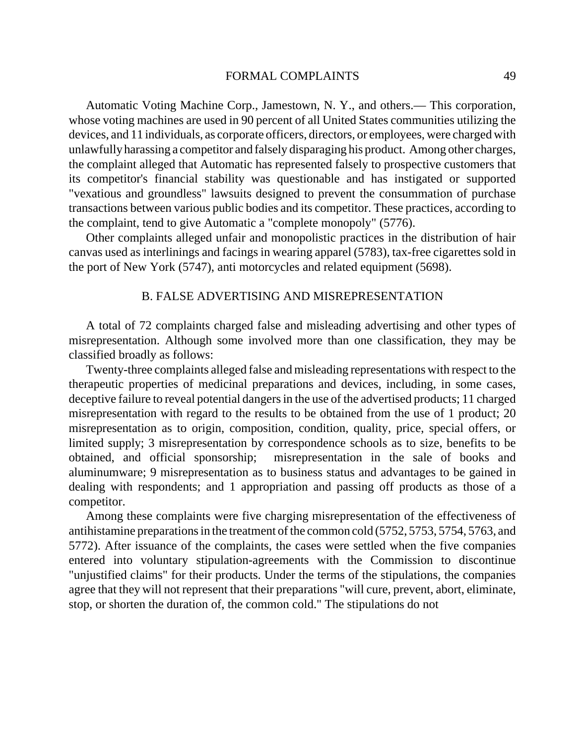Automatic Voting Machine Corp., Jamestown, N. Y., and others.— This corporation, whose voting machines are used in 90 percent of all United States communities utilizing the devices, and 11 individuals, as corporate officers, directors, or employees, were charged with unlawfully harassing a competitor and falsely disparaging his product. Among other charges, the complaint alleged that Automatic has represented falsely to prospective customers that its competitor's financial stability was questionable and has instigated or supported "vexatious and groundless" lawsuits designed to prevent the consummation of purchase transactions between various public bodies and its competitor. These practices, according to the complaint, tend to give Automatic a "complete monopoly" (5776).

Other complaints alleged unfair and monopolistic practices in the distribution of hair canvas used as interlinings and facings in wearing apparel (5783), tax-free cigarettes sold in the port of New York (5747), anti motorcycles and related equipment (5698).

## B. FALSE ADVERTISING AND MISREPRESENTATION

A total of 72 complaints charged false and misleading advertising and other types of misrepresentation. Although some involved more than one classification, they may be classified broadly as follows:

Twenty-three complaints alleged false and misleading representations with respect to the therapeutic properties of medicinal preparations and devices, including, in some cases, deceptive failure to reveal potential dangers in the use of the advertised products; 11 charged misrepresentation with regard to the results to be obtained from the use of 1 product; 20 misrepresentation as to origin, composition, condition, quality, price, special offers, or limited supply; 3 misrepresentation by correspondence schools as to size, benefits to be obtained, and official sponsorship;  misrepresentation in the sale of books and aluminumware; 9 misrepresentation as to business status and advantages to be gained in dealing with respondents; and 1 appropriation and passing off products as those of a competitor.

Among these complaints were five charging misrepresentation of the effectiveness of antihistamine preparations in the treatment of the common cold (5752, 5753, 5754, 5763, and 5772). After issuance of the complaints, the cases were settled when the five companies entered into voluntary stipulation-agreements with the Commission to discontinue "unjustified claims" for their products. Under the terms of the stipulations, the companies agree that they will not represent that their preparations "will cure, prevent, abort, eliminate, stop, or shorten the duration of, the common cold." The stipulations do not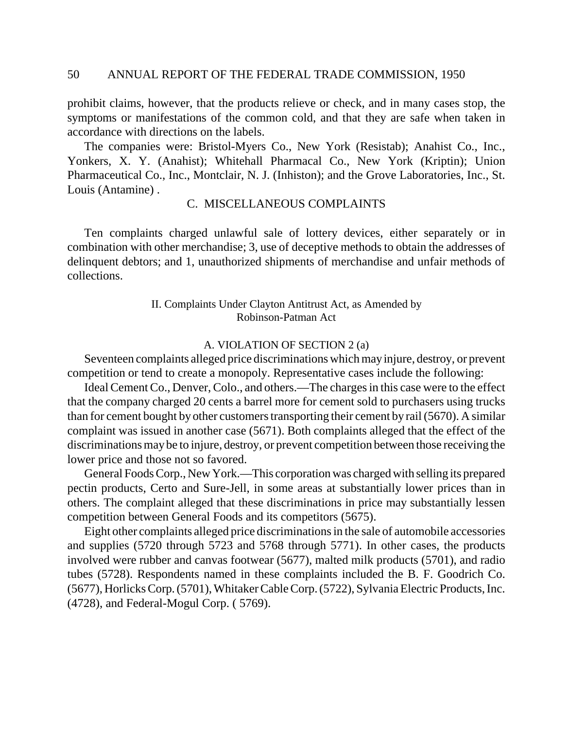prohibit claims, however, that the products relieve or check, and in many cases stop, the symptoms or manifestations of the common cold, and that they are safe when taken in accordance with directions on the labels.

The companies were: Bristol-Myers Co., New York (Resistab); Anahist Co., Inc., Yonkers, X. Y. (Anahist); Whitehall Pharmacal Co., New York (Kriptin); Union Pharmaceutical Co., Inc., Montclair, N. J. (Inhiston); and the Grove Laboratories, Inc., St. Louis (Antamine) .

### C. MISCELLANEOUS COMPLAINTS

Ten complaints charged unlawful sale of lottery devices, either separately or in combination with other merchandise; 3, use of deceptive methods to obtain the addresses of delinquent debtors; and 1, unauthorized shipments of merchandise and unfair methods of collections.

## II. Complaints Under Clayton Antitrust Act, as Amended by Robinson-Patman Act

### A. VIOLATION OF SECTION 2 (a)

Seventeen complaints alleged price discriminations which may injure, destroy, or prevent competition or tend to create a monopoly. Representative cases include the following:

Ideal Cement Co., Denver, Colo., and others.—The charges in this case were to the effect that the company charged 20 cents a barrel more for cement sold to purchasers using trucks than for cement bought by other customers transporting their cement by rail (5670). A similar complaint was issued in another case (5671). Both complaints alleged that the effect of the discriminations may be to injure, destroy, or prevent competition between those receiving the lower price and those not so favored.

General Foods Corp., New York.—This corporation was charged with selling its prepared pectin products, Certo and Sure-Jell, in some areas at substantially lower prices than in others. The complaint alleged that these discriminations in price may substantially lessen competition between General Foods and its competitors (5675).

Eight other complaints alleged price discriminations in the sale of automobile accessories and supplies (5720 through 5723 and 5768 through 5771). In other cases, the products involved were rubber and canvas footwear (5677), malted milk products (5701), and radio tubes (5728). Respondents named in these complaints included the B. F. Goodrich Co. (5677), Horlicks Corp. (5701), Whitaker Cable Corp. (5722), Sylvania Electric Products, Inc. (4728), and Federal-Mogul Corp. ( 5769).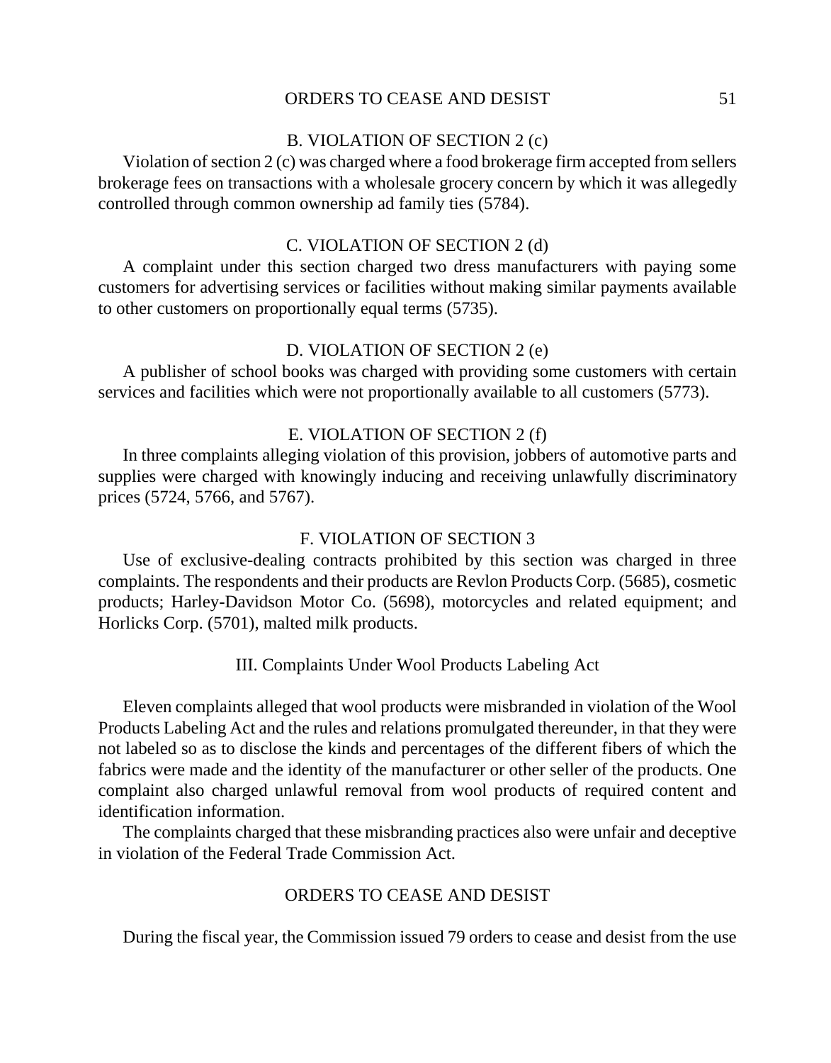### B. VIOLATION OF SECTION 2 (c)

Violation of section 2 (c) was charged where a food brokerage firm accepted from sellers brokerage fees on transactions with a wholesale grocery concern by which it was allegedly controlled through common ownership ad family ties (5784).

### C. VIOLATION OF SECTION 2 (d)

A complaint under this section charged two dress manufacturers with paying some customers for advertising services or facilities without making similar payments available to other customers on proportionally equal terms (5735).

### D. VIOLATION OF SECTION 2 (e)

A publisher of school books was charged with providing some customers with certain services and facilities which were not proportionally available to all customers (5773).

### E. VIOLATION OF SECTION 2 (f)

In three complaints alleging violation of this provision, jobbers of automotive parts and supplies were charged with knowingly inducing and receiving unlawfully discriminatory prices (5724, 5766, and 5767).

### F. VIOLATION OF SECTION 3

Use of exclusive-dealing contracts prohibited by this section was charged in three complaints. The respondents and their products are Revlon Products Corp. (5685), cosmetic products; Harley-Davidson Motor Co. (5698), motorcycles and related equipment; and Horlicks Corp. (5701), malted milk products.

## III. Complaints Under Wool Products Labeling Act

Eleven complaints alleged that wool products were misbranded in violation of the Wool Products Labeling Act and the rules and relations promulgated thereunder, in that they were not labeled so as to disclose the kinds and percentages of the different fibers of which the fabrics were made and the identity of the manufacturer or other seller of the products. One complaint also charged unlawful removal from wool products of required content and identification information.

The complaints charged that these misbranding practices also were unfair and deceptive in violation of the Federal Trade Commission Act.

## ORDERS TO CEASE AND DESIST

During the fiscal year, the Commission issued 79 orders to cease and desist from the use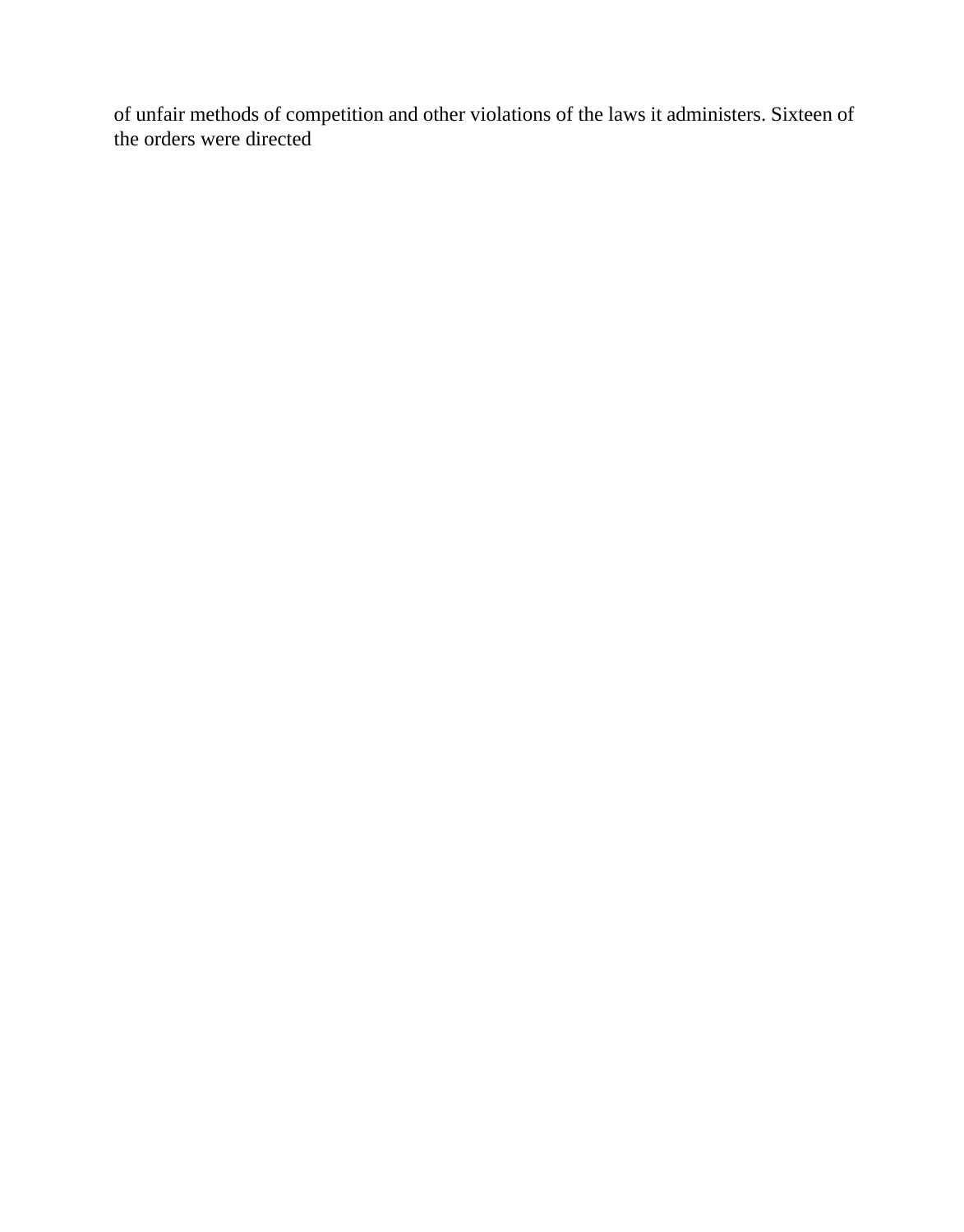of unfair methods of competition and other violations of the laws it administers. Sixteen of the orders were directed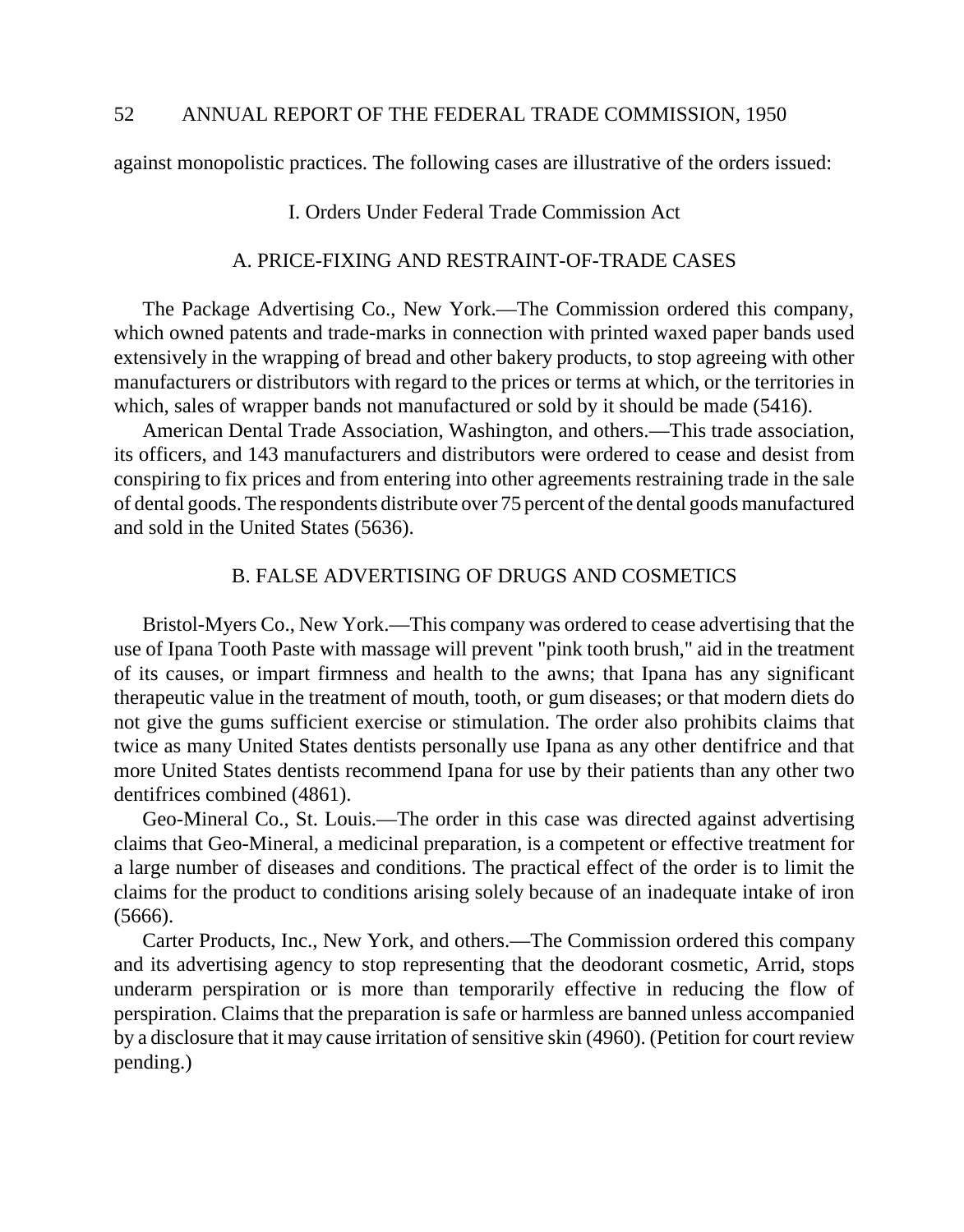against monopolistic practices. The following cases are illustrative of the orders issued:

## I. Orders Under Federal Trade Commission Act

### A. PRICE-FIXING AND RESTRAINT-OF-TRADE CASES

The Package Advertising Co., New York.—The Commission ordered this company, which owned patents and trade-marks in connection with printed waxed paper bands used extensively in the wrapping of bread and other bakery products, to stop agreeing with other manufacturers or distributors with regard to the prices or terms at which, or the territories in which, sales of wrapper bands not manufactured or sold by it should be made (5416).

American Dental Trade Association, Washington, and others.—This trade association, its officers, and 143 manufacturers and distributors were ordered to cease and desist from conspiring to fix prices and from entering into other agreements restraining trade in the sale of dental goods. The respondents distribute over 75 percent of the dental goods manufactured and sold in the United States (5636).

### B. FALSE ADVERTISING OF DRUGS AND COSMETICS

Bristol-Myers Co., New York.—This company was ordered to cease advertising that the use of Ipana Tooth Paste with massage will prevent "pink tooth brush," aid in the treatment of its causes, or impart firmness and health to the awns; that Ipana has any significant therapeutic value in the treatment of mouth, tooth, or gum diseases; or that modern diets do not give the gums sufficient exercise or stimulation. The order also prohibits claims that twice as many United States dentists personally use Ipana as any other dentifrice and that more United States dentists recommend Ipana for use by their patients than any other two dentifrices combined (4861).

Geo-Mineral Co., St. Louis.—The order in this case was directed against advertising claims that Geo-Mineral, a medicinal preparation, is a competent or effective treatment for a large number of diseases and conditions. The practical effect of the order is to limit the claims for the product to conditions arising solely because of an inadequate intake of iron (5666).

Carter Products, Inc., New York, and others.—The Commission ordered this company and its advertising agency to stop representing that the deodorant cosmetic, Arrid, stops underarm perspiration or is more than temporarily effective in reducing the flow of perspiration. Claims that the preparation is safe or harmless are banned unless accompanied by a disclosure that it may cause irritation of sensitive skin (4960). (Petition for court review pending.)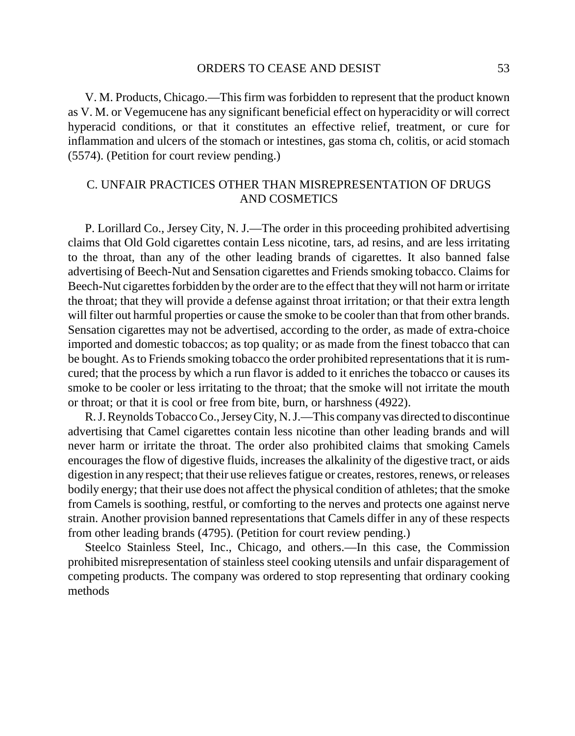V. M. Products, Chicago.—This firm was forbidden to represent that the product known as V. M. or Vegemucene has any significant beneficial effect on hyperacidity or will correct hyperacid conditions, or that it constitutes an effective relief, treatment, or cure for inflammation and ulcers of the stomach or intestines, gas stoma ch, colitis, or acid stomach (5574). (Petition for court review pending.)

## C. UNFAIR PRACTICES OTHER THAN MISREPRESENTATION OF DRUGS AND COSMETICS

P. Lorillard Co., Jersey City, N. J.—The order in this proceeding prohibited advertising claims that Old Gold cigarettes contain Less nicotine, tars, ad resins, and are less irritating to the throat, than any of the other leading brands of cigarettes. It also banned false advertising of Beech-Nut and Sensation cigarettes and Friends smoking tobacco. Claims for Beech-Nut cigarettes forbidden by the order are to the effect that they will not harm or irritate the throat; that they will provide a defense against throat irritation; or that their extra length will filter out harmful properties or cause the smoke to be cooler than that from other brands. Sensation cigarettes may not be advertised, according to the order, as made of extra-choice imported and domestic tobaccos; as top quality; or as made from the finest tobacco that can be bought. As to Friends smoking tobacco the order prohibited representations that it is rum-cured; that the process by which a run flavor is added to it enriches the tobacco or causes its smoke to be cooler or less irritating to the throat; that the smoke will not irritate the mouth or throat; or that it is cool or free from bite, burn, or harshness (4922).

R. J. Reynolds Tobacco Co., Jersey City, N. J.—This company vas directed to discontinue advertising that Camel cigarettes contain less nicotine than other leading brands and will never harm or irritate the throat. The order also prohibited claims that smoking Camels encourages the flow of digestive fluids, increases the alkalinity of the digestive tract, or aids digestion in any respect; that their use relieves fatigue or creates, restores, renews, or releases bodily energy; that their use does not affect the physical condition of athletes; that the smoke from Camels is soothing, restful, or comforting to the nerves and protects one against nerve strain. Another provision banned representations that Camels differ in any of these respects from other leading brands (4795). (Petition for court review pending.)

Steelco Stainless Steel, Inc., Chicago, and others.—In this case, the Commission prohibited misrepresentation of stainless steel cooking utensils and unfair disparagement of competing products. The company was ordered to stop representing that ordinary cooking methods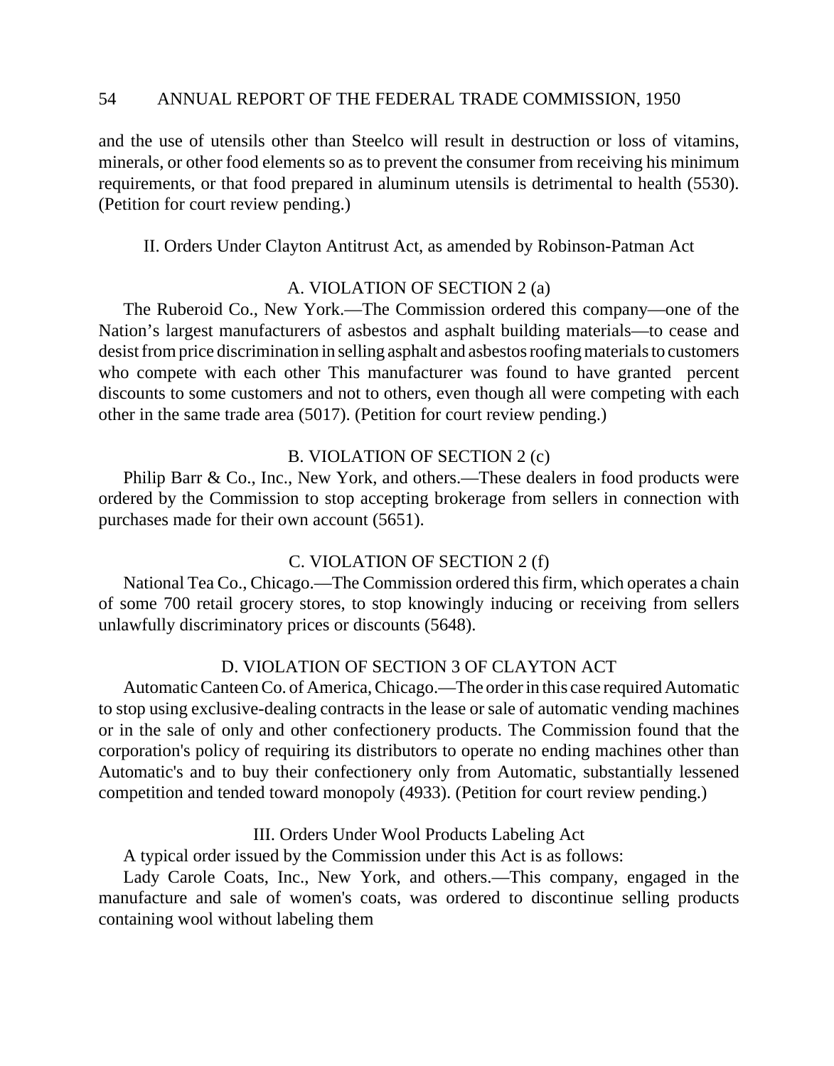and the use of utensils other than Steelco will result in destruction or loss of vitamins, minerals, or other food elements so as to prevent the consumer from receiving his minimum requirements, or that food prepared in aluminum utensils is detrimental to health (5530). (Petition for court review pending.)

## II. Orders Under Clayton Antitrust Act, as amended by Robinson-Patman Act

### A. VIOLATION OF SECTION 2 (a)

The Ruberoid Co., New York.—The Commission ordered this company—one of the Nation's largest manufacturers of asbestos and asphalt building materials—to cease and desist from price discrimination in selling asphalt and asbestos roofing materials to customers who compete with each other This manufacturer was found to have granted  percent discounts to some customers and not to others, even though all were competing with each other in the same trade area (5017). (Petition for court review pending.)

### B. VIOLATION OF SECTION 2 (c)

Philip Barr & Co., Inc., New York, and others.—These dealers in food products were ordered by the Commission to stop accepting brokerage from sellers in connection with purchases made for their own account (5651).

### C. VIOLATION OF SECTION 2 (f)

National Tea Co., Chicago.—The Commission ordered this firm, which operates a chain of some 700 retail grocery stores, to stop knowingly inducing or receiving from sellers unlawfully discriminatory prices or discounts (5648).

### D. VIOLATION OF SECTION 3 OF CLAYTON ACT

Automatic Canteen Co. of America, Chicago.—The order in this case required Automatic to stop using exclusive-dealing contracts in the lease or sale of automatic vending machines or in the sale of only and other confectionery products. The Commission found that the corporation's policy of requiring its distributors to operate no ending machines other than Automatic's and to buy their confectionery only from Automatic, substantially lessened competition and tended toward monopoly (4933). (Petition for court review pending.)

## III. Orders Under Wool Products Labeling Act

A typical order issued by the Commission under this Act is as follows:

Lady Carole Coats, Inc., New York, and others.—This company, engaged in the manufacture and sale of women's coats, was ordered to discontinue selling products containing wool without labeling them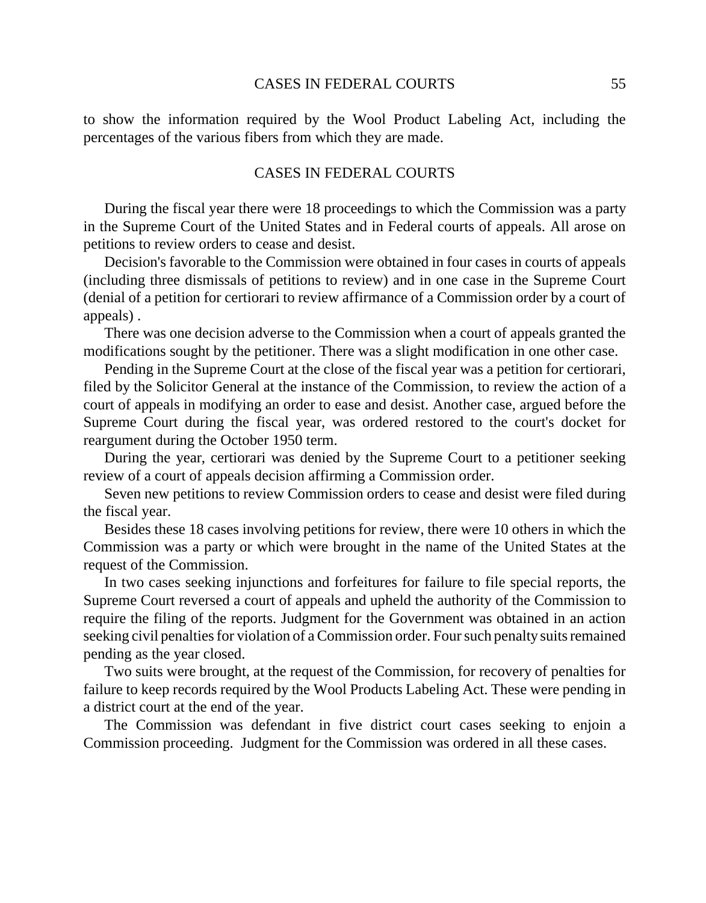to show the information required by the Wool Product Labeling Act, including the percentages of the various fibers from which they are made.

## CASES IN FEDERAL COURTS

During the fiscal year there were 18 proceedings to which the Commission was a party in the Supreme Court of the United States and in Federal courts of appeals. All arose on petitions to review orders to cease and desist.

Decision's favorable to the Commission were obtained in four cases in courts of appeals (including three dismissals of petitions to review) and in one case in the Supreme Court (denial of a petition for certiorari to review affirmance of a Commission order by a court of appeals) .

There was one decision adverse to the Commission when a court of appeals granted the modifications sought by the petitioner. There was a slight modification in one other case.

Pending in the Supreme Court at the close of the fiscal year was a petition for certiorari, filed by the Solicitor General at the instance of the Commission, to review the action of a court of appeals in modifying an order to ease and desist. Another case, argued before the Supreme Court during the fiscal year, was ordered restored to the court's docket for reargument during the October 1950 term.

During the year, certiorari was denied by the Supreme Court to a petitioner seeking review of a court of appeals decision affirming a Commission order.

Seven new petitions to review Commission orders to cease and desist were filed during the fiscal year.

Besides these 18 cases involving petitions for review, there were 10 others in which the Commission was a party or which were brought in the name of the United States at the request of the Commission.

In two cases seeking injunctions and forfeitures for failure to file special reports, the Supreme Court reversed a court of appeals and upheld the authority of the Commission to require the filing of the reports. Judgment for the Government was obtained in an action seeking civil penalties for violation of a Commission order. Four such penalty suits remained pending as the year closed.

Two suits were brought, at the request of the Commission, for recovery of penalties for failure to keep records required by the Wool Products Labeling Act. These were pending in a district court at the end of the year.

The Commission was defendant in five district court cases seeking to enjoin a Commission proceeding. Judgment for the Commission was ordered in all these cases.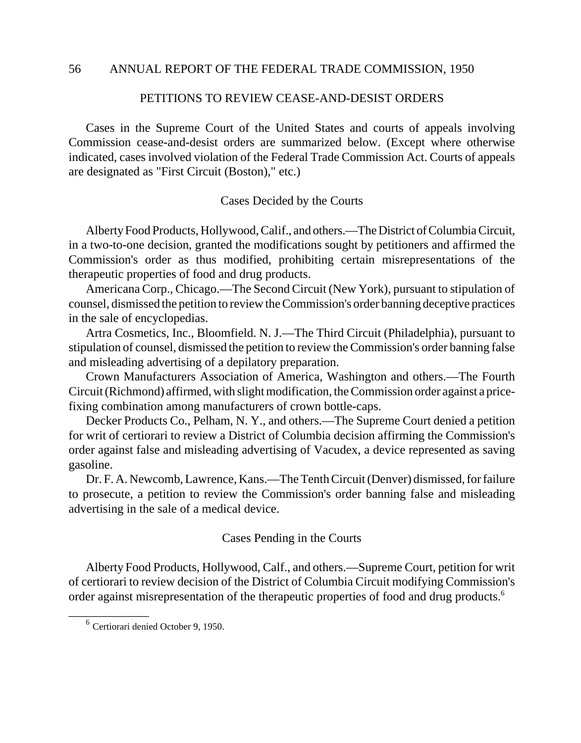## PETITIONS TO REVIEW CEASE-AND-DESIST ORDERS

Cases in the Supreme Court of the United States and courts of appeals involving Commission cease-and-desist orders are summarized below. (Except where otherwise indicated, cases involved violation of the Federal Trade Commission Act. Courts of appeals are designated as "First Circuit (Boston)," etc.)

### Cases Decided by the Courts

Alberty Food Products, Hollywood, Calif., and others.—The District of Columbia Circuit, in a two-to-one decision, granted the modifications sought by petitioners and affirmed the Commission's order as thus modified, prohibiting certain misrepresentations of the therapeutic properties of food and drug products.

Americana Corp., Chicago.—The Second Circuit (New York), pursuant to stipulation of counsel, dismissed the petition to review the Commission's order banning deceptive practices in the sale of encyclopedias.

Artra Cosmetics, Inc., Bloomfield. N. J.—The Third Circuit (Philadelphia), pursuant to stipulation of counsel, dismissed the petition to review the Commission's order banning false and misleading advertising of a depilatory preparation.

Crown Manufacturers Association of America, Washington and others.—The Fourth Circuit (Richmond) affirmed, with slight modification, the Commission order against a price-fixing combination among manufacturers of crown bottle-caps.

Decker Products Co., Pelham, N. Y., and others.—The Supreme Court denied a petition for writ of certiorari to review a District of Columbia decision affirming the Commission's order against false and misleading advertising of Vacudex, a device represented as saving gasoline.

Dr. F. A. Newcomb, Lawrence, Kans.—The Tenth Circuit (Denver) dismissed, for failure to prosecute, a petition to review the Commission's order banning false and misleading advertising in the sale of a medical device.

### Cases Pending in the Courts

Alberty Food Products, Hollywood, Calf., and others.—Supreme Court, petition for writ of certiorari to review decision of the District of Columbia Circuit modifying Commission's order against misrepresentation of the therapeutic properties of food and drug products.[6]

---

[6] Certiorari denied October 9, 1950.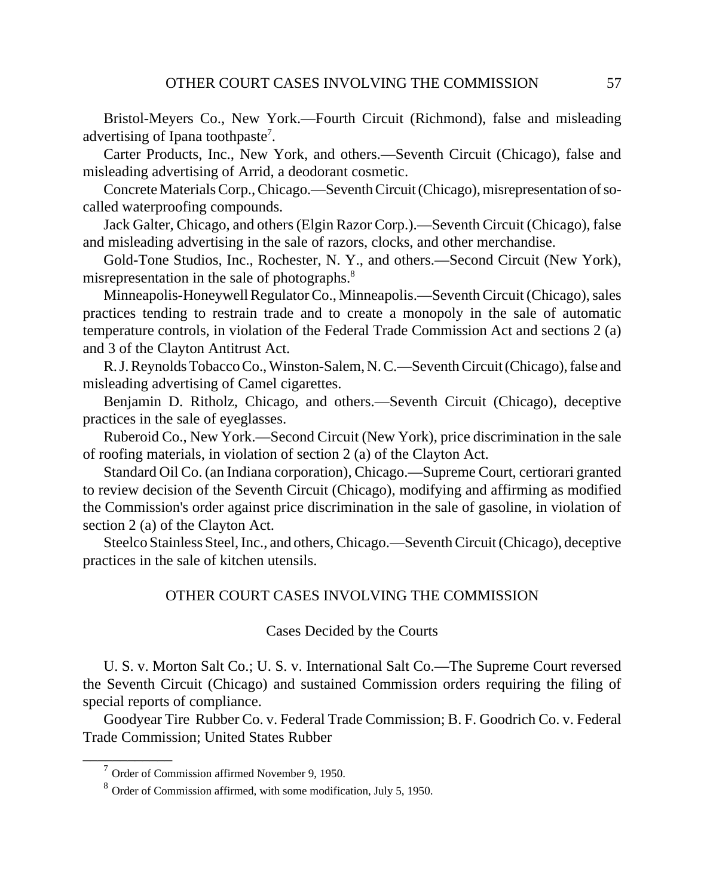Bristol-Meyers Co., New York.—Fourth Circuit (Richmond), false and misleading advertising of Ipana toothpaste[7].

Carter Products, Inc., New York, and others.—Seventh Circuit (Chicago), false and misleading advertising of Arrid, a deodorant cosmetic.

Concrete Materials Corp., Chicago.—Seventh Circuit (Chicago), misrepresentation of so-called waterproofing compounds.

Jack Galter, Chicago, and others (Elgin Razor Corp.).—Seventh Circuit (Chicago), false and misleading advertising in the sale of razors, clocks, and other merchandise.

Gold-Tone Studios, Inc., Rochester, N. Y., and others.—Second Circuit (New York), misrepresentation in the sale of photographs.[8]

Minneapolis-Honeywell Regulator Co., Minneapolis.—Seventh Circuit (Chicago), sales practices tending to restrain trade and to create a monopoly in the sale of automatic temperature controls, in violation of the Federal Trade Commission Act and sections 2 (a) and 3 of the Clayton Antitrust Act.

R. J. Reynolds Tobacco Co., Winston-Salem, N. C.—Seventh Circuit (Chicago), false and misleading advertising of Camel cigarettes.

Benjamin D. Ritholz, Chicago, and others.—Seventh Circuit (Chicago), deceptive practices in the sale of eyeglasses.

Ruberoid Co., New York.—Second Circuit (New York), price discrimination in the sale of roofing materials, in violation of section 2 (a) of the Clayton Act.

Standard Oil Co. (an Indiana corporation), Chicago.—Supreme Court, certiorari granted to review decision of the Seventh Circuit (Chicago), modifying and affirming as modified the Commission's order against price discrimination in the sale of gasoline, in violation of section 2 (a) of the Clayton Act.

Steelco Stainless Steel, Inc., and others, Chicago.—Seventh Circuit (Chicago), deceptive practices in the sale of kitchen utensils.

## OTHER COURT CASES INVOLVING THE COMMISSION

### Cases Decided by the Courts

U. S. v. Morton Salt Co.; U. S. v. International Salt Co.—The Supreme Court reversed the Seventh Circuit (Chicago) and sustained Commission orders requiring the filing of special reports of compliance.

Goodyear Tire Rubber Co. v. Federal Trade Commission; B. F. Goodrich Co. v. Federal Trade Commission; United States Rubber

---

[7] Order of Commission affirmed November 9, 1950.

[8] Order of Commission affirmed, with some modification, July 5, 1950.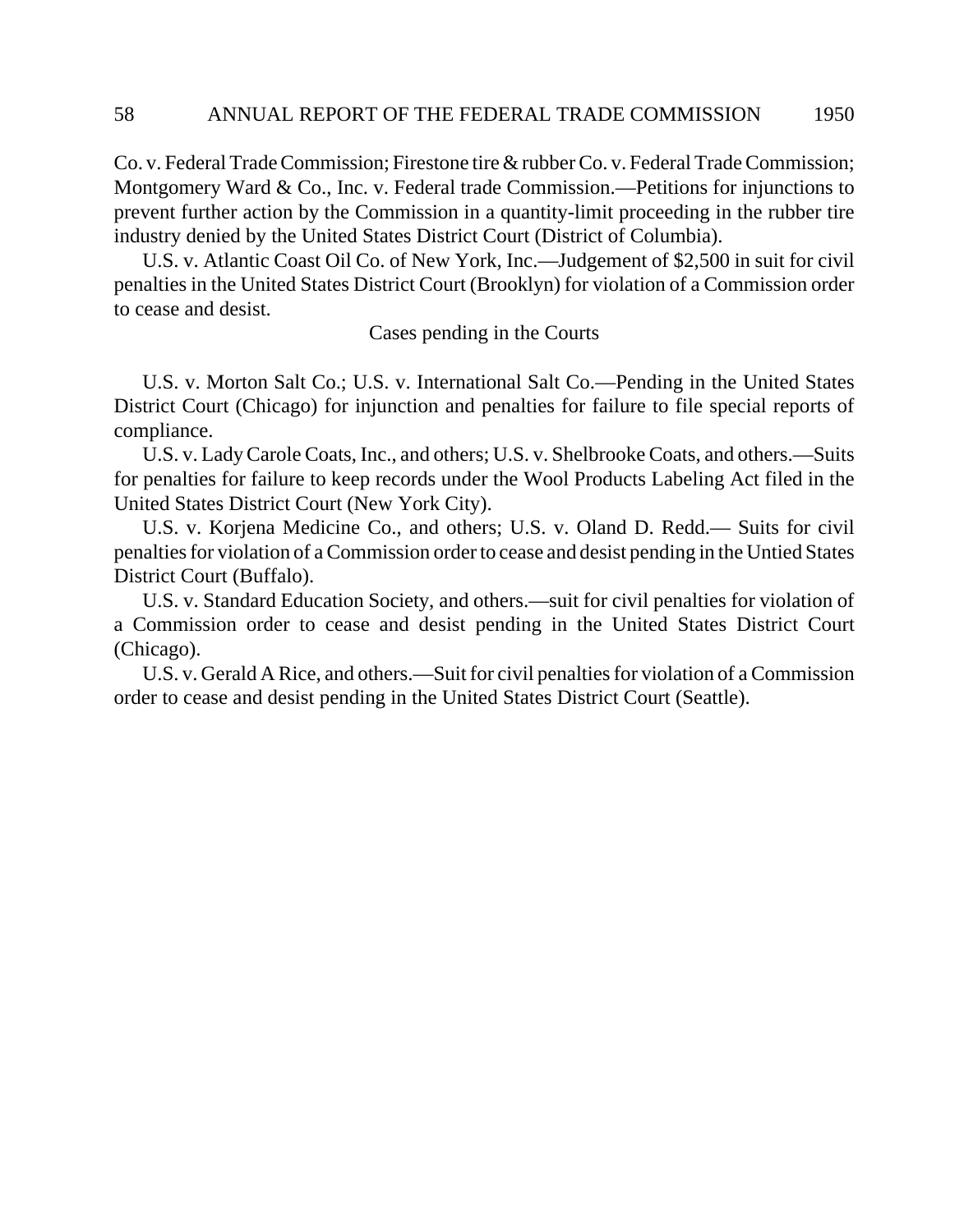Co. v. Federal Trade Commission; Firestone tire & rubber Co. v. Federal Trade Commission; Montgomery Ward & Co., Inc. v. Federal trade Commission.—Petitions for injunctions to prevent further action by the Commission in a quantity-limit proceeding in the rubber tire industry denied by the United States District Court (District of Columbia).

U.S. v. Atlantic Coast Oil Co. of New York, Inc.—Judgement of $2,500 in suit for civil penalties in the United States District Court (Brooklyn) for violation of a Commission order to cease and desist.

## Cases pending in the Courts

U.S. v. Morton Salt Co.; U.S. v. International Salt Co.—Pending in the United States District Court (Chicago) for injunction and penalties for failure to file special reports of compliance.

U.S. v. Lady Carole Coats, Inc., and others; U.S. v. Shelbrooke Coats, and others.—Suits for penalties for failure to keep records under the Wool Products Labeling Act filed in the United States District Court (New York City).

U.S. v. Korjena Medicine Co., and others; U.S. v. Oland D. Redd.— Suits for civil penalties for violation of a Commission order to cease and desist pending in the Untied States District Court (Buffalo).

U.S. v. Standard Education Society, and others.—suit for civil penalties for violation of a Commission order to cease and desist pending in the United States District Court (Chicago).

U.S. v. Gerald A Rice, and others.—Suit for civil penalties for violation of a Commission order to cease and desist pending in the United States District Court (Seattle).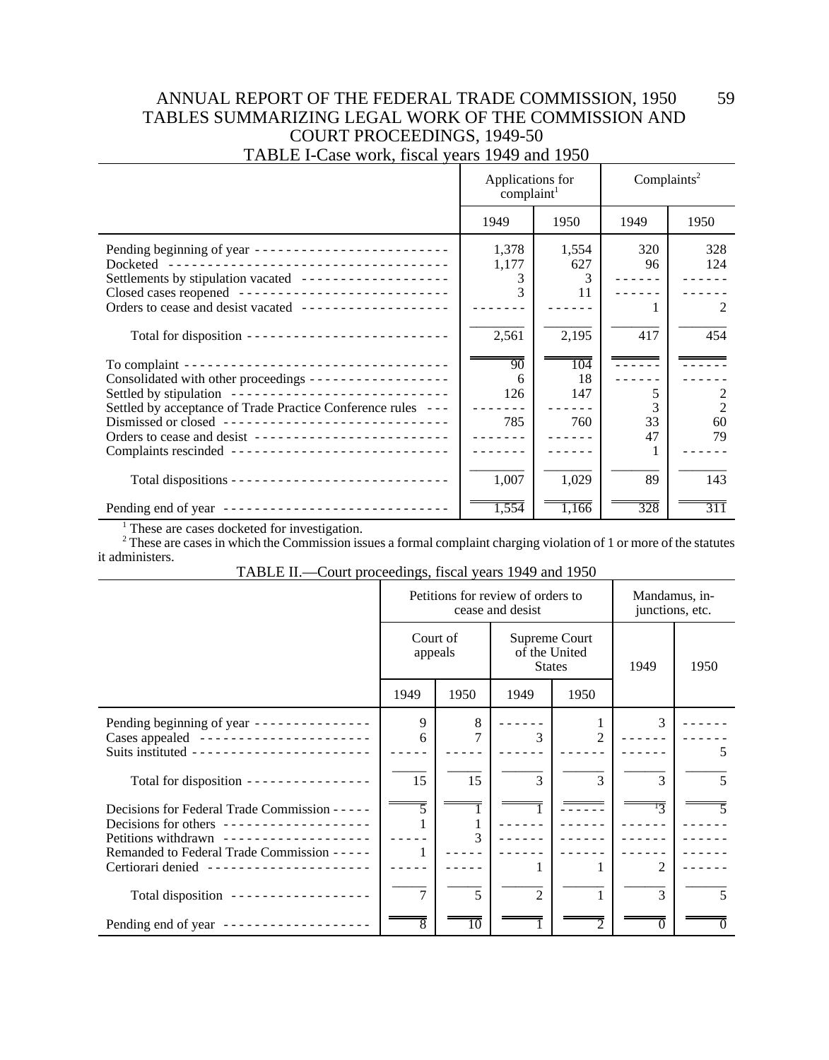## TABLES SUMMARIZING LEGAL WORK OF THE COMMISSION AND COURT PROCEEDINGS, 1949-50

### TABLE I-Case work, fiscal years 1949 and 1950

| | Applications for complaint[1] | | Complaints[2] | |
|---|---|---|---|---|
| | 1949 | 1950 | 1949 | 1950 |
| Pending beginning of year | 1,378 | 1,554 | 320 | 328 |
| Docketed | 1,177 | 627 | 96 | 124 |
| Settlements by stipulation vacated | 3 | 3 | ------ | ------ |
| Closed cases reopened | 3 | 11 | ------ | ------ |
| Orders to cease and desist vacated | ------- | ------ | 1 | 2 |
| Total for disposition | 2,561 | 2,195 | 417 | 454 |
| To complaint | 90 | 104 | ------ | ------ |
| Consolidated with other proceedings | 6 | 18 | ------ | ------ |
| Settled by stipulation | 126 | 147 | 5 | 2 |
| Settled by acceptance of Trade Practice Conference rules | ------- | ------ | 3 | 2 |
| Dismissed or closed | 785 | 760 | 33 | 60 |
| Orders to cease and desist | ------- | ------ | 47 | 79 |
| Complaints rescinded | ------- | ------ | 1 | ------ |
| Total dispositions | 1,007 | 1,029 | 89 | 143 |
| Pending end of year | 1,554 | 1,166 | 328 | 311 |

[1] These are cases docketed for investigation.
[2] These are cases in which the Commission issues a formal complaint charging violation of 1 or more of the statutes it administers.

### TABLE II.—Court proceedings, fiscal years 1949 and 1950

| | Petitions for review of orders to cease and desist | | | | Mandamus, injunctions, etc. | |
|---|---|---|---|---|---|---|
| | Court of appeals | | Supreme Court of the United States | | 1949 | 1950 |
| | 1949 | 1950 | 1949 | 1950 | | |
| Pending beginning of year | 9 | 8 | ------ | 1 | 3 | ------ |
| Cases appealed | 6 | 7 | 3 | 2 | ------ | ------ |
| Suits instituted | ----- | ----- | ------ | ------ | ------ | 5 |
| Total for disposition | 15 | 15 | 3 | 3 | 3 | 5 |
| Decisions for Federal Trade Commission | 5 | 1 | 1 | ------ | [1]3 | 5 |
| Decisions for others | 1 | 1 | ------ | ------ | ------ | ------ |
| Petitions withdrawn | ----- | 3 | ------ | ------ | ------ | ------ |
| Remanded to Federal Trade Commission | 1 | ----- | ------ | ------ | ------ | ------ |
| Certiorari denied | ----- | ----- | 1 | 1 | 2 | ------ |
| Total disposition | 7 | 5 | 2 | 1 | 3 | 5 |
| Pending end of year | 8 | 10 | 1 | 2 | 0 | 0 |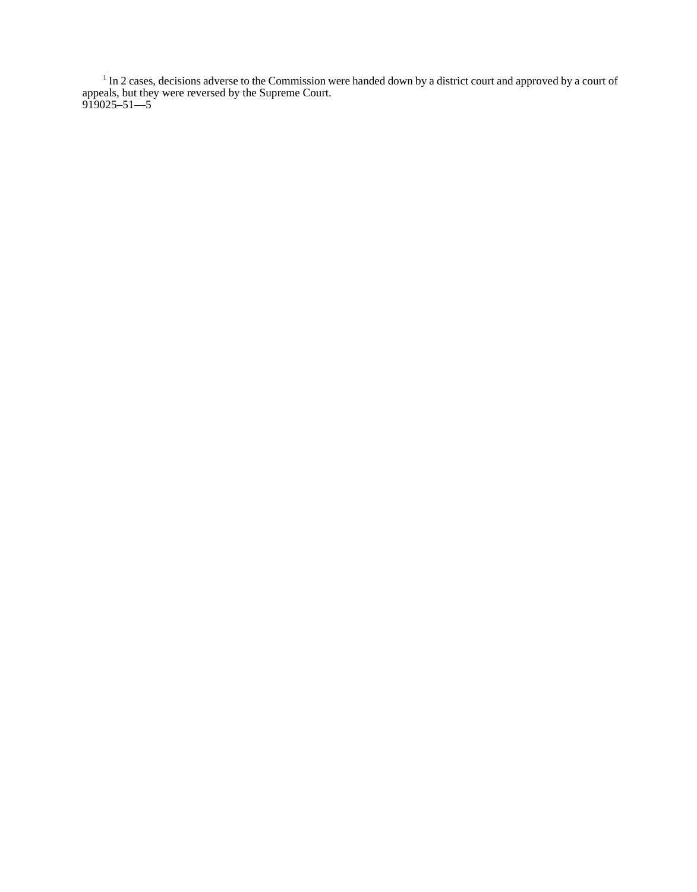[1] In 2 cases, decisions adverse to the Commission were handed down by a district court and approved by a court of appeals, but they were reversed by the Supreme Court.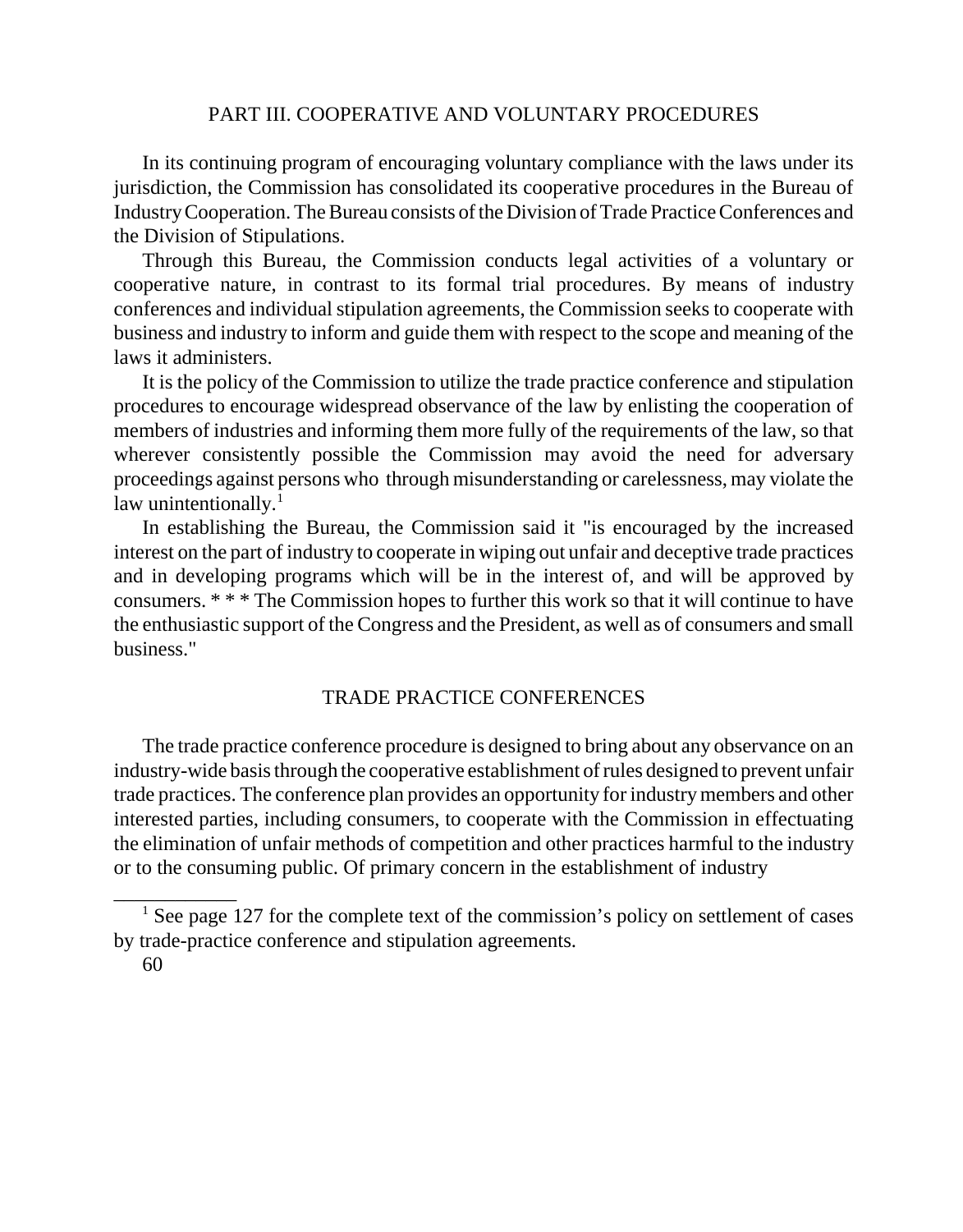## PART III. COOPERATIVE AND VOLUNTARY PROCEDURES

In its continuing program of encouraging voluntary compliance with the laws under its jurisdiction, the Commission has consolidated its cooperative procedures in the Bureau of Industry Cooperation. The Bureau consists of the Division of Trade Practice Conferences and the Division of Stipulations.

Through this Bureau, the Commission conducts legal activities of a voluntary or cooperative nature, in contrast to its formal trial procedures. By means of industry conferences and individual stipulation agreements, the Commission seeks to cooperate with business and industry to inform and guide them with respect to the scope and meaning of the laws it administers.

It is the policy of the Commission to utilize the trade practice conference and stipulation procedures to encourage widespread observance of the law by enlisting the cooperation of members of industries and informing them more fully of the requirements of the law, so that wherever consistently possible the Commission may avoid the need for adversary proceedings against persons who through misunderstanding or carelessness, may violate the law unintentionally.[1]

In establishing the Bureau, the Commission said it "is encouraged by the increased interest on the part of industry to cooperate in wiping out unfair and deceptive trade practices and in developing programs which will be in the interest of, and will be approved by consumers. * * * The Commission hopes to further this work so that it will continue to have the enthusiastic support of the Congress and the President, as well as of consumers and small business."

### TRADE PRACTICE CONFERENCES

The trade practice conference procedure is designed to bring about any observance on an industry-wide basis through the cooperative establishment of rules designed to prevent unfair trade practices. The conference plan provides an opportunity for industry members and other interested parties, including consumers, to cooperate with the Commission in effectuating the elimination of unfair methods of competition and other practices harmful to the industry or to the consuming public. Of primary concern in the establishment of industry

---

[1] See page 127 for the complete text of the commission's policy on settlement of cases by trade-practice conference and stipulation agreements.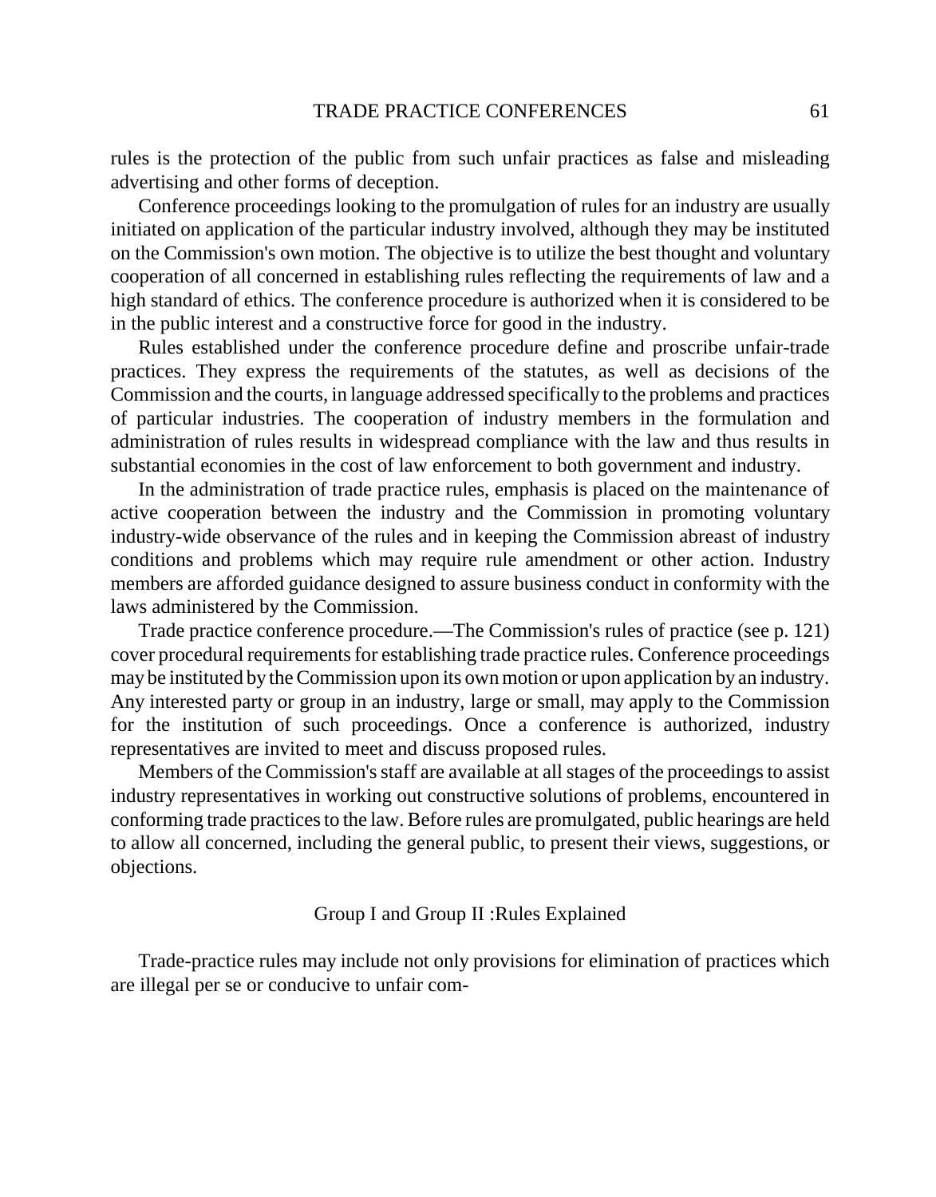rules is the protection of the public from such unfair practices as false and misleading advertising and other forms of deception.

Conference proceedings looking to the promulgation of rules for an industry are usually initiated on application of the particular industry involved, although they may be instituted on the Commission's own motion. The objective is to utilize the best thought and voluntary cooperation of all concerned in establishing rules reflecting the requirements of law and a high standard of ethics. The conference procedure is authorized when it is considered to be in the public interest and a constructive force for good in the industry.

Rules established under the conference procedure define and proscribe unfair-trade practices. They express the requirements of the statutes, as well as decisions of the Commission and the courts, in language addressed specifically to the problems and practices of particular industries. The cooperation of industry members in the formulation and administration of rules results in widespread compliance with the law and thus results in substantial economies in the cost of law enforcement to both government and industry.

In the administration of trade practice rules, emphasis is placed on the maintenance of active cooperation between the industry and the Commission in promoting voluntary industry-wide observance of the rules and in keeping the Commission abreast of industry conditions and problems which may require rule amendment or other action. Industry members are afforded guidance designed to assure business conduct in conformity with the laws administered by the Commission.

Trade practice conference procedure.—The Commission's rules of practice (see p. 121) cover procedural requirements for establishing trade practice rules. Conference proceedings may be instituted by the Commission upon its own motion or upon application by an industry. Any interested party or group in an industry, large or small, may apply to the Commission for the institution of such proceedings. Once a conference is authorized, industry representatives are invited to meet and discuss proposed rules.

Members of the Commission's staff are available at all stages of the proceedings to assist industry representatives in working out constructive solutions of problems, encountered in conforming trade practices to the law. Before rules are promulgated, public hearings are held to allow all concerned, including the general public, to present their views, suggestions, or objections.

## Group I and Group II :Rules Explained

Trade-practice rules may include not only provisions for elimination of practices which are illegal per se or conducive to unfair com-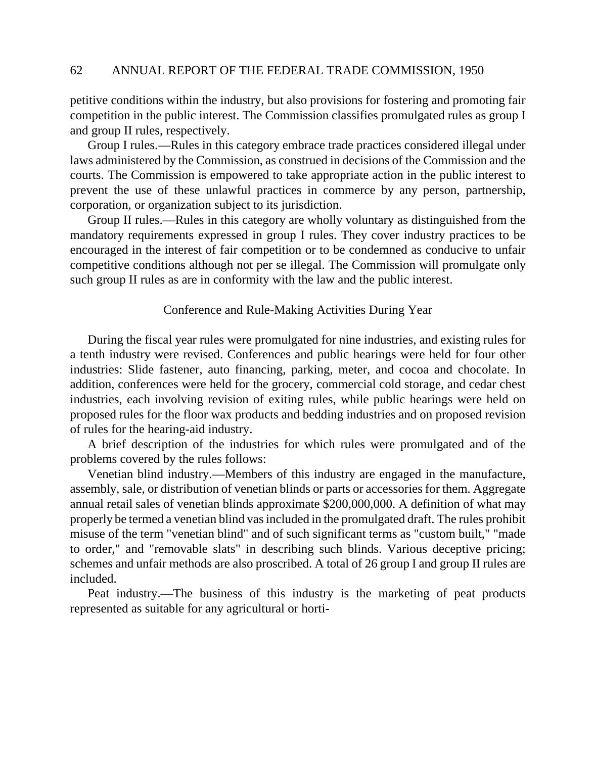petitive conditions within the industry, but also provisions for fostering and promoting fair competition in the public interest. The Commission classifies promulgated rules as group I and group II rules, respectively.

Group I rules.—Rules in this category embrace trade practices considered illegal under laws administered by the Commission, as construed in decisions of the Commission and the courts. The Commission is empowered to take appropriate action in the public interest to prevent the use of these unlawful practices in commerce by any person, partnership, corporation, or organization subject to its jurisdiction.

Group II rules.—Rules in this category are wholly voluntary as distinguished from the mandatory requirements expressed in group I rules. They cover industry practices to be encouraged in the interest of fair competition or to be condemned as conducive to unfair competitive conditions although not per se illegal. The Commission will promulgate only such group II rules as are in conformity with the law and the public interest.

## Conference and Rule-Making Activities During Year

During the fiscal year rules were promulgated for nine industries, and existing rules for a tenth industry were revised. Conferences and public hearings were held for four other industries: Slide fastener, auto financing, parking, meter, and cocoa and chocolate. In addition, conferences were held for the grocery, commercial cold storage, and cedar chest industries, each involving revision of exiting rules, while public hearings were held on proposed rules for the floor wax products and bedding industries and on proposed revision of rules for the hearing-aid industry.

A brief description of the industries for which rules were promulgated and of the problems covered by the rules follows:

Venetian blind industry.—Members of this industry are engaged in the manufacture, assembly, sale, or distribution of venetian blinds or parts or accessories for them. Aggregate annual retail sales of venetian blinds approximate $200,000,000. A definition of what may properly be termed a venetian blind vas included in the promulgated draft. The rules prohibit misuse of the term "venetian blind" and of such significant terms as "custom built," "made to order," and "removable slats" in describing such blinds. Various deceptive pricing; schemes and unfair methods are also proscribed. A total of 26 group I and group II rules are included.

Peat industry.—The business of this industry is the marketing of peat products represented as suitable for any agricultural or horti-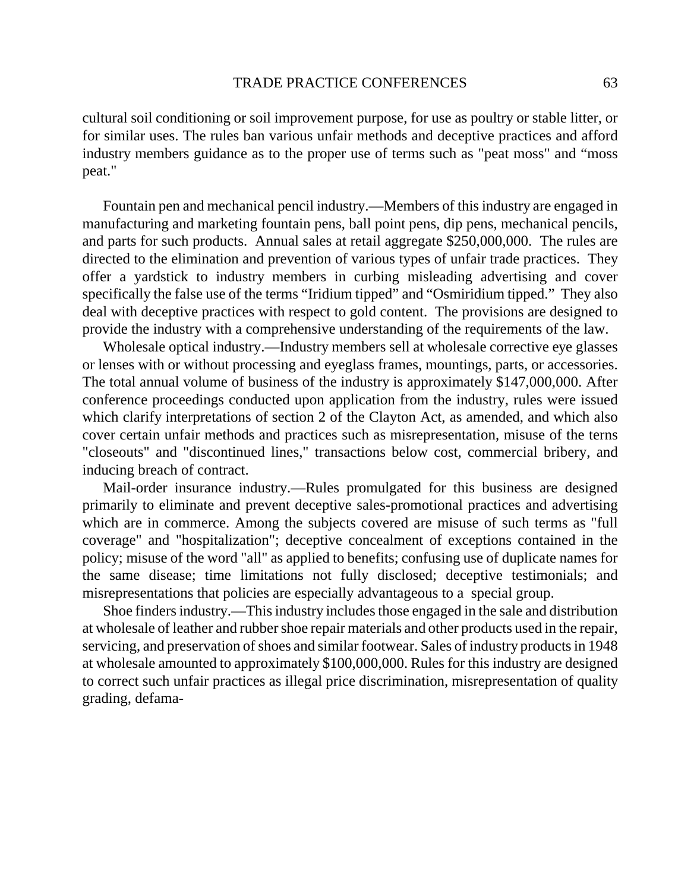cultural soil conditioning or soil improvement purpose, for use as poultry or stable litter, or for similar uses. The rules ban various unfair methods and deceptive practices and afford industry members guidance as to the proper use of terms such as "peat moss" and "moss peat."

Fountain pen and mechanical pencil industry.—Members of this industry are engaged in manufacturing and marketing fountain pens, ball point pens, dip pens, mechanical pencils, and parts for such products. Annual sales at retail aggregate $250,000,000. The rules are directed to the elimination and prevention of various types of unfair trade practices. They offer a yardstick to industry members in curbing misleading advertising and cover specifically the false use of the terms "Iridium tipped" and "Osmiridium tipped." They also deal with deceptive practices with respect to gold content. The provisions are designed to provide the industry with a comprehensive understanding of the requirements of the law.

Wholesale optical industry.—Industry members sell at wholesale corrective eye glasses or lenses with or without processing and eyeglass frames, mountings, parts, or accessories. The total annual volume of business of the industry is approximately $147,000,000. After conference proceedings conducted upon application from the industry, rules were issued which clarify interpretations of section 2 of the Clayton Act, as amended, and which also cover certain unfair methods and practices such as misrepresentation, misuse of the terns "closeouts" and "discontinued lines," transactions below cost, commercial bribery, and inducing breach of contract.

Mail-order insurance industry.—Rules promulgated for this business are designed primarily to eliminate and prevent deceptive sales-promotional practices and advertising which are in commerce. Among the subjects covered are misuse of such terms as "full coverage" and "hospitalization"; deceptive concealment of exceptions contained in the policy; misuse of the word "all" as applied to benefits; confusing use of duplicate names for the same disease; time limitations not fully disclosed; deceptive testimonials; and misrepresentations that policies are especially advantageous to a special group.

Shoe finders industry.—This industry includes those engaged in the sale and distribution at wholesale of leather and rubber shoe repair materials and other products used in the repair, servicing, and preservation of shoes and similar footwear. Sales of industry products in 1948 at wholesale amounted to approximately $100,000,000. Rules for this industry are designed to correct such unfair practices as illegal price discrimination, misrepresentation of quality grading, defama-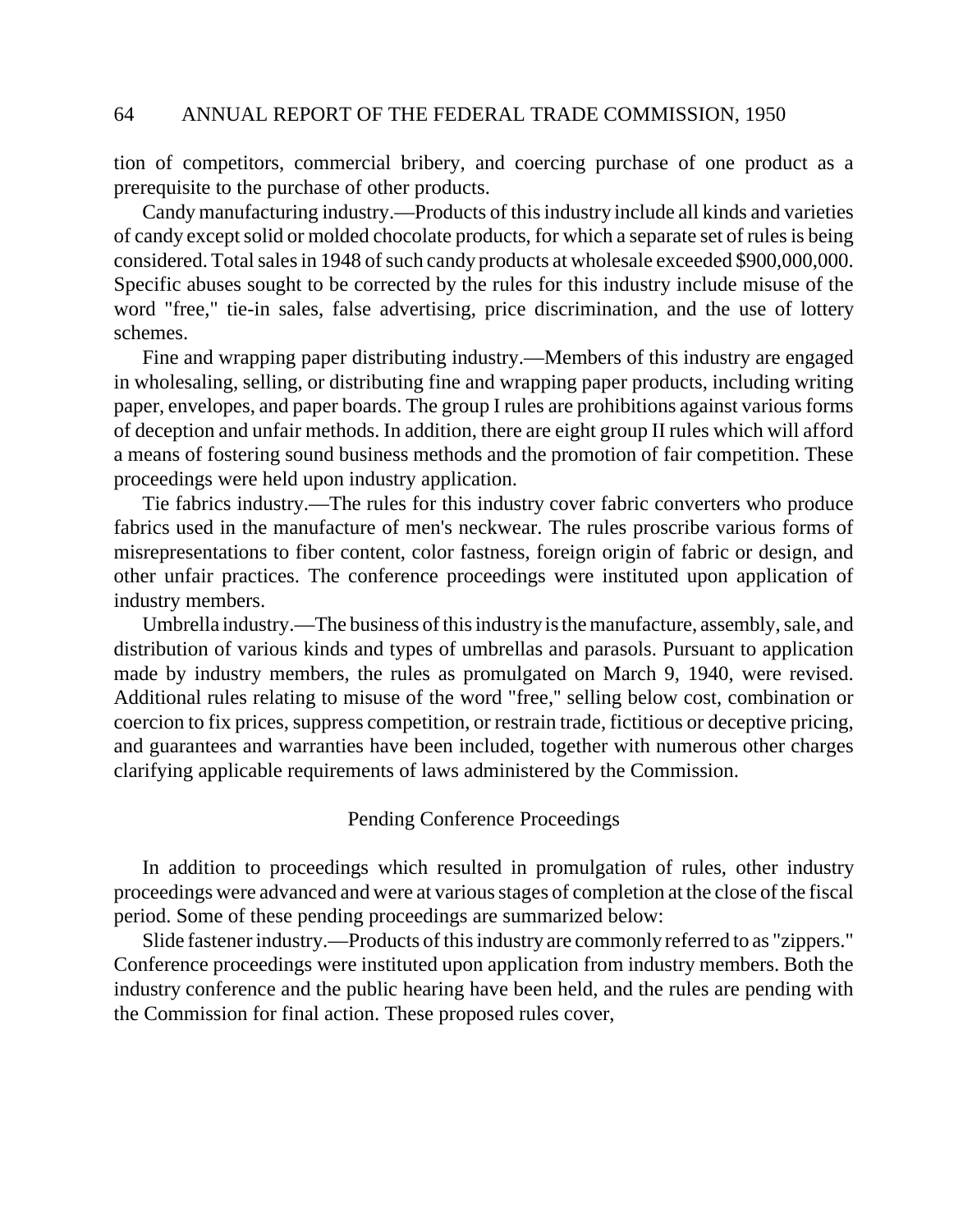tion of competitors, commercial bribery, and coercing purchase of one product as a prerequisite to the purchase of other products.

Candy manufacturing industry.—Products of this industry include all kinds and varieties of candy except solid or molded chocolate products, for which a separate set of rules is being considered. Total sales in 1948 of such candy products at wholesale exceeded $900,000,000. Specific abuses sought to be corrected by the rules for this industry include misuse of the word "free," tie-in sales, false advertising, price discrimination, and the use of lottery schemes.

Fine and wrapping paper distributing industry.—Members of this industry are engaged in wholesaling, selling, or distributing fine and wrapping paper products, including writing paper, envelopes, and paper boards. The group I rules are prohibitions against various forms of deception and unfair methods. In addition, there are eight group II rules which will afford a means of fostering sound business methods and the promotion of fair competition. These proceedings were held upon industry application.

Tie fabrics industry.—The rules for this industry cover fabric converters who produce fabrics used in the manufacture of men's neckwear. The rules proscribe various forms of misrepresentations to fiber content, color fastness, foreign origin of fabric or design, and other unfair practices. The conference proceedings were instituted upon application of industry members.

Umbrella industry.—The business of this industry is the manufacture, assembly, sale, and distribution of various kinds and types of umbrellas and parasols. Pursuant to application made by industry members, the rules as promulgated on March 9, 1940, were revised. Additional rules relating to misuse of the word "free," selling below cost, combination or coercion to fix prices, suppress competition, or restrain trade, fictitious or deceptive pricing, and guarantees and warranties have been included, together with numerous other charges clarifying applicable requirements of laws administered by the Commission.

## Pending Conference Proceedings

In addition to proceedings which resulted in promulgation of rules, other industry proceedings were advanced and were at various stages of completion at the close of the fiscal period. Some of these pending proceedings are summarized below:

Slide fastener industry.—Products of this industry are commonly referred to as "zippers." Conference proceedings were instituted upon application from industry members. Both the industry conference and the public hearing have been held, and the rules are pending with the Commission for final action. These proposed rules cover,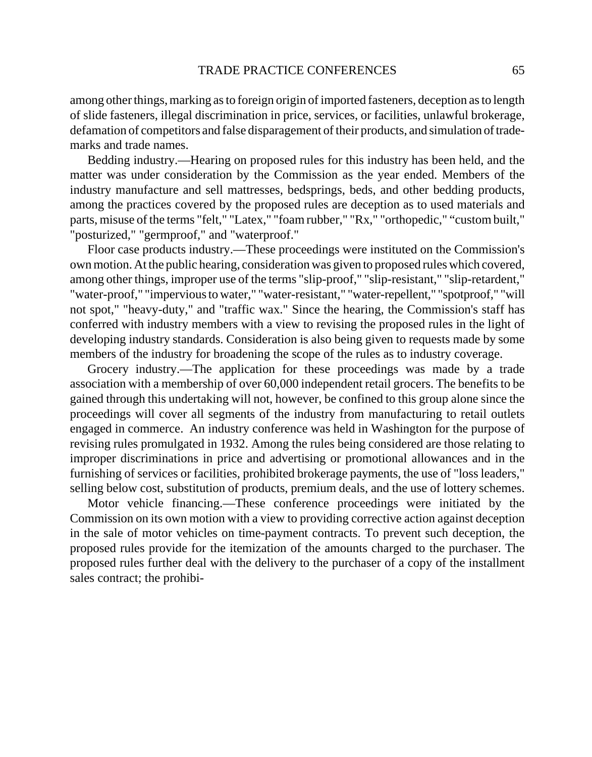among other things, marking as to foreign origin of imported fasteners, deception as to length of slide fasteners, illegal discrimination in price, services, or facilities, unlawful brokerage, defamation of competitors and false disparagement of their products, and simulation of trade-marks and trade names.

Bedding industry.—Hearing on proposed rules for this industry has been held, and the matter was under consideration by the Commission as the year ended. Members of the industry manufacture and sell mattresses, bedsprings, beds, and other bedding products, among the practices covered by the proposed rules are deception as to used materials and parts, misuse of the terms "felt," "Latex," "foam rubber," "Rx," "orthopedic," "custom built," "posturized," "germproof," and "waterproof."

Floor case products industry.—These proceedings were instituted on the Commission's own motion. At the public hearing, consideration was given to proposed rules which covered, among other things, improper use of the terms "slip-proof," "slip-resistant," "slip-retardent," "water-proof," "impervious to water," "water-resistant," "water-repellent," "spotproof," "will not spot," "heavy-duty," and "traffic wax." Since the hearing, the Commission's staff has conferred with industry members with a view to revising the proposed rules in the light of developing industry standards. Consideration is also being given to requests made by some members of the industry for broadening the scope of the rules as to industry coverage.

Grocery industry.—The application for these proceedings was made by a trade association with a membership of over 60,000 independent retail grocers. The benefits to be gained through this undertaking will not, however, be confined to this group alone since the proceedings will cover all segments of the industry from manufacturing to retail outlets engaged in commerce. An industry conference was held in Washington for the purpose of revising rules promulgated in 1932. Among the rules being considered are those relating to improper discriminations in price and advertising or promotional allowances and in the furnishing of services or facilities, prohibited brokerage payments, the use of "loss leaders," selling below cost, substitution of products, premium deals, and the use of lottery schemes.

Motor vehicle financing.—These conference proceedings were initiated by the Commission on its own motion with a view to providing corrective action against deception in the sale of motor vehicles on time-payment contracts. To prevent such deception, the proposed rules provide for the itemization of the amounts charged to the purchaser. The proposed rules further deal with the delivery to the purchaser of a copy of the installment sales contract; the prohibi-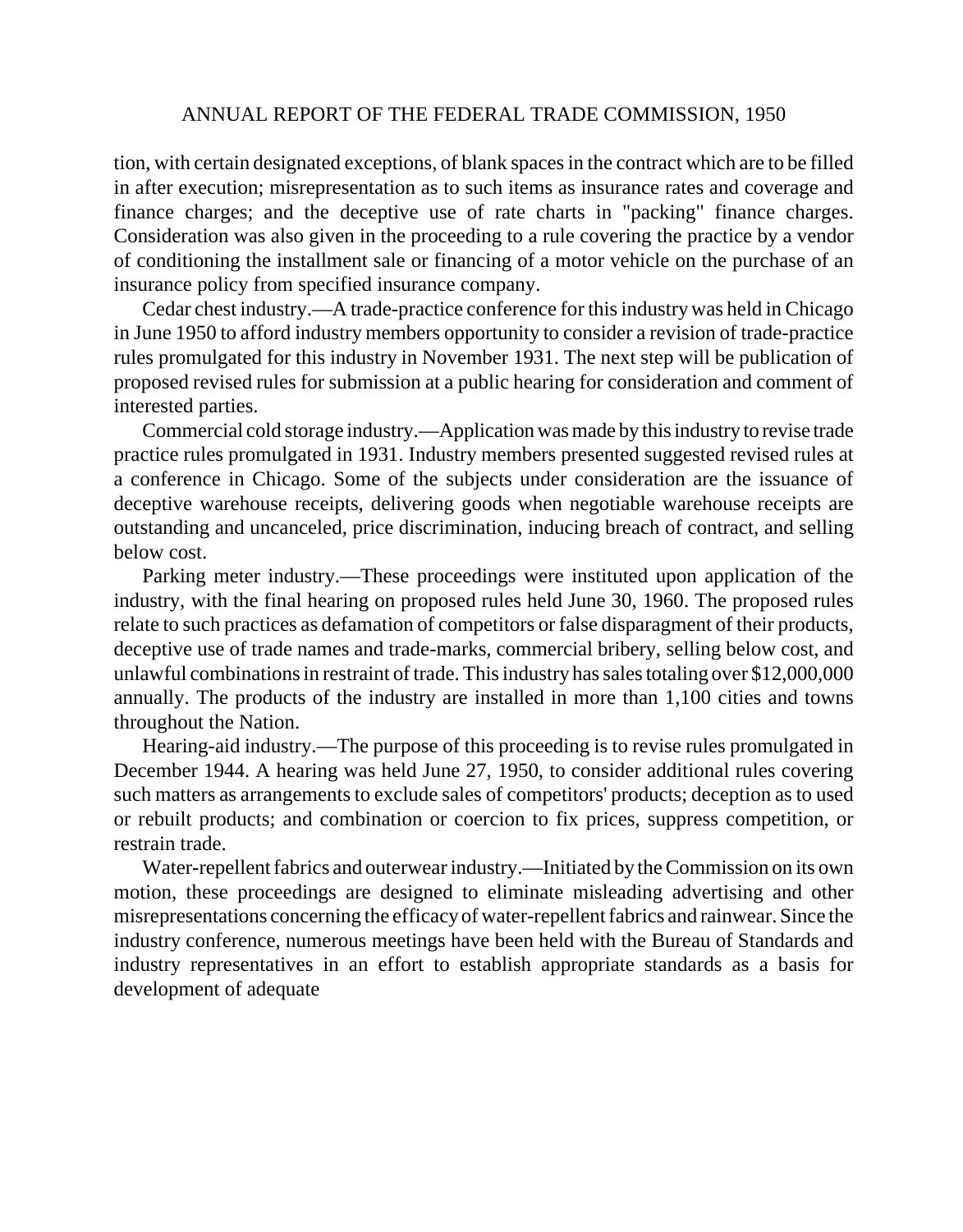tion, with certain designated exceptions, of blank spaces in the contract which are to be filled in after execution; misrepresentation as to such items as insurance rates and coverage and finance charges; and the deceptive use of rate charts in "packing" finance charges. Consideration was also given in the proceeding to a rule covering the practice by a vendor of conditioning the installment sale or financing of a motor vehicle on the purchase of an insurance policy from specified insurance company.

Cedar chest industry.—A trade-practice conference for this industry was held in Chicago in June 1950 to afford industry members opportunity to consider a revision of trade-practice rules promulgated for this industry in November 1931. The next step will be publication of proposed revised rules for submission at a public hearing for consideration and comment of interested parties.

Commercial cold storage industry.—Application was made by this industry to revise trade practice rules promulgated in 1931. Industry members presented suggested revised rules at a conference in Chicago. Some of the subjects under consideration are the issuance of deceptive warehouse receipts, delivering goods when negotiable warehouse receipts are outstanding and uncanceled, price discrimination, inducing breach of contract, and selling below cost.

Parking meter industry.—These proceedings were instituted upon application of the industry, with the final hearing on proposed rules held June 30, 1960. The proposed rules relate to such practices as defamation of competitors or false disparagment of their products, deceptive use of trade names and trade-marks, commercial bribery, selling below cost, and unlawful combinations in restraint of trade. This industry has sales totaling over $12,000,000 annually. The products of the industry are installed in more than 1,100 cities and towns throughout the Nation.

Hearing-aid industry.—The purpose of this proceeding is to revise rules promulgated in December 1944. A hearing was held June 27, 1950, to consider additional rules covering such matters as arrangements to exclude sales of competitors' products; deception as to used or rebuilt products; and combination or coercion to fix prices, suppress competition, or restrain trade.

Water-repellent fabrics and outerwear industry.—Initiated by the Commission on its own motion, these proceedings are designed to eliminate misleading advertising and other misrepresentations concerning the efficacy of water-repellent fabrics and rainwear. Since the industry conference, numerous meetings have been held with the Bureau of Standards and industry representatives in an effort to establish appropriate standards as a basis for development of adequate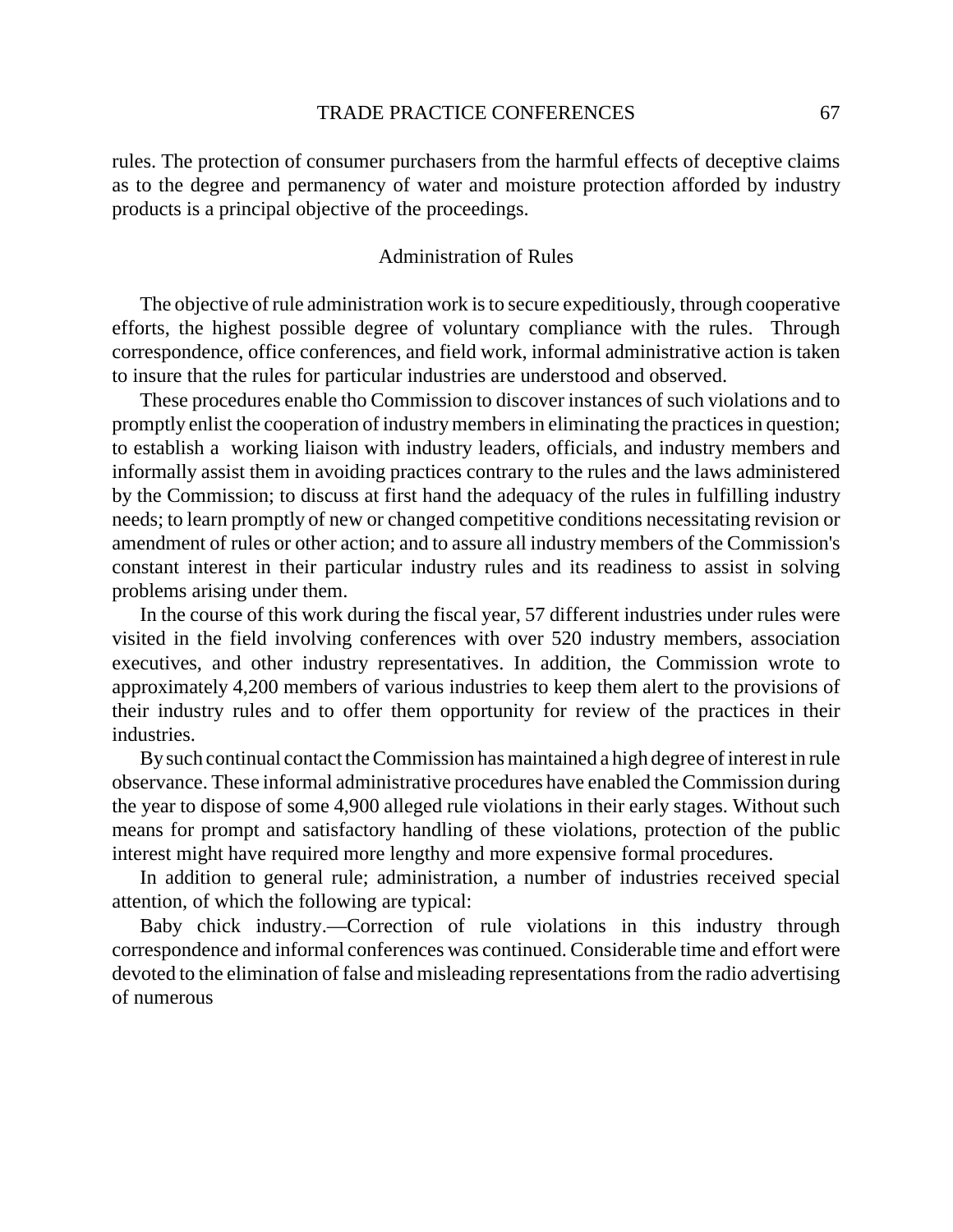rules. The protection of consumer purchasers from the harmful effects of deceptive claims as to the degree and permanency of water and moisture protection afforded by industry products is a principal objective of the proceedings.

## Administration of Rules

The objective of rule administration work is to secure expeditiously, through cooperative efforts, the highest possible degree of voluntary compliance with the rules. Through correspondence, office conferences, and field work, informal administrative action is taken to insure that the rules for particular industries are understood and observed.

These procedures enable tho Commission to discover instances of such violations and to promptly enlist the cooperation of industry members in eliminating the practices in question; to establish a working liaison with industry leaders, officials, and industry members and informally assist them in avoiding practices contrary to the rules and the laws administered by the Commission; to discuss at first hand the adequacy of the rules in fulfilling industry needs; to learn promptly of new or changed competitive conditions necessitating revision or amendment of rules or other action; and to assure all industry members of the Commission's constant interest in their particular industry rules and its readiness to assist in solving problems arising under them.

In the course of this work during the fiscal year, 57 different industries under rules were visited in the field involving conferences with over 520 industry members, association executives, and other industry representatives. In addition, the Commission wrote to approximately 4,200 members of various industries to keep them alert to the provisions of their industry rules and to offer them opportunity for review of the practices in their industries.

By such continual contact the Commission has maintained a high degree of interest in rule observance. These informal administrative procedures have enabled the Commission during the year to dispose of some 4,900 alleged rule violations in their early stages. Without such means for prompt and satisfactory handling of these violations, protection of the public interest might have required more lengthy and more expensive formal procedures.

In addition to general rule; administration, a number of industries received special attention, of which the following are typical:

Baby chick industry.—Correction of rule violations in this industry through correspondence and informal conferences was continued. Considerable time and effort were devoted to the elimination of false and misleading representations from the radio advertising of numerous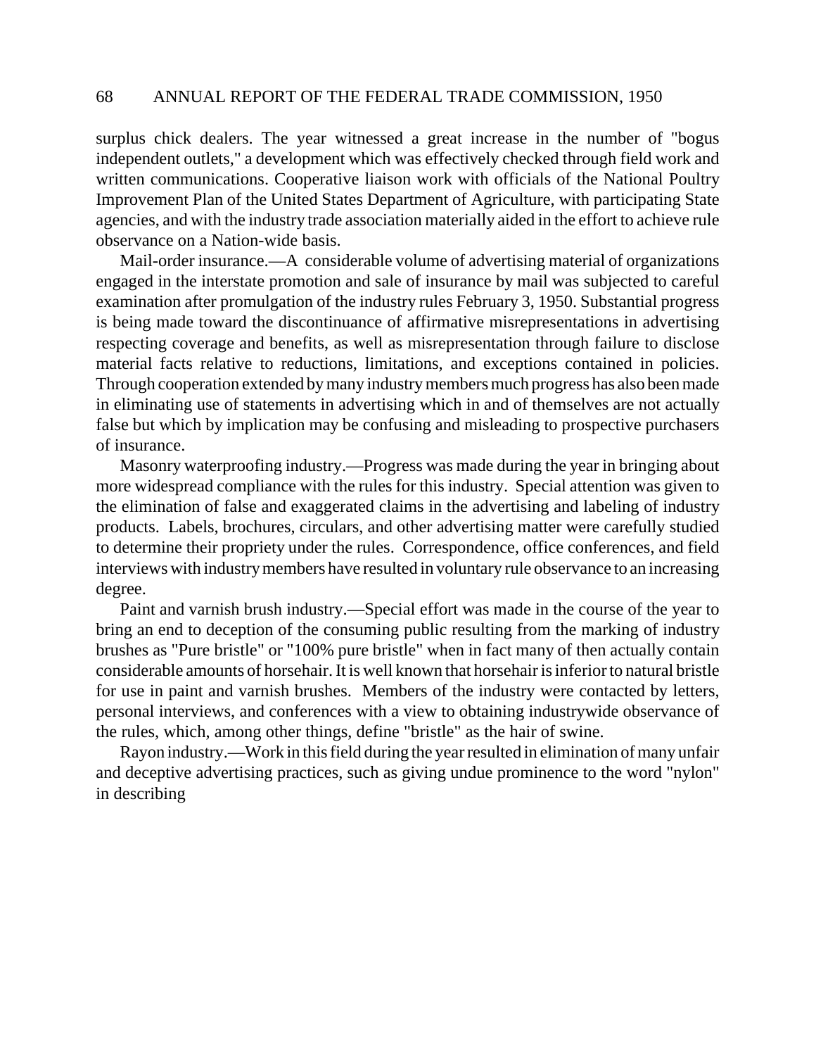surplus chick dealers. The year witnessed a great increase in the number of "bogus independent outlets," a development which was effectively checked through field work and written communications. Cooperative liaison work with officials of the National Poultry Improvement Plan of the United States Department of Agriculture, with participating State agencies, and with the industry trade association materially aided in the effort to achieve rule observance on a Nation-wide basis.

Mail-order insurance.—A considerable volume of advertising material of organizations engaged in the interstate promotion and sale of insurance by mail was subjected to careful examination after promulgation of the industry rules February 3, 1950. Substantial progress is being made toward the discontinuance of affirmative misrepresentations in advertising respecting coverage and benefits, as well as misrepresentation through failure to disclose material facts relative to reductions, limitations, and exceptions contained in policies. Through cooperation extended by many industry members much progress has also been made in eliminating use of statements in advertising which in and of themselves are not actually false but which by implication may be confusing and misleading to prospective purchasers of insurance.

Masonry waterproofing industry.—Progress was made during the year in bringing about more widespread compliance with the rules for this industry. Special attention was given to the elimination of false and exaggerated claims in the advertising and labeling of industry products. Labels, brochures, circulars, and other advertising matter were carefully studied to determine their propriety under the rules. Correspondence, office conferences, and field interviews with industry members have resulted in voluntary rule observance to an increasing degree.

Paint and varnish brush industry.—Special effort was made in the course of the year to bring an end to deception of the consuming public resulting from the marking of industry brushes as "Pure bristle" or "100% pure bristle" when in fact many of then actually contain considerable amounts of horsehair. It is well known that horsehair is inferior to natural bristle for use in paint and varnish brushes. Members of the industry were contacted by letters, personal interviews, and conferences with a view to obtaining industrywide observance of the rules, which, among other things, define "bristle" as the hair of swine.

Rayon industry.—Work in this field during the year resulted in elimination of many unfair and deceptive advertising practices, such as giving undue prominence to the word "nylon" in describing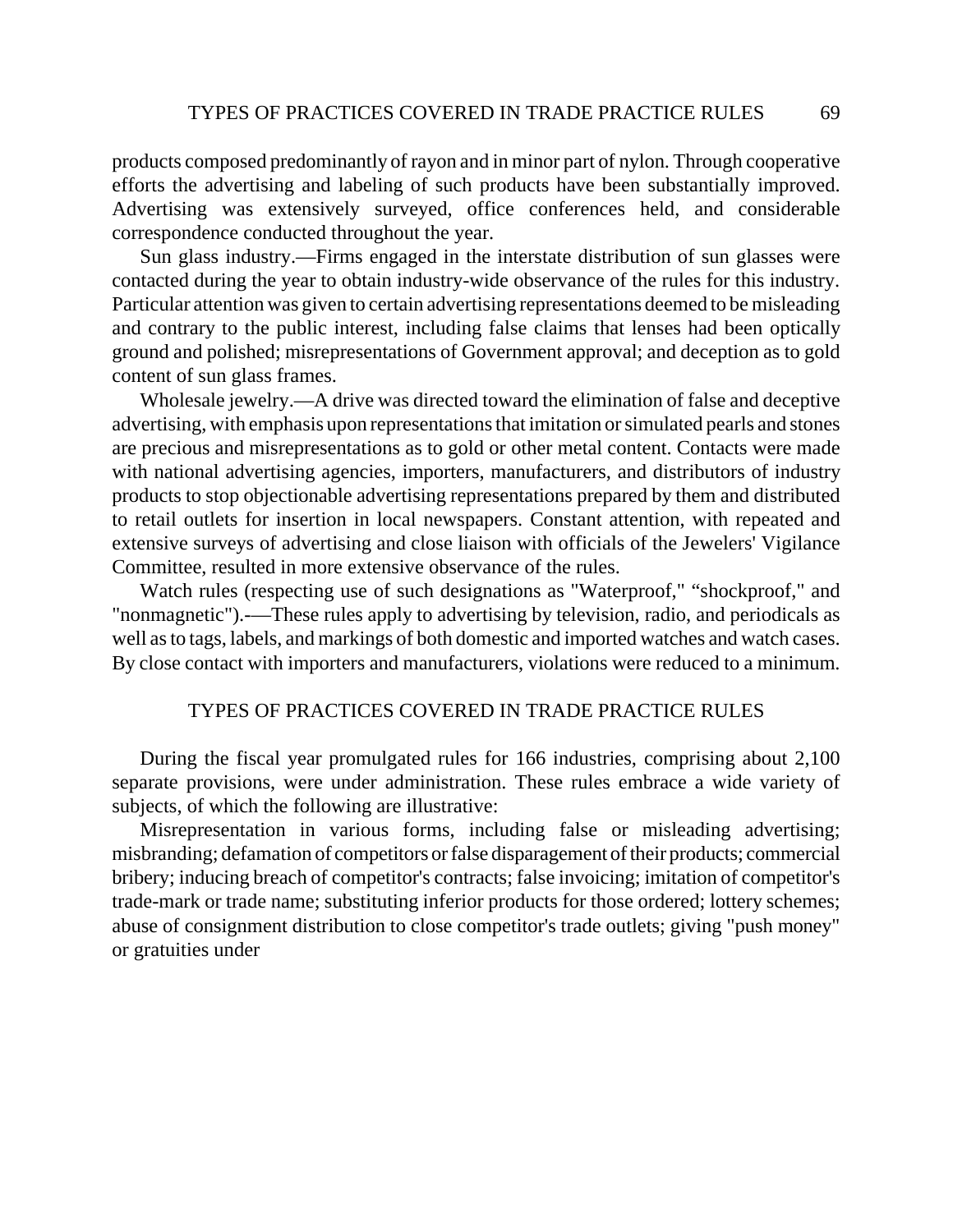products composed predominantly of rayon and in minor part of nylon. Through cooperative efforts the advertising and labeling of such products have been substantially improved. Advertising was extensively surveyed, office conferences held, and considerable correspondence conducted throughout the year.

Sun glass industry.—Firms engaged in the interstate distribution of sun glasses were contacted during the year to obtain industry-wide observance of the rules for this industry. Particular attention was given to certain advertising representations deemed to be misleading and contrary to the public interest, including false claims that lenses had been optically ground and polished; misrepresentations of Government approval; and deception as to gold content of sun glass frames.

Wholesale jewelry.—A drive was directed toward the elimination of false and deceptive advertising, with emphasis upon representations that imitation or simulated pearls and stones are precious and misrepresentations as to gold or other metal content. Contacts were made with national advertising agencies, importers, manufacturers, and distributors of industry products to stop objectionable advertising representations prepared by them and distributed to retail outlets for insertion in local newspapers. Constant attention, with repeated and extensive surveys of advertising and close liaison with officials of the Jewelers' Vigilance Committee, resulted in more extensive observance of the rules.

Watch rules (respecting use of such designations as "Waterproof," "shockproof," and "nonmagnetic").-—These rules apply to advertising by television, radio, and periodicals as well as to tags, labels, and markings of both domestic and imported watches and watch cases. By close contact with importers and manufacturers, violations were reduced to a minimum.

## TYPES OF PRACTICES COVERED IN TRADE PRACTICE RULES

During the fiscal year promulgated rules for 166 industries, comprising about 2,100 separate provisions, were under administration. These rules embrace a wide variety of subjects, of which the following are illustrative:

Misrepresentation in various forms, including false or misleading advertising; misbranding; defamation of competitors or false disparagement of their products; commercial bribery; inducing breach of competitor's contracts; false invoicing; imitation of competitor's trade-mark or trade name; substituting inferior products for those ordered; lottery schemes; abuse of consignment distribution to close competitor's trade outlets; giving "push money" or gratuities under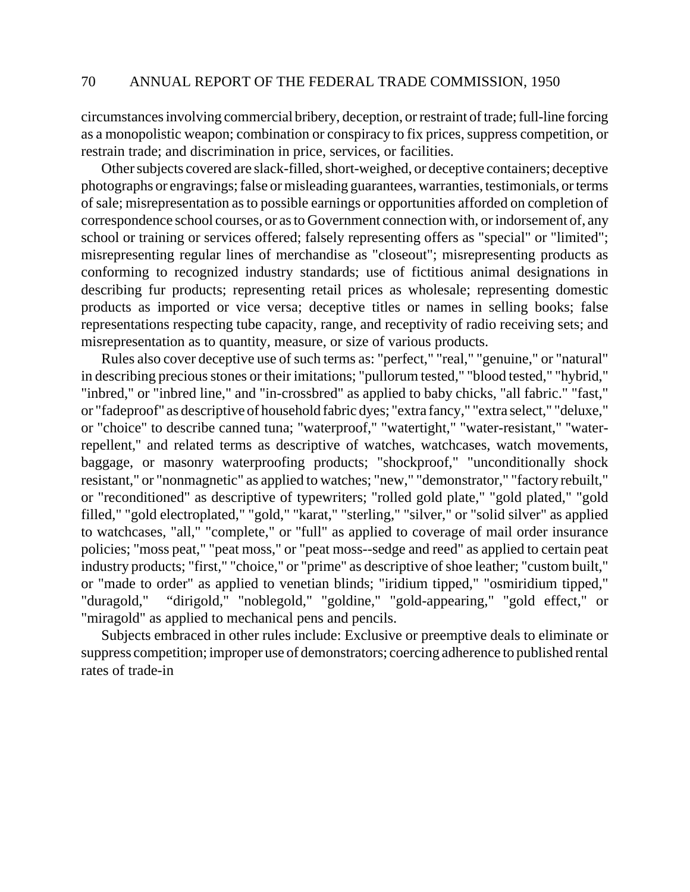circumstances involving commercial bribery, deception, or restraint of trade; full-line forcing as a monopolistic weapon; combination or conspiracy to fix prices, suppress competition, or restrain trade; and discrimination in price, services, or facilities.

Other subjects covered are slack-filled, short-weighed, or deceptive containers; deceptive photographs or engravings; false or misleading guarantees, warranties, testimonials, or terms of sale; misrepresentation as to possible earnings or opportunities afforded on completion of correspondence school courses, or as to Government connection with, or indorsement of, any school or training or services offered; falsely representing offers as "special" or "limited"; misrepresenting regular lines of merchandise as "closeout"; misrepresenting products as conforming to recognized industry standards; use of fictitious animal designations in describing fur products; representing retail prices as wholesale; representing domestic products as imported or vice versa; deceptive titles or names in selling books; false representations respecting tube capacity, range, and receptivity of radio receiving sets; and misrepresentation as to quantity, measure, or size of various products.

Rules also cover deceptive use of such terms as: "perfect," "real," "genuine," or "natural" in describing precious stones or their imitations; "pullorum tested," "blood tested," "hybrid," "inbred," or "inbred line," and "in-crossbred" as applied to baby chicks, "all fabric." "fast," or "fadeproof" as descriptive of household fabric dyes; "extra fancy," "extra select," "deluxe," or "choice" to describe canned tuna; "waterproof," "watertight," "water-resistant," "water-repellent," and related terms as descriptive of watches, watchcases, watch movements, baggage, or masonry waterproofing products; "shockproof," "unconditionally shock resistant," or "nonmagnetic" as applied to watches; "new," "demonstrator," "factory rebuilt," or "reconditioned" as descriptive of typewriters; "rolled gold plate," "gold plated," "gold filled," "gold electroplated," "gold," "karat," "sterling," "silver," or "solid silver" as applied to watchcases, "all," "complete," or "full" as applied to coverage of mail order insurance policies; "moss peat," "peat moss," or "peat moss--sedge and reed" as applied to certain peat industry products; "first," "choice," or "prime" as descriptive of shoe leather; "custom built," or "made to order" as applied to venetian blinds; "iridium tipped," "osmiridium tipped," "duragold," "dirigold," "noblegold," "goldine," "gold-appearing," "gold effect," or "miragold" as applied to mechanical pens and pencils.

Subjects embraced in other rules include: Exclusive or preemptive deals to eliminate or suppress competition; improper use of demonstrators; coercing adherence to published rental rates of trade-in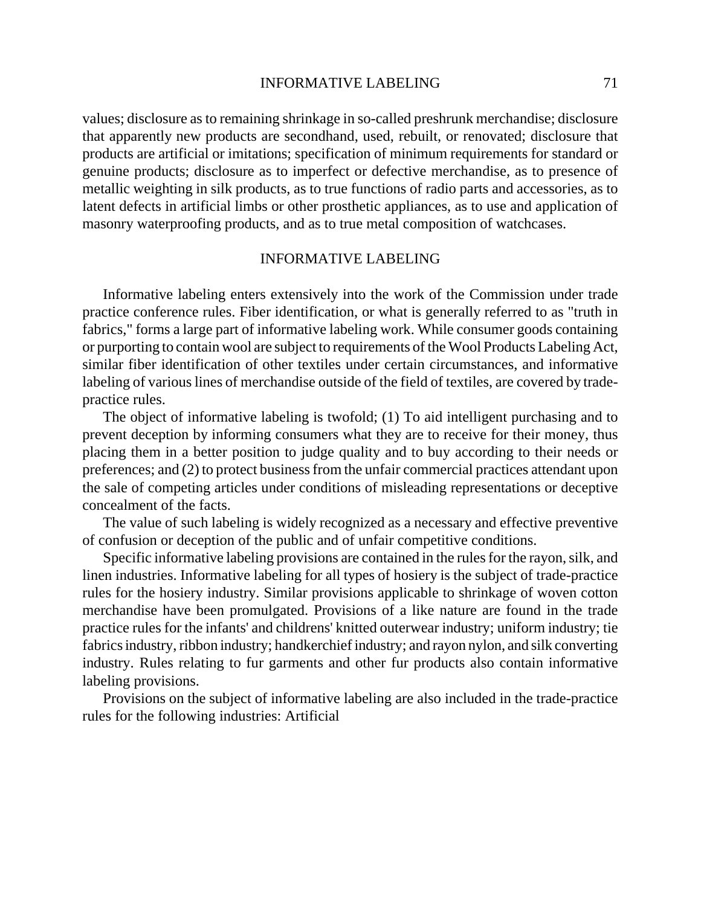values; disclosure as to remaining shrinkage in so-called preshrunk merchandise; disclosure that apparently new products are secondhand, used, rebuilt, or renovated; disclosure that products are artificial or imitations; specification of minimum requirements for standard or genuine products; disclosure as to imperfect or defective merchandise, as to presence of metallic weighting in silk products, as to true functions of radio parts and accessories, as to latent defects in artificial limbs or other prosthetic appliances, as to use and application of masonry waterproofing products, and as to true metal composition of watchcases.

## INFORMATIVE LABELING

Informative labeling enters extensively into the work of the Commission under trade practice conference rules. Fiber identification, or what is generally referred to as "truth in fabrics," forms a large part of informative labeling work. While consumer goods containing or purporting to contain wool are subject to requirements of the Wool Products Labeling Act, similar fiber identification of other textiles under certain circumstances, and informative labeling of various lines of merchandise outside of the field of textiles, are covered by trade-practice rules.

The object of informative labeling is twofold; (1) To aid intelligent purchasing and to prevent deception by informing consumers what they are to receive for their money, thus placing them in a better position to judge quality and to buy according to their needs or preferences; and (2) to protect business from the unfair commercial practices attendant upon the sale of competing articles under conditions of misleading representations or deceptive concealment of the facts.

The value of such labeling is widely recognized as a necessary and effective preventive of confusion or deception of the public and of unfair competitive conditions.

Specific informative labeling provisions are contained in the rules for the rayon, silk, and linen industries. Informative labeling for all types of hosiery is the subject of trade-practice rules for the hosiery industry. Similar provisions applicable to shrinkage of woven cotton merchandise have been promulgated. Provisions of a like nature are found in the trade practice rules for the infants' and childrens' knitted outerwear industry; uniform industry; tie fabrics industry, ribbon industry; handkerchief industry; and rayon nylon, and silk converting industry. Rules relating to fur garments and other fur products also contain informative labeling provisions.

Provisions on the subject of informative labeling are also included in the trade-practice rules for the following industries: Artificial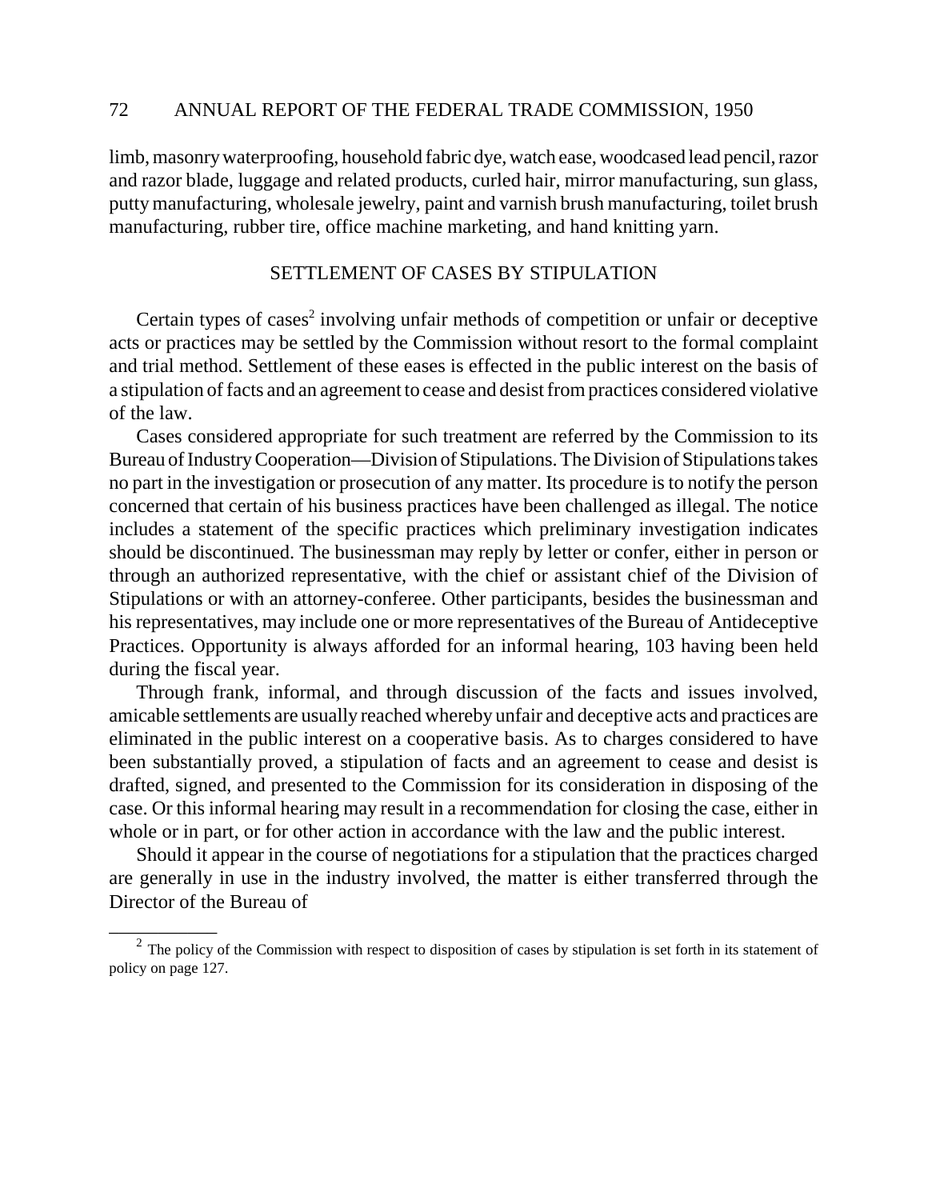limb, masonry waterproofing, household fabric dye, watch ease, woodcased lead pencil, razor and razor blade, luggage and related products, curled hair, mirror manufacturing, sun glass, putty manufacturing, wholesale jewelry, paint and varnish brush manufacturing, toilet brush manufacturing, rubber tire, office machine marketing, and hand knitting yarn.

## SETTLEMENT OF CASES BY STIPULATION

Certain types of cases[2] involving unfair methods of competition or unfair or deceptive acts or practices may be settled by the Commission without resort to the formal complaint and trial method. Settlement of these eases is effected in the public interest on the basis of a stipulation of facts and an agreement to cease and desist from practices considered violative of the law.

Cases considered appropriate for such treatment are referred by the Commission to its Bureau of Industry Cooperation—Division of Stipulations. The Division of Stipulations takes no part in the investigation or prosecution of any matter. Its procedure is to notify the person concerned that certain of his business practices have been challenged as illegal. The notice includes a statement of the specific practices which preliminary investigation indicates should be discontinued. The businessman may reply by letter or confer, either in person or through an authorized representative, with the chief or assistant chief of the Division of Stipulations or with an attorney-conferee. Other participants, besides the businessman and his representatives, may include one or more representatives of the Bureau of Antideceptive Practices. Opportunity is always afforded for an informal hearing, 103 having been held during the fiscal year.

Through frank, informal, and through discussion of the facts and issues involved, amicable settlements are usually reached whereby unfair and deceptive acts and practices are eliminated in the public interest on a cooperative basis. As to charges considered to have been substantially proved, a stipulation of facts and an agreement to cease and desist is drafted, signed, and presented to the Commission for its consideration in disposing of the case. Or this informal hearing may result in a recommendation for closing the case, either in whole or in part, or for other action in accordance with the law and the public interest.

Should it appear in the course of negotiations for a stipulation that the practices charged are generally in use in the industry involved, the matter is either transferred through the Director of the Bureau of

---

[2] The policy of the Commission with respect to disposition of cases by stipulation is set forth in its statement of policy on page 127.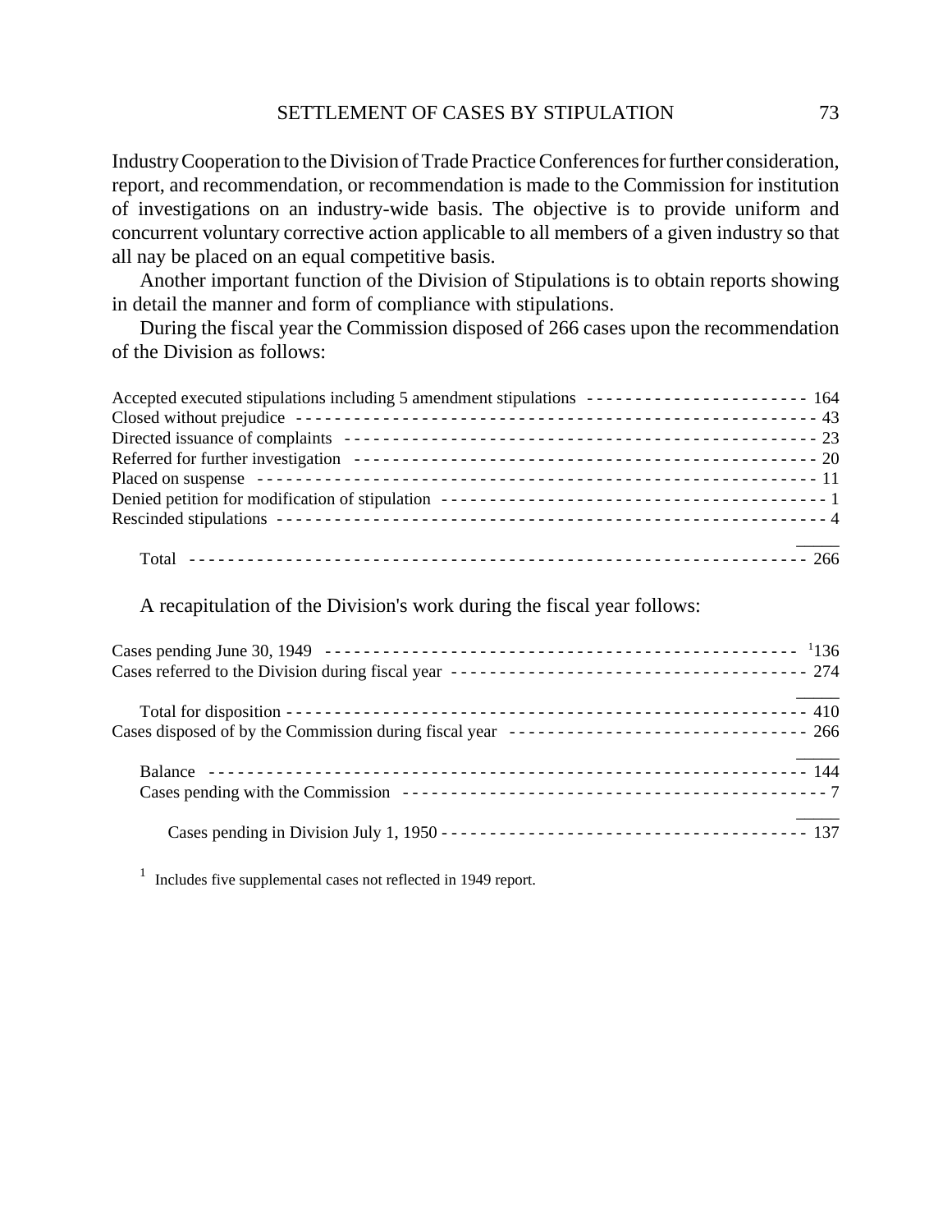Industry Cooperation to the Division of Trade Practice Conferences for further consideration, report, and recommendation, or recommendation is made to the Commission for institution of investigations on an industry-wide basis. The objective is to provide uniform and concurrent voluntary corrective action applicable to all members of a given industry so that all nay be placed on an equal competitive basis.

Another important function of the Division of Stipulations is to obtain reports showing in detail the manner and form of compliance with stipulations.

During the fiscal year the Commission disposed of 266 cases upon the recommendation of the Division as follows:

| | |
|---|---|
| Accepted executed stipulations including 5 amendment stipulations | 164 |
| Closed without prejudice | 43 |
| Directed issuance of complaints | 23 |
| Referred for further investigation | 20 |
| Placed on suspense | 11 |
| Denied petition for modification of stipulation | 1 |
| Rescinded stipulations | 4 |
| Total | 266 |

A recapitulation of the Division's work during the fiscal year follows:

| | |
|---|---|
| Cases pending June 30, 1949 | [1]136 |
| Cases referred to the Division during fiscal year | 274 |
| Total for disposition | 410 |
| Cases disposed of by the Commission during fiscal year | 266 |
| Balance | 144 |
| Cases pending with the Commission | 7 |
| Cases pending in Division July 1, 1950 | 137 |

[1] Includes five supplemental cases not reflected in 1949 report.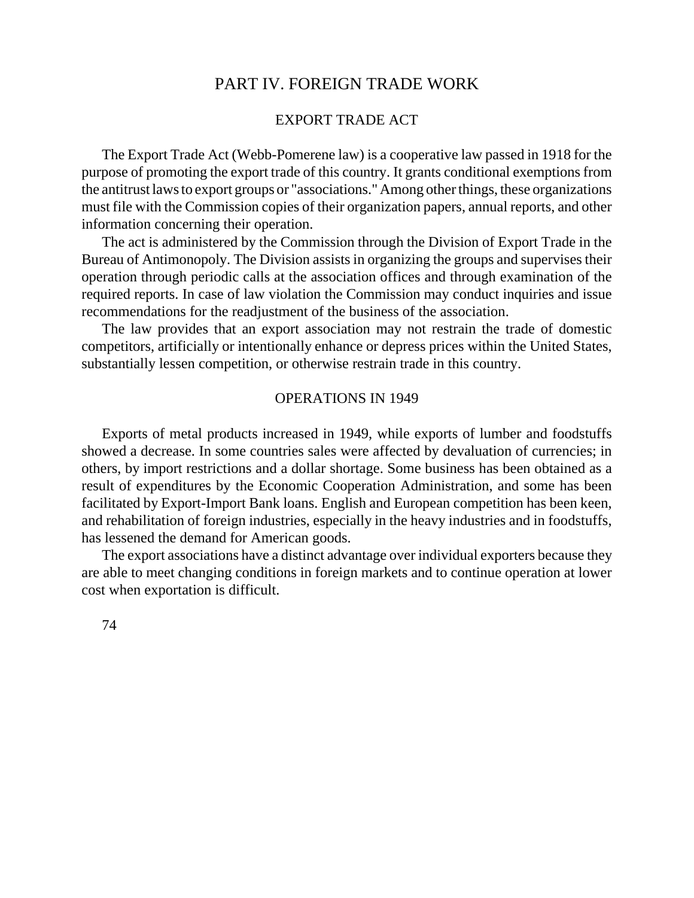# PART IV. FOREIGN TRADE WORK

## EXPORT TRADE ACT

The Export Trade Act (Webb-Pomerene law) is a cooperative law passed in 1918 for the purpose of promoting the export trade of this country. It grants conditional exemptions from the antitrust laws to export groups or "associations." Among other things, these organizations must file with the Commission copies of their organization papers, annual reports, and other information concerning their operation.

The act is administered by the Commission through the Division of Export Trade in the Bureau of Antimonopoly. The Division assists in organizing the groups and supervises their operation through periodic calls at the association offices and through examination of the required reports. In case of law violation the Commission may conduct inquiries and issue recommendations for the readjustment of the business of the association.

The law provides that an export association may not restrain the trade of domestic competitors, artificially or intentionally enhance or depress prices within the United States, substantially lessen competition, or otherwise restrain trade in this country.

## OPERATIONS IN 1949

Exports of metal products increased in 1949, while exports of lumber and foodstuffs showed a decrease. In some countries sales were affected by devaluation of currencies; in others, by import restrictions and a dollar shortage. Some business has been obtained as a result of expenditures by the Economic Cooperation Administration, and some has been facilitated by Export-Import Bank loans. English and European competition has been keen, and rehabilitation of foreign industries, especially in the heavy industries and in foodstuffs, has lessened the demand for American goods.

The export associations have a distinct advantage over individual exporters because they are able to meet changing conditions in foreign markets and to continue operation at lower cost when exportation is difficult.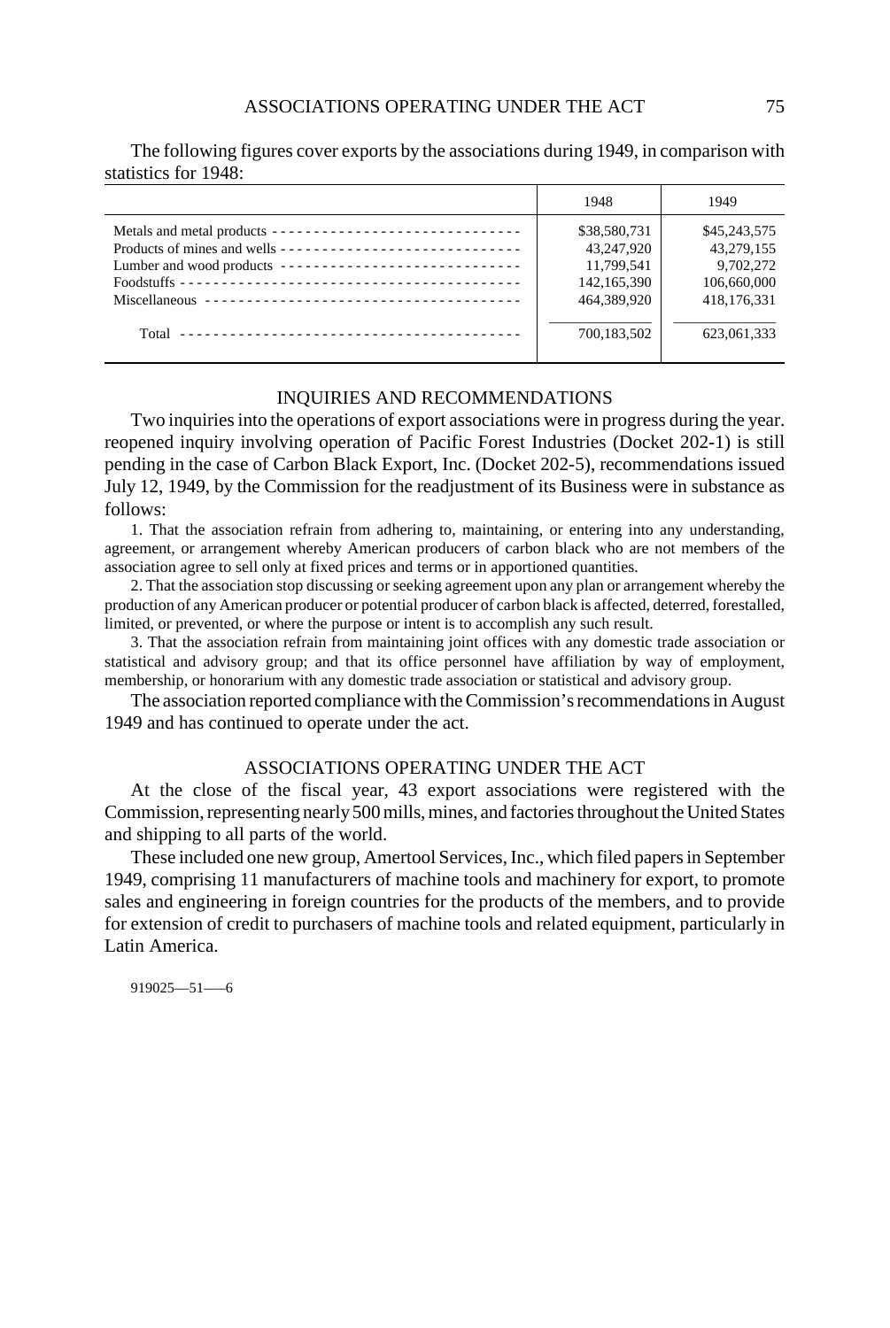The following figures cover exports by the associations during 1949, in comparison with statistics for 1948:

| | 1948 | 1949 |
|---|---|---|
| Metals and metal products | $38,580,731 | $45,243,575 |
| Products of mines and wells | 43,247,920 | 43,279,155 |
| Lumber and wood products | 11,799,541 | 9,702,272 |
| Foodstuffs | 142,165,390 | 106,660,000 |
| Miscellaneous | 464,389,920 | 418,176,331 |
| Total | 700,183,502 | 623,061,333 |

## INQUIRIES AND RECOMMENDATIONS

Two inquiries into the operations of export associations were in progress during the year. reopened inquiry involving operation of Pacific Forest Industries (Docket 202-1) is still pending in the case of Carbon Black Export, Inc. (Docket 202-5), recommendations issued July 12, 1949, by the Commission for the readjustment of its Business were in substance as follows:

1. That the association refrain from adhering to, maintaining, or entering into any understanding, agreement, or arrangement whereby American producers of carbon black who are not members of the association agree to sell only at fixed prices and terms or in apportioned quantities.

2. That the association stop discussing or seeking agreement upon any plan or arrangement whereby the production of any American producer or potential producer of carbon black is affected, deterred, forestalled, limited, or prevented, or where the purpose or intent is to accomplish any such result.

3. That the association refrain from maintaining joint offices with any domestic trade association or statistical and advisory group; and that its office personnel have affiliation by way of employment, membership, or honorarium with any domestic trade association or statistical and advisory group.

The association reported compliance with the Commission's recommendations in August 1949 and has continued to operate under the act.

## ASSOCIATIONS OPERATING UNDER THE ACT

At the close of the fiscal year, 43 export associations were registered with the Commission, representing nearly 500 mills, mines, and factories throughout the United States and shipping to all parts of the world.

These included one new group, Amertool Services, Inc., which filed papers in September 1949, comprising 11 manufacturers of machine tools and machinery for export, to promote sales and engineering in foreign countries for the products of the members, and to provide for extension of credit to purchasers of machine tools and related equipment, particularly in Latin America.

919025—51——6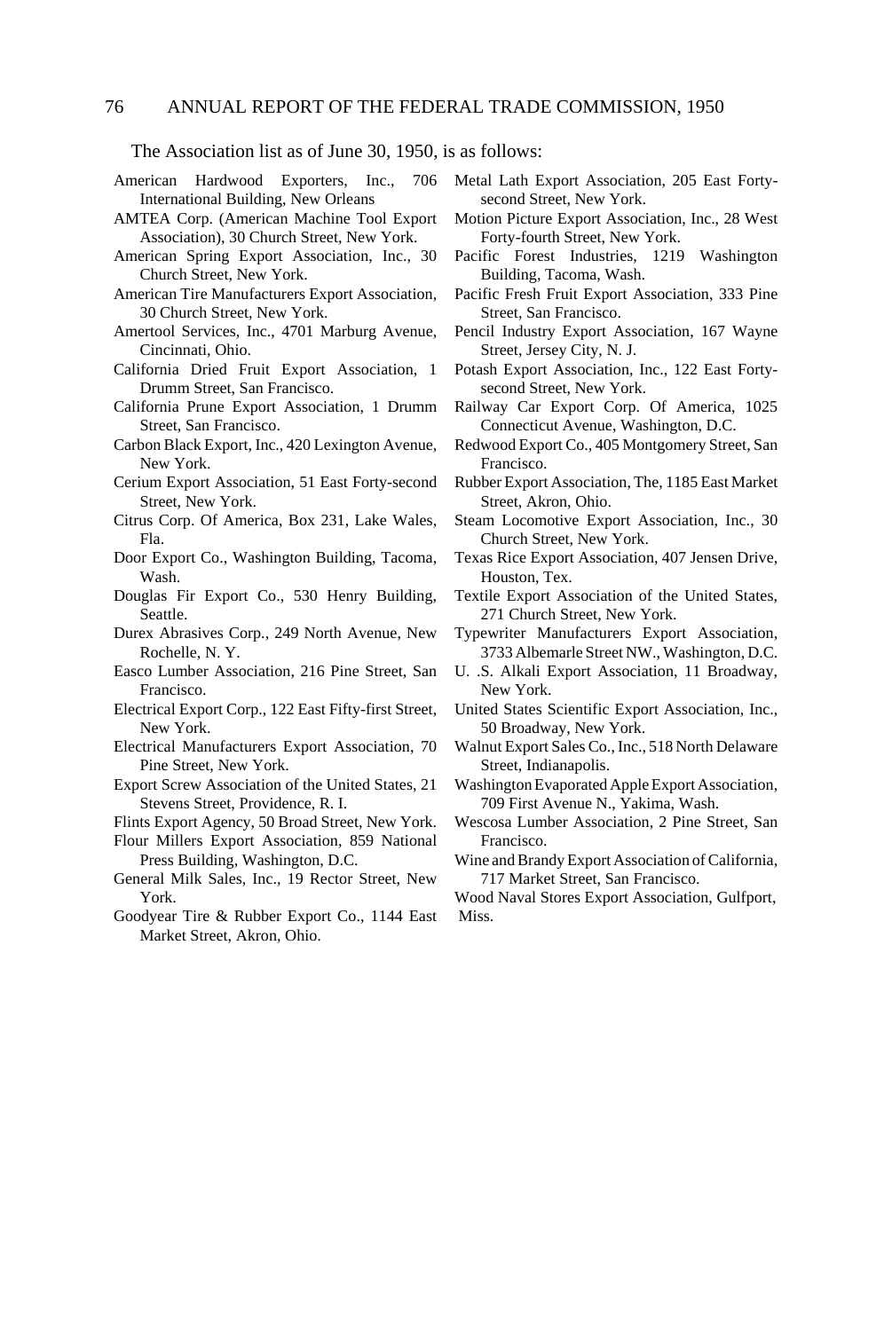The Association list as of June 30, 1950, is as follows:

- American Hardwood Exporters, Inc., 706 International Building, New Orleans
- AMTEA Corp. (American Machine Tool Export Association), 30 Church Street, New York.
- American Spring Export Association, Inc., 30 Church Street, New York.
- American Tire Manufacturers Export Association, 30 Church Street, New York.
- Amertool Services, Inc., 4701 Marburg Avenue, Cincinnati, Ohio.
- California Dried Fruit Export Association, 1 Drumm Street, San Francisco.
- California Prune Export Association, 1 Drumm Street, San Francisco.
- Carbon Black Export, Inc., 420 Lexington Avenue, New York.
- Cerium Export Association, 51 East Forty-second Street, New York.
- Citrus Corp. Of America, Box 231, Lake Wales, Fla.
- Door Export Co., Washington Building, Tacoma, Wash.
- Douglas Fir Export Co., 530 Henry Building, Seattle.
- Durex Abrasives Corp., 249 North Avenue, New Rochelle, N. Y.
- Easco Lumber Association, 216 Pine Street, San Francisco.
- Electrical Export Corp., 122 East Fifty-first Street, New York.
- Electrical Manufacturers Export Association, 70 Pine Street, New York.
- Export Screw Association of the United States, 21 Stevens Street, Providence, R. I.
- Flints Export Agency, 50 Broad Street, New York.
- Flour Millers Export Association, 859 National Press Building, Washington, D.C.
- General Milk Sales, Inc., 19 Rector Street, New York.
- Goodyear Tire & Rubber Export Co., 1144 East Market Street, Akron, Ohio.
- Metal Lath Export Association, 205 East Forty-second Street, New York.
- Motion Picture Export Association, Inc., 28 West Forty-fourth Street, New York.
- Pacific Forest Industries, 1219 Washington Building, Tacoma, Wash.
- Pacific Fresh Fruit Export Association, 333 Pine Street, San Francisco.
- Pencil Industry Export Association, 167 Wayne Street, Jersey City, N. J.
- Potash Export Association, Inc., 122 East Forty-second Street, New York.
- Railway Car Export Corp. Of America, 1025 Connecticut Avenue, Washington, D.C.
- Redwood Export Co., 405 Montgomery Street, San Francisco.
- Rubber Export Association, The, 1185 East Market Street, Akron, Ohio.
- Steam Locomotive Export Association, Inc., 30 Church Street, New York.
- Texas Rice Export Association, 407 Jensen Drive, Houston, Tex.
- Textile Export Association of the United States, 271 Church Street, New York.
- Typewriter Manufacturers Export Association, 3733 Albemarle Street NW., Washington, D.C.
- U. .S. Alkali Export Association, 11 Broadway, New York.
- United States Scientific Export Association, Inc., 50 Broadway, New York.
- Walnut Export Sales Co., Inc., 518 North Delaware Street, Indianapolis.
- Washington Evaporated Apple Export Association, 709 First Avenue N., Yakima, Wash.
- Wescosa Lumber Association, 2 Pine Street, San Francisco.
- Wine and Brandy Export Association of California, 717 Market Street, San Francisco.
- Wood Naval Stores Export Association, Gulfport, Miss.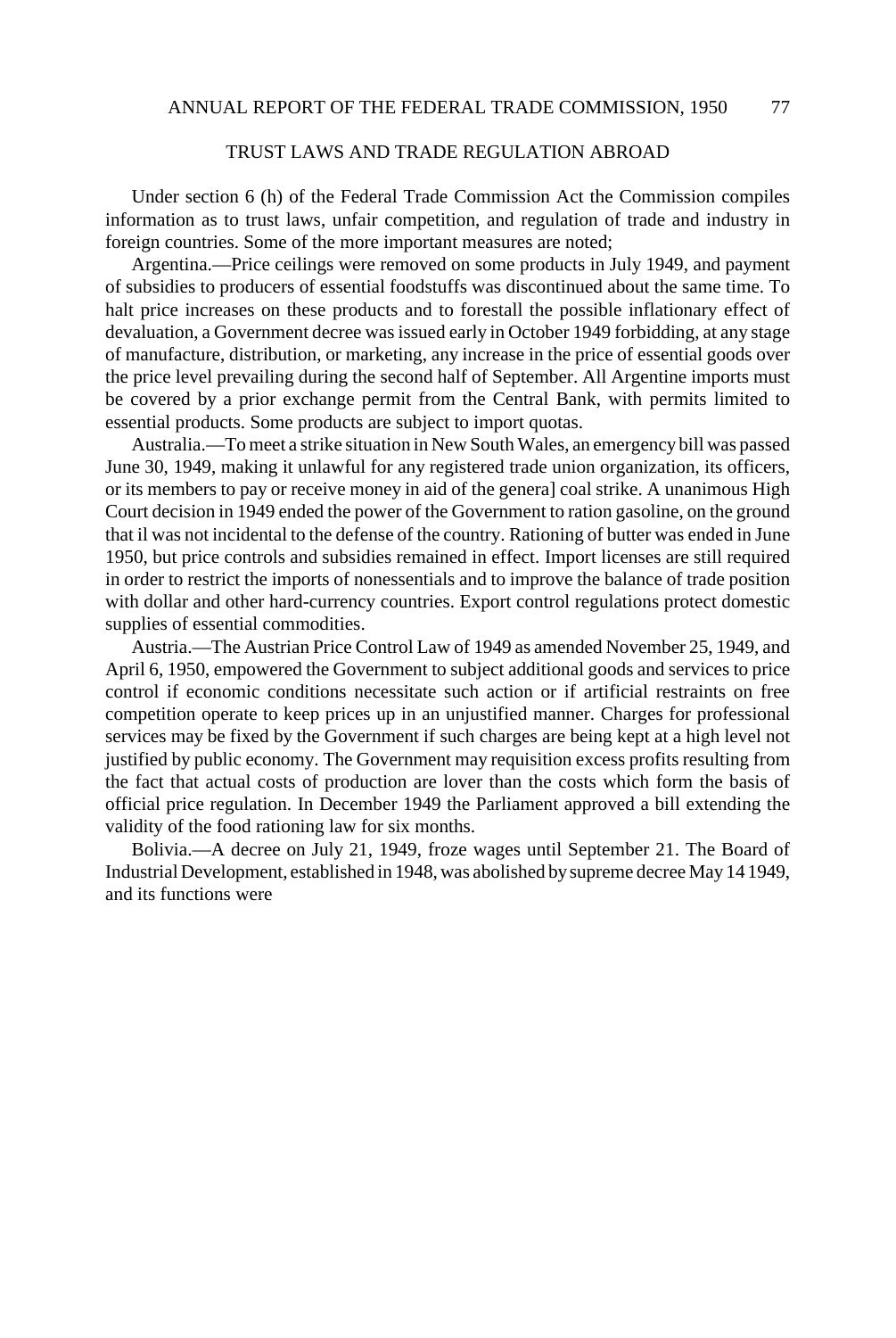## TRUST LAWS AND TRADE REGULATION ABROAD

Under section 6 (h) of the Federal Trade Commission Act the Commission compiles information as to trust laws, unfair competition, and regulation of trade and industry in foreign countries. Some of the more important measures are noted;

Argentina.—Price ceilings were removed on some products in July 1949, and payment of subsidies to producers of essential foodstuffs was discontinued about the same time. To halt price increases on these products and to forestall the possible inflationary effect of devaluation, a Government decree was issued early in October 1949 forbidding, at any stage of manufacture, distribution, or marketing, any increase in the price of essential goods over the price level prevailing during the second half of September. All Argentine imports must be covered by a prior exchange permit from the Central Bank, with permits limited to essential products. Some products are subject to import quotas.

Australia.—To meet a strike situation in New South Wales, an emergency bill was passed June 30, 1949, making it unlawful for any registered trade union organization, its officers, or its members to pay or receive money in aid of the genera] coal strike. A unanimous High Court decision in 1949 ended the power of the Government to ration gasoline, on the ground that il was not incidental to the defense of the country. Rationing of butter was ended in June 1950, but price controls and subsidies remained in effect. Import licenses are still required in order to restrict the imports of nonessentials and to improve the balance of trade position with dollar and other hard-currency countries. Export control regulations protect domestic supplies of essential commodities.

Austria.—The Austrian Price Control Law of 1949 as amended November 25, 1949, and April 6, 1950, empowered the Government to subject additional goods and services to price control if economic conditions necessitate such action or if artificial restraints on free competition operate to keep prices up in an unjustified manner. Charges for professional services may be fixed by the Government if such charges are being kept at a high level not justified by public economy. The Government may requisition excess profits resulting from the fact that actual costs of production are lover than the costs which form the basis of official price regulation. In December 1949 the Parliament approved a bill extending the validity of the food rationing law for six months.

Bolivia.—A decree on July 21, 1949, froze wages until September 21. The Board of Industrial Development, established in 1948, was abolished by supreme decree May 14 1949, and its functions were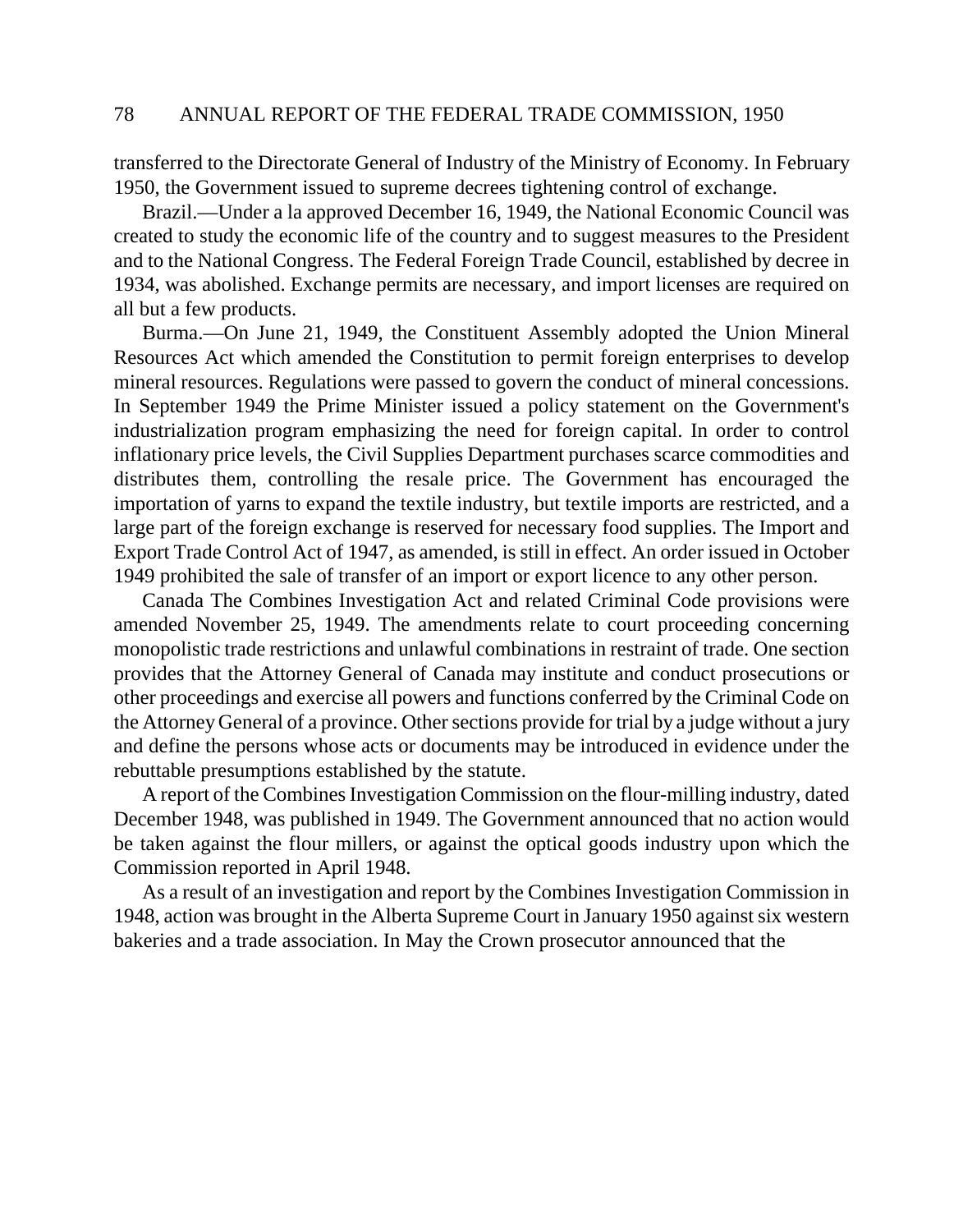transferred to the Directorate General of Industry of the Ministry of Economy. In February 1950, the Government issued to supreme decrees tightening control of exchange.

Brazil.—Under a la approved December 16, 1949, the National Economic Council was created to study the economic life of the country and to suggest measures to the President and to the National Congress. The Federal Foreign Trade Council, established by decree in 1934, was abolished. Exchange permits are necessary, and import licenses are required on all but a few products.

Burma.—On June 21, 1949, the Constituent Assembly adopted the Union Mineral Resources Act which amended the Constitution to permit foreign enterprises to develop mineral resources. Regulations were passed to govern the conduct of mineral concessions. In September 1949 the Prime Minister issued a policy statement on the Government's industrialization program emphasizing the need for foreign capital. In order to control inflationary price levels, the Civil Supplies Department purchases scarce commodities and distributes them, controlling the resale price. The Government has encouraged the importation of yarns to expand the textile industry, but textile imports are restricted, and a large part of the foreign exchange is reserved for necessary food supplies. The Import and Export Trade Control Act of 1947, as amended, is still in effect. An order issued in October 1949 prohibited the sale of transfer of an import or export licence to any other person.

Canada The Combines Investigation Act and related Criminal Code provisions were amended November 25, 1949. The amendments relate to court proceeding concerning monopolistic trade restrictions and unlawful combinations in restraint of trade. One section provides that the Attorney General of Canada may institute and conduct prosecutions or other proceedings and exercise all powers and functions conferred by the Criminal Code on the Attorney General of a province. Other sections provide for trial by a judge without a jury and define the persons whose acts or documents may be introduced in evidence under the rebuttable presumptions established by the statute.

A report of the Combines Investigation Commission on the flour-milling industry, dated December 1948, was published in 1949. The Government announced that no action would be taken against the flour millers, or against the optical goods industry upon which the Commission reported in April 1948.

As a result of an investigation and report by the Combines Investigation Commission in 1948, action was brought in the Alberta Supreme Court in January 1950 against six western bakeries and a trade association. In May the Crown prosecutor announced that the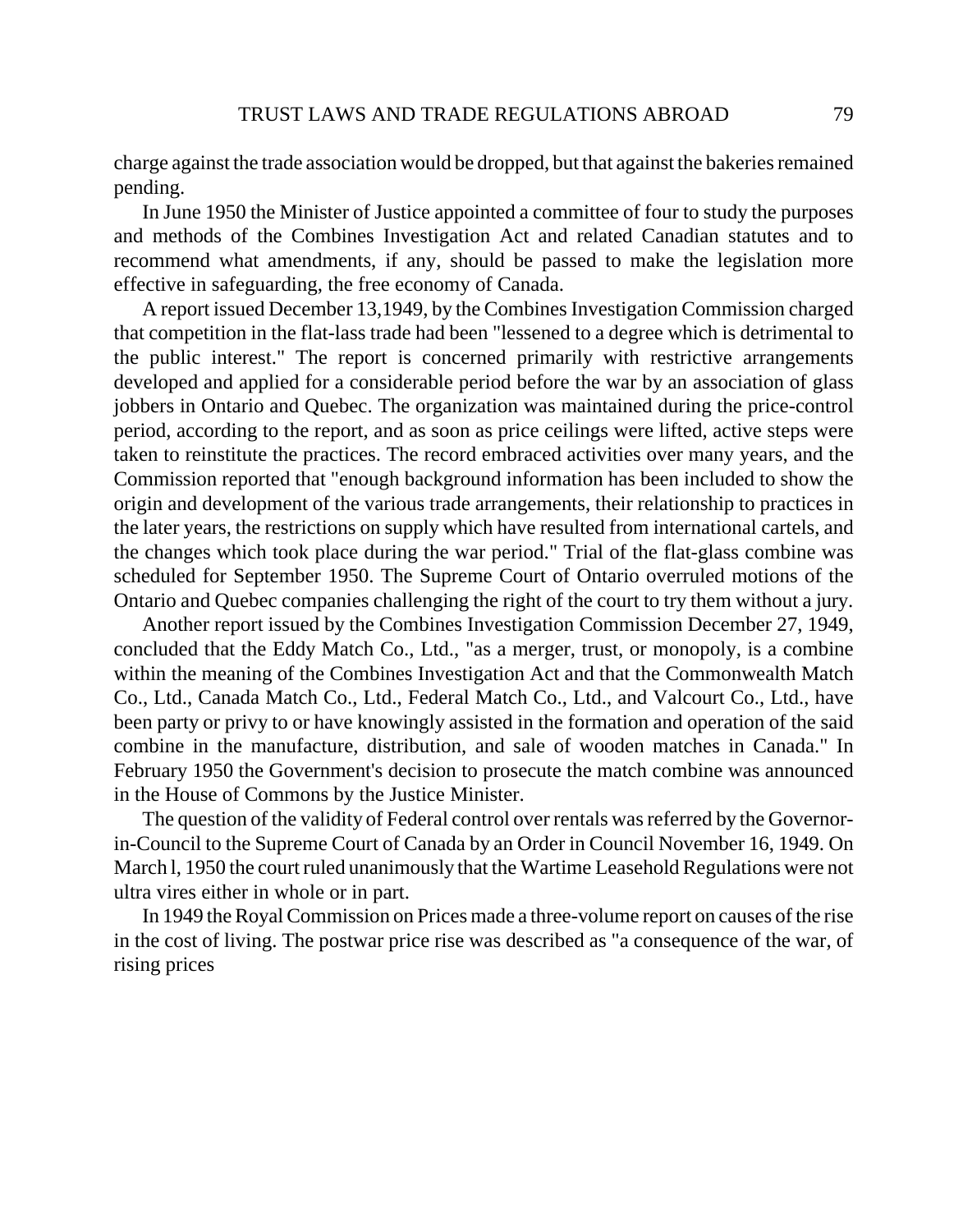charge against the trade association would be dropped, but that against the bakeries remained pending.

In June 1950 the Minister of Justice appointed a committee of four to study the purposes and methods of the Combines Investigation Act and related Canadian statutes and to recommend what amendments, if any, should be passed to make the legislation more effective in safeguarding, the free economy of Canada.

A report issued December 13,1949, by the Combines Investigation Commission charged that competition in the flat-lass trade had been "lessened to a degree which is detrimental to the public interest." The report is concerned primarily with restrictive arrangements developed and applied for a considerable period before the war by an association of glass jobbers in Ontario and Quebec. The organization was maintained during the price-control period, according to the report, and as soon as price ceilings were lifted, active steps were taken to reinstitute the practices. The record embraced activities over many years, and the Commission reported that "enough background information has been included to show the origin and development of the various trade arrangements, their relationship to practices in the later years, the restrictions on supply which have resulted from international cartels, and the changes which took place during the war period." Trial of the flat-glass combine was scheduled for September 1950. The Supreme Court of Ontario overruled motions of the Ontario and Quebec companies challenging the right of the court to try them without a jury.

Another report issued by the Combines Investigation Commission December 27, 1949, concluded that the Eddy Match Co., Ltd., "as a merger, trust, or monopoly, is a combine within the meaning of the Combines Investigation Act and that the Commonwealth Match Co., Ltd., Canada Match Co., Ltd., Federal Match Co., Ltd., and Valcourt Co., Ltd., have been party or privy to or have knowingly assisted in the formation and operation of the said combine in the manufacture, distribution, and sale of wooden matches in Canada." In February 1950 the Government's decision to prosecute the match combine was announced in the House of Commons by the Justice Minister.

The question of the validity of Federal control over rentals was referred by the Governor-in-Council to the Supreme Court of Canada by an Order in Council November 16, 1949. On March l, 1950 the court ruled unanimously that the Wartime Leasehold Regulations were not ultra vires either in whole or in part.

In 1949 the Royal Commission on Prices made a three-volume report on causes of the rise in the cost of living. The postwar price rise was described as "a consequence of the war, of rising prices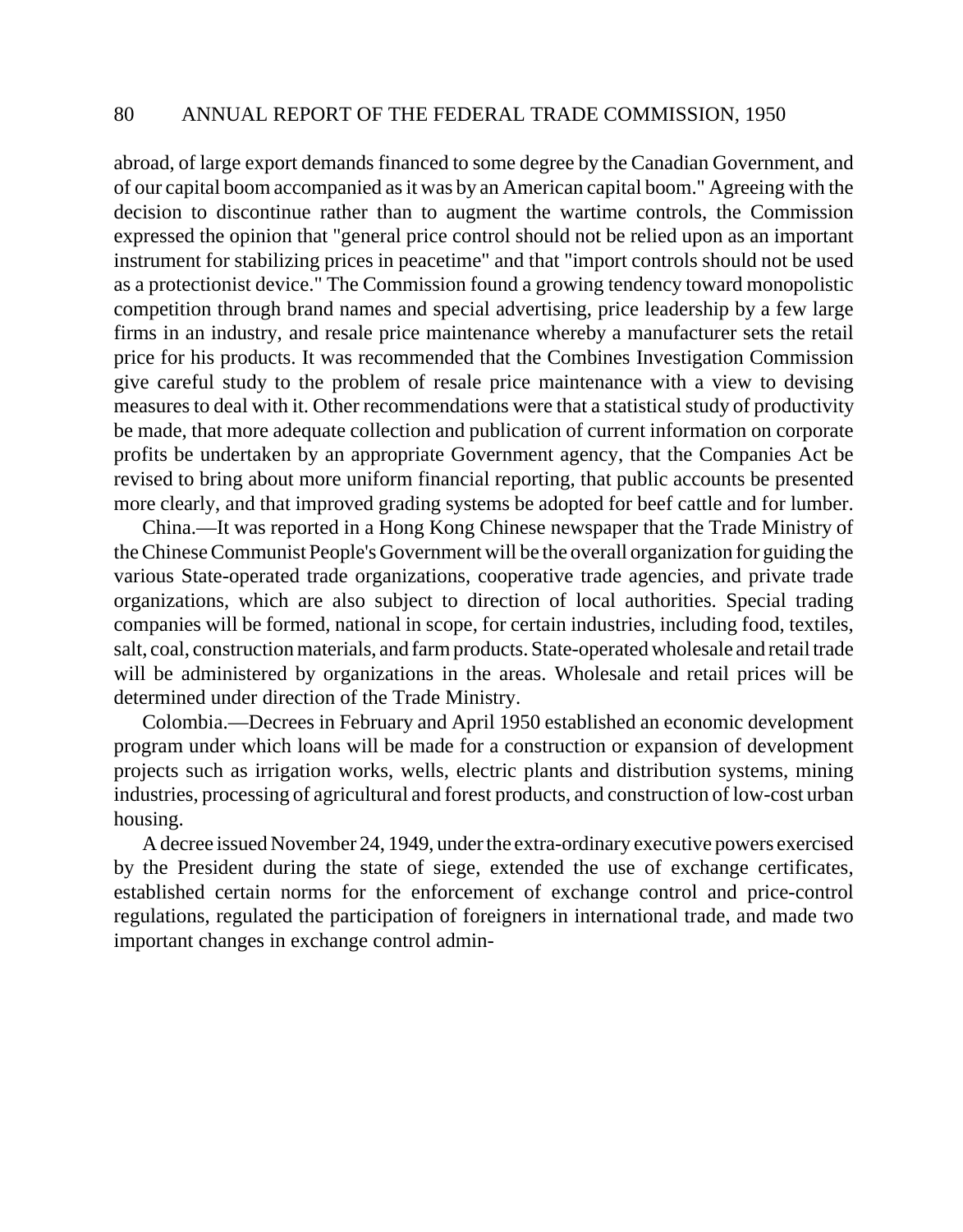abroad, of large export demands financed to some degree by the Canadian Government, and of our capital boom accompanied as it was by an American capital boom." Agreeing with the decision to discontinue rather than to augment the wartime controls, the Commission expressed the opinion that "general price control should not be relied upon as an important instrument for stabilizing prices in peacetime" and that "import controls should not be used as a protectionist device." The Commission found a growing tendency toward monopolistic competition through brand names and special advertising, price leadership by a few large firms in an industry, and resale price maintenance whereby a manufacturer sets the retail price for his products. It was recommended that the Combines Investigation Commission give careful study to the problem of resale price maintenance with a view to devising measures to deal with it. Other recommendations were that a statistical study of productivity be made, that more adequate collection and publication of current information on corporate profits be undertaken by an appropriate Government agency, that the Companies Act be revised to bring about more uniform financial reporting, that public accounts be presented more clearly, and that improved grading systems be adopted for beef cattle and for lumber.

China.—It was reported in a Hong Kong Chinese newspaper that the Trade Ministry of the Chinese Communist People's Government will be the overall organization for guiding the various State-operated trade organizations, cooperative trade agencies, and private trade organizations, which are also subject to direction of local authorities. Special trading companies will be formed, national in scope, for certain industries, including food, textiles, salt, coal, construction materials, and farm products. State-operated wholesale and retail trade will be administered by organizations in the areas. Wholesale and retail prices will be determined under direction of the Trade Ministry.

Colombia.—Decrees in February and April 1950 established an economic development program under which loans will be made for a construction or expansion of development projects such as irrigation works, wells, electric plants and distribution systems, mining industries, processing of agricultural and forest products, and construction of low-cost urban housing.

A decree issued November 24, 1949, under the extra-ordinary executive powers exercised by the President during the state of siege, extended the use of exchange certificates, established certain norms for the enforcement of exchange control and price-control regulations, regulated the participation of foreigners in international trade, and made two important changes in exchange control admin-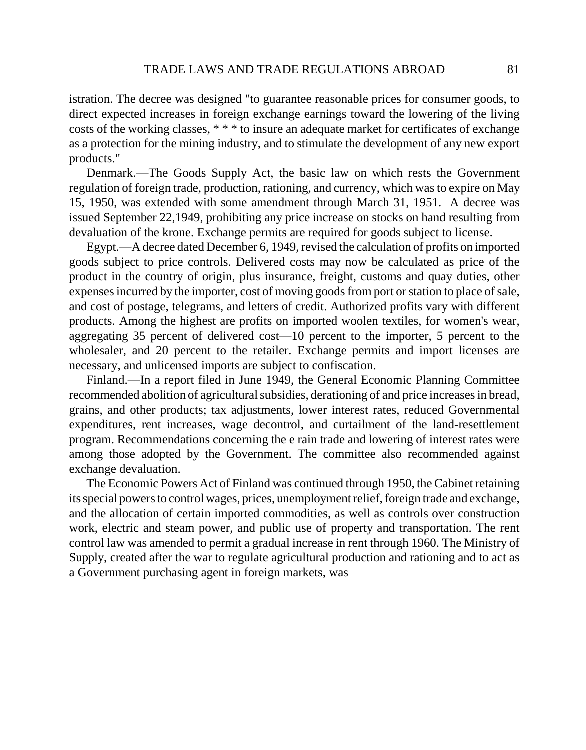istration. The decree was designed "to guarantee reasonable prices for consumer goods, to direct expected increases in foreign exchange earnings toward the lowering of the living costs of the working classes, * * * to insure an adequate market for certificates of exchange as a protection for the mining industry, and to stimulate the development of any new export products."

Denmark.—The Goods Supply Act, the basic law on which rests the Government regulation of foreign trade, production, rationing, and currency, which was to expire on May 15, 1950, was extended with some amendment through March 31, 1951. A decree was issued September 22,1949, prohibiting any price increase on stocks on hand resulting from devaluation of the krone. Exchange permits are required for goods subject to license.

Egypt.—A decree dated December 6, 1949, revised the calculation of profits on imported goods subject to price controls. Delivered costs may now be calculated as price of the product in the country of origin, plus insurance, freight, customs and quay duties, other expenses incurred by the importer, cost of moving goods from port or station to place of sale, and cost of postage, telegrams, and letters of credit. Authorized profits vary with different products. Among the highest are profits on imported woolen textiles, for women's wear, aggregating 35 percent of delivered cost—10 percent to the importer, 5 percent to the wholesaler, and 20 percent to the retailer. Exchange permits and import licenses are necessary, and unlicensed imports are subject to confiscation.

Finland.—In a report filed in June 1949, the General Economic Planning Committee recommended abolition of agricultural subsidies, derationing of and price increases in bread, grains, and other products; tax adjustments, lower interest rates, reduced Governmental expenditures, rent increases, wage decontrol, and curtailment of the land-resettlement program. Recommendations concerning the e rain trade and lowering of interest rates were among those adopted by the Government. The committee also recommended against exchange devaluation.

The Economic Powers Act of Finland was continued through 1950, the Cabinet retaining its special powers to control wages, prices, unemployment relief, foreign trade and exchange, and the allocation of certain imported commodities, as well as controls over construction work, electric and steam power, and public use of property and transportation. The rent control law was amended to permit a gradual increase in rent through 1960. The Ministry of Supply, created after the war to regulate agricultural production and rationing and to act as a Government purchasing agent in foreign markets, was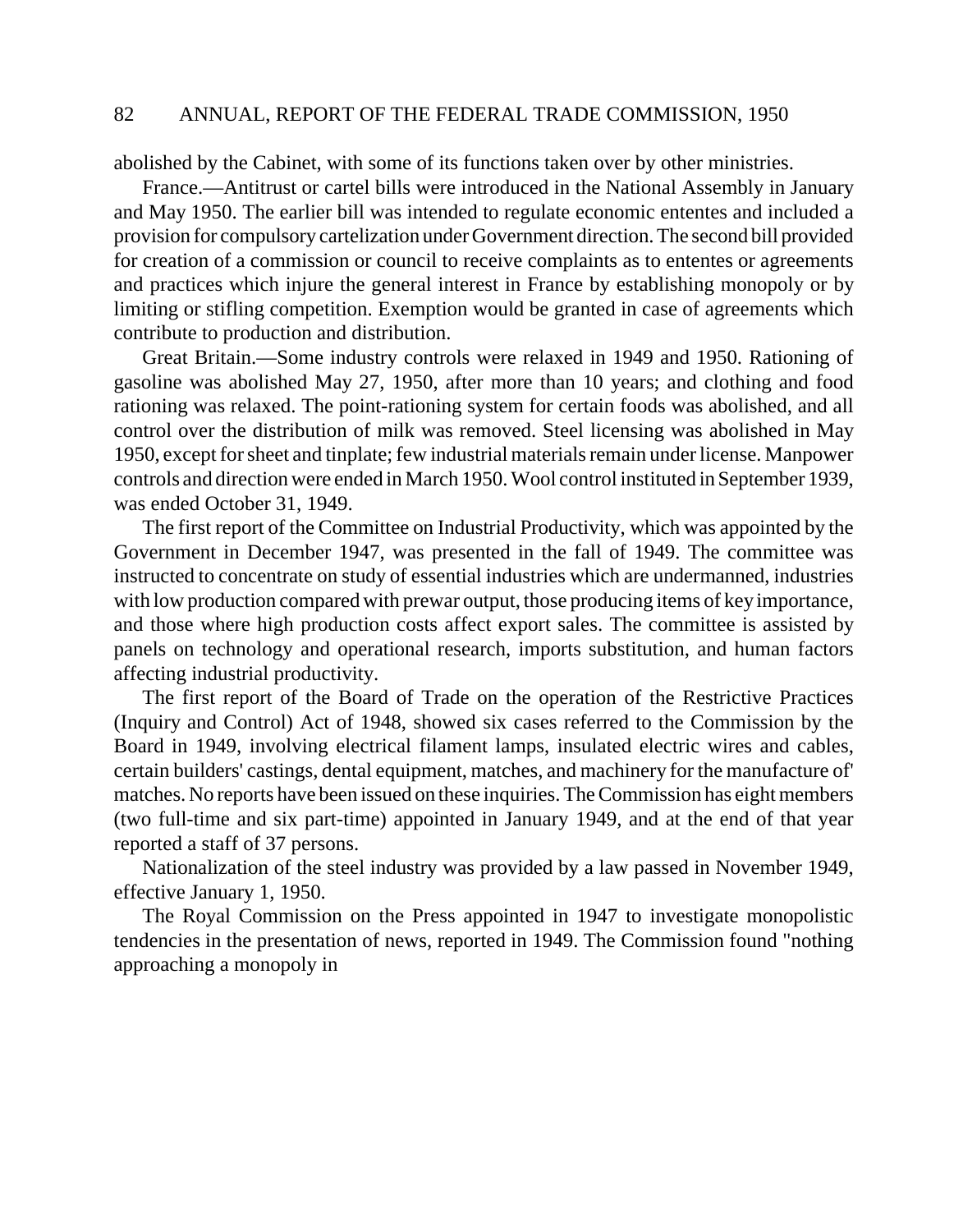abolished by the Cabinet, with some of its functions taken over by other ministries.

France.—Antitrust or cartel bills were introduced in the National Assembly in January and May 1950. The earlier bill was intended to regulate economic ententes and included a provision for compulsory cartelization under Government direction. The second bill provided for creation of a commission or council to receive complaints as to ententes or agreements and practices which injure the general interest in France by establishing monopoly or by limiting or stifling competition. Exemption would be granted in case of agreements which contribute to production and distribution.

Great Britain.—Some industry controls were relaxed in 1949 and 1950. Rationing of gasoline was abolished May 27, 1950, after more than 10 years; and clothing and food rationing was relaxed. The point-rationing system for certain foods was abolished, and all control over the distribution of milk was removed. Steel licensing was abolished in May 1950, except for sheet and tinplate; few industrial materials remain under license. Manpower controls and direction were ended in March 1950. Wool control instituted in September 1939, was ended October 31, 1949.

The first report of the Committee on Industrial Productivity, which was appointed by the Government in December 1947, was presented in the fall of 1949. The committee was instructed to concentrate on study of essential industries which are undermanned, industries with low production compared with prewar output, those producing items of key importance, and those where high production costs affect export sales. The committee is assisted by panels on technology and operational research, imports substitution, and human factors affecting industrial productivity.

The first report of the Board of Trade on the operation of the Restrictive Practices (Inquiry and Control) Act of 1948, showed six cases referred to the Commission by the Board in 1949, involving electrical filament lamps, insulated electric wires and cables, certain builders' castings, dental equipment, matches, and machinery for the manufacture of' matches. No reports have been issued on these inquiries. The Commission has eight members (two full-time and six part-time) appointed in January 1949, and at the end of that year reported a staff of 37 persons.

Nationalization of the steel industry was provided by a law passed in November 1949, effective January 1, 1950.

The Royal Commission on the Press appointed in 1947 to investigate monopolistic tendencies in the presentation of news, reported in 1949. The Commission found "nothing approaching a monopoly in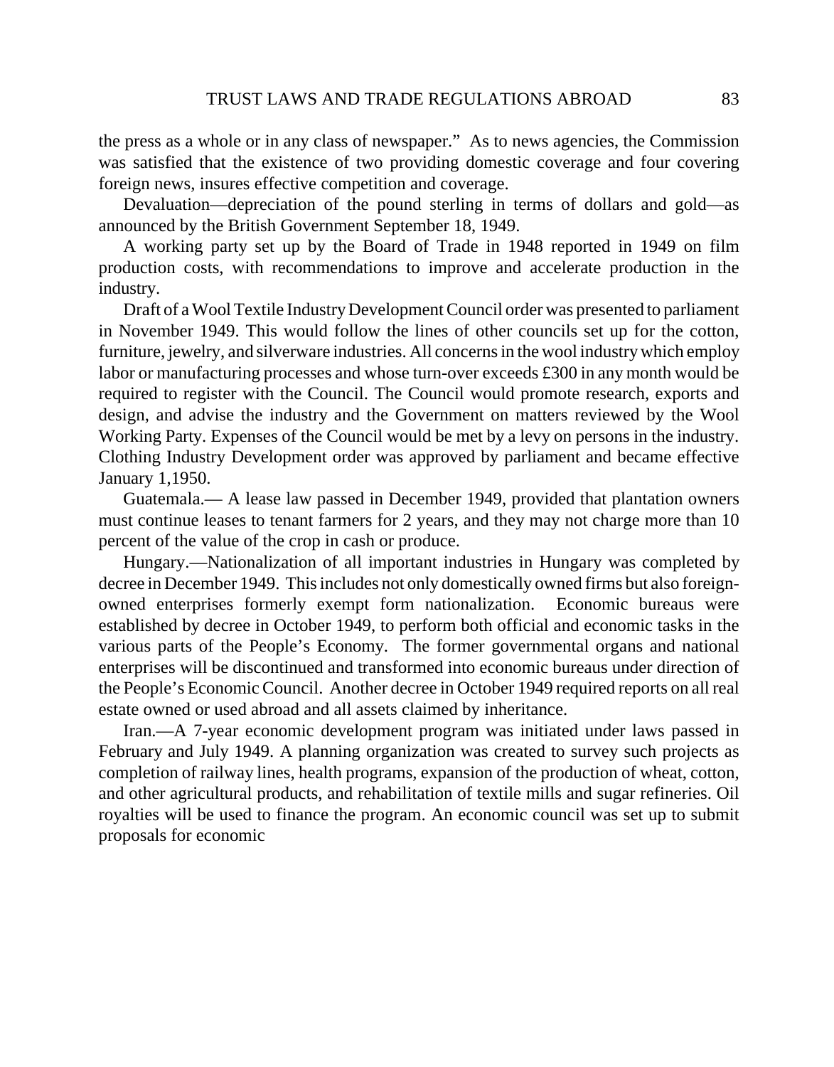the press as a whole or in any class of newspaper." As to news agencies, the Commission was satisfied that the existence of two providing domestic coverage and four covering foreign news, insures effective competition and coverage.

Devaluation—depreciation of the pound sterling in terms of dollars and gold—as announced by the British Government September 18, 1949.

A working party set up by the Board of Trade in 1948 reported in 1949 on film production costs, with recommendations to improve and accelerate production in the industry.

Draft of a Wool Textile Industry Development Council order was presented to parliament in November 1949. This would follow the lines of other councils set up for the cotton, furniture, jewelry, and silverware industries. All concerns in the wool industry which employ labor or manufacturing processes and whose turn-over exceeds £300 in any month would be required to register with the Council. The Council would promote research, exports and design, and advise the industry and the Government on matters reviewed by the Wool Working Party. Expenses of the Council would be met by a levy on persons in the industry. Clothing Industry Development order was approved by parliament and became effective January 1,1950.

Guatemala.— A lease law passed in December 1949, provided that plantation owners must continue leases to tenant farmers for 2 years, and they may not charge more than 10 percent of the value of the crop in cash or produce.

Hungary.—Nationalization of all important industries in Hungary was completed by decree in December 1949. This includes not only domestically owned firms but also foreign-owned enterprises formerly exempt form nationalization. Economic bureaus were established by decree in October 1949, to perform both official and economic tasks in the various parts of the People's Economy. The former governmental organs and national enterprises will be discontinued and transformed into economic bureaus under direction of the People's Economic Council. Another decree in October 1949 required reports on all real estate owned or used abroad and all assets claimed by inheritance.

Iran.—A 7-year economic development program was initiated under laws passed in February and July 1949. A planning organization was created to survey such projects as completion of railway lines, health programs, expansion of the production of wheat, cotton, and other agricultural products, and rehabilitation of textile mills and sugar refineries. Oil royalties will be used to finance the program. An economic council was set up to submit proposals for economic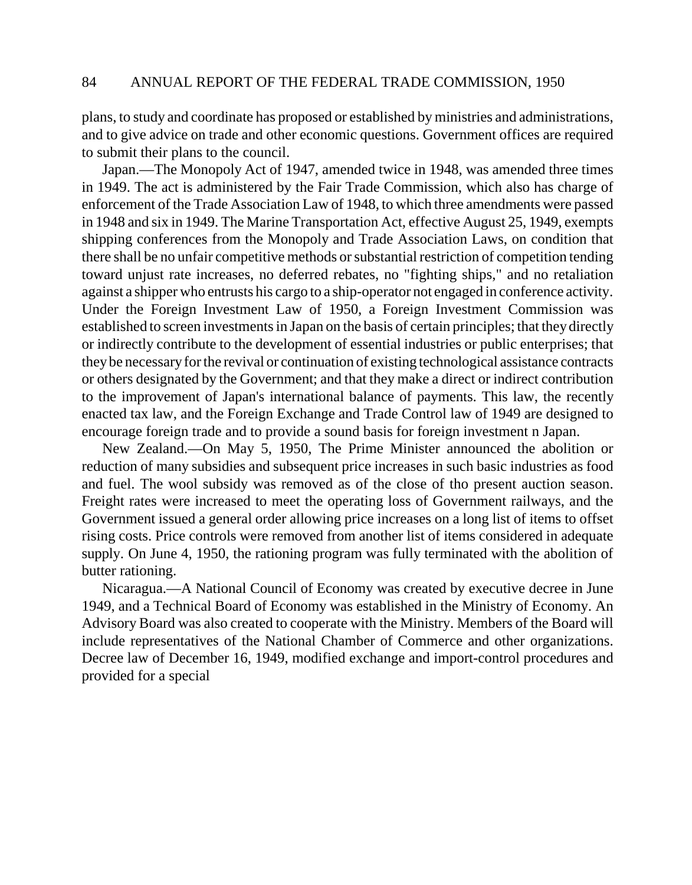plans, to study and coordinate has proposed or established by ministries and administrations, and to give advice on trade and other economic questions. Government offices are required to submit their plans to the council.

Japan.—The Monopoly Act of 1947, amended twice in 1948, was amended three times in 1949. The act is administered by the Fair Trade Commission, which also has charge of enforcement of the Trade Association Law of 1948, to which three amendments were passed in 1948 and six in 1949. The Marine Transportation Act, effective August 25, 1949, exempts shipping conferences from the Monopoly and Trade Association Laws, on condition that there shall be no unfair competitive methods or substantial restriction of competition tending toward unjust rate increases, no deferred rebates, no "fighting ships," and no retaliation against a shipper who entrusts his cargo to a ship-operator not engaged in conference activity. Under the Foreign Investment Law of 1950, a Foreign Investment Commission was established to screen investments in Japan on the basis of certain principles; that they directly or indirectly contribute to the development of essential industries or public enterprises; that they be necessary for the revival or continuation of existing technological assistance contracts or others designated by the Government; and that they make a direct or indirect contribution to the improvement of Japan's international balance of payments. This law, the recently enacted tax law, and the Foreign Exchange and Trade Control law of 1949 are designed to encourage foreign trade and to provide a sound basis for foreign investment n Japan.

New Zealand.—On May 5, 1950, The Prime Minister announced the abolition or reduction of many subsidies and subsequent price increases in such basic industries as food and fuel. The wool subsidy was removed as of the close of tho present auction season. Freight rates were increased to meet the operating loss of Government railways, and the Government issued a general order allowing price increases on a long list of items to offset rising costs. Price controls were removed from another list of items considered in adequate supply. On June 4, 1950, the rationing program was fully terminated with the abolition of butter rationing.

Nicaragua.—A National Council of Economy was created by executive decree in June 1949, and a Technical Board of Economy was established in the Ministry of Economy. An Advisory Board was also created to cooperate with the Ministry. Members of the Board will include representatives of the National Chamber of Commerce and other organizations. Decree law of December 16, 1949, modified exchange and import-control procedures and provided for a special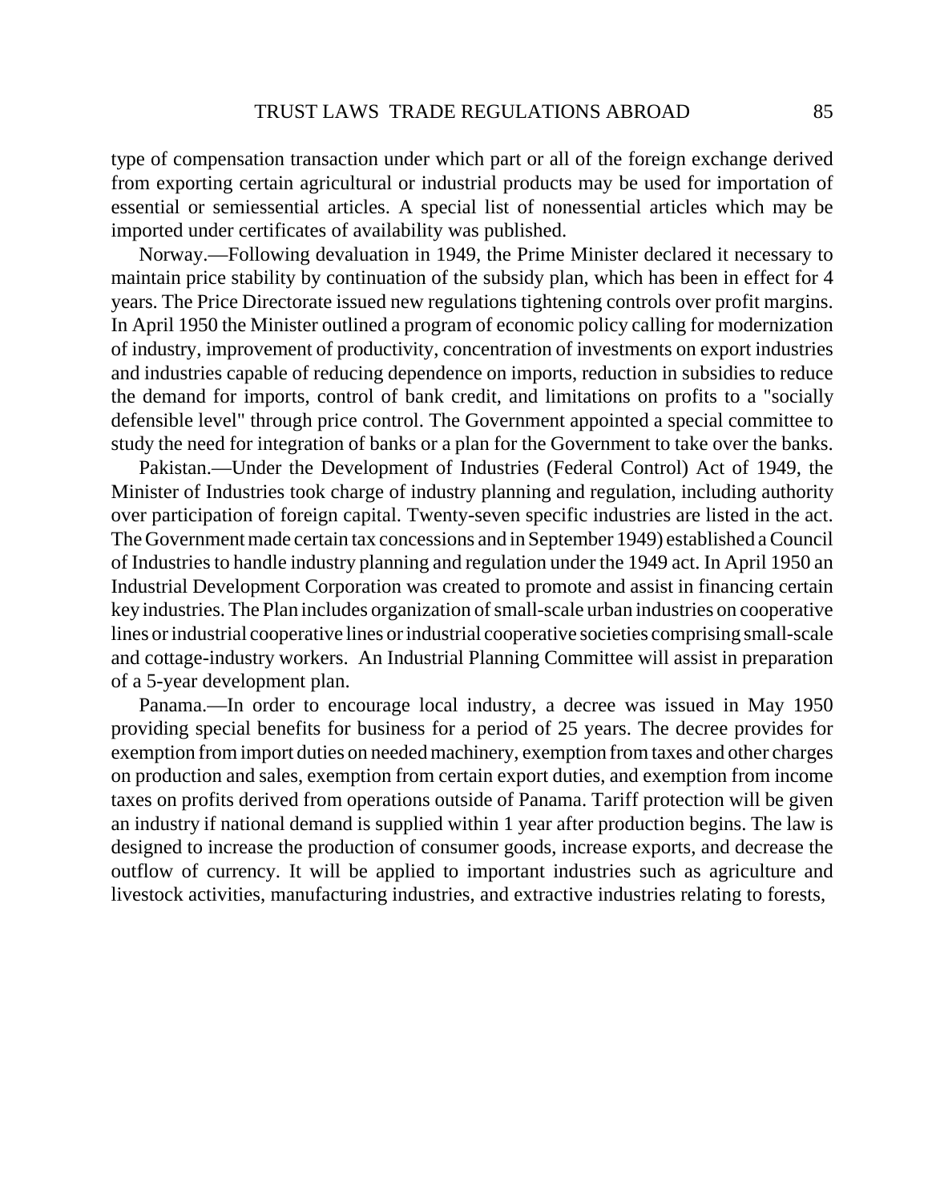type of compensation transaction under which part or all of the foreign exchange derived from exporting certain agricultural or industrial products may be used for importation of essential or semiessential articles. A special list of nonessential articles which may be imported under certificates of availability was published.

Norway.—Following devaluation in 1949, the Prime Minister declared it necessary to maintain price stability by continuation of the subsidy plan, which has been in effect for 4 years. The Price Directorate issued new regulations tightening controls over profit margins. In April 1950 the Minister outlined a program of economic policy calling for modernization of industry, improvement of productivity, concentration of investments on export industries and industries capable of reducing dependence on imports, reduction in subsidies to reduce the demand for imports, control of bank credit, and limitations on profits to a "socially defensible level" through price control. The Government appointed a special committee to study the need for integration of banks or a plan for the Government to take over the banks.

Pakistan.—Under the Development of Industries (Federal Control) Act of 1949, the Minister of Industries took charge of industry planning and regulation, including authority over participation of foreign capital. Twenty-seven specific industries are listed in the act. The Government made certain tax concessions and in September 1949) established a Council of Industries to handle industry planning and regulation under the 1949 act. In April 1950 an Industrial Development Corporation was created to promote and assist in financing certain key industries. The Plan includes organization of small-scale urban industries on cooperative lines or industrial cooperative lines or industrial cooperative societies comprising small-scale and cottage-industry workers. An Industrial Planning Committee will assist in preparation of a 5-year development plan.

Panama.—In order to encourage local industry, a decree was issued in May 1950 providing special benefits for business for a period of 25 years. The decree provides for exemption from import duties on needed machinery, exemption from taxes and other charges on production and sales, exemption from certain export duties, and exemption from income taxes on profits derived from operations outside of Panama. Tariff protection will be given an industry if national demand is supplied within 1 year after production begins. The law is designed to increase the production of consumer goods, increase exports, and decrease the outflow of currency. It will be applied to important industries such as agriculture and livestock activities, manufacturing industries, and extractive industries relating to forests,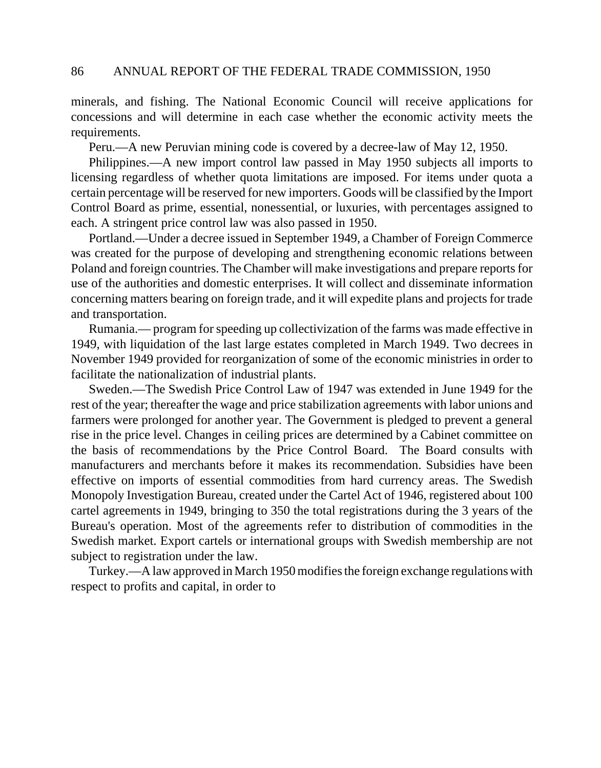minerals, and fishing. The National Economic Council will receive applications for concessions and will determine in each case whether the economic activity meets the requirements.

Peru.—A new Peruvian mining code is covered by a decree-law of May 12, 1950.

Philippines.—A new import control law passed in May 1950 subjects all imports to licensing regardless of whether quota limitations are imposed. For items under quota a certain percentage will be reserved for new importers. Goods will be classified by the Import Control Board as prime, essential, nonessential, or luxuries, with percentages assigned to each. A stringent price control law was also passed in 1950.

Portland.—Under a decree issued in September 1949, a Chamber of Foreign Commerce was created for the purpose of developing and strengthening economic relations between Poland and foreign countries. The Chamber will make investigations and prepare reports for use of the authorities and domestic enterprises. It will collect and disseminate information concerning matters bearing on foreign trade, and it will expedite plans and projects for trade and transportation.

Rumania.— program for speeding up collectivization of the farms was made effective in 1949, with liquidation of the last large estates completed in March 1949. Two decrees in November 1949 provided for reorganization of some of the economic ministries in order to facilitate the nationalization of industrial plants.

Sweden.—The Swedish Price Control Law of 1947 was extended in June 1949 for the rest of the year; thereafter the wage and price stabilization agreements with labor unions and farmers were prolonged for another year. The Government is pledged to prevent a general rise in the price level. Changes in ceiling prices are determined by a Cabinet committee on the basis of recommendations by the Price Control Board. The Board consults with manufacturers and merchants before it makes its recommendation. Subsidies have been effective on imports of essential commodities from hard currency areas. The Swedish Monopoly Investigation Bureau, created under the Cartel Act of 1946, registered about 100 cartel agreements in 1949, bringing to 350 the total registrations during the 3 years of the Bureau's operation. Most of the agreements refer to distribution of commodities in the Swedish market. Export cartels or international groups with Swedish membership are not subject to registration under the law.

Turkey.—A law approved in March 1950 modifies the foreign exchange regulations with respect to profits and capital, in order to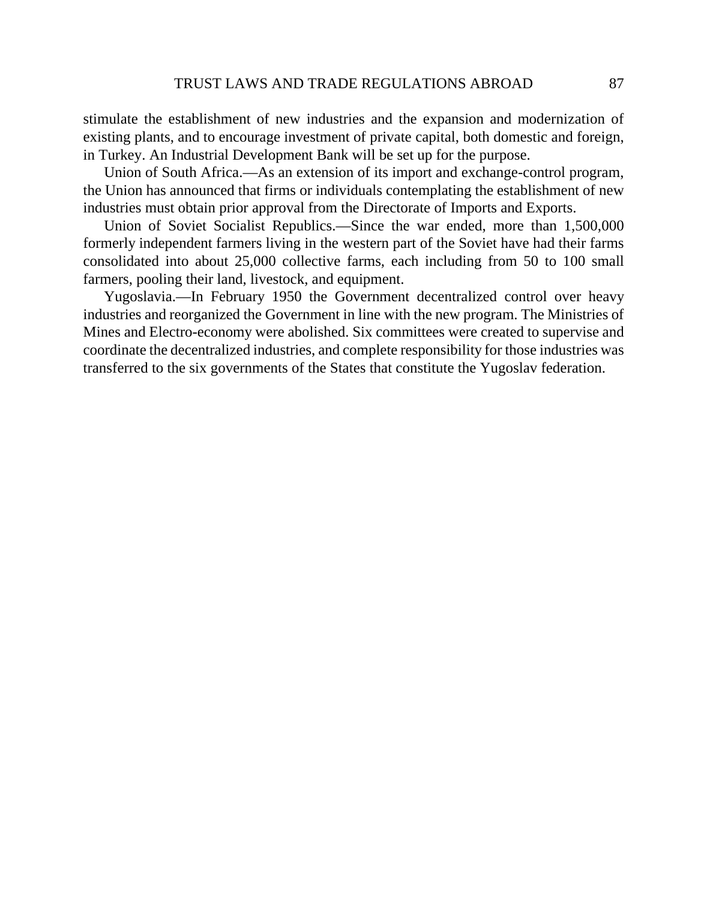stimulate the establishment of new industries and the expansion and modernization of existing plants, and to encourage investment of private capital, both domestic and foreign, in Turkey. An Industrial Development Bank will be set up for the purpose.

Union of South Africa.—As an extension of its import and exchange-control program, the Union has announced that firms or individuals contemplating the establishment of new industries must obtain prior approval from the Directorate of Imports and Exports.

Union of Soviet Socialist Republics.—Since the war ended, more than 1,500,000 formerly independent farmers living in the western part of the Soviet have had their farms consolidated into about 25,000 collective farms, each including from 50 to 100 small farmers, pooling their land, livestock, and equipment.

Yugoslavia.—In February 1950 the Government decentralized control over heavy industries and reorganized the Government in line with the new program. The Ministries of Mines and Electro-economy were abolished. Six committees were created to supervise and coordinate the decentralized industries, and complete responsibility for those industries was transferred to the six governments of the States that constitute the Yugoslav federation.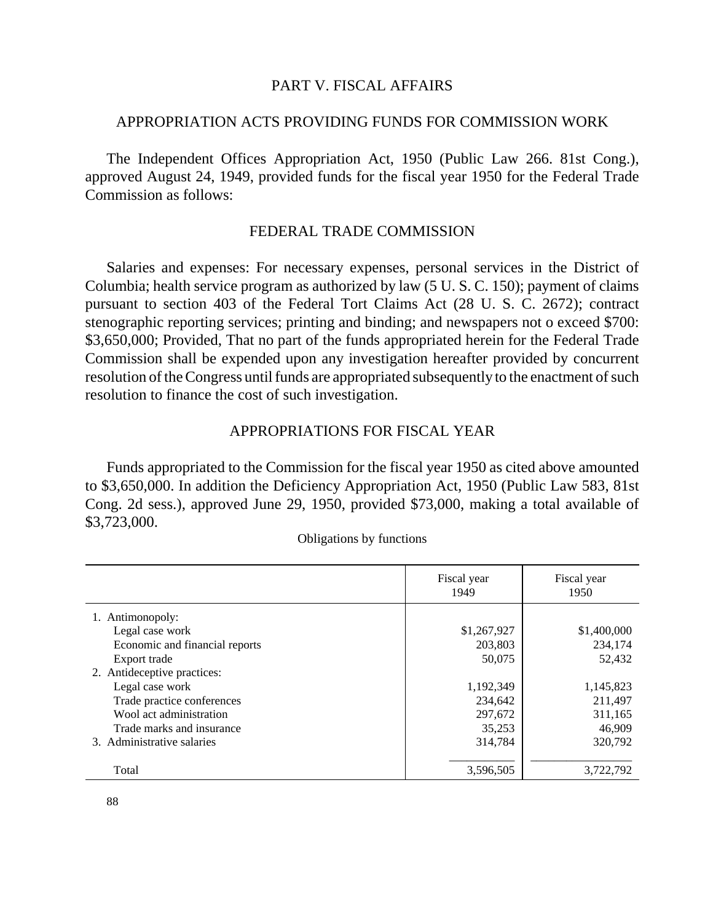# PART V. FISCAL AFFAIRS

## APPROPRIATION ACTS PROVIDING FUNDS FOR COMMISSION WORK

The Independent Offices Appropriation Act, 1950 (Public Law 266. 81st Cong.), approved August 24, 1949, provided funds for the fiscal year 1950 for the Federal Trade Commission as follows:

## FEDERAL TRADE COMMISSION

Salaries and expenses: For necessary expenses, personal services in the District of Columbia; health service program as authorized by law (5 U. S. C. 150); payment of claims pursuant to section 403 of the Federal Tort Claims Act (28 U. S. C. 2672); contract stenographic reporting services; printing and binding; and newspapers not o exceed $700: $3,650,000; Provided, That no part of the funds appropriated herein for the Federal Trade Commission shall be expended upon any investigation hereafter provided by concurrent resolution of the Congress until funds are appropriated subsequently to the enactment of such resolution to finance the cost of such investigation.

## APPROPRIATIONS FOR FISCAL YEAR

Funds appropriated to the Commission for the fiscal year 1950 as cited above amounted to $3,650,000. In addition the Deficiency Appropriation Act, 1950 (Public Law 583, 81st Cong. 2d sess.), approved June 29, 1950, provided $73,000, making a total available of $3,723,000.

Obligations by functions

| | Fiscal year 1949 | Fiscal year 1950 |
|---|---|---|
| 1. Antimonopoly: | | |
| Legal case work | $1,267,927 | $1,400,000 |
| Economic and financial reports | 203,803 | 234,174 |
| Export trade | 50,075 | 52,432 |
| 2. Antideceptive practices: | | |
| Legal case work | 1,192,349 | 1,145,823 |
| Trade practice conferences | 234,642 | 211,497 |
| Wool act administration | 297,672 | 311,165 |
| Trade marks and insurance | 35,253 | 46,909 |
| 3. Administrative salaries | 314,784 | 320,792 |
| Total | 3,596,505 | 3,722,792 |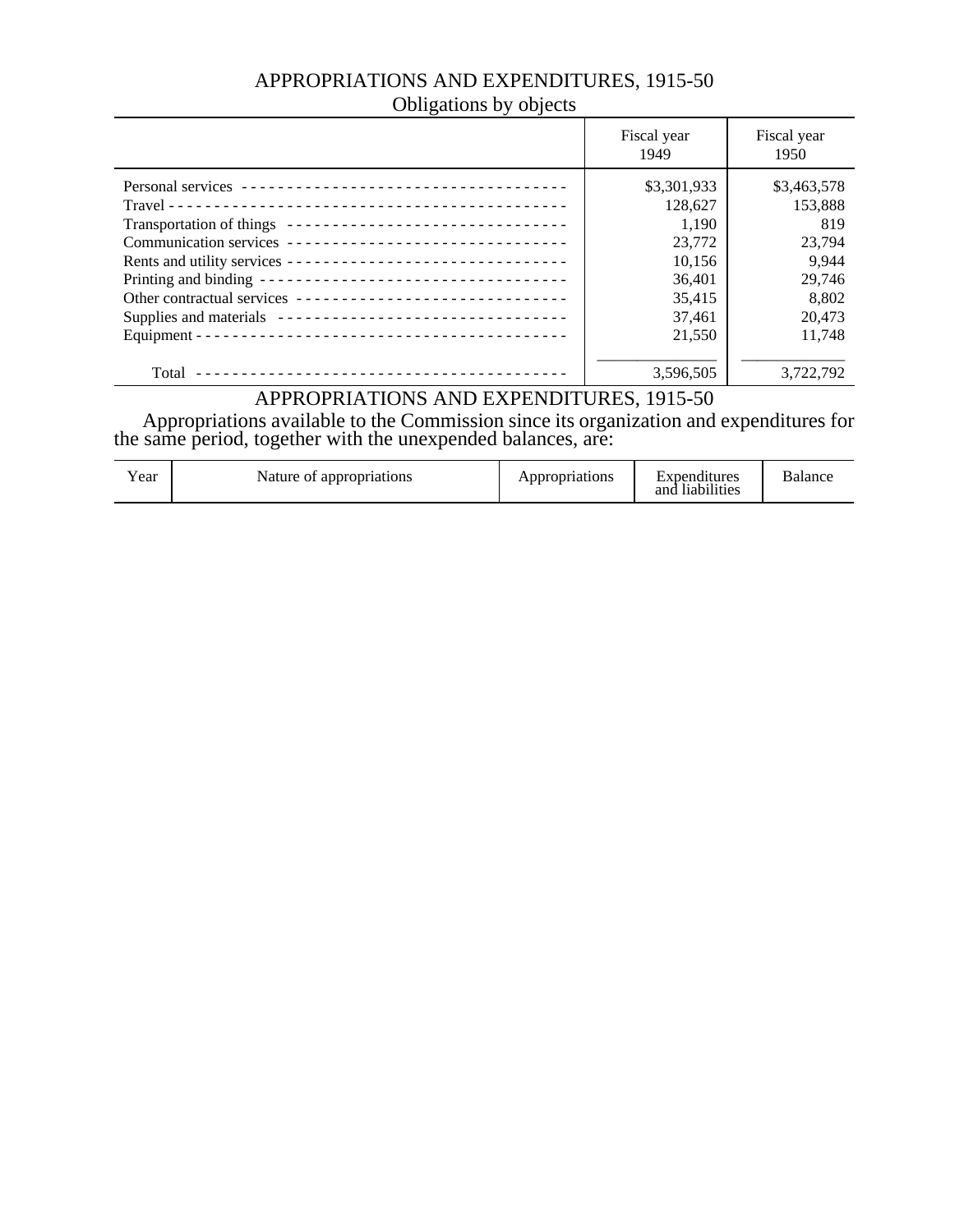## APPROPRIATIONS AND EXPENDITURES, 1915-50

Obligations by objects

| | Fiscal year 1949 | Fiscal year 1950 |
|---|---|---|
| Personal services | $3,301,933 | $3,463,578 |
| Travel | 128,627 | 153,888 |
| Transportation of things | 1,190 | 819 |
| Communication services | 23,772 | 23,794 |
| Rents and utility services | 10,156 | 9,944 |
| Printing and binding | 36,401 | 29,746 |
| Other contractual services | 35,415 | 8,802 |
| Supplies and materials | 37,461 | 20,473 |
| Equipment | 21,550 | 11,748 |
| Total | 3,596,505 | 3,722,792 |

## APPROPRIATIONS AND EXPENDITURES, 1915-50

Appropriations available to the Commission since its organization and expenditures for the same period, together with the unexpended balances, are:

| Year | Nature of appropriations | Appropriations | Expenditures and liabilities | Balance |
|---|---|---|---|---|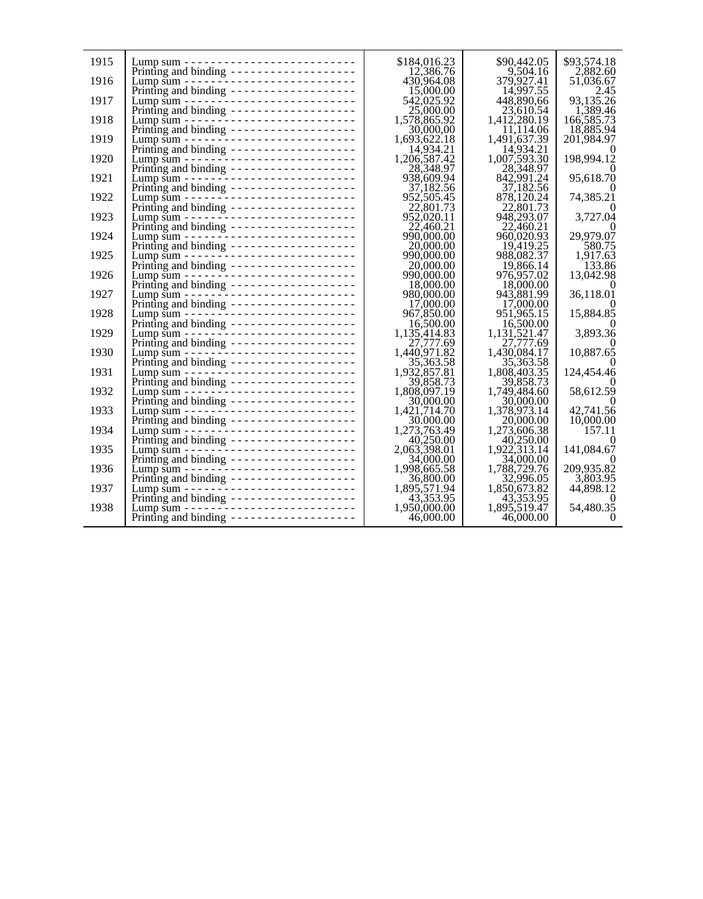| | | | | |
|---|---|---|---|---|
| 1915 | Lump sum - - - - - - - - - - - - - - - - - - - - - - - - - - | $184,016.23 | $90,442.05 | $93,574.18 |
| | Printing and binding - - - - - - - - - - - - - - - - - - - - | 12,386.76 | 9,504.16 | 2,882.60 |
| 1916 | Lump sum - - - - - - - - - - - - - - - - - - - - - - - - - - | 430,964.08 | 379,927.41 | 51,036.67 |
| | Printing and binding - - - - - - - - - - - - - - - - - - - - | 15,000.00 | 14,997.55 | 2.45 |
| 1917 | Lump sum - - - - - - - - - - - - - - - - - - - - - - - - - - | 542,025.92 | 448,890.66 | 93,135.26 |
| | Printing and binding - - - - - - - - - - - - - - - - - - - - | 25,000.00 | 23,610.54 | 1,389.46 |
| 1918 | Lump sum - - - - - - - - - - - - - - - - - - - - - - - - - - | 1,578,865.92 | 1,412,280.19 | 166,585.73 |
| | Printing and binding - - - - - - - - - - - - - - - - - - - - | 30,000.00 | 11,114.06 | 18,885.94 |
| 1919 | Lump sum - - - - - - - - - - - - - - - - - - - - - - - - - - | 1,693,622.18 | 1,491,637.39 | 201,984.97 |
| | Printing and binding - - - - - - - - - - - - - - - - - - - - | 14,934.21 | 14,934.21 | 0 |
| 1920 | Lump sum - - - - - - - - - - - - - - - - - - - - - - - - - - | 1,206,587.42 | 1,007,593.30 | 198,994.12 |
| | Printing and binding - - - - - - - - - - - - - - - - - - - - | 28,348.97 | 28,348.97 | 0 |
| 1921 | Lump sum - - - - - - - - - - - - - - - - - - - - - - - - - - | 938,609.94 | 842,991.24 | 95,618.70 |
| | Printing and binding - - - - - - - - - - - - - - - - - - - - | 37,182.56 | 37,182.56 | 0 |
| 1922 | Lump sum - - - - - - - - - - - - - - - - - - - - - - - - - - | 952,505.45 | 878,120.24 | 74,385.21 |
| | Printing and binding - - - - - - - - - - - - - - - - - - - - | 22,801.73 | 22,801.73 | 0 |
| 1923 | Lump sum - - - - - - - - - - - - - - - - - - - - - - - - - - | 952,020.11 | 948,293.07 | 3,727.04 |
| | Printing and binding - - - - - - - - - - - - - - - - - - - - | 22,460.21 | 22,460.21 | 0 |
| 1924 | Lump sum - - - - - - - - - - - - - - - - - - - - - - - - - - | 990,000.00 | 960,020.93 | 29,979.07 |
| | Printing and binding - - - - - - - - - - - - - - - - - - - - | 20,000.00 | 19,419.25 | 580.75 |
| 1925 | Lump sum - - - - - - - - - - - - - - - - - - - - - - - - - - | 990,000.00 | 988,082.37 | 1,917.63 |
| | Printing and binding - - - - - - - - - - - - - - - - - - - - | 20,000.00 | 19,866.14 | 133.86 |
| 1926 | Lump sum - - - - - - - - - - - - - - - - - - - - - - - - - - | 990,000.00 | 976,957.02 | 13,042.98 |
| | Printing and binding - - - - - - - - - - - - - - - - - - - - | 18,000.00 | 18,000.00 | 0 |
| 1927 | Lump sum - - - - - - - - - - - - - - - - - - - - - - - - - - | 980,000.00 | 943,881.99 | 36,118.01 |
| | Printing and binding - - - - - - - - - - - - - - - - - - - - | 17,000.00 | 17,000.00 | 0 |
| 1928 | Lump sum - - - - - - - - - - - - - - - - - - - - - - - - - - | 967,850.00 | 951,965.15 | 15,884.85 |
| | Printing and binding - - - - - - - - - - - - - - - - - - - - | 16,500.00 | 16,500.00 | 0 |
| 1929 | Lump sum - - - - - - - - - - - - - - - - - - - - - - - - - - | 1,135,414.83 | 1,131,521.47 | 3,893.36 |
| | Printing and binding - - - - - - - - - - - - - - - - - - - - | 27,777.69 | 27,777.69 | 0 |
| 1930 | Lump sum - - - - - - - - - - - - - - - - - - - - - - - - - - | 1,440,971.82 | 1,430,084.17 | 10,887.65 |
| | Printing and binding - - - - - - - - - - - - - - - - - - - - | 35,363.58 | 35,363.58 | 0 |
| 1931 | Lump sum - - - - - - - - - - - - - - - - - - - - - - - - - - | 1,932,857.81 | 1,808,403.35 | 124,454.46 |
| | Printing and binding - - - - - - - - - - - - - - - - - - - - | 39,858.73 | 39,858.73 | 0 |
| 1932 | Lump sum - - - - - - - - - - - - - - - - - - - - - - - - - - | 1,808,097.19 | 1,749,484.60 | 58,612.59 |
| | Printing and binding - - - - - - - - - - - - - - - - - - - - | 30,000.00 | 30,000.00 | 0 |
| 1933 | Lump sum - - - - - - - - - - - - - - - - - - - - - - - - - - | 1,421,714.70 | 1,378,973.14 | 42,741.56 |
| | Printing and binding - - - - - - - - - - - - - - - - - - - - | 30.000.00 | 20,000.00 | 10,000.00 |
| 1934 | Lump sum - - - - - - - - - - - - - - - - - - - - - - - - - - | 1,273,763.49 | 1,273,606.38 | 157.11 |
| | Printing and binding - - - - - - - - - - - - - - - - - - - - | 40,250.00 | 40,250.00 | 0 |
| 1935 | Lump sum - - - - - - - - - - - - - - - - - - - - - - - - - - | 2,063,398.01 | 1,922,313.14 | 141,084.67 |
| | Printing and binding - - - - - - - - - - - - - - - - - - - - | 34,000.00 | 34,000.00 | 0 |
| 1936 | Lump sum - - - - - - - - - - - - - - - - - - - - - - - - - - | 1,998,665.58 | 1,788,729.76 | 209,935.82 |
| | Printing and binding - - - - - - - - - - - - - - - - - - - - | 36,800.00 | 32,996.05 | 3,803.95 |
| 1937 | Lump sum - - - - - - - - - - - - - - - - - - - - - - - - - - | 1,895,571.94 | 1,850,673.82 | 44,898.12 |
| | Printing and binding - - - - - - - - - - - - - - - - - - - - | 43,353.95 | 43,353.95 | 0 |
| 1938 | Lump sum - - - - - - - - - - - - - - - - - - - - - - - - - - | 1,950,000.00 | 1,895,519.47 | 54,480.35 |
| | Printing and binding - - - - - - - - - - - - - - - - - - - - | 46,000.00 | 46,000.00 | 0 |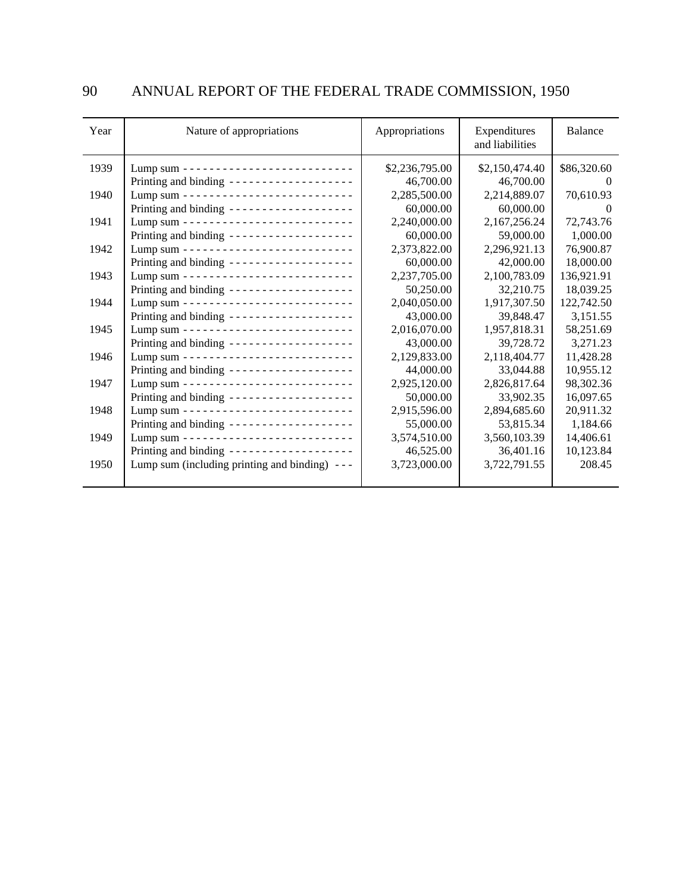| Year | Nature of appropriations | Appropriations | Expenditures and liabilities | Balance |
|---|---|---|---|---|
| 1939 | Lump sum | $2,236,795.00 | $2,150,474.40 | $86,320.60 |
| | Printing and binding | 46,700.00 | 46,700.00 | 0 |
| 1940 | Lump sum | 2,285,500.00 | 2,214,889.07 | 70,610.93 |
| | Printing and binding | 60,000.00 | 60,000.00 | 0 |
| 1941 | Lump sum | 2,240,000.00 | 2,167,256.24 | 72,743.76 |
| | Printing and binding | 60,000.00 | 59,000.00 | 1,000.00 |
| 1942 | Lump sum | 2,373,822.00 | 2,296,921.13 | 76,900.87 |
| | Printing and binding | 60,000.00 | 42,000.00 | 18,000.00 |
| 1943 | Lump sum | 2,237,705.00 | 2,100,783.09 | 136,921.91 |
| | Printing and binding | 50,250.00 | 32,210.75 | 18,039.25 |
| 1944 | Lump sum | 2,040,050.00 | 1,917,307.50 | 122,742.50 |
| | Printing and binding | 43,000.00 | 39,848.47 | 3,151.55 |
| 1945 | Lump sum | 2,016,070.00 | 1,957,818.31 | 58,251.69 |
| | Printing and binding | 43,000.00 | 39,728.72 | 3,271.23 |
| 1946 | Lump sum | 2,129,833.00 | 2,118,404.77 | 11,428.28 |
| | Printing and binding | 44,000.00 | 33,044.88 | 10,955.12 |
| 1947 | Lump sum | 2,925,120.00 | 2,826,817.64 | 98,302.36 |
| | Printing and binding | 50,000.00 | 33,902.35 | 16,097.65 |
| 1948 | Lump sum | 2,915,596.00 | 2,894,685.60 | 20,911.32 |
| | Printing and binding | 55,000.00 | 53,815.34 | 1,184.66 |
| 1949 | Lump sum | 3,574,510.00 | 3,560,103.39 | 14,406.61 |
| | Printing and binding | 46,525.00 | 36,401.16 | 10,123.84 |
| 1950 | Lump sum (including printing and binding) | 3,723,000.00 | 3,722,791.55 | 208.45 |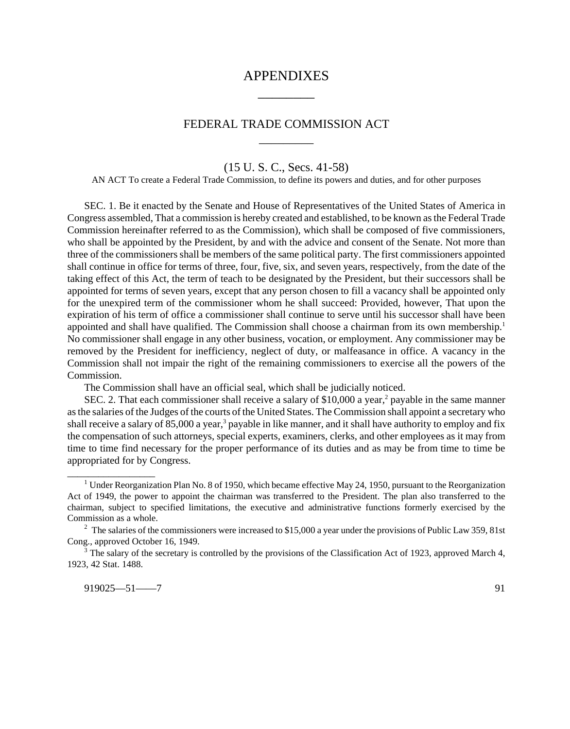# APPENDIXES

## FEDERAL TRADE COMMISSION ACT

### (15 U. S. C., Secs. 41-58)

AN ACT To create a Federal Trade Commission, to define its powers and duties, and for other purposes

SEC. 1. Be it enacted by the Senate and House of Representatives of the United States of America in Congress assembled, That a commission is hereby created and established, to be known as the Federal Trade Commission hereinafter referred to as the Commission), which shall be composed of five commissioners, who shall be appointed by the President, by and with the advice and consent of the Senate. Not more than three of the commissioners shall be members of the same political party. The first commissioners appointed shall continue in office for terms of three, four, five, six, and seven years, respectively, from the date of the taking effect of this Act, the term of teach to be designated by the President, but their successors shall be appointed for terms of seven years, except that any person chosen to fill a vacancy shall be appointed only for the unexpired term of the commissioner whom he shall succeed: Provided, however, That upon the expiration of his term of office a commissioner shall continue to serve until his successor shall have been appointed and shall have qualified. The Commission shall choose a chairman from its own membership.[1] No commissioner shall engage in any other business, vocation, or employment. Any commissioner may be removed by the President for inefficiency, neglect of duty, or malfeasance in office. A vacancy in the Commission shall not impair the right of the remaining commissioners to exercise all the powers of the Commission.

The Commission shall have an official seal, which shall be judicially noticed.

SEC. 2. That each commissioner shall receive a salary of $10,000 a year,[2] payable in the same manner as the salaries of the Judges of the courts of the United States. The Commission shall appoint a secretary who shall receive a salary of 85,000 a year,[3] payable in like manner, and it shall have authority to employ and fix the compensation of such attorneys, special experts, examiners, clerks, and other employees as it may from time to time find necessary for the proper performance of its duties and as may be from time to time be appropriated for by Congress.

---

[1] Under Reorganization Plan No. 8 of 1950, which became effective May 24, 1950, pursuant to the Reorganization Act of 1949, the power to appoint the chairman was transferred to the President. The plan also transferred to the chairman, subject to specified limitations, the executive and administrative functions formerly exercised by the Commission as a whole.

[2] The salaries of the commissioners were increased to $15,000 a year under the provisions of Public Law 359, 81st Cong., approved October 16, 1949.

[3] The salary of the secretary is controlled by the provisions of the Classification Act of 1923, approved March 4, 1923, 42 Stat. 1488.

919025—51——7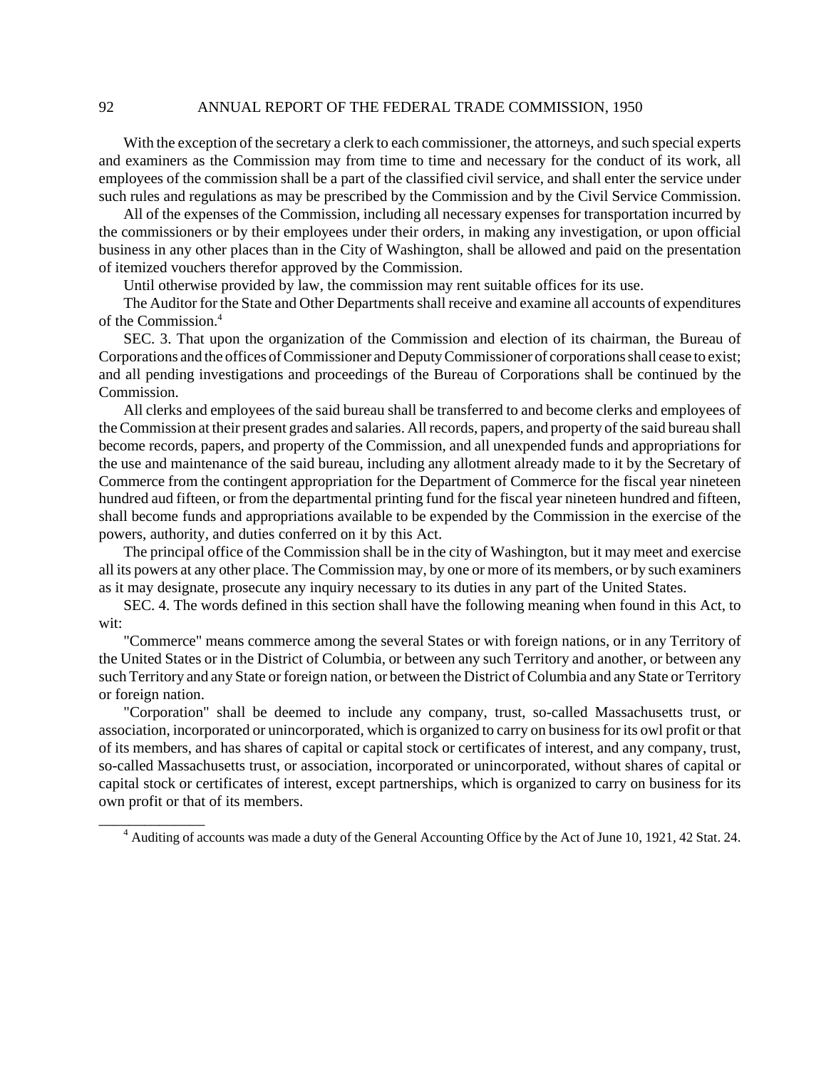With the exception of the secretary a clerk to each commissioner, the attorneys, and such special experts and examiners as the Commission may from time to time and necessary for the conduct of its work, all employees of the commission shall be a part of the classified civil service, and shall enter the service under such rules and regulations as may be prescribed by the Commission and by the Civil Service Commission.

All of the expenses of the Commission, including all necessary expenses for transportation incurred by the commissioners or by their employees under their orders, in making any investigation, or upon official business in any other places than in the City of Washington, shall be allowed and paid on the presentation of itemized vouchers therefor approved by the Commission.

Until otherwise provided by law, the commission may rent suitable offices for its use.

The Auditor for the State and Other Departments shall receive and examine all accounts of expenditures of the Commission.[4]

SEC. 3. That upon the organization of the Commission and election of its chairman, the Bureau of Corporations and the offices of Commissioner and Deputy Commissioner of corporations shall cease to exist; and all pending investigations and proceedings of the Bureau of Corporations shall be continued by the Commission.

All clerks and employees of the said bureau shall be transferred to and become clerks and employees of the Commission at their present grades and salaries. All records, papers, and property of the said bureau shall become records, papers, and property of the Commission, and all unexpended funds and appropriations for the use and maintenance of the said bureau, including any allotment already made to it by the Secretary of Commerce from the contingent appropriation for the Department of Commerce for the fiscal year nineteen hundred aud fifteen, or from the departmental printing fund for the fiscal year nineteen hundred and fifteen, shall become funds and appropriations available to be expended by the Commission in the exercise of the powers, authority, and duties conferred on it by this Act.

The principal office of the Commission shall be in the city of Washington, but it may meet and exercise all its powers at any other place. The Commission may, by one or more of its members, or by such examiners as it may designate, prosecute any inquiry necessary to its duties in any part of the United States.

SEC. 4. The words defined in this section shall have the following meaning when found in this Act, to wit:

"Commerce" means commerce among the several States or with foreign nations, or in any Territory of the United States or in the District of Columbia, or between any such Territory and another, or between any such Territory and any State or foreign nation, or between the District of Columbia and any State or Territory or foreign nation.

"Corporation" shall be deemed to include any company, trust, so-called Massachusetts trust, or association, incorporated or unincorporated, which is organized to carry on business for its owl profit or that of its members, and has shares of capital or capital stock or certificates of interest, and any company, trust, so-called Massachusetts trust, or association, incorporated or unincorporated, without shares of capital or capital stock or certificates of interest, except partnerships, which is organized to carry on business for its own profit or that of its members.

---

[4] Auditing of accounts was made a duty of the General Accounting Office by the Act of June 10, 1921, 42 Stat. 24.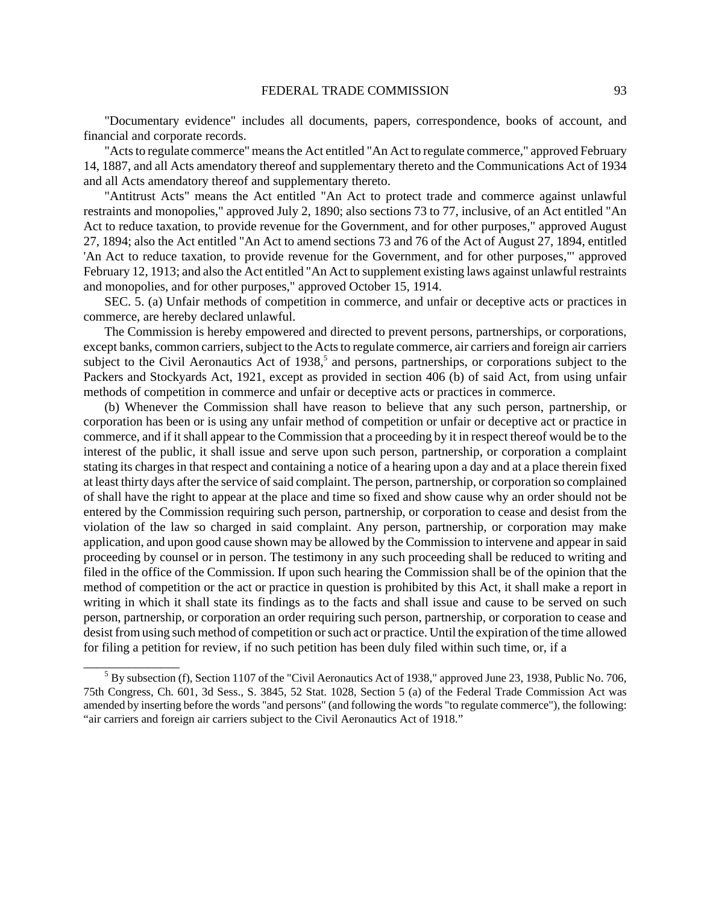"Documentary evidence" includes all documents, papers, correspondence, books of account, and financial and corporate records.

"Acts to regulate commerce" means the Act entitled "An Act to regulate commerce," approved February 14, 1887, and all Acts amendatory thereof and supplementary thereto and the Communications Act of 1934 and all Acts amendatory thereof and supplementary thereto.

"Antitrust Acts" means the Act entitled "An Act to protect trade and commerce against unlawful restraints and monopolies," approved July 2, 1890; also sections 73 to 77, inclusive, of an Act entitled "An Act to reduce taxation, to provide revenue for the Government, and for other purposes," approved August 27, 1894; also the Act entitled "An Act to amend sections 73 and 76 of the Act of August 27, 1894, entitled 'An Act to reduce taxation, to provide revenue for the Government, and for other purposes,'" approved February 12, 1913; and also the Act entitled "An Act to supplement existing laws against unlawful restraints and monopolies, and for other purposes," approved October 15, 1914.

SEC. 5. (a) Unfair methods of competition in commerce, and unfair or deceptive acts or practices in commerce, are hereby declared unlawful.

The Commission is hereby empowered and directed to prevent persons, partnerships, or corporations, except banks, common carriers, subject to the Acts to regulate commerce, air carriers and foreign air carriers subject to the Civil Aeronautics Act of 1938,[5] and persons, partnerships, or corporations subject to the Packers and Stockyards Act, 1921, except as provided in section 406 (b) of said Act, from using unfair methods of competition in commerce and unfair or deceptive acts or practices in commerce.

(b) Whenever the Commission shall have reason to believe that any such person, partnership, or corporation has been or is using any unfair method of competition or unfair or deceptive act or practice in commerce, and if it shall appear to the Commission that a proceeding by it in respect thereof would be to the interest of the public, it shall issue and serve upon such person, partnership, or corporation a complaint stating its charges in that respect and containing a notice of a hearing upon a day and at a place therein fixed at least thirty days after the service of said complaint. The person, partnership, or corporation so complained of shall have the right to appear at the place and time so fixed and show cause why an order should not be entered by the Commission requiring such person, partnership, or corporation to cease and desist from the violation of the law so charged in said complaint. Any person, partnership, or corporation may make application, and upon good cause shown may be allowed by the Commission to intervene and appear in said proceeding by counsel or in person. The testimony in any such proceeding shall be reduced to writing and filed in the office of the Commission. If upon such hearing the Commission shall be of the opinion that the method of competition or the act or practice in question is prohibited by this Act, it shall make a report in writing in which it shall state its findings as to the facts and shall issue and cause to be served on such person, partnership, or corporation an order requiring such person, partnership, or corporation to cease and desist from using such method of competition or such act or practice. Until the expiration of the time allowed for filing a petition for review, if no such petition has been duly filed within such time, or, if a

---

[5] By subsection (f), Section 1107 of the "Civil Aeronautics Act of 1938," approved June 23, 1938, Public No. 706, 75th Congress, Ch. 601, 3d Sess., S. 3845, 52 Stat. 1028, Section 5 (a) of the Federal Trade Commission Act was amended by inserting before the words "and persons" (and following the words "to regulate commerce"), the following: "air carriers and foreign air carriers subject to the Civil Aeronautics Act of 1918."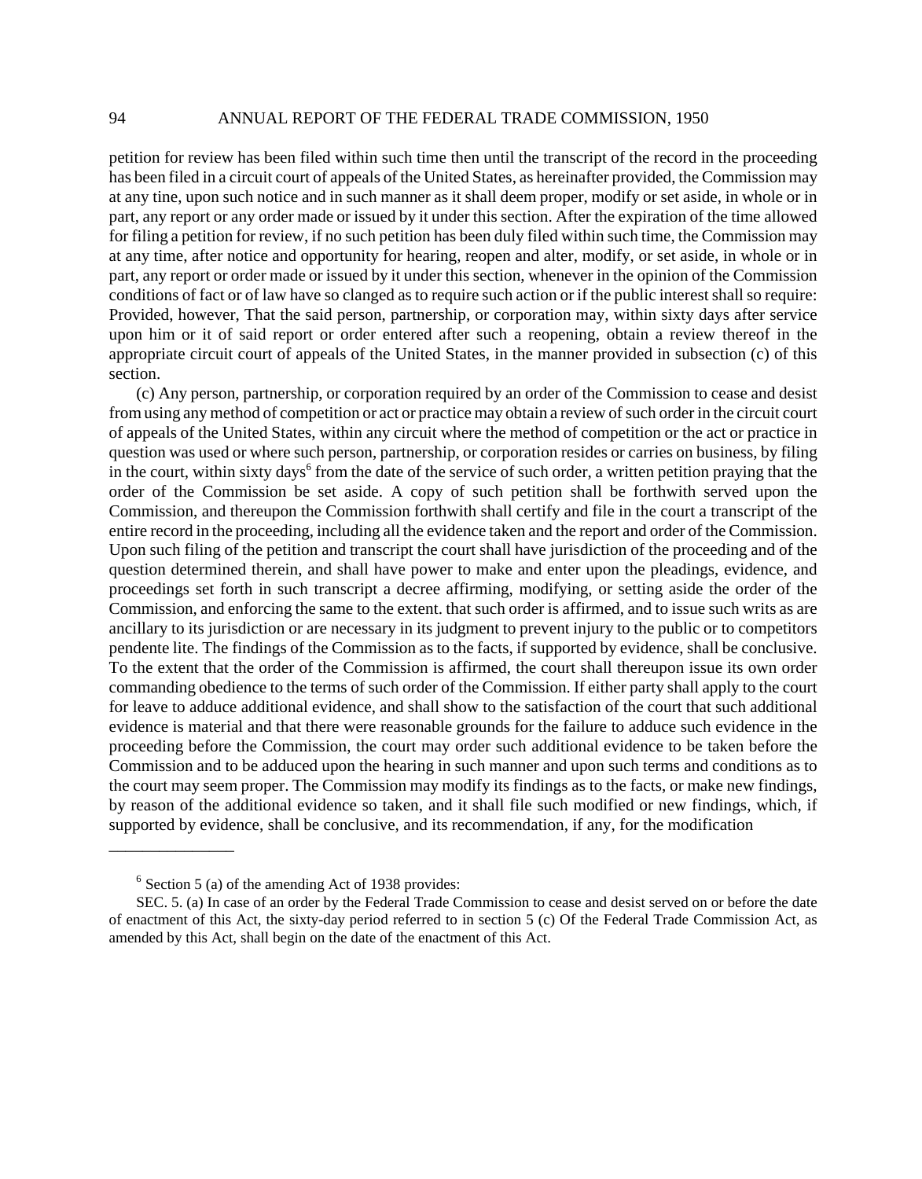petition for review has been filed within such time then until the transcript of the record in the proceeding has been filed in a circuit court of appeals of the United States, as hereinafter provided, the Commission may at any tine, upon such notice and in such manner as it shall deem proper, modify or set aside, in whole or in part, any report or any order made or issued by it under this section. After the expiration of the time allowed for filing a petition for review, if no such petition has been duly filed within such time, the Commission may at any time, after notice and opportunity for hearing, reopen and alter, modify, or set aside, in whole or in part, any report or order made or issued by it under this section, whenever in the opinion of the Commission conditions of fact or of law have so clanged as to require such action or if the public interest shall so require: Provided, however, That the said person, partnership, or corporation may, within sixty days after service upon him or it of said report or order entered after such a reopening, obtain a review thereof in the appropriate circuit court of appeals of the United States, in the manner provided in subsection (c) of this section.

(c) Any person, partnership, or corporation required by an order of the Commission to cease and desist from using any method of competition or act or practice may obtain a review of such order in the circuit court of appeals of the United States, within any circuit where the method of competition or the act or practice in question was used or where such person, partnership, or corporation resides or carries on business, by filing in the court, within sixty days[6] from the date of the service of such order, a written petition praying that the order of the Commission be set aside. A copy of such petition shall be forthwith served upon the Commission, and thereupon the Commission forthwith shall certify and file in the court a transcript of the entire record in the proceeding, including all the evidence taken and the report and order of the Commission. Upon such filing of the petition and transcript the court shall have jurisdiction of the proceeding and of the question determined therein, and shall have power to make and enter upon the pleadings, evidence, and proceedings set forth in such transcript a decree affirming, modifying, or setting aside the order of the Commission, and enforcing the same to the extent. that such order is affirmed, and to issue such writs as are ancillary to its jurisdiction or are necessary in its judgment to prevent injury to the public or to competitors pendente lite. The findings of the Commission as to the facts, if supported by evidence, shall be conclusive. To the extent that the order of the Commission is affirmed, the court shall thereupon issue its own order commanding obedience to the terms of such order of the Commission. If either party shall apply to the court for leave to adduce additional evidence, and shall show to the satisfaction of the court that such additional evidence is material and that there were reasonable grounds for the failure to adduce such evidence in the proceeding before the Commission, the court may order such additional evidence to be taken before the Commission and to be adduced upon the hearing in such manner and upon such terms and conditions as to the court may seem proper. The Commission may modify its findings as to the facts, or make new findings, by reason of the additional evidence so taken, and it shall file such modified or new findings, which, if supported by evidence, shall be conclusive, and its recommendation, if any, for the modification

---

[6] Section 5 (a) of the amending Act of 1938 provides:

SEC. 5. (a) In case of an order by the Federal Trade Commission to cease and desist served on or before the date of enactment of this Act, the sixty-day period referred to in section 5 (c) Of the Federal Trade Commission Act, as amended by this Act, shall begin on the date of the enactment of this Act.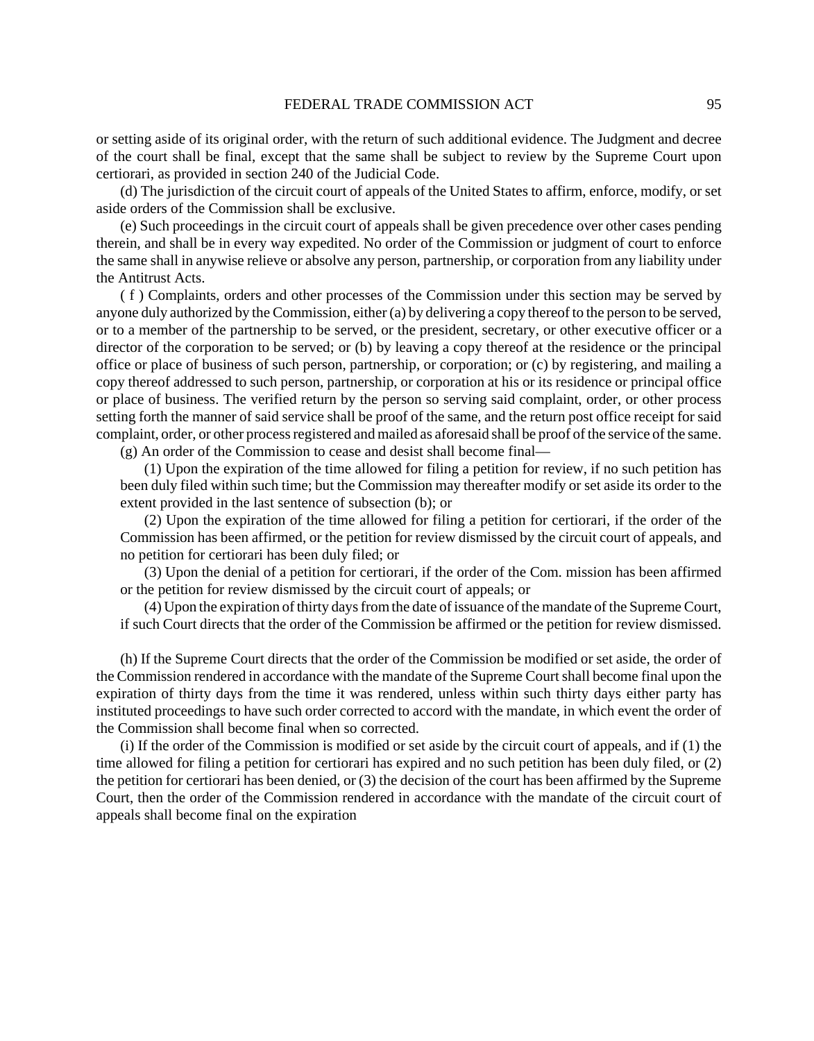or setting aside of its original order, with the return of such additional evidence. The Judgment and decree of the court shall be final, except that the same shall be subject to review by the Supreme Court upon certiorari, as provided in section 240 of the Judicial Code.

(d) The jurisdiction of the circuit court of appeals of the United States to affirm, enforce, modify, or set aside orders of the Commission shall be exclusive.

(e) Such proceedings in the circuit court of appeals shall be given precedence over other cases pending therein, and shall be in every way expedited. No order of the Commission or judgment of court to enforce the same shall in anywise relieve or absolve any person, partnership, or corporation from any liability under the Antitrust Acts.

( f ) Complaints, orders and other processes of the Commission under this section may be served by anyone duly authorized by the Commission, either (a) by delivering a copy thereof to the person to be served, or to a member of the partnership to be served, or the president, secretary, or other executive officer or a director of the corporation to be served; or (b) by leaving a copy thereof at the residence or the principal office or place of business of such person, partnership, or corporation; or (c) by registering, and mailing a copy thereof addressed to such person, partnership, or corporation at his or its residence or principal office or place of business. The verified return by the person so serving said complaint, order, or other process setting forth the manner of said service shall be proof of the same, and the return post office receipt for said complaint, order, or other process registered and mailed as aforesaid shall be proof of the service of the same.

(g) An order of the Commission to cease and desist shall become final—

(1) Upon the expiration of the time allowed for filing a petition for review, if no such petition has been duly filed within such time; but the Commission may thereafter modify or set aside its order to the extent provided in the last sentence of subsection (b); or

(2) Upon the expiration of the time allowed for filing a petition for certiorari, if the order of the Commission has been affirmed, or the petition for review dismissed by the circuit court of appeals, and no petition for certiorari has been duly filed; or

(3) Upon the denial of a petition for certiorari, if the order of the Com. mission has been affirmed or the petition for review dismissed by the circuit court of appeals; or

(4) Upon the expiration of thirty days from the date of issuance of the mandate of the Supreme Court, if such Court directs that the order of the Commission be affirmed or the petition for review dismissed.

(h) If the Supreme Court directs that the order of the Commission be modified or set aside, the order of the Commission rendered in accordance with the mandate of the Supreme Court shall become final upon the expiration of thirty days from the time it was rendered, unless within such thirty days either party has instituted proceedings to have such order corrected to accord with the mandate, in which event the order of the Commission shall become final when so corrected.

(i) If the order of the Commission is modified or set aside by the circuit court of appeals, and if (1) the time allowed for filing a petition for certiorari has expired and no such petition has been duly filed, or (2) the petition for certiorari has been denied, or (3) the decision of the court has been affirmed by the Supreme Court, then the order of the Commission rendered in accordance with the mandate of the circuit court of appeals shall become final on the expiration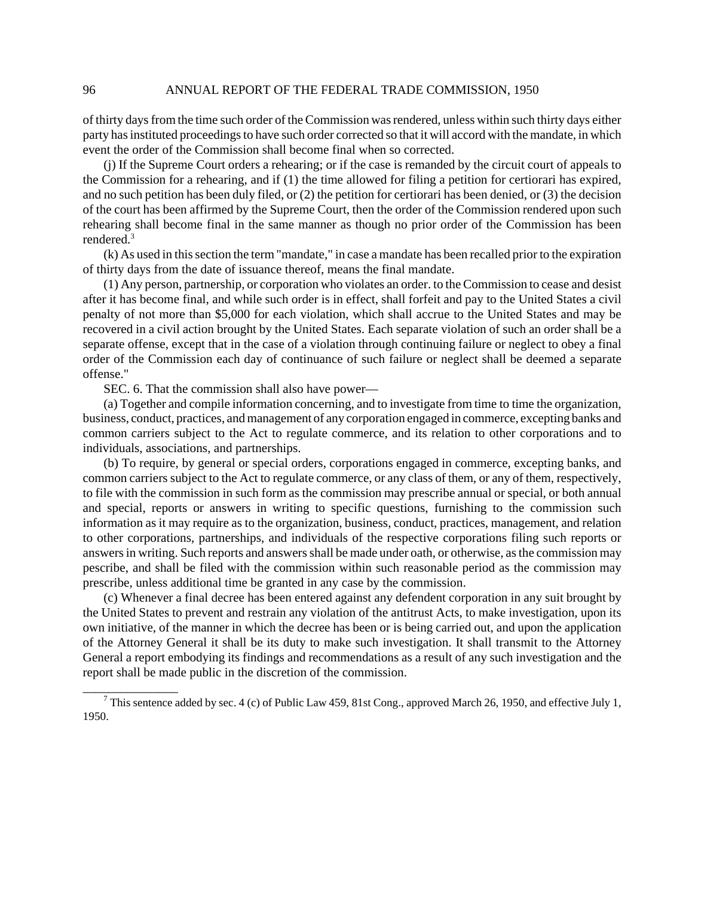of thirty days from the time such order of the Commission was rendered, unless within such thirty days either party has instituted proceedings to have such order corrected so that it will accord with the mandate, in which event the order of the Commission shall become final when so corrected.

(j) If the Supreme Court orders a rehearing; or if the case is remanded by the circuit court of appeals to the Commission for a rehearing, and if (1) the time allowed for filing a petition for certiorari has expired, and no such petition has been duly filed, or (2) the petition for certiorari has been denied, or (3) the decision of the court has been affirmed by the Supreme Court, then the order of the Commission rendered upon such rehearing shall become final in the same manner as though no prior order of the Commission has been rendered.[3]

(k) As used in this section the term "mandate," in case a mandate has been recalled prior to the expiration of thirty days from the date of issuance thereof, means the final mandate.

(1) Any person, partnership, or corporation who violates an order. to the Commission to cease and desist after it has become final, and while such order is in effect, shall forfeit and pay to the United States a civil penalty of not more than $5,000 for each violation, which shall accrue to the United States and may be recovered in a civil action brought by the United States. Each separate violation of such an order shall be a separate offense, except that in the case of a violation through continuing failure or neglect to obey a final order of the Commission each day of continuance of such failure or neglect shall be deemed a separate offense."

SEC. 6. That the commission shall also have power—

(a) Together and compile information concerning, and to investigate from time to time the organization, business, conduct, practices, and management of any corporation engaged in commerce, excepting banks and common carriers subject to the Act to regulate commerce, and its relation to other corporations and to individuals, associations, and partnerships.

(b) To require, by general or special orders, corporations engaged in commerce, excepting banks, and common carriers subject to the Act to regulate commerce, or any class of them, or any of them, respectively, to file with the commission in such form as the commission may prescribe annual or special, or both annual and special, reports or answers in writing to specific questions, furnishing to the commission such information as it may require as to the organization, business, conduct, practices, management, and relation to other corporations, partnerships, and individuals of the respective corporations filing such reports or answers in writing. Such reports and answers shall be made under oath, or otherwise, as the commission may pescribe, and shall be filed with the commission within such reasonable period as the commission may prescribe, unless additional time be granted in any case by the commission.

(c) Whenever a final decree has been entered against any defendent corporation in any suit brought by the United States to prevent and restrain any violation of the antitrust Acts, to make investigation, upon its own initiative, of the manner in which the decree has been or is being carried out, and upon the application of the Attorney General it shall be its duty to make such investigation. It shall transmit to the Attorney General a report embodying its findings and recommendations as a result of any such investigation and the report shall be made public in the discretion of the commission.

---

[7] This sentence added by sec. 4 (c) of Public Law 459, 81st Cong., approved March 26, 1950, and effective July 1, 1950.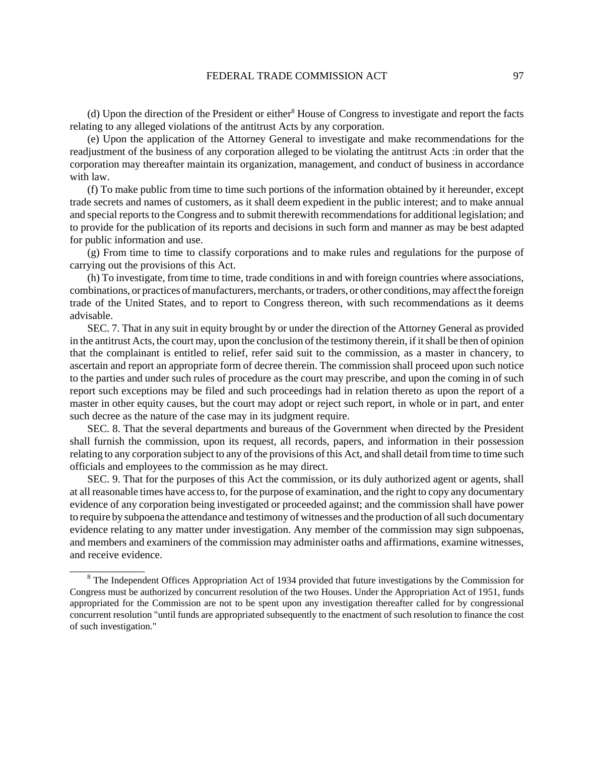(d) Upon the direction of the President or either[8] House of Congress to investigate and report the facts relating to any alleged violations of the antitrust Acts by any corporation.

(e) Upon the application of the Attorney General to investigate and make recommendations for the readjustment of the business of any corporation alleged to be violating the antitrust Acts :in order that the corporation may thereafter maintain its organization, management, and conduct of business in accordance with law.

(f) To make public from time to time such portions of the information obtained by it hereunder, except trade secrets and names of customers, as it shall deem expedient in the public interest; and to make annual and special reports to the Congress and to submit therewith recommendations for additional legislation; and to provide for the publication of its reports and decisions in such form and manner as may be best adapted for public information and use.

(g) From time to time to classify corporations and to make rules and regulations for the purpose of carrying out the provisions of this Act.

(h) To investigate, from time to time, trade conditions in and with foreign countries where associations, combinations, or practices of manufacturers, merchants, or traders, or other conditions, may affect the foreign trade of the United States, and to report to Congress thereon, with such recommendations as it deems advisable.

SEC. 7. That in any suit in equity brought by or under the direction of the Attorney General as provided in the antitrust Acts, the court may, upon the conclusion of the testimony therein, if it shall be then of opinion that the complainant is entitled to relief, refer said suit to the commission, as a master in chancery, to ascertain and report an appropriate form of decree therein. The commission shall proceed upon such notice to the parties and under such rules of procedure as the court may prescribe, and upon the coming in of such report such exceptions may be filed and such proceedings had in relation thereto as upon the report of a master in other equity causes, but the court may adopt or reject such report, in whole or in part, and enter such decree as the nature of the case may in its judgment require.

SEC. 8. That the several departments and bureaus of the Government when directed by the President shall furnish the commission, upon its request, all records, papers, and information in their possession relating to any corporation subject to any of the provisions of this Act, and shall detail from time to time such officials and employees to the commission as he may direct.

SEC. 9. That for the purposes of this Act the commission, or its duly authorized agent or agents, shall at all reasonable times have access to, for the purpose of examination, and the right to copy any documentary evidence of any corporation being investigated or proceeded against; and the commission shall have power to require by subpoena the attendance and testimony of witnesses and the production of all such documentary evidence relating to any matter under investigation. Any member of the commission may sign subpoenas, and members and examiners of the commission may administer oaths and affirmations, examine witnesses, and receive evidence.

---

[8] The Independent Offices Appropriation Act of 1934 provided that future investigations by the Commission for Congress must be authorized by concurrent resolution of the two Houses. Under the Appropriation Act of 1951, funds appropriated for the Commission are not to be spent upon any investigation thereafter called for by congressional concurrent resolution "until funds are appropriated subsequently to the enactment of such resolution to finance the cost of such investigation."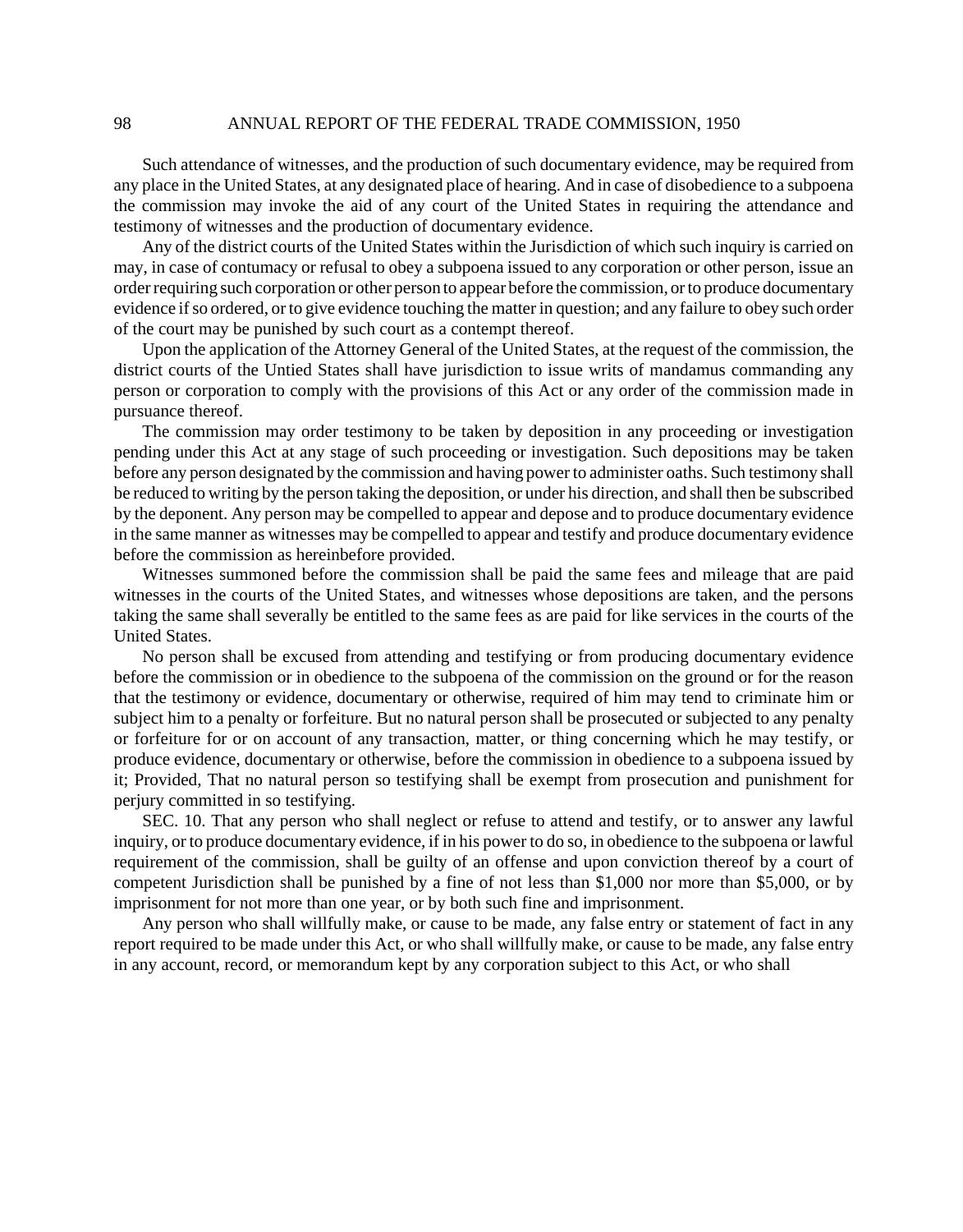Such attendance of witnesses, and the production of such documentary evidence, may be required from any place in the United States, at any designated place of hearing. And in case of disobedience to a subpoena the commission may invoke the aid of any court of the United States in requiring the attendance and testimony of witnesses and the production of documentary evidence.

Any of the district courts of the United States within the Jurisdiction of which such inquiry is carried on may, in case of contumacy or refusal to obey a subpoena issued to any corporation or other person, issue an order requiring such corporation or other person to appear before the commission, or to produce documentary evidence if so ordered, or to give evidence touching the matter in question; and any failure to obey such order of the court may be punished by such court as a contempt thereof.

Upon the application of the Attorney General of the United States, at the request of the commission, the district courts of the Untied States shall have jurisdiction to issue writs of mandamus commanding any person or corporation to comply with the provisions of this Act or any order of the commission made in pursuance thereof.

The commission may order testimony to be taken by deposition in any proceeding or investigation pending under this Act at any stage of such proceeding or investigation. Such depositions may be taken before any person designated by the commission and having power to administer oaths. Such testimony shall be reduced to writing by the person taking the deposition, or under his direction, and shall then be subscribed by the deponent. Any person may be compelled to appear and depose and to produce documentary evidence in the same manner as witnesses may be compelled to appear and testify and produce documentary evidence before the commission as hereinbefore provided.

Witnesses summoned before the commission shall be paid the same fees and mileage that are paid witnesses in the courts of the United States, and witnesses whose depositions are taken, and the persons taking the same shall severally be entitled to the same fees as are paid for like services in the courts of the United States.

No person shall be excused from attending and testifying or from producing documentary evidence before the commission or in obedience to the subpoena of the commission on the ground or for the reason that the testimony or evidence, documentary or otherwise, required of him may tend to criminate him or subject him to a penalty or forfeiture. But no natural person shall be prosecuted or subjected to any penalty or forfeiture for or on account of any transaction, matter, or thing concerning which he may testify, or produce evidence, documentary or otherwise, before the commission in obedience to a subpoena issued by it; Provided, That no natural person so testifying shall be exempt from prosecution and punishment for perjury committed in so testifying.

SEC. 10. That any person who shall neglect or refuse to attend and testify, or to answer any lawful inquiry, or to produce documentary evidence, if in his power to do so, in obedience to the subpoena or lawful requirement of the commission, shall be guilty of an offense and upon conviction thereof by a court of competent Jurisdiction shall be punished by a fine of not less than $1,000 nor more than $5,000, or by imprisonment for not more than one year, or by both such fine and imprisonment.

Any person who shall willfully make, or cause to be made, any false entry or statement of fact in any report required to be made under this Act, or who shall willfully make, or cause to be made, any false entry in any account, record, or memorandum kept by any corporation subject to this Act, or who shall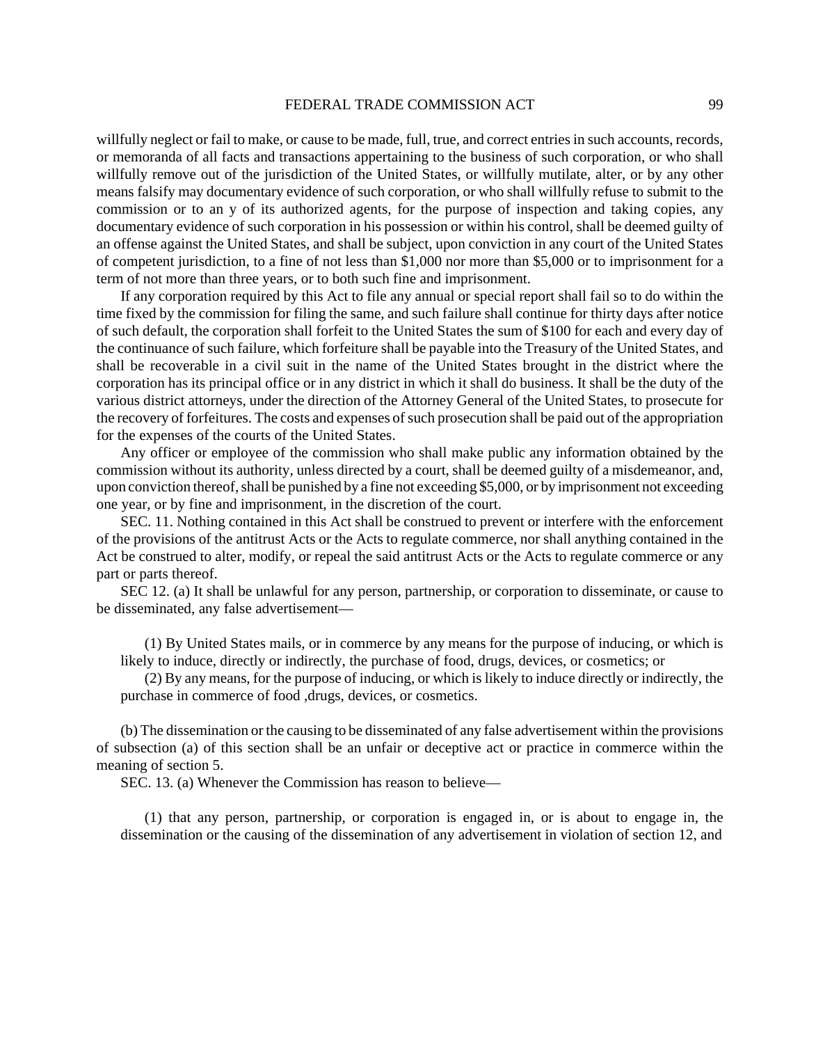willfully neglect or fail to make, or cause to be made, full, true, and correct entries in such accounts, records, or memoranda of all facts and transactions appertaining to the business of such corporation, or who shall willfully remove out of the jurisdiction of the United States, or willfully mutilate, alter, or by any other means falsify may documentary evidence of such corporation, or who shall willfully refuse to submit to the commission or to an y of its authorized agents, for the purpose of inspection and taking copies, any documentary evidence of such corporation in his possession or within his control, shall be deemed guilty of an offense against the United States, and shall be subject, upon conviction in any court of the United States of competent jurisdiction, to a fine of not less than $1,000 nor more than $5,000 or to imprisonment for a term of not more than three years, or to both such fine and imprisonment.

If any corporation required by this Act to file any annual or special report shall fail so to do within the time fixed by the commission for filing the same, and such failure shall continue for thirty days after notice of such default, the corporation shall forfeit to the United States the sum of $100 for each and every day of the continuance of such failure, which forfeiture shall be payable into the Treasury of the United States, and shall be recoverable in a civil suit in the name of the United States brought in the district where the corporation has its principal office or in any district in which it shall do business. It shall be the duty of the various district attorneys, under the direction of the Attorney General of the United States, to prosecute for the recovery of forfeitures. The costs and expenses of such prosecution shall be paid out of the appropriation for the expenses of the courts of the United States.

Any officer or employee of the commission who shall make public any information obtained by the commission without its authority, unless directed by a court, shall be deemed guilty of a misdemeanor, and, upon conviction thereof, shall be punished by a fine not exceeding $5,000, or by imprisonment not exceeding one year, or by fine and imprisonment, in the discretion of the court.

SEC. 11. Nothing contained in this Act shall be construed to prevent or interfere with the enforcement of the provisions of the antitrust Acts or the Acts to regulate commerce, nor shall anything contained in the Act be construed to alter, modify, or repeal the said antitrust Acts or the Acts to regulate commerce or any part or parts thereof.

SEC 12. (a) It shall be unlawful for any person, partnership, or corporation to disseminate, or cause to be disseminated, any false advertisement—

(1) By United States mails, or in commerce by any means for the purpose of inducing, or which is likely to induce, directly or indirectly, the purchase of food, drugs, devices, or cosmetics; or

(2) By any means, for the purpose of inducing, or which is likely to induce directly or indirectly, the purchase in commerce of food ,drugs, devices, or cosmetics.

(b) The dissemination or the causing to be disseminated of any false advertisement within the provisions of subsection (a) of this section shall be an unfair or deceptive act or practice in commerce within the meaning of section 5.

SEC. 13. (a) Whenever the Commission has reason to believe—

(1) that any person, partnership, or corporation is engaged in, or is about to engage in, the dissemination or the causing of the dissemination of any advertisement in violation of section 12, and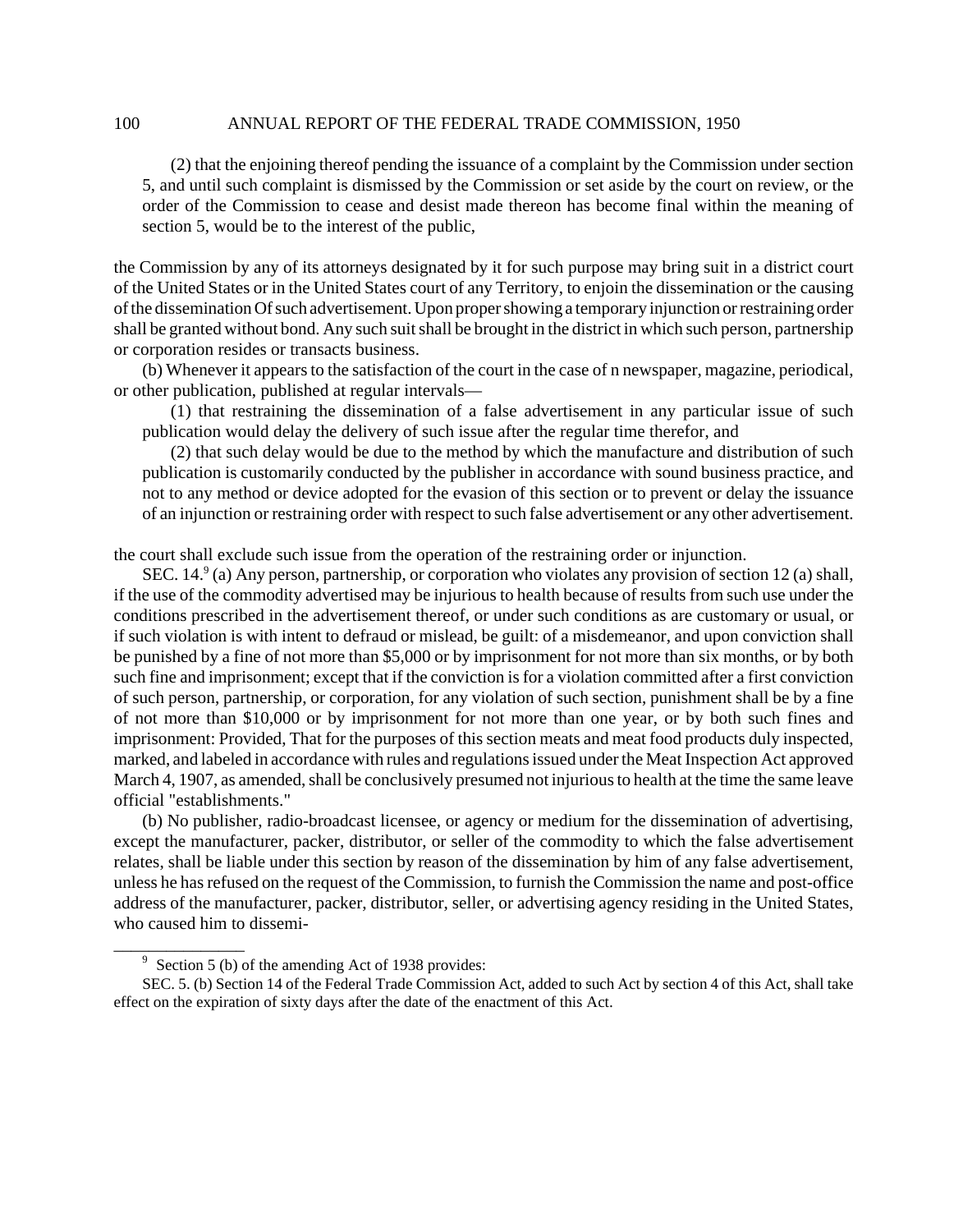(2) that the enjoining thereof pending the issuance of a complaint by the Commission under section 5, and until such complaint is dismissed by the Commission or set aside by the court on review, or the order of the Commission to cease and desist made thereon has become final within the meaning of section 5, would be to the interest of the public,

the Commission by any of its attorneys designated by it for such purpose may bring suit in a district court of the United States or in the United States court of any Territory, to enjoin the dissemination or the causing of the dissemination Of such advertisement. Upon proper showing a temporary injunction or restraining order shall be granted without bond. Any such suit shall be brought in the district in which such person, partnership or corporation resides or transacts business.

(b) Whenever it appears to the satisfaction of the court in the case of n newspaper, magazine, periodical, or other publication, published at regular intervals—

(1) that restraining the dissemination of a false advertisement in any particular issue of such publication would delay the delivery of such issue after the regular time therefor, and

(2) that such delay would be due to the method by which the manufacture and distribution of such publication is customarily conducted by the publisher in accordance with sound business practice, and not to any method or device adopted for the evasion of this section or to prevent or delay the issuance of an injunction or restraining order with respect to such false advertisement or any other advertisement.

the court shall exclude such issue from the operation of the restraining order or injunction.

SEC. 14.[9] (a) Any person, partnership, or corporation who violates any provision of section 12 (a) shall, if the use of the commodity advertised may be injurious to health because of results from such use under the conditions prescribed in the advertisement thereof, or under such conditions as are customary or usual, or if such violation is with intent to defraud or mislead, be guilt: of a misdemeanor, and upon conviction shall be punished by a fine of not more than $5,000 or by imprisonment for not more than six months, or by both such fine and imprisonment; except that if the conviction is for a violation committed after a first conviction of such person, partnership, or corporation, for any violation of such section, punishment shall be by a fine of not more than $10,000 or by imprisonment for not more than one year, or by both such fines and imprisonment: Provided, That for the purposes of this section meats and meat food products duly inspected, marked, and labeled in accordance with rules and regulations issued under the Meat Inspection Act approved March 4, 1907, as amended, shall be conclusively presumed not injurious to health at the time the same leave official "establishments."

(b) No publisher, radio-broadcast licensee, or agency or medium for the dissemination of advertising, except the manufacturer, packer, distributor, or seller of the commodity to which the false advertisement relates, shall be liable under this section by reason of the dissemination by him of any false advertisement, unless he has refused on the request of the Commission, to furnish the Commission the name and post-office address of the manufacturer, packer, distributor, seller, or advertising agency residing in the United States, who caused him to dissemi-

---

[9] Section 5 (b) of the amending Act of 1938 provides:

SEC. 5. (b) Section 14 of the Federal Trade Commission Act, added to such Act by section 4 of this Act, shall take effect on the expiration of sixty days after the date of the enactment of this Act.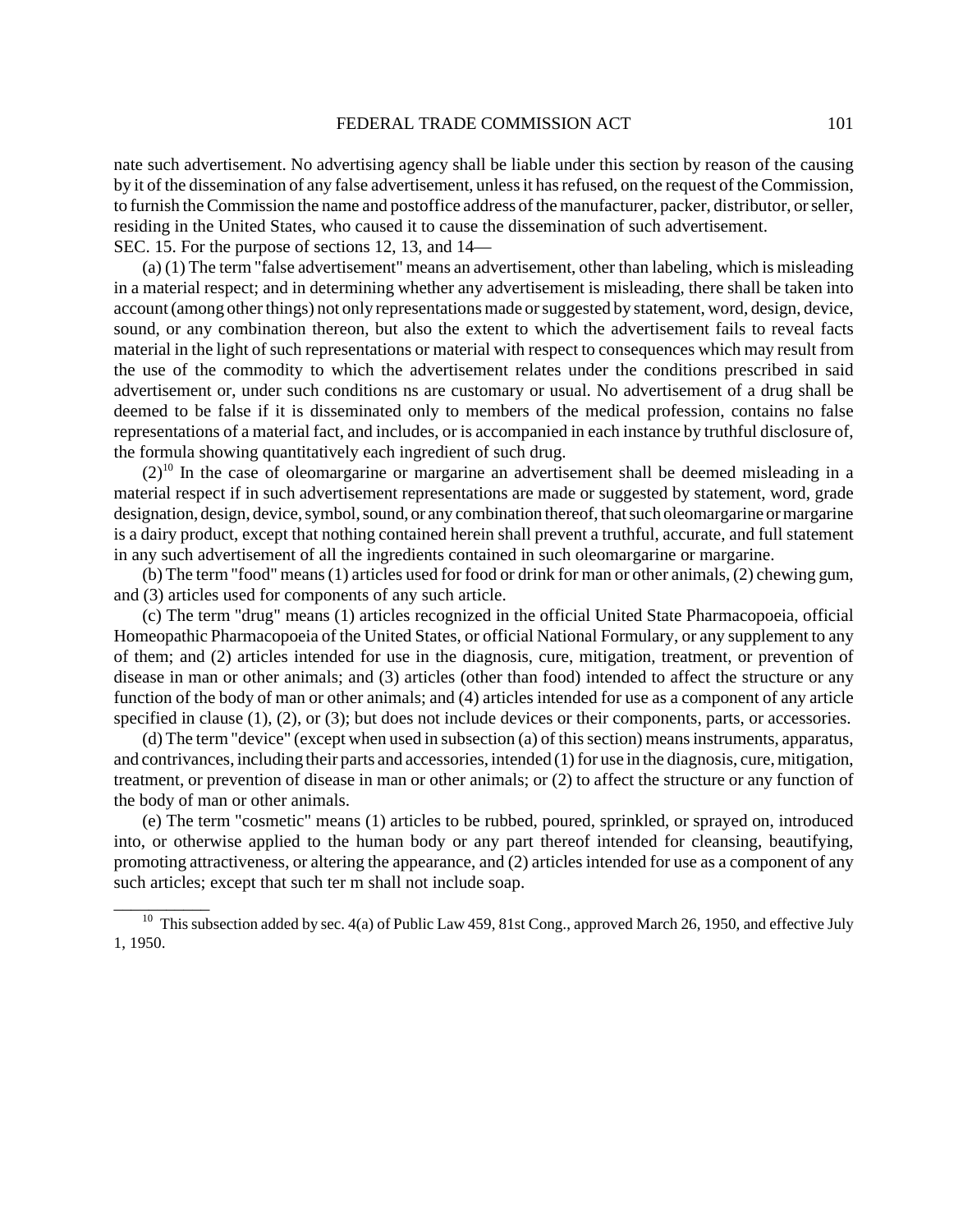nate such advertisement. No advertising agency shall be liable under this section by reason of the causing by it of the dissemination of any false advertisement, unless it has refused, on the request of the Commission, to furnish the Commission the name and postoffice address of the manufacturer, packer, distributor, or seller, residing in the United States, who caused it to cause the dissemination of such advertisement.

SEC. 15. For the purpose of sections 12, 13, and 14—

(a) (1) The term "false advertisement" means an advertisement, other than labeling, which is misleading in a material respect; and in determining whether any advertisement is misleading, there shall be taken into account (among other things) not only representations made or suggested by statement, word, design, device, sound, or any combination thereon, but also the extent to which the advertisement fails to reveal facts material in the light of such representations or material with respect to consequences which may result from the use of the commodity to which the advertisement relates under the conditions prescribed in said advertisement or, under such conditions ns are customary or usual. No advertisement of a drug shall be deemed to be false if it is disseminated only to members of the medical profession, contains no false representations of a material fact, and includes, or is accompanied in each instance by truthful disclosure of, the formula showing quantitatively each ingredient of such drug.

(2)[10] In the case of oleomargarine or margarine an advertisement shall be deemed misleading in a material respect if in such advertisement representations are made or suggested by statement, word, grade designation, design, device, symbol, sound, or any combination thereof, that such oleomargarine or margarine is a dairy product, except that nothing contained herein shall prevent a truthful, accurate, and full statement in any such advertisement of all the ingredients contained in such oleomargarine or margarine.

(b) The term "food" means (1) articles used for food or drink for man or other animals, (2) chewing gum, and (3) articles used for components of any such article.

(c) The term "drug" means (1) articles recognized in the official United State Pharmacopoeia, official Homeopathic Pharmacopoeia of the United States, or official National Formulary, or any supplement to any of them; and (2) articles intended for use in the diagnosis, cure, mitigation, treatment, or prevention of disease in man or other animals; and (3) articles (other than food) intended to affect the structure or any function of the body of man or other animals; and (4) articles intended for use as a component of any article specified in clause (1), (2), or (3); but does not include devices or their components, parts, or accessories.

(d) The term "device" (except when used in subsection (a) of this section) means instruments, apparatus, and contrivances, including their parts and accessories, intended (1) for use in the diagnosis, cure, mitigation, treatment, or prevention of disease in man or other animals; or (2) to affect the structure or any function of the body of man or other animals.

(e) The term "cosmetic" means (1) articles to be rubbed, poured, sprinkled, or sprayed on, introduced into, or otherwise applied to the human body or any part thereof intended for cleansing, beautifying, promoting attractiveness, or altering the appearance, and (2) articles intended for use as a component of any such articles; except that such ter m shall not include soap.

---

[10] This subsection added by sec. 4(a) of Public Law 459, 81st Cong., approved March 26, 1950, and effective July 1, 1950.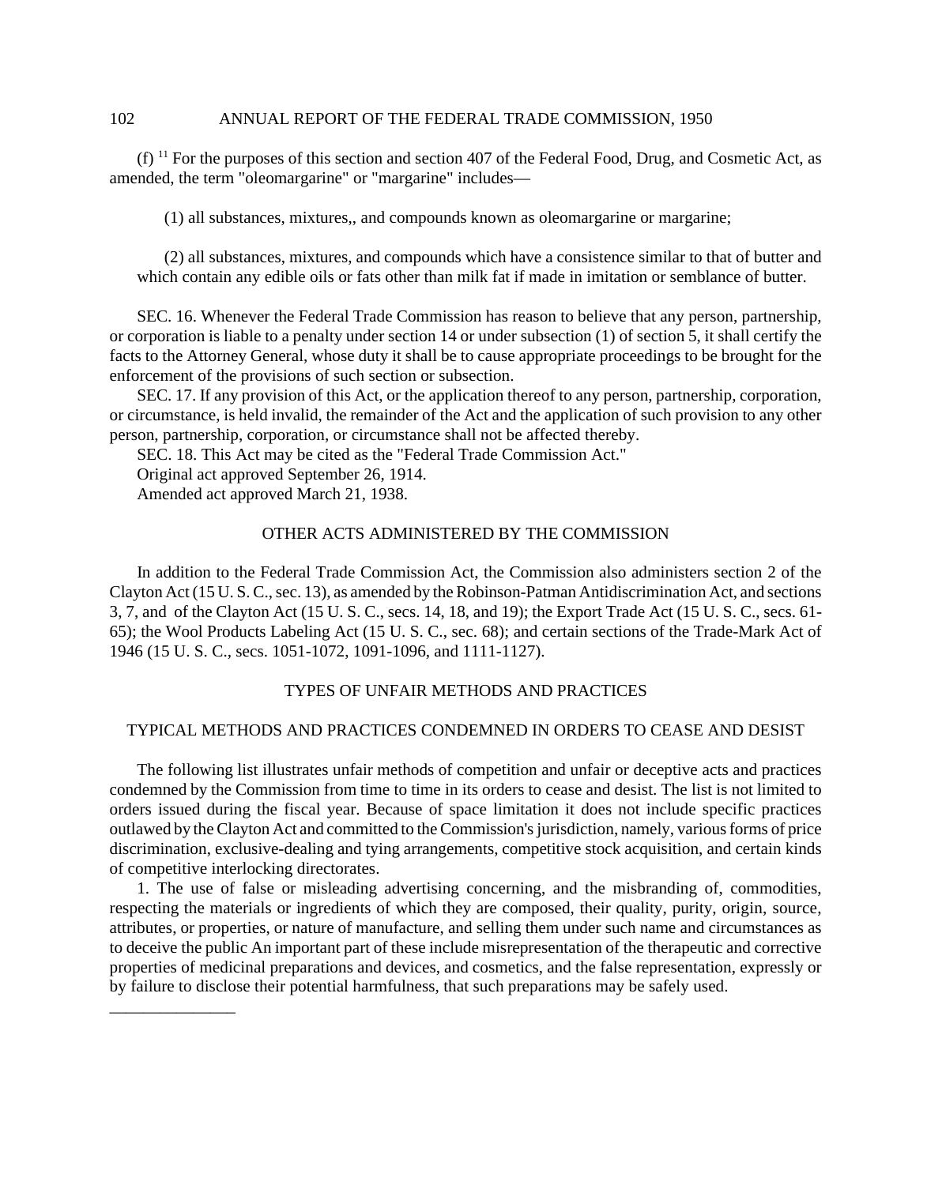(f) [11] For the purposes of this section and section 407 of the Federal Food, Drug, and Cosmetic Act, as amended, the term "oleomargarine" or "margarine" includes—

(1) all substances, mixtures,, and compounds known as oleomargarine or margarine;

(2) all substances, mixtures, and compounds which have a consistence similar to that of butter and which contain any edible oils or fats other than milk fat if made in imitation or semblance of butter.

SEC. 16. Whenever the Federal Trade Commission has reason to believe that any person, partnership, or corporation is liable to a penalty under section 14 or under subsection (1) of section 5, it shall certify the facts to the Attorney General, whose duty it shall be to cause appropriate proceedings to be brought for the enforcement of the provisions of such section or subsection.

SEC. 17. If any provision of this Act, or the application thereof to any person, partnership, corporation, or circumstance, is held invalid, the remainder of the Act and the application of such provision to any other person, partnership, corporation, or circumstance shall not be affected thereby.

SEC. 18. This Act may be cited as the "Federal Trade Commission Act."

Original act approved September 26, 1914.

Amended act approved March 21, 1938.

## OTHER ACTS ADMINISTERED BY THE COMMISSION

In addition to the Federal Trade Commission Act, the Commission also administers section 2 of the Clayton Act (15 U. S. C., sec. 13), as amended by the Robinson-Patman Antidiscrimination Act, and sections 3, 7, and  of the Clayton Act (15 U. S. C., secs. 14, 18, and 19); the Export Trade Act (15 U. S. C., secs. 61-65); the Wool Products Labeling Act (15 U. S. C., sec. 68); and certain sections of the Trade-Mark Act of 1946 (15 U. S. C., secs. 1051-1072, 1091-1096, and 1111-1127).

## TYPES OF UNFAIR METHODS AND PRACTICES

### TYPICAL METHODS AND PRACTICES CONDEMNED IN ORDERS TO CEASE AND DESIST

The following list illustrates unfair methods of competition and unfair or deceptive acts and practices condemned by the Commission from time to time in its orders to cease and desist. The list is not limited to orders issued during the fiscal year. Because of space limitation it does not include specific practices outlawed by the Clayton Act and committed to the Commission's jurisdiction, namely, various forms of price discrimination, exclusive-dealing and tying arrangements, competitive stock acquisition, and certain kinds of competitive interlocking directorates.

1. The use of false or misleading advertising concerning, and the misbranding of, commodities, respecting the materials or ingredients of which they are composed, their quality, purity, origin, source, attributes, or properties, or nature of manufacture, and selling them under such name and circumstances as to deceive the public An important part of these include misrepresentation of the therapeutic and corrective properties of medicinal preparations and devices, and cosmetics, and the false representation, expressly or by failure to disclose their potential harmfulness, that such preparations may be safely used.

_______________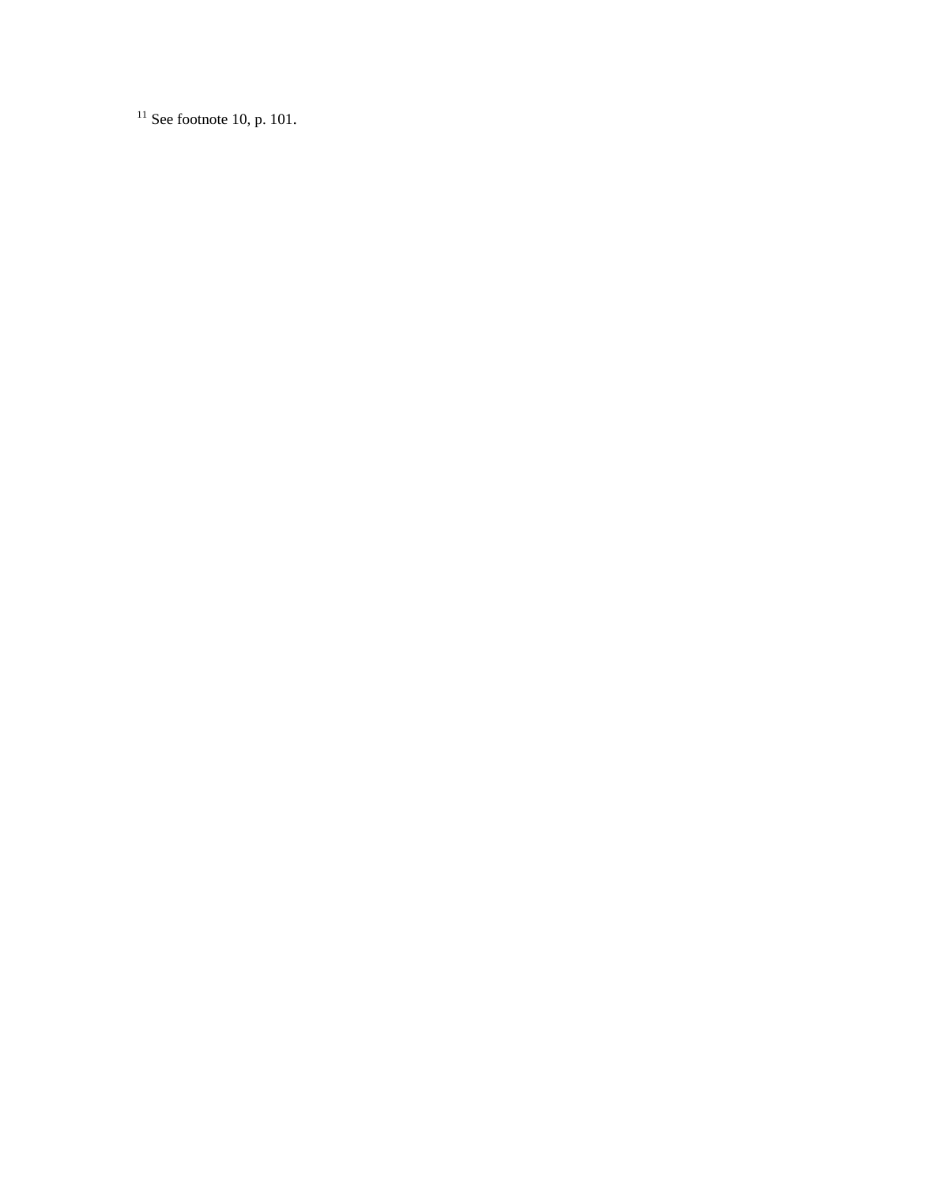[11] See footnote 10, p. 101.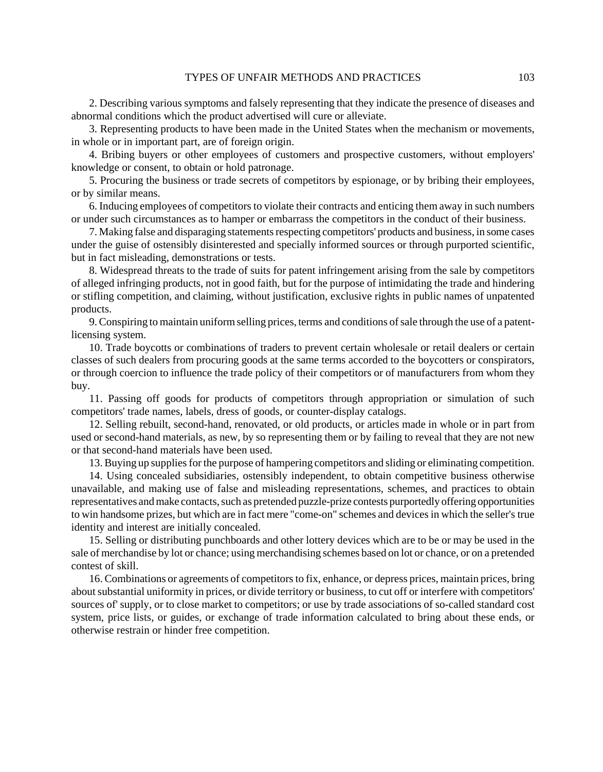2. Describing various symptoms and falsely representing that they indicate the presence of diseases and abnormal conditions which the product advertised will cure or alleviate.

3. Representing products to have been made in the United States when the mechanism or movements, in whole or in important part, are of foreign origin.

4. Bribing buyers or other employees of customers and prospective customers, without employers' knowledge or consent, to obtain or hold patronage.

5. Procuring the business or trade secrets of competitors by espionage, or by bribing their employees, or by similar means.

6. Inducing employees of competitors to violate their contracts and enticing them away in such numbers or under such circumstances as to hamper or embarrass the competitors in the conduct of their business.

7. Making false and disparaging statements respecting competitors' products and business, in some cases under the guise of ostensibly disinterested and specially informed sources or through purported scientific, but in fact misleading, demonstrations or tests.

8. Widespread threats to the trade of suits for patent infringement arising from the sale by competitors of alleged infringing products, not in good faith, but for the purpose of intimidating the trade and hindering or stifling competition, and claiming, without justification, exclusive rights in public names of unpatented products.

9. Conspiring to maintain uniform selling prices, terms and conditions of sale through the use of a patent-licensing system.

10. Trade boycotts or combinations of traders to prevent certain wholesale or retail dealers or certain classes of such dealers from procuring goods at the same terms accorded to the boycotters or conspirators, or through coercion to influence the trade policy of their competitors or of manufacturers from whom they buy.

11. Passing off goods for products of competitors through appropriation or simulation of such competitors' trade names, labels, dress of goods, or counter-display catalogs.

12. Selling rebuilt, second-hand, renovated, or old products, or articles made in whole or in part from used or second-hand materials, as new, by so representing them or by failing to reveal that they are not new or that second-hand materials have been used.

13. Buying up supplies for the purpose of hampering competitors and sliding or eliminating competition.

14. Using concealed subsidiaries, ostensibly independent, to obtain competitive business otherwise unavailable, and making use of false and misleading representations, schemes, and practices to obtain representatives and make contacts, such as pretended puzzle-prize contests purportedly offering opportunities to win handsome prizes, but which are in fact mere "come-on" schemes and devices in which the seller's true identity and interest are initially concealed.

15. Selling or distributing punchboards and other lottery devices which are to be or may be used in the sale of merchandise by lot or chance; using merchandising schemes based on lot or chance, or on a pretended contest of skill.

16. Combinations or agreements of competitors to fix, enhance, or depress prices, maintain prices, bring about substantial uniformity in prices, or divide territory or business, to cut off or interfere with competitors' sources of' supply, or to close market to competitors; or use by trade associations of so-called standard cost system, price lists, or guides, or exchange of trade information calculated to bring about these ends, or otherwise restrain or hinder free competition.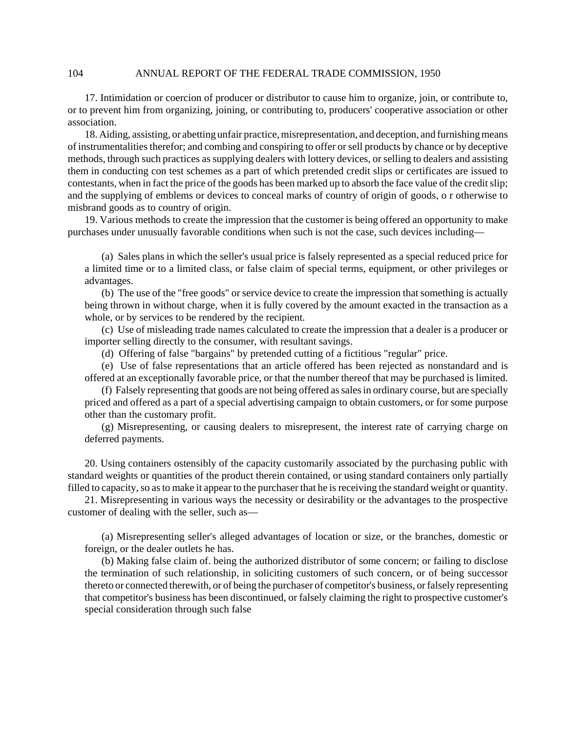17. Intimidation or coercion of producer or distributor to cause him to organize, join, or contribute to, or to prevent him from organizing, joining, or contributing to, producers' cooperative association or other association.

18. Aiding, assisting, or abetting unfair practice, misrepresentation, and deception, and furnishing means of instrumentalities therefor; and combing and conspiring to offer or sell products by chance or by deceptive methods, through such practices as supplying dealers with lottery devices, or selling to dealers and assisting them in conducting con test schemes as a part of which pretended credit slips or certificates are issued to contestants, when in fact the price of the goods has been marked up to absorb the face value of the credit slip; and the supplying of emblems or devices to conceal marks of country of origin of goods, o r otherwise to misbrand goods as to country of origin.

19. Various methods to create the impression that the customer is being offered an opportunity to make purchases under unusually favorable conditions when such is not the case, such devices including—

(a) Sales plans in which the seller's usual price is falsely represented as a special reduced price for a limited time or to a limited class, or false claim of special terms, equipment, or other privileges or advantages.

(b) The use of the "free goods" or service device to create the impression that something is actually being thrown in without charge, when it is fully covered by the amount exacted in the transaction as a whole, or by services to be rendered by the recipient.

(c) Use of misleading trade names calculated to create the impression that a dealer is a producer or importer selling directly to the consumer, with resultant savings.

(d) Offering of false "bargains" by pretended cutting of a fictitious "regular" price.

(e) Use of false representations that an article offered has been rejected as nonstandard and is offered at an exceptionally favorable price, or that the number thereof that may be purchased is limited.

(f) Falsely representing that goods are not being offered as sales in ordinary course, but are specially priced and offered as a part of a special advertising campaign to obtain customers, or for some purpose other than the customary profit.

(g) Misrepresenting, or causing dealers to misrepresent, the interest rate of carrying charge on deferred payments.

20. Using containers ostensibly of the capacity customarily associated by the purchasing public with standard weights or quantities of the product therein contained, or using standard containers only partially filled to capacity, so as to make it appear to the purchaser that he is receiving the standard weight or quantity.

21. Misrepresenting in various ways the necessity or desirability or the advantages to the prospective customer of dealing with the seller, such as—

(a) Misrepresenting seller's alleged advantages of location or size, or the branches, domestic or foreign, or the dealer outlets he has.

(b) Making false claim of. being the authorized distributor of some concern; or failing to disclose the termination of such relationship, in soliciting customers of such concern, or of being successor thereto or connected therewith, or of being the purchaser of competitor's business, or falsely representing that competitor's business has been discontinued, or falsely claiming the right to prospective customer's special consideration through such false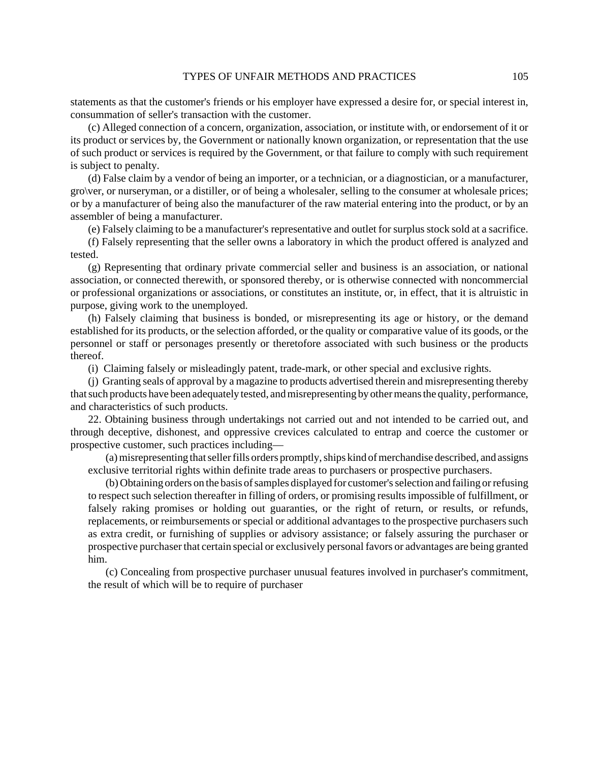statements as that the customer's friends or his employer have expressed a desire for, or special interest in, consummation of seller's transaction with the customer.

(c) Alleged connection of a concern, organization, association, or institute with, or endorsement of it or its product or services by, the Government or nationally known organization, or representation that the use of such product or services is required by the Government, or that failure to comply with such requirement is subject to penalty.

(d) False claim by a vendor of being an importer, or a technician, or a diagnostician, or a manufacturer, gro\ver, or nurseryman, or a distiller, or of being a wholesaler, selling to the consumer at wholesale prices; or by a manufacturer of being also the manufacturer of the raw material entering into the product, or by an assembler of being a manufacturer.

(e) Falsely claiming to be a manufacturer's representative and outlet for surplus stock sold at a sacrifice.

(f) Falsely representing that the seller owns a laboratory in which the product offered is analyzed and tested.

(g) Representing that ordinary private commercial seller and business is an association, or national association, or connected therewith, or sponsored thereby, or is otherwise connected with noncommercial or professional organizations or associations, or constitutes an institute, or, in effect, that it is altruistic in purpose, giving work to the unemployed.

(h) Falsely claiming that business is bonded, or misrepresenting its age or history, or the demand established for its products, or the selection afforded, or the quality or comparative value of its goods, or the personnel or staff or personages presently or theretofore associated with such business or the products thereof.

(i) Claiming falsely or misleadingly patent, trade-mark, or other special and exclusive rights.

(j) Granting seals of approval by a magazine to products advertised therein and misrepresenting thereby that such products have been adequately tested, and misrepresenting by other means the quality, performance, and characteristics of such products.

22. Obtaining business through undertakings not carried out and not intended to be carried out, and through deceptive, dishonest, and oppressive crevices calculated to entrap and coerce the customer or prospective customer, such practices including—

(a) misrepresenting that seller fills orders promptly, ships kind of merchandise described, and assigns exclusive territorial rights within definite trade areas to purchasers or prospective purchasers.

(b) Obtaining orders on the basis of samples displayed for customer's selection and failing or refusing to respect such selection thereafter in filling of orders, or promising results impossible of fulfillment, or falsely raking promises or holding out guaranties, or the right of return, or results, or refunds, replacements, or reimbursements or special or additional advantages to the prospective purchasers such as extra credit, or furnishing of supplies or advisory assistance; or falsely assuring the purchaser or prospective purchaser that certain special or exclusively personal favors or advantages are being granted him.

(c) Concealing from prospective purchaser unusual features involved in purchaser's commitment, the result of which will be to require of purchaser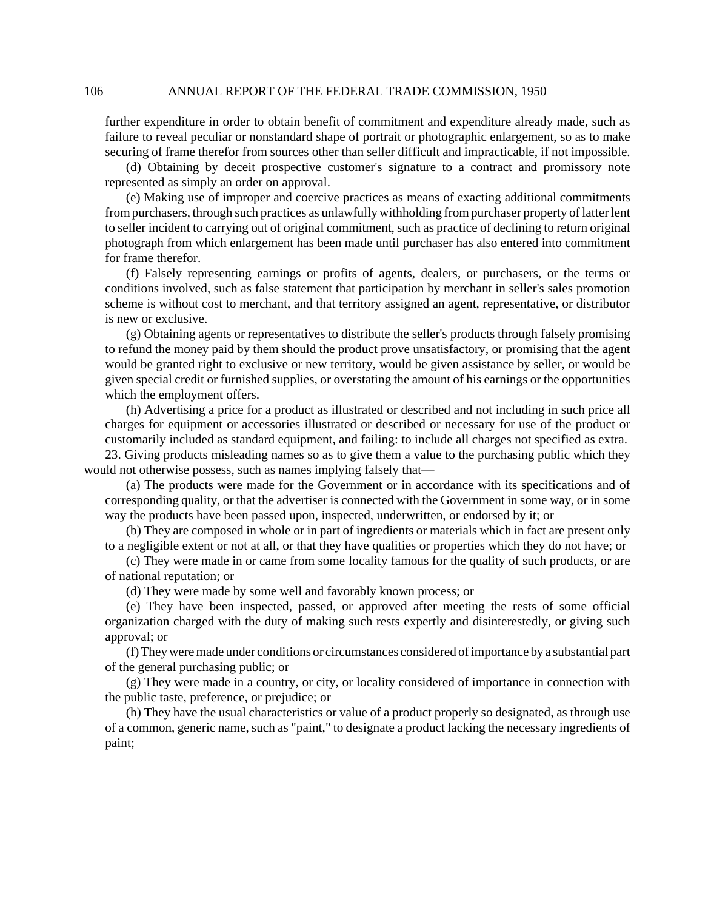further expenditure in order to obtain benefit of commitment and expenditure already made, such as failure to reveal peculiar or nonstandard shape of portrait or photographic enlargement, so as to make securing of frame therefor from sources other than seller difficult and impracticable, if not impossible.

(d) Obtaining by deceit prospective customer's signature to a contract and promissory note represented as simply an order on approval.

(e) Making use of improper and coercive practices as means of exacting additional commitments from purchasers, through such practices as unlawfully withholding from purchaser property of latter lent to seller incident to carrying out of original commitment, such as practice of declining to return original photograph from which enlargement has been made until purchaser has also entered into commitment for frame therefor.

(f) Falsely representing earnings or profits of agents, dealers, or purchasers, or the terms or conditions involved, such as false statement that participation by merchant in seller's sales promotion scheme is without cost to merchant, and that territory assigned an agent, representative, or distributor is new or exclusive.

(g) Obtaining agents or representatives to distribute the seller's products through falsely promising to refund the money paid by them should the product prove unsatisfactory, or promising that the agent would be granted right to exclusive or new territory, would be given assistance by seller, or would be given special credit or furnished supplies, or overstating the amount of his earnings or the opportunities which the employment offers.

(h) Advertising a price for a product as illustrated or described and not including in such price all charges for equipment or accessories illustrated or described or necessary for use of the product or customarily included as standard equipment, and failing: to include all charges not specified as extra.

23. Giving products misleading names so as to give them a value to the purchasing public which they would not otherwise possess, such as names implying falsely that—

(a) The products were made for the Government or in accordance with its specifications and of corresponding quality, or that the advertiser is connected with the Government in some way, or in some way the products have been passed upon, inspected, underwritten, or endorsed by it; or

(b) They are composed in whole or in part of ingredients or materials which in fact are present only to a negligible extent or not at all, or that they have qualities or properties which they do not have; or

(c) They were made in or came from some locality famous for the quality of such products, or are of national reputation; or

(d) They were made by some well and favorably known process; or

(e) They have been inspected, passed, or approved after meeting the rests of some official organization charged with the duty of making such rests expertly and disinterestedly, or giving such approval; or

(f) They were made under conditions or circumstances considered of importance by a substantial part of the general purchasing public; or

(g) They were made in a country, or city, or locality considered of importance in connection with the public taste, preference, or prejudice; or

(h) They have the usual characteristics or value of a product properly so designated, as through use of a common, generic name, such as "paint," to designate a product lacking the necessary ingredients of paint;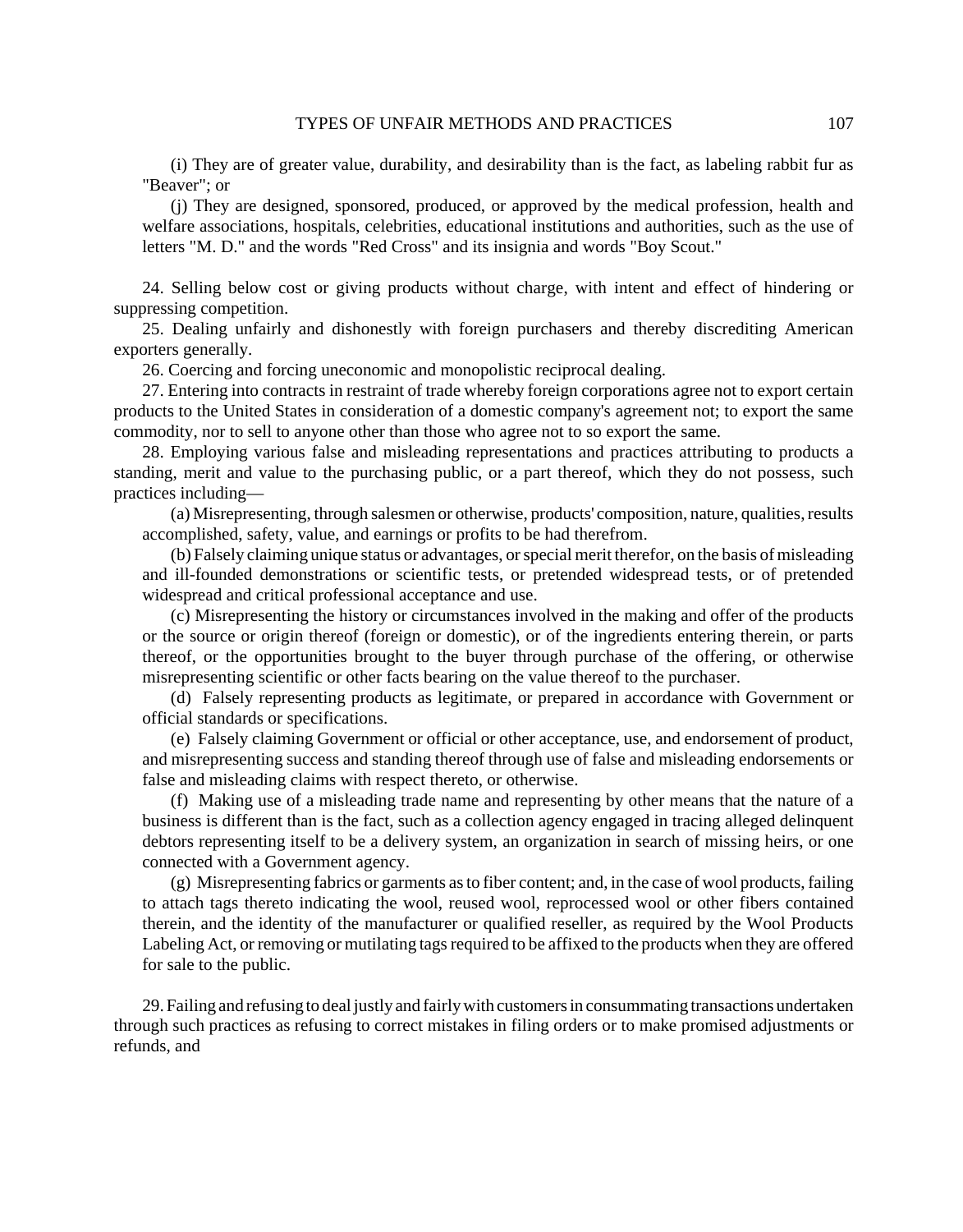(i) They are of greater value, durability, and desirability than is the fact, as labeling rabbit fur as "Beaver"; or

(j) They are designed, sponsored, produced, or approved by the medical profession, health and welfare associations, hospitals, celebrities, educational institutions and authorities, such as the use of letters "M. D." and the words "Red Cross" and its insignia and words "Boy Scout."

24. Selling below cost or giving products without charge, with intent and effect of hindering or suppressing competition.

25. Dealing unfairly and dishonestly with foreign purchasers and thereby discrediting American exporters generally.

26. Coercing and forcing uneconomic and monopolistic reciprocal dealing.

27. Entering into contracts in restraint of trade whereby foreign corporations agree not to export certain products to the United States in consideration of a domestic company's agreement not; to export the same commodity, nor to sell to anyone other than those who agree not to so export the same.

28. Employing various false and misleading representations and practices attributing to products a standing, merit and value to the purchasing public, or a part thereof, which they do not possess, such practices including—

(a) Misrepresenting, through salesmen or otherwise, products' composition, nature, qualities, results accomplished, safety, value, and earnings or profits to be had therefrom.

(b) Falsely claiming unique status or advantages, or special merit therefor, on the basis of misleading and ill-founded demonstrations or scientific tests, or pretended widespread tests, or of pretended widespread and critical professional acceptance and use.

(c) Misrepresenting the history or circumstances involved in the making and offer of the products or the source or origin thereof (foreign or domestic), or of the ingredients entering therein, or parts thereof, or the opportunities brought to the buyer through purchase of the offering, or otherwise misrepresenting scientific or other facts bearing on the value thereof to the purchaser.

(d) Falsely representing products as legitimate, or prepared in accordance with Government or official standards or specifications.

(e) Falsely claiming Government or official or other acceptance, use, and endorsement of product, and misrepresenting success and standing thereof through use of false and misleading endorsements or false and misleading claims with respect thereto, or otherwise.

(f) Making use of a misleading trade name and representing by other means that the nature of a business is different than is the fact, such as a collection agency engaged in tracing alleged delinquent debtors representing itself to be a delivery system, an organization in search of missing heirs, or one connected with a Government agency.

(g) Misrepresenting fabrics or garments as to fiber content; and, in the case of wool products, failing to attach tags thereto indicating the wool, reused wool, reprocessed wool or other fibers contained therein, and the identity of the manufacturer or qualified reseller, as required by the Wool Products Labeling Act, or removing or mutilating tags required to be affixed to the products when they are offered for sale to the public.

29. Failing and refusing to deal justly and fairly with customers in consummating transactions undertaken through such practices as refusing to correct mistakes in filing orders or to make promised adjustments or refunds, and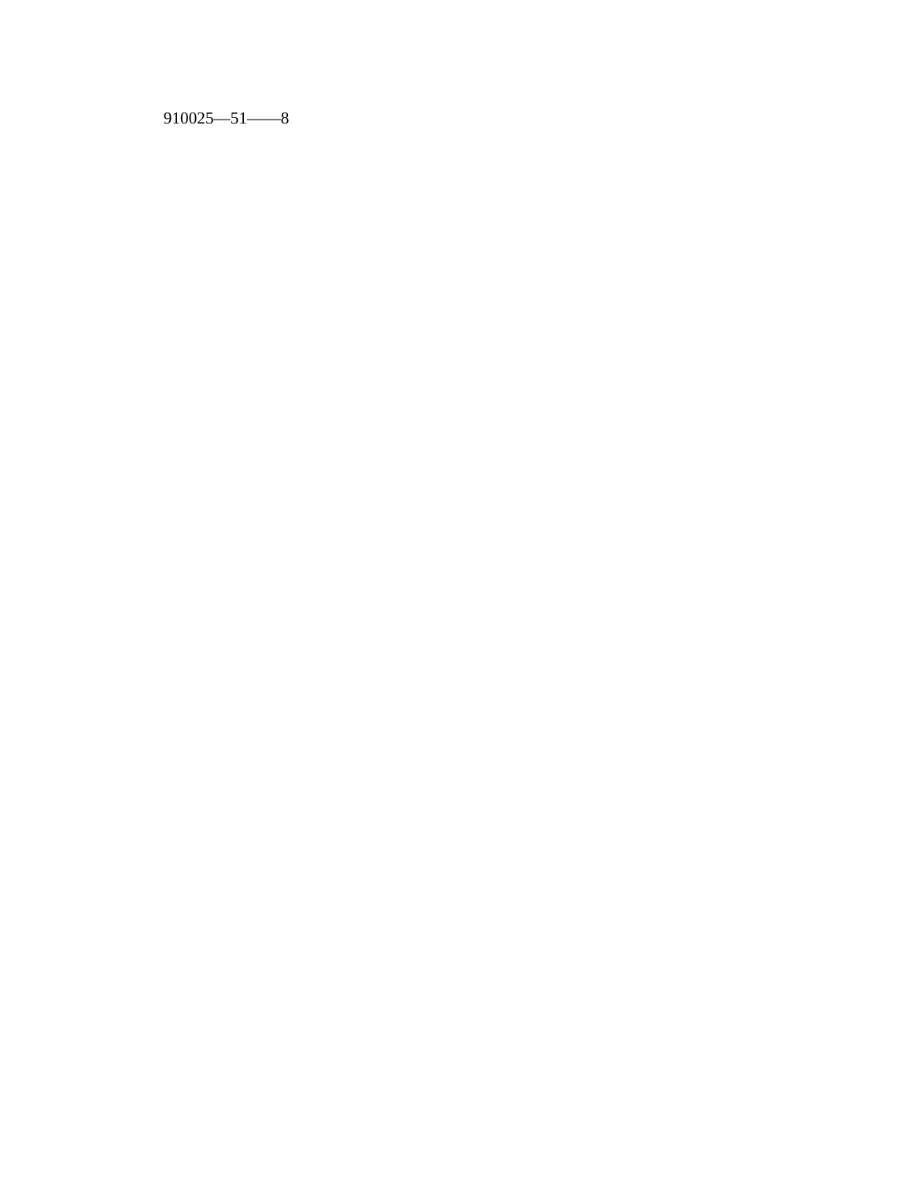910025—51——8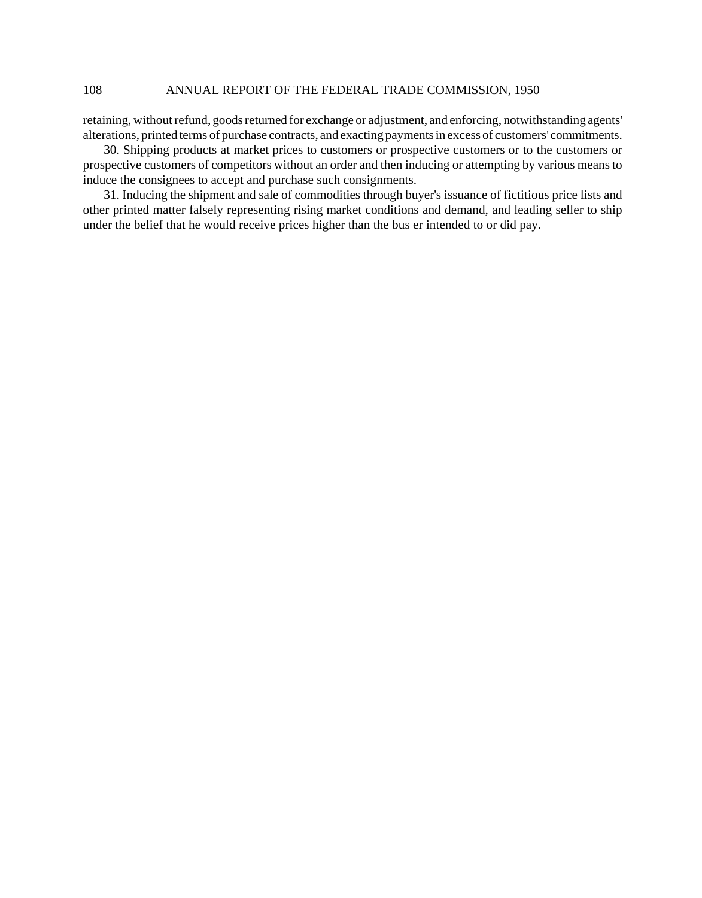retaining, without refund, goods returned for exchange or adjustment, and enforcing, notwithstanding agents' alterations, printed terms of purchase contracts, and exacting payments in excess of customers' commitments.

30. Shipping products at market prices to customers or prospective customers or to the customers or prospective customers of competitors without an order and then inducing or attempting by various means to induce the consignees to accept and purchase such consignments.

31. Inducing the shipment and sale of commodities through buyer's issuance of fictitious price lists and other printed matter falsely representing rising market conditions and demand, and leading seller to ship under the belief that he would receive prices higher than the bus er intended to or did pay.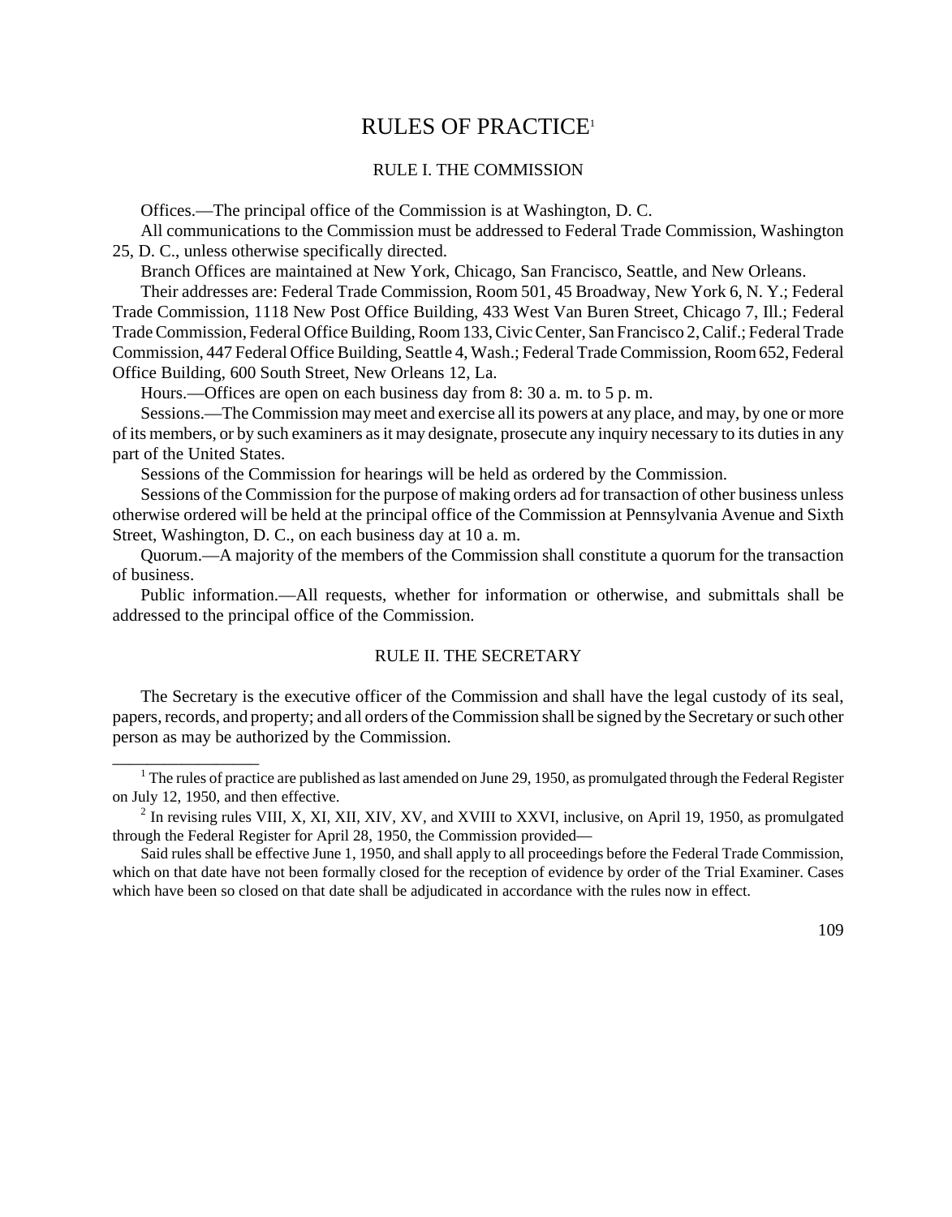# RULES OF PRACTICE[1]

## RULE I. THE COMMISSION

Offices.—The principal office of the Commission is at Washington, D. C.

All communications to the Commission must be addressed to Federal Trade Commission, Washington 25, D. C., unless otherwise specifically directed.

Branch Offices are maintained at New York, Chicago, San Francisco, Seattle, and New Orleans.

Their addresses are: Federal Trade Commission, Room 501, 45 Broadway, New York 6, N. Y.; Federal Trade Commission, 1118 New Post Office Building, 433 West Van Buren Street, Chicago 7, Ill.; Federal Trade Commission, Federal Office Building, Room 133, Civic Center, San Francisco 2, Calif.; Federal Trade Commission, 447 Federal Office Building, Seattle 4, Wash.; Federal Trade Commission, Room 652, Federal Office Building, 600 South Street, New Orleans 12, La.

Hours.—Offices are open on each business day from 8: 30 a. m. to 5 p. m.

Sessions.—The Commission may meet and exercise all its powers at any place, and may, by one or more of its members, or by such examiners as it may designate, prosecute any inquiry necessary to its duties in any part of the United States.

Sessions of the Commission for hearings will be held as ordered by the Commission.

Sessions of the Commission for the purpose of making orders ad for transaction of other business unless otherwise ordered will be held at the principal office of the Commission at Pennsylvania Avenue and Sixth Street, Washington, D. C., on each business day at 10 a. m.

Quorum.—A majority of the members of the Commission shall constitute a quorum for the transaction of business.

Public information.—All requests, whether for information or otherwise, and submittals shall be addressed to the principal office of the Commission.

## RULE II. THE SECRETARY

The Secretary is the executive officer of the Commission and shall have the legal custody of its seal, papers, records, and property; and all orders of the Commission shall be signed by the Secretary or such other person as may be authorized by the Commission.

---

[1] The rules of practice are published as last amended on June 29, 1950, as promulgated through the Federal Register on July 12, 1950, and then effective.

[2] In revising rules VIII, X, XI, XII, XIV, XV, and XVIII to XXVI, inclusive, on April 19, 1950, as promulgated through the Federal Register for April 28, 1950, the Commission provided—

Said rules shall be effective June 1, 1950, and shall apply to all proceedings before the Federal Trade Commission, which on that date have not been formally closed for the reception of evidence by order of the Trial Examiner. Cases which have been so closed on that date shall be adjudicated in accordance with the rules now in effect.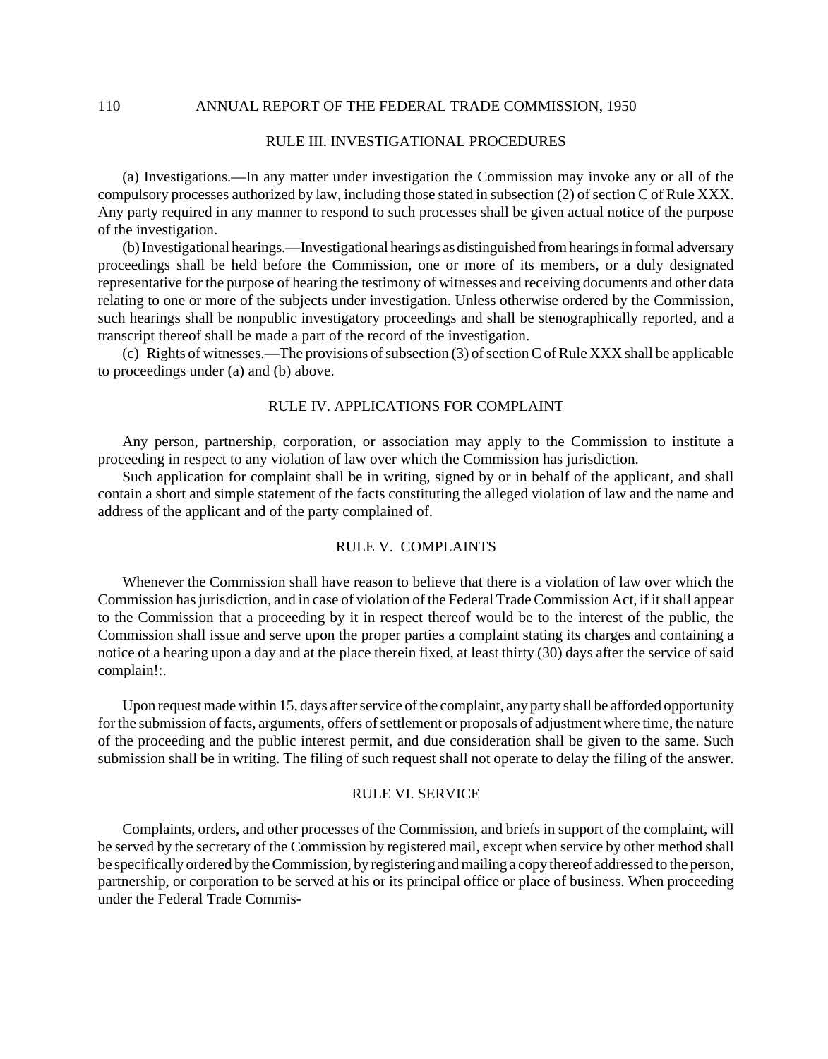## RULE III. INVESTIGATIONAL PROCEDURES

(a) Investigations.—In any matter under investigation the Commission may invoke any or all of the compulsory processes authorized by law, including those stated in subsection (2) of section C of Rule XXX. Any party required in any manner to respond to such processes shall be given actual notice of the purpose of the investigation.

(b) Investigational hearings.—Investigational hearings as distinguished from hearings in formal adversary proceedings shall be held before the Commission, one or more of its members, or a duly designated representative for the purpose of hearing the testimony of witnesses and receiving documents and other data relating to one or more of the subjects under investigation. Unless otherwise ordered by the Commission, such hearings shall be nonpublic investigatory proceedings and shall be stenographically reported, and a transcript thereof shall be made a part of the record of the investigation.

(c) Rights of witnesses.—The provisions of subsection (3) of section C of Rule XXX shall be applicable to proceedings under (a) and (b) above.

## RULE IV. APPLICATIONS FOR COMPLAINT

Any person, partnership, corporation, or association may apply to the Commission to institute a proceeding in respect to any violation of law over which the Commission has jurisdiction.

Such application for complaint shall be in writing, signed by or in behalf of the applicant, and shall contain a short and simple statement of the facts constituting the alleged violation of law and the name and address of the applicant and of the party complained of.

## RULE V. COMPLAINTS

Whenever the Commission shall have reason to believe that there is a violation of law over which the Commission has jurisdiction, and in case of violation of the Federal Trade Commission Act, if it shall appear to the Commission that a proceeding by it in respect thereof would be to the interest of the public, the Commission shall issue and serve upon the proper parties a complaint stating its charges and containing a notice of a hearing upon a day and at the place therein fixed, at least thirty (30) days after the service of said complain!:.

Upon request made within 15, days after service of the complaint, any party shall be afforded opportunity for the submission of facts, arguments, offers of settlement or proposals of adjustment where time, the nature of the proceeding and the public interest permit, and due consideration shall be given to the same. Such submission shall be in writing. The filing of such request shall not operate to delay the filing of the answer.

## RULE VI. SERVICE

Complaints, orders, and other processes of the Commission, and briefs in support of the complaint, will be served by the secretary of the Commission by registered mail, except when service by other method shall be specifically ordered by the Commission, by registering and mailing a copy thereof addressed to the person, partnership, or corporation to be served at his or its principal office or place of business. When proceeding under the Federal Trade Commis-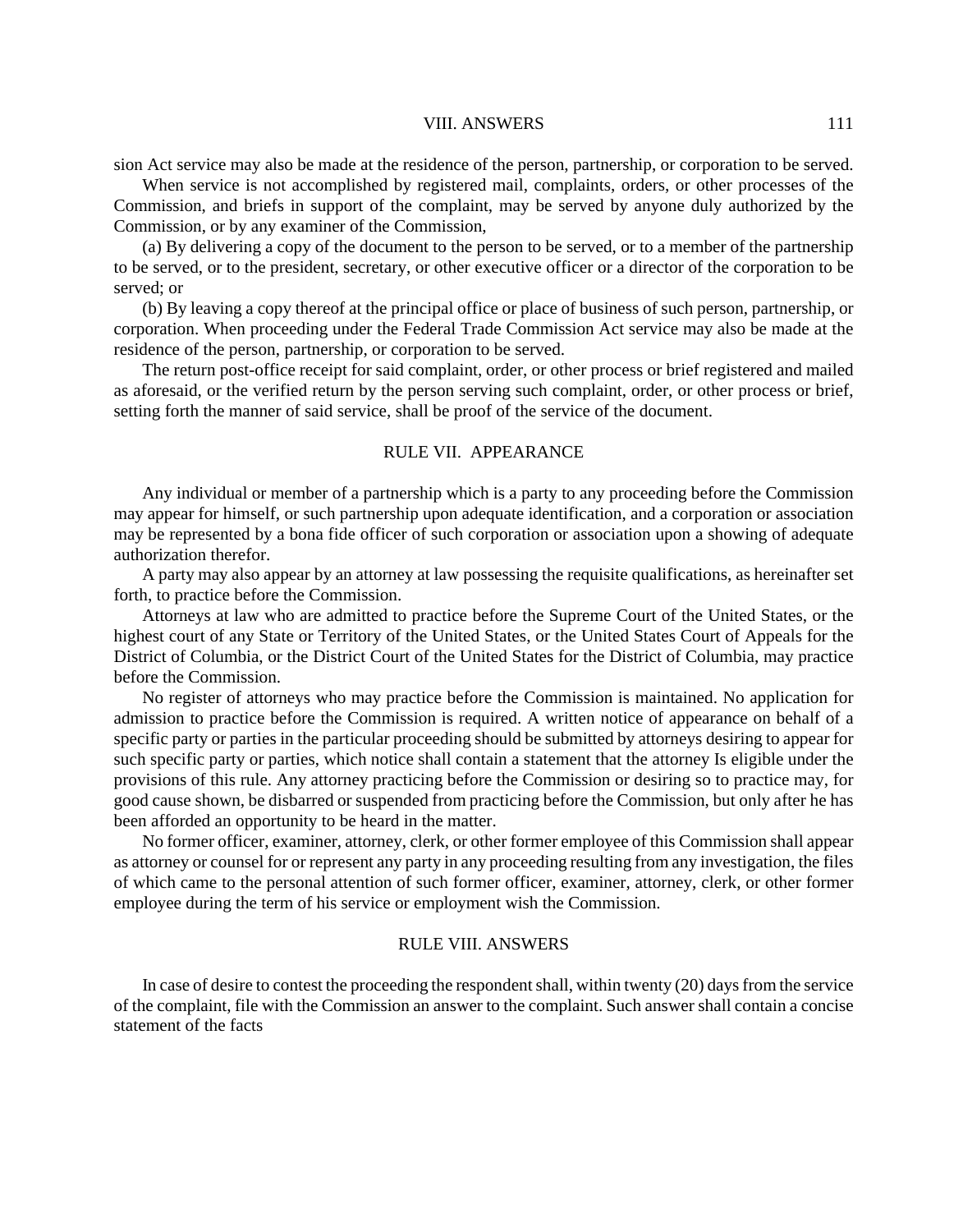sion Act service may also be made at the residence of the person, partnership, or corporation to be served.

When service is not accomplished by registered mail, complaints, orders, or other processes of the Commission, and briefs in support of the complaint, may be served by anyone duly authorized by the Commission, or by any examiner of the Commission,

(a) By delivering a copy of the document to the person to be served, or to a member of the partnership to be served, or to the president, secretary, or other executive officer or a director of the corporation to be served; or

(b) By leaving a copy thereof at the principal office or place of business of such person, partnership, or corporation. When proceeding under the Federal Trade Commission Act service may also be made at the residence of the person, partnership, or corporation to be served.

The return post-office receipt for said complaint, order, or other process or brief registered and mailed as aforesaid, or the verified return by the person serving such complaint, order, or other process or brief, setting forth the manner of said service, shall be proof of the service of the document.

## RULE VII. APPEARANCE

Any individual or member of a partnership which is a party to any proceeding before the Commission may appear for himself, or such partnership upon adequate identification, and a corporation or association may be represented by a bona fide officer of such corporation or association upon a showing of adequate authorization therefor.

A party may also appear by an attorney at law possessing the requisite qualifications, as hereinafter set forth, to practice before the Commission.

Attorneys at law who are admitted to practice before the Supreme Court of the United States, or the highest court of any State or Territory of the United States, or the United States Court of Appeals for the District of Columbia, or the District Court of the United States for the District of Columbia, may practice before the Commission.

No register of attorneys who may practice before the Commission is maintained. No application for admission to practice before the Commission is required. A written notice of appearance on behalf of a specific party or parties in the particular proceeding should be submitted by attorneys desiring to appear for such specific party or parties, which notice shall contain a statement that the attorney Is eligible under the provisions of this rule. Any attorney practicing before the Commission or desiring so to practice may, for good cause shown, be disbarred or suspended from practicing before the Commission, but only after he has been afforded an opportunity to be heard in the matter.

No former officer, examiner, attorney, clerk, or other former employee of this Commission shall appear as attorney or counsel for or represent any party in any proceeding resulting from any investigation, the files of which came to the personal attention of such former officer, examiner, attorney, clerk, or other former employee during the term of his service or employment wish the Commission.

## RULE VIII. ANSWERS

In case of desire to contest the proceeding the respondent shall, within twenty (20) days from the service of the complaint, file with the Commission an answer to the complaint. Such answer shall contain a concise statement of the facts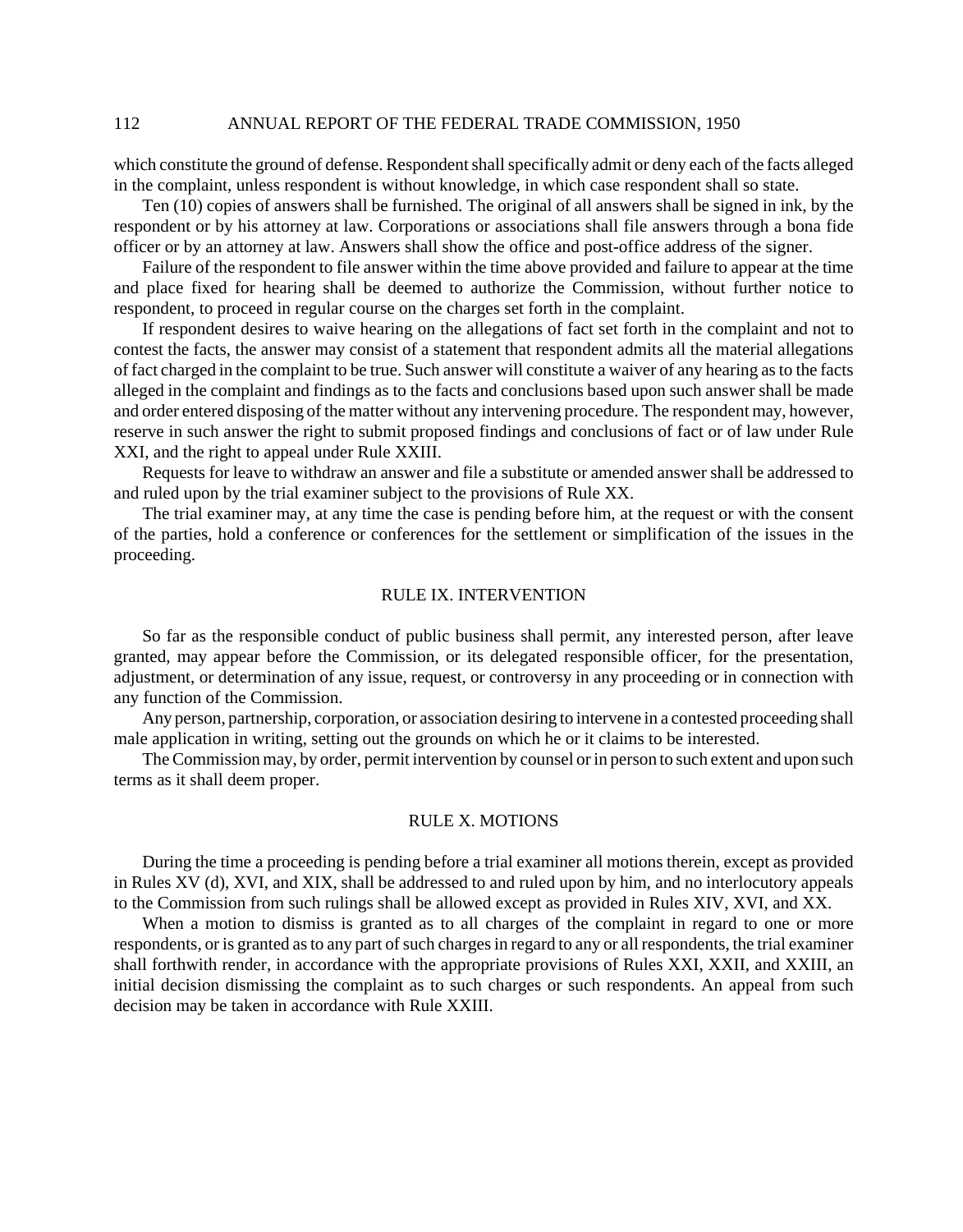which constitute the ground of defense. Respondent shall specifically admit or deny each of the facts alleged in the complaint, unless respondent is without knowledge, in which case respondent shall so state.

Ten (10) copies of answers shall be furnished. The original of all answers shall be signed in ink, by the respondent or by his attorney at law. Corporations or associations shall file answers through a bona fide officer or by an attorney at law. Answers shall show the office and post-office address of the signer.

Failure of the respondent to file answer within the time above provided and failure to appear at the time and place fixed for hearing shall be deemed to authorize the Commission, without further notice to respondent, to proceed in regular course on the charges set forth in the complaint.

If respondent desires to waive hearing on the allegations of fact set forth in the complaint and not to contest the facts, the answer may consist of a statement that respondent admits all the material allegations of fact charged in the complaint to be true. Such answer will constitute a waiver of any hearing as to the facts alleged in the complaint and findings as to the facts and conclusions based upon such answer shall be made and order entered disposing of the matter without any intervening procedure. The respondent may, however, reserve in such answer the right to submit proposed findings and conclusions of fact or of law under Rule XXI, and the right to appeal under Rule XXIII.

Requests for leave to withdraw an answer and file a substitute or amended answer shall be addressed to and ruled upon by the trial examiner subject to the provisions of Rule XX.

The trial examiner may, at any time the case is pending before him, at the request or with the consent of the parties, hold a conference or conferences for the settlement or simplification of the issues in the proceeding.

## RULE IX. INTERVENTION

So far as the responsible conduct of public business shall permit, any interested person, after leave granted, may appear before the Commission, or its delegated responsible officer, for the presentation, adjustment, or determination of any issue, request, or controversy in any proceeding or in connection with any function of the Commission.

Any person, partnership, corporation, or association desiring to intervene in a contested proceeding shall male application in writing, setting out the grounds on which he or it claims to be interested.

The Commission may, by order, permit intervention by counsel or in person to such extent and upon such terms as it shall deem proper.

## RULE X. MOTIONS

During the time a proceeding is pending before a trial examiner all motions therein, except as provided in Rules XV (d), XVI, and XIX, shall be addressed to and ruled upon by him, and no interlocutory appeals to the Commission from such rulings shall be allowed except as provided in Rules XIV, XVI, and XX.

When a motion to dismiss is granted as to all charges of the complaint in regard to one or more respondents, or is granted as to any part of such charges in regard to any or all respondents, the trial examiner shall forthwith render, in accordance with the appropriate provisions of Rules XXI, XXII, and XXIII, an initial decision dismissing the complaint as to such charges or such respondents. An appeal from such decision may be taken in accordance with Rule XXIII.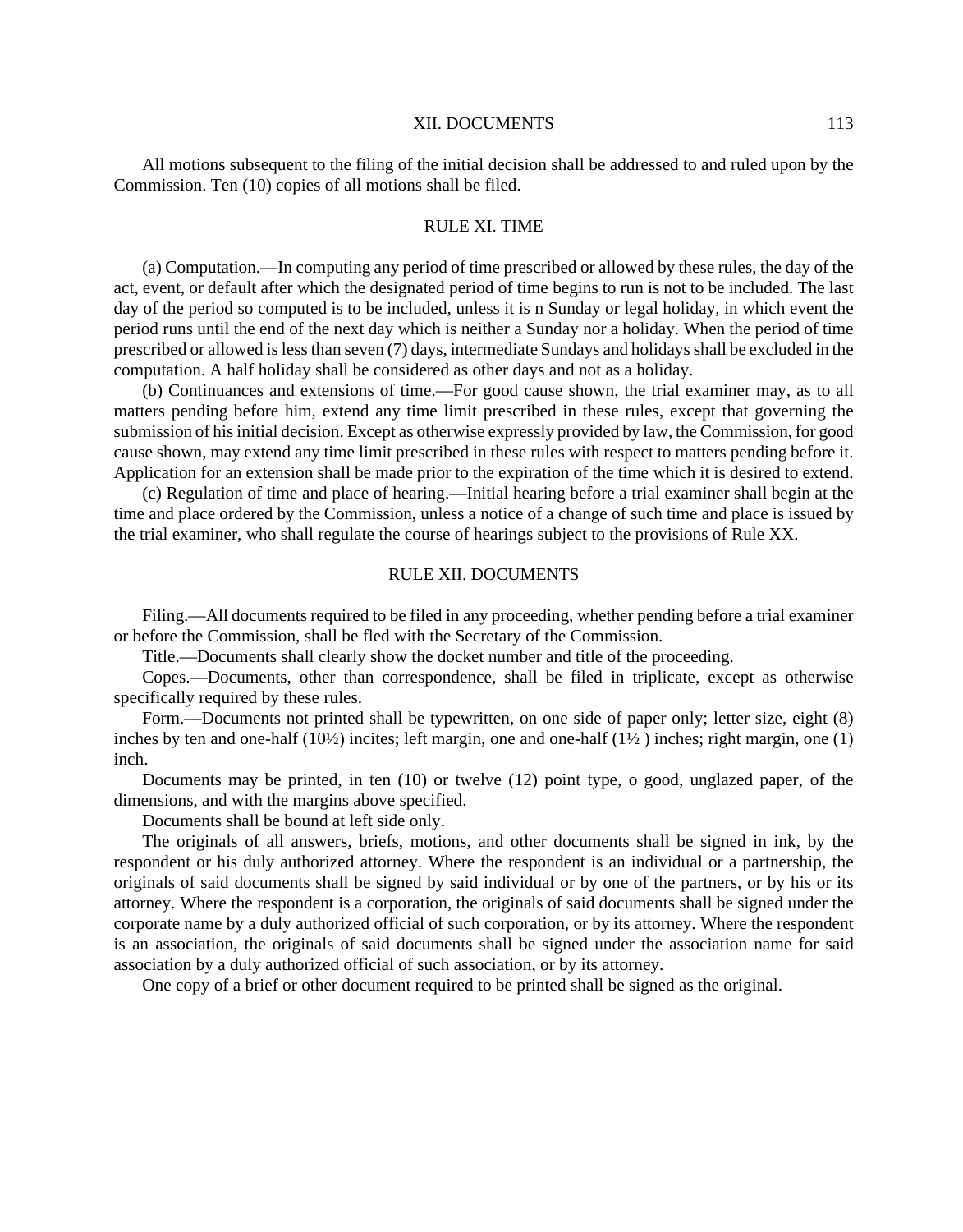All motions subsequent to the filing of the initial decision shall be addressed to and ruled upon by the Commission. Ten (10) copies of all motions shall be filed.

## RULE XI. TIME

(a) Computation.—In computing any period of time prescribed or allowed by these rules, the day of the act, event, or default after which the designated period of time begins to run is not to be included. The last day of the period so computed is to be included, unless it is n Sunday or legal holiday, in which event the period runs until the end of the next day which is neither a Sunday nor a holiday. When the period of time prescribed or allowed is less than seven (7) days, intermediate Sundays and holidays shall be excluded in the computation. A half holiday shall be considered as other days and not as a holiday.

(b) Continuances and extensions of time.—For good cause shown, the trial examiner may, as to all matters pending before him, extend any time limit prescribed in these rules, except that governing the submission of his initial decision. Except as otherwise expressly provided by law, the Commission, for good cause shown, may extend any time limit prescribed in these rules with respect to matters pending before it. Application for an extension shall be made prior to the expiration of the time which it is desired to extend.

(c) Regulation of time and place of hearing.—Initial hearing before a trial examiner shall begin at the time and place ordered by the Commission, unless a notice of a change of such time and place is issued by the trial examiner, who shall regulate the course of hearings subject to the provisions of Rule XX.

## RULE XII. DOCUMENTS

Filing.—All documents required to be filed in any proceeding, whether pending before a trial examiner or before the Commission, shall be fled with the Secretary of the Commission.

Title.—Documents shall clearly show the docket number and title of the proceeding.

Copes.—Documents, other than correspondence, shall be filed in triplicate, except as otherwise specifically required by these rules.

Form.—Documents not printed shall be typewritten, on one side of paper only; letter size, eight (8) inches by ten and one-half (10½) incites; left margin, one and one-half (1½ ) inches; right margin, one (1) inch.

Documents may be printed, in ten (10) or twelve (12) point type, o good, unglazed paper, of the dimensions, and with the margins above specified.

Documents shall be bound at left side only.

The originals of all answers, briefs, motions, and other documents shall be signed in ink, by the respondent or his duly authorized attorney. Where the respondent is an individual or a partnership, the originals of said documents shall be signed by said individual or by one of the partners, or by his or its attorney. Where the respondent is a corporation, the originals of said documents shall be signed under the corporate name by a duly authorized official of such corporation, or by its attorney. Where the respondent is an association, the originals of said documents shall be signed under the association name for said association by a duly authorized official of such association, or by its attorney.

One copy of a brief or other document required to be printed shall be signed as the original.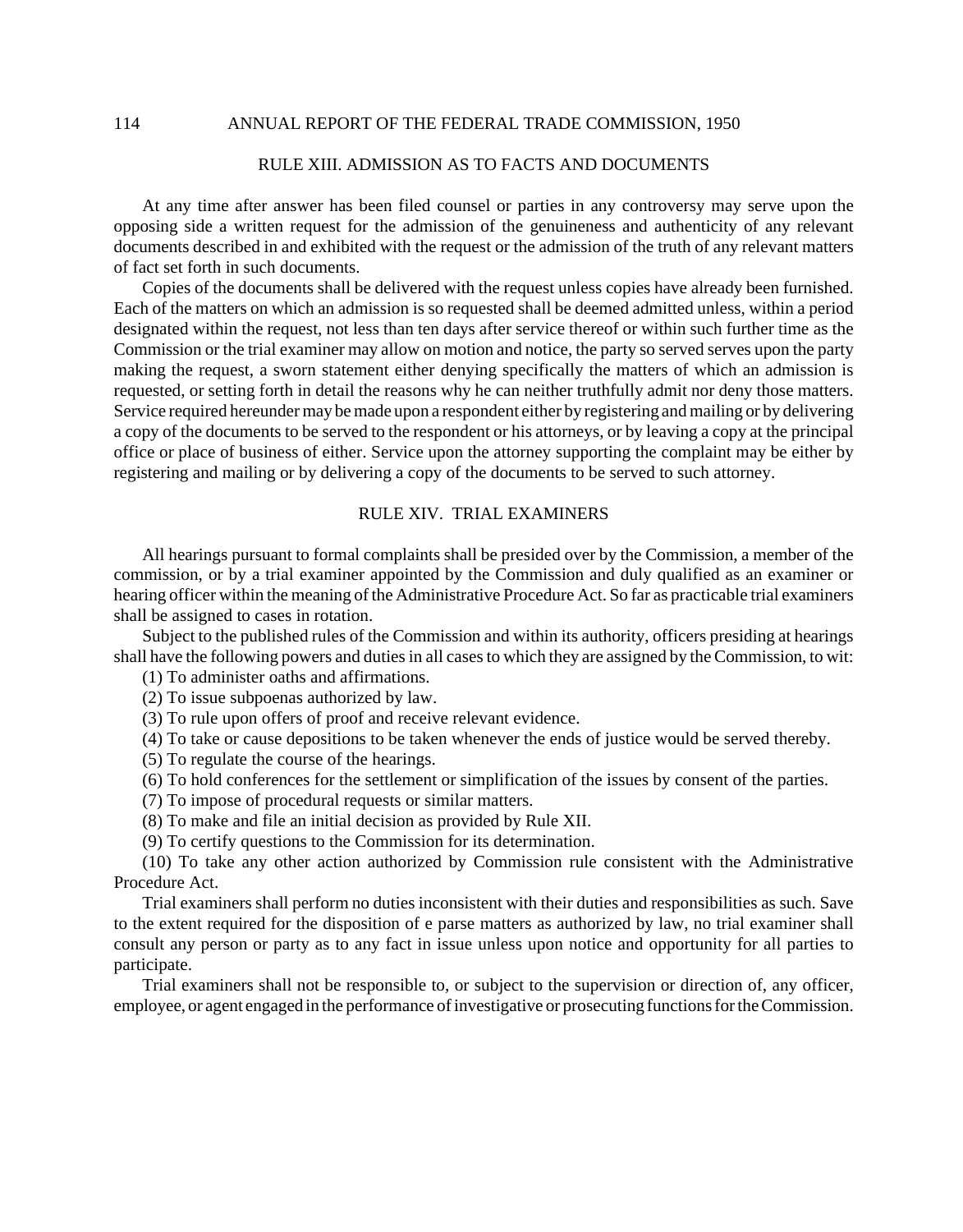## RULE XIII. ADMISSION AS TO FACTS AND DOCUMENTS

At any time after answer has been filed counsel or parties in any controversy may serve upon the opposing side a written request for the admission of the genuineness and authenticity of any relevant documents described in and exhibited with the request or the admission of the truth of any relevant matters of fact set forth in such documents.

Copies of the documents shall be delivered with the request unless copies have already been furnished. Each of the matters on which an admission is so requested shall be deemed admitted unless, within a period designated within the request, not less than ten days after service thereof or within such further time as the Commission or the trial examiner may allow on motion and notice, the party so served serves upon the party making the request, a sworn statement either denying specifically the matters of which an admission is requested, or setting forth in detail the reasons why he can neither truthfully admit nor deny those matters. Service required hereunder may be made upon a respondent either by registering and mailing or by delivering a copy of the documents to be served to the respondent or his attorneys, or by leaving a copy at the principal office or place of business of either. Service upon the attorney supporting the complaint may be either by registering and mailing or by delivering a copy of the documents to be served to such attorney.

## RULE XIV. TRIAL EXAMINERS

All hearings pursuant to formal complaints shall be presided over by the Commission, a member of the commission, or by a trial examiner appointed by the Commission and duly qualified as an examiner or hearing officer within the meaning of the Administrative Procedure Act. So far as practicable trial examiners shall be assigned to cases in rotation.

Subject to the published rules of the Commission and within its authority, officers presiding at hearings shall have the following powers and duties in all cases to which they are assigned by the Commission, to wit:

(1) To administer oaths and affirmations.

(2) To issue subpoenas authorized by law.

(3) To rule upon offers of proof and receive relevant evidence.

(4) To take or cause depositions to be taken whenever the ends of justice would be served thereby.

(5) To regulate the course of the hearings.

(6) To hold conferences for the settlement or simplification of the issues by consent of the parties.

(7) To impose of procedural requests or similar matters.

(8) To make and file an initial decision as provided by Rule XII.

(9) To certify questions to the Commission for its determination.

(10) To take any other action authorized by Commission rule consistent with the Administrative Procedure Act.

Trial examiners shall perform no duties inconsistent with their duties and responsibilities as such. Save to the extent required for the disposition of e parse matters as authorized by law, no trial examiner shall consult any person or party as to any fact in issue unless upon notice and opportunity for all parties to participate.

Trial examiners shall not be responsible to, or subject to the supervision or direction of, any officer, employee, or agent engaged in the performance of investigative or prosecuting functions for the Commission.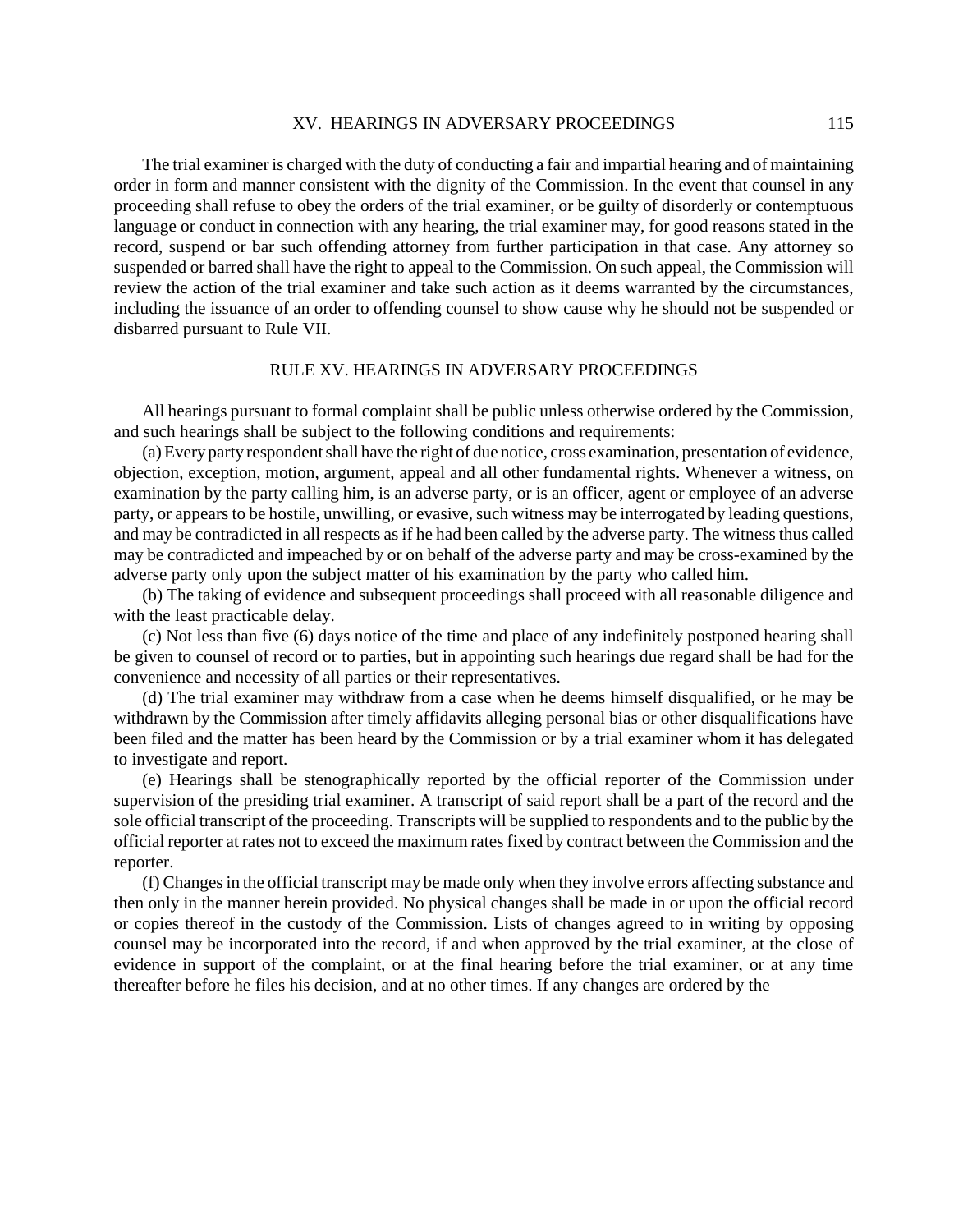The trial examiner is charged with the duty of conducting a fair and impartial hearing and of maintaining order in form and manner consistent with the dignity of the Commission. In the event that counsel in any proceeding shall refuse to obey the orders of the trial examiner, or be guilty of disorderly or contemptuous language or conduct in connection with any hearing, the trial examiner may, for good reasons stated in the record, suspend or bar such offending attorney from further participation in that case. Any attorney so suspended or barred shall have the right to appeal to the Commission. On such appeal, the Commission will review the action of the trial examiner and take such action as it deems warranted by the circumstances, including the issuance of an order to offending counsel to show cause why he should not be suspended or disbarred pursuant to Rule VII.

## RULE XV. HEARINGS IN ADVERSARY PROCEEDINGS

All hearings pursuant to formal complaint shall be public unless otherwise ordered by the Commission, and such hearings shall be subject to the following conditions and requirements:

(a) Every party respondent shall have the right of due notice, cross examination, presentation of evidence, objection, exception, motion, argument, appeal and all other fundamental rights. Whenever a witness, on examination by the party calling him, is an adverse party, or is an officer, agent or employee of an adverse party, or appears to be hostile, unwilling, or evasive, such witness may be interrogated by leading questions, and may be contradicted in all respects as if he had been called by the adverse party. The witness thus called may be contradicted and impeached by or on behalf of the adverse party and may be cross-examined by the adverse party only upon the subject matter of his examination by the party who called him.

(b) The taking of evidence and subsequent proceedings shall proceed with all reasonable diligence and with the least practicable delay.

(c) Not less than five (6) days notice of the time and place of any indefinitely postponed hearing shall be given to counsel of record or to parties, but in appointing such hearings due regard shall be had for the convenience and necessity of all parties or their representatives.

(d) The trial examiner may withdraw from a case when he deems himself disqualified, or he may be withdrawn by the Commission after timely affidavits alleging personal bias or other disqualifications have been filed and the matter has been heard by the Commission or by a trial examiner whom it has delegated to investigate and report.

(e) Hearings shall be stenographically reported by the official reporter of the Commission under supervision of the presiding trial examiner. A transcript of said report shall be a part of the record and the sole official transcript of the proceeding. Transcripts will be supplied to respondents and to the public by the official reporter at rates not to exceed the maximum rates fixed by contract between the Commission and the reporter.

(f) Changes in the official transcript may be made only when they involve errors affecting substance and then only in the manner herein provided. No physical changes shall be made in or upon the official record or copies thereof in the custody of the Commission. Lists of changes agreed to in writing by opposing counsel may be incorporated into the record, if and when approved by the trial examiner, at the close of evidence in support of the complaint, or at the final hearing before the trial examiner, or at any time thereafter before he files his decision, and at no other times. If any changes are ordered by the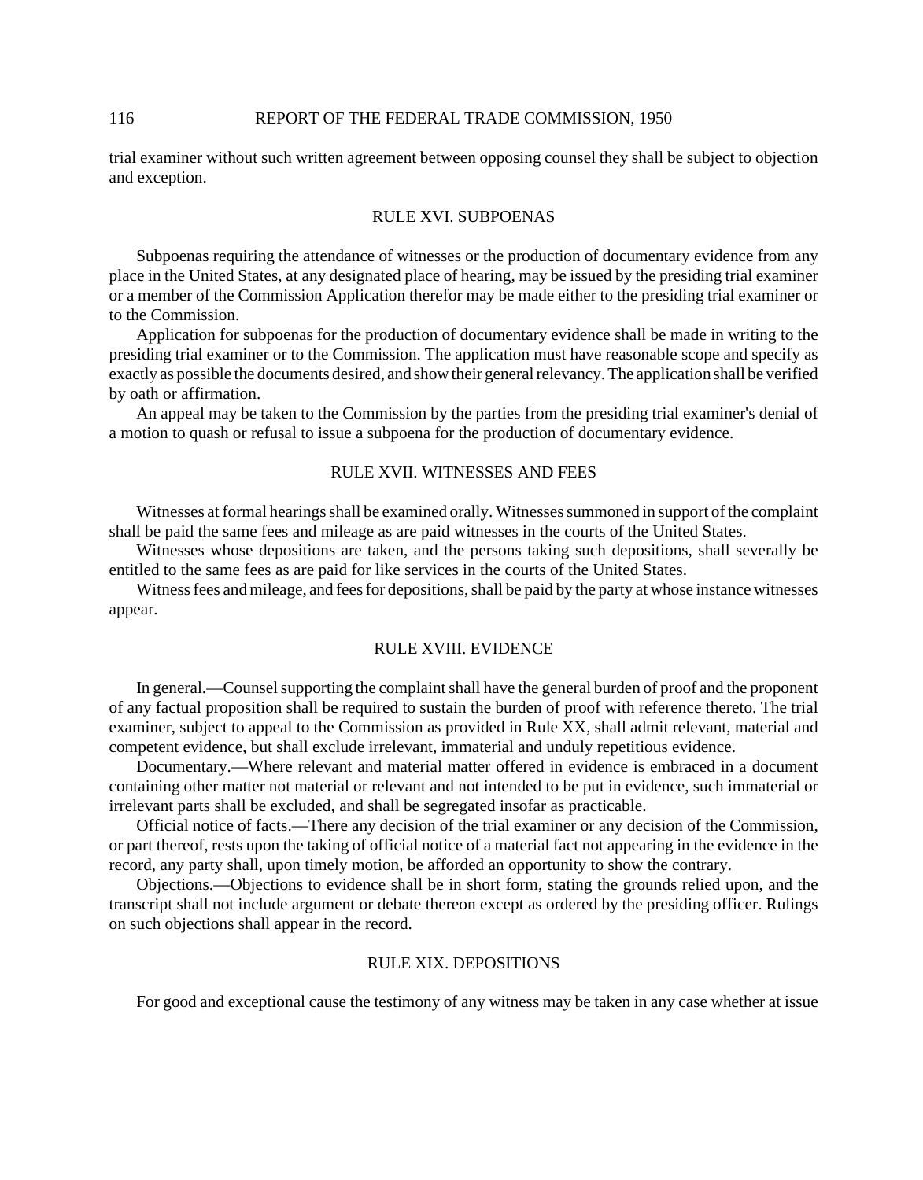trial examiner without such written agreement between opposing counsel they shall be subject to objection and exception.

## RULE XVI. SUBPOENAS

Subpoenas requiring the attendance of witnesses or the production of documentary evidence from any place in the United States, at any designated place of hearing, may be issued by the presiding trial examiner or a member of the Commission Application therefor may be made either to the presiding trial examiner or to the Commission.

Application for subpoenas for the production of documentary evidence shall be made in writing to the presiding trial examiner or to the Commission. The application must have reasonable scope and specify as exactly as possible the documents desired, and show their general relevancy. The application shall be verified by oath or affirmation.

An appeal may be taken to the Commission by the parties from the presiding trial examiner's denial of a motion to quash or refusal to issue a subpoena for the production of documentary evidence.

## RULE XVII. WITNESSES AND FEES

Witnesses at formal hearings shall be examined orally. Witnesses summoned in support of the complaint shall be paid the same fees and mileage as are paid witnesses in the courts of the United States.

Witnesses whose depositions are taken, and the persons taking such depositions, shall severally be entitled to the same fees as are paid for like services in the courts of the United States.

Witness fees and mileage, and fees for depositions, shall be paid by the party at whose instance witnesses appear.

## RULE XVIII. EVIDENCE

In general.—Counsel supporting the complaint shall have the general burden of proof and the proponent of any factual proposition shall be required to sustain the burden of proof with reference thereto. The trial examiner, subject to appeal to the Commission as provided in Rule XX, shall admit relevant, material and competent evidence, but shall exclude irrelevant, immaterial and unduly repetitious evidence.

Documentary.—Where relevant and material matter offered in evidence is embraced in a document containing other matter not material or relevant and not intended to be put in evidence, such immaterial or irrelevant parts shall be excluded, and shall be segregated insofar as practicable.

Official notice of facts.—There any decision of the trial examiner or any decision of the Commission, or part thereof, rests upon the taking of official notice of a material fact not appearing in the evidence in the record, any party shall, upon timely motion, be afforded an opportunity to show the contrary.

Objections.—Objections to evidence shall be in short form, stating the grounds relied upon, and the transcript shall not include argument or debate thereon except as ordered by the presiding officer. Rulings on such objections shall appear in the record.

## RULE XIX. DEPOSITIONS

For good and exceptional cause the testimony of any witness may be taken in any case whether at issue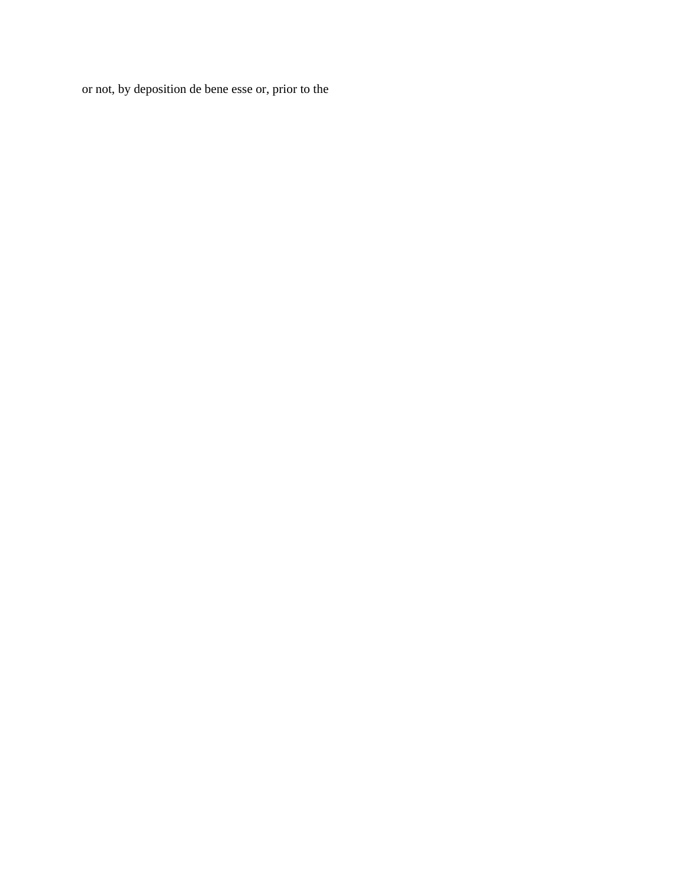or not, by deposition de bene esse or, prior to the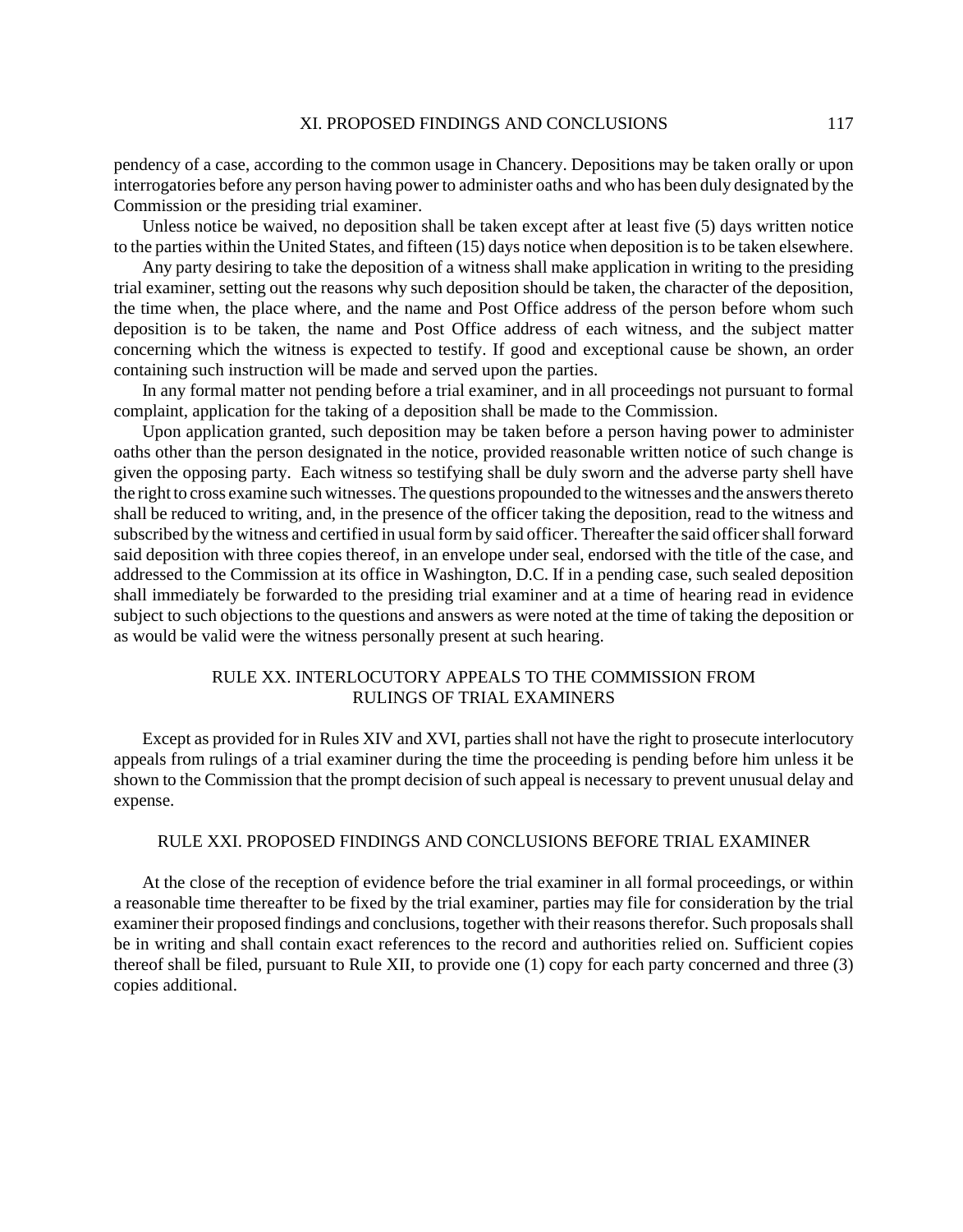pendency of a case, according to the common usage in Chancery. Depositions may be taken orally or upon interrogatories before any person having power to administer oaths and who has been duly designated by the Commission or the presiding trial examiner.

Unless notice be waived, no deposition shall be taken except after at least five (5) days written notice to the parties within the United States, and fifteen (15) days notice when deposition is to be taken elsewhere.

Any party desiring to take the deposition of a witness shall make application in writing to the presiding trial examiner, setting out the reasons why such deposition should be taken, the character of the deposition, the time when, the place where, and the name and Post Office address of the person before whom such deposition is to be taken, the name and Post Office address of each witness, and the subject matter concerning which the witness is expected to testify. If good and exceptional cause be shown, an order containing such instruction will be made and served upon the parties.

In any formal matter not pending before a trial examiner, and in all proceedings not pursuant to formal complaint, application for the taking of a deposition shall be made to the Commission.

Upon application granted, such deposition may be taken before a person having power to administer oaths other than the person designated in the notice, provided reasonable written notice of such change is given the opposing party. Each witness so testifying shall be duly sworn and the adverse party shell have the right to cross examine such witnesses. The questions propounded to the witnesses and the answers thereto shall be reduced to writing, and, in the presence of the officer taking the deposition, read to the witness and subscribed by the witness and certified in usual form by said officer. Thereafter the said officer shall forward said deposition with three copies thereof, in an envelope under seal, endorsed with the title of the case, and addressed to the Commission at its office in Washington, D.C. If in a pending case, such sealed deposition shall immediately be forwarded to the presiding trial examiner and at a time of hearing read in evidence subject to such objections to the questions and answers as were noted at the time of taking the deposition or as would be valid were the witness personally present at such hearing.

## RULE XX. INTERLOCUTORY APPEALS TO THE COMMISSION FROM RULINGS OF TRIAL EXAMINERS

Except as provided for in Rules XIV and XVI, parties shall not have the right to prosecute interlocutory appeals from rulings of a trial examiner during the time the proceeding is pending before him unless it be shown to the Commission that the prompt decision of such appeal is necessary to prevent unusual delay and expense.

## RULE XXI. PROPOSED FINDINGS AND CONCLUSIONS BEFORE TRIAL EXAMINER

At the close of the reception of evidence before the trial examiner in all formal proceedings, or within a reasonable time thereafter to be fixed by the trial examiner, parties may file for consideration by the trial examiner their proposed findings and conclusions, together with their reasons therefor. Such proposals shall be in writing and shall contain exact references to the record and authorities relied on. Sufficient copies thereof shall be filed, pursuant to Rule XII, to provide one (1) copy for each party concerned and three (3) copies additional.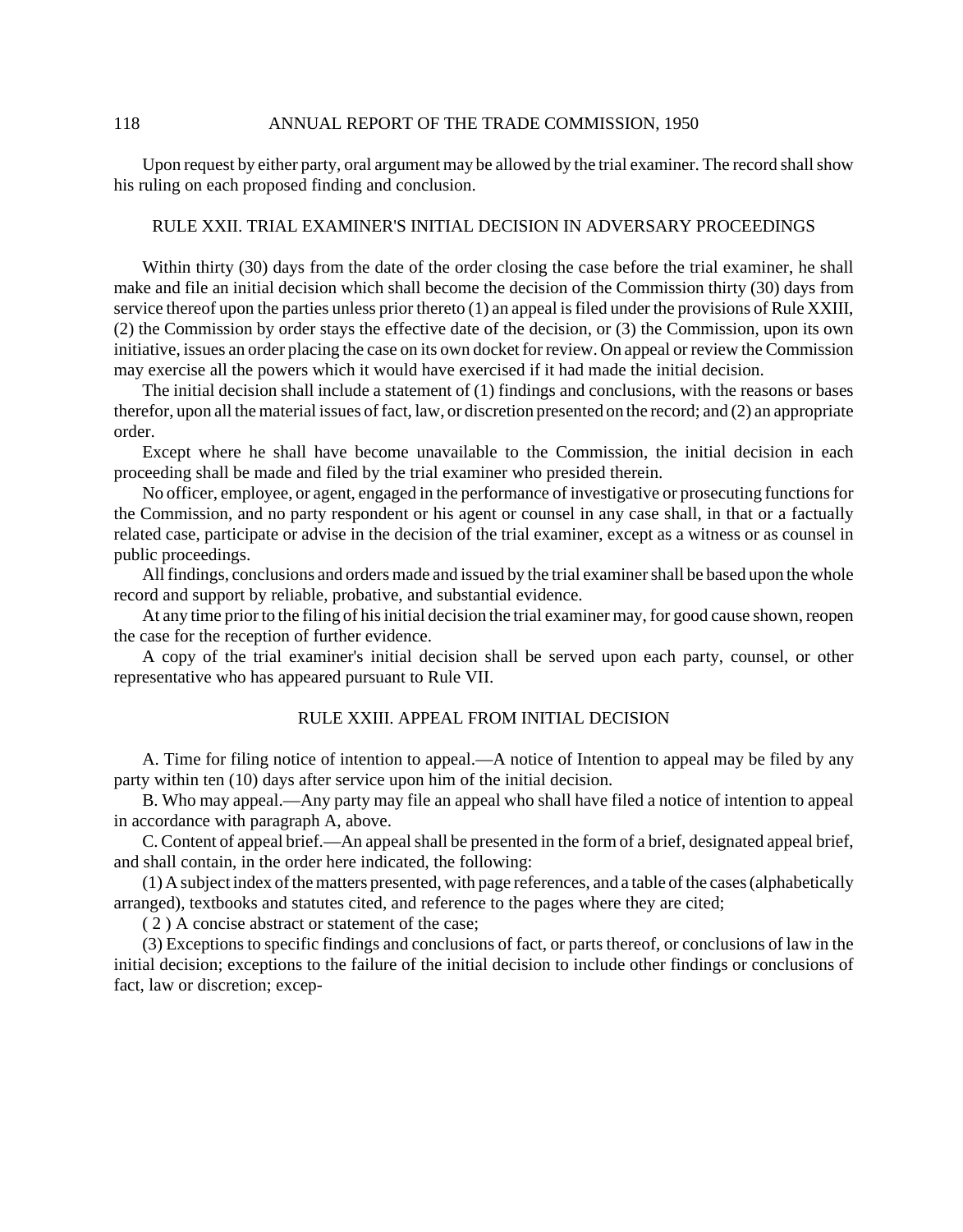Upon request by either party, oral argument may be allowed by the trial examiner. The record shall show his ruling on each proposed finding and conclusion.

## RULE XXII. TRIAL EXAMINER'S INITIAL DECISION IN ADVERSARY PROCEEDINGS

Within thirty (30) days from the date of the order closing the case before the trial examiner, he shall make and file an initial decision which shall become the decision of the Commission thirty (30) days from service thereof upon the parties unless prior thereto (1) an appeal is filed under the provisions of Rule XXIII, (2) the Commission by order stays the effective date of the decision, or (3) the Commission, upon its own initiative, issues an order placing the case on its own docket for review. On appeal or review the Commission may exercise all the powers which it would have exercised if it had made the initial decision.

The initial decision shall include a statement of (1) findings and conclusions, with the reasons or bases therefor, upon all the material issues of fact, law, or discretion presented on the record; and (2) an appropriate order.

Except where he shall have become unavailable to the Commission, the initial decision in each proceeding shall be made and filed by the trial examiner who presided therein.

No officer, employee, or agent, engaged in the performance of investigative or prosecuting functions for the Commission, and no party respondent or his agent or counsel in any case shall, in that or a factually related case, participate or advise in the decision of the trial examiner, except as a witness or as counsel in public proceedings.

All findings, conclusions and orders made and issued by the trial examiner shall be based upon the whole record and support by reliable, probative, and substantial evidence.

At any time prior to the filing of his initial decision the trial examiner may, for good cause shown, reopen the case for the reception of further evidence.

A copy of the trial examiner's initial decision shall be served upon each party, counsel, or other representative who has appeared pursuant to Rule VII.

## RULE XXIII. APPEAL FROM INITIAL DECISION

A. Time for filing notice of intention to appeal.—A notice of Intention to appeal may be filed by any party within ten (10) days after service upon him of the initial decision.

B. Who may appeal.—Any party may file an appeal who shall have filed a notice of intention to appeal in accordance with paragraph A, above.

C. Content of appeal brief.—An appeal shall be presented in the form of a brief, designated appeal brief, and shall contain, in the order here indicated, the following:

(1) A subject index of the matters presented, with page references, and a table of the cases (alphabetically arranged), textbooks and statutes cited, and reference to the pages where they are cited;

(2) A concise abstract or statement of the case;

(3) Exceptions to specific findings and conclusions of fact, or parts thereof, or conclusions of law in the initial decision; exceptions to the failure of the initial decision to include other findings or conclusions of fact, law or discretion; excep-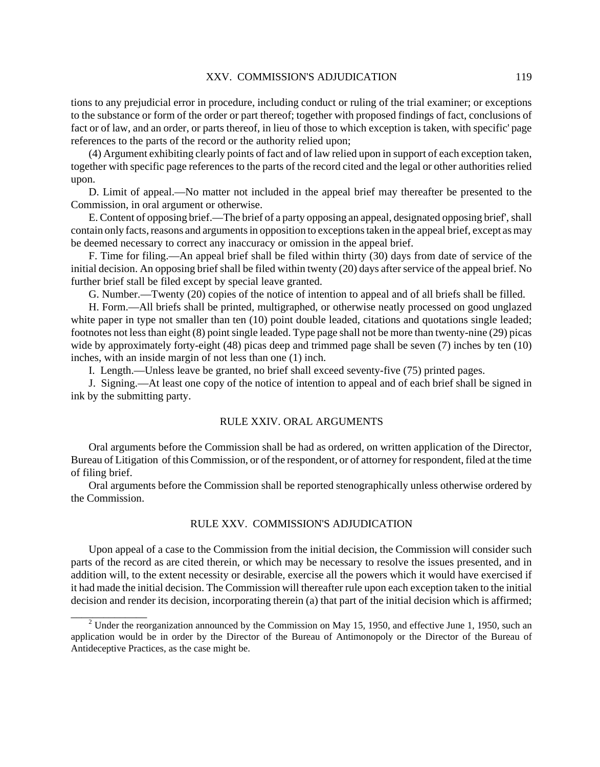tions to any prejudicial error in procedure, including conduct or ruling of the trial examiner; or exceptions to the substance or form of the order or part thereof; together with proposed findings of fact, conclusions of fact or of law, and an order, or parts thereof, in lieu of those to which exception is taken, with specific' page references to the parts of the record or the authority relied upon;

(4) Argument exhibiting clearly points of fact and of law relied upon in support of each exception taken, together with specific page references to the parts of the record cited and the legal or other authorities relied upon.

D. Limit of appeal.—No matter not included in the appeal brief may thereafter be presented to the Commission, in oral argument or otherwise.

E. Content of opposing brief.—The brief of a party opposing an appeal, designated opposing brief', shall contain only facts, reasons and arguments in opposition to exceptions taken in the appeal brief, except as may be deemed necessary to correct any inaccuracy or omission in the appeal brief.

F. Time for filing.—An appeal brief shall be filed within thirty (30) days from date of service of the initial decision. An opposing brief shall be filed within twenty (20) days after service of the appeal brief. No further brief stall be filed except by special leave granted.

G. Number.—Twenty (20) copies of the notice of intention to appeal and of all briefs shall be filled.

H. Form.—All briefs shall be printed, multigraphed, or otherwise neatly processed on good unglazed white paper in type not smaller than ten (10) point double leaded, citations and quotations single leaded; footnotes not less than eight (8) point single leaded. Type page shall not be more than twenty-nine (29) picas wide by approximately forty-eight (48) picas deep and trimmed page shall be seven (7) inches by ten (10) inches, with an inside margin of not less than one (1) inch.

I. Length.—Unless leave be granted, no brief shall exceed seventy-five (75) printed pages.

J. Signing.—At least one copy of the notice of intention to appeal and of each brief shall be signed in ink by the submitting party.

## RULE XXIV. ORAL ARGUMENTS

Oral arguments before the Commission shall be had as ordered, on written application of the Director, Bureau of Litigation of this Commission, or of the respondent, or of attorney for respondent, filed at the time of filing brief.

Oral arguments before the Commission shall be reported stenographically unless otherwise ordered by the Commission.

## RULE XXV. COMMISSION'S ADJUDICATION

Upon appeal of a case to the Commission from the initial decision, the Commission will consider such parts of the record as are cited therein, or which may be necessary to resolve the issues presented, and in addition will, to the extent necessity or desirable, exercise all the powers which it would have exercised if it had made the initial decision. The Commission will thereafter rule upon each exception taken to the initial decision and render its decision, incorporating therein (a) that part of the initial decision which is affirmed;

---

[2] Under the reorganization announced by the Commission on May 15, 1950, and effective June 1, 1950, such an application would be in order by the Director of the Bureau of Antimonopoly or the Director of the Bureau of Antideceptive Practices, as the case might be.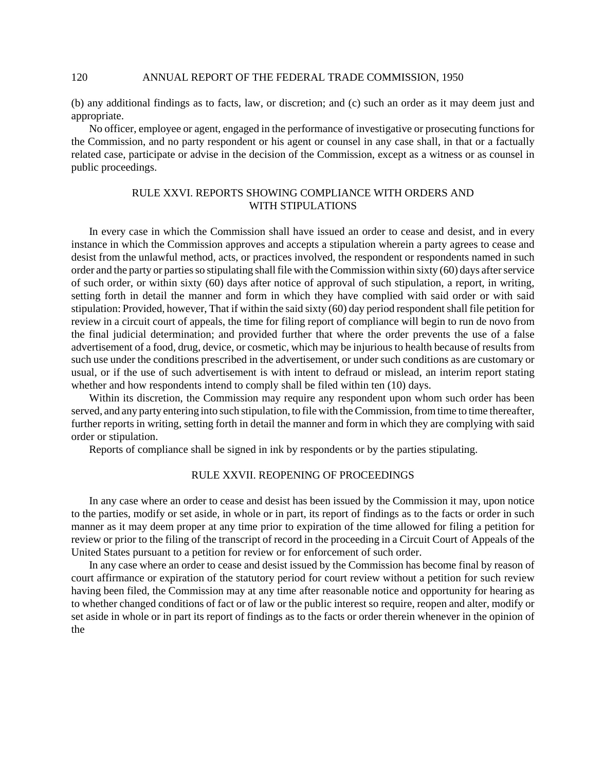(b) any additional findings as to facts, law, or discretion; and (c) such an order as it may deem just and appropriate.

No officer, employee or agent, engaged in the performance of investigative or prosecuting functions for the Commission, and no party respondent or his agent or counsel in any case shall, in that or a factually related case, participate or advise in the decision of the Commission, except as a witness or as counsel in public proceedings.

## RULE XXVI. REPORTS SHOWING COMPLIANCE WITH ORDERS AND WITH STIPULATIONS

In every case in which the Commission shall have issued an order to cease and desist, and in every instance in which the Commission approves and accepts a stipulation wherein a party agrees to cease and desist from the unlawful method, acts, or practices involved, the respondent or respondents named in such order and the party or parties so stipulating shall file with the Commission within sixty (60) days after service of such order, or within sixty (60) days after notice of approval of such stipulation, a report, in writing, setting forth in detail the manner and form in which they have complied with said order or with said stipulation: Provided, however, That if within the said sixty (60) day period respondent shall file petition for review in a circuit court of appeals, the time for filing report of compliance will begin to run de novo from the final judicial determination; and provided further that where the order prevents the use of a false advertisement of a food, drug, device, or cosmetic, which may be injurious to health because of results from such use under the conditions prescribed in the advertisement, or under such conditions as are customary or usual, or if the use of such advertisement is with intent to defraud or mislead, an interim report stating whether and how respondents intend to comply shall be filed within ten (10) days.

Within its discretion, the Commission may require any respondent upon whom such order has been served, and any party entering into such stipulation, to file with the Commission, from time to time thereafter, further reports in writing, setting forth in detail the manner and form in which they are complying with said order or stipulation.

Reports of compliance shall be signed in ink by respondents or by the parties stipulating.

## RULE XXVII. REOPENING OF PROCEEDINGS

In any case where an order to cease and desist has been issued by the Commission it may, upon notice to the parties, modify or set aside, in whole or in part, its report of findings as to the facts or order in such manner as it may deem proper at any time prior to expiration of the time allowed for filing a petition for review or prior to the filing of the transcript of record in the proceeding in a Circuit Court of Appeals of the United States pursuant to a petition for review or for enforcement of such order.

In any case where an order to cease and desist issued by the Commission has become final by reason of court affirmance or expiration of the statutory period for court review without a petition for such review having been filed, the Commission may at any time after reasonable notice and opportunity for hearing as to whether changed conditions of fact or of law or the public interest so require, reopen and alter, modify or set aside in whole or in part its report of findings as to the facts or order therein whenever in the opinion of the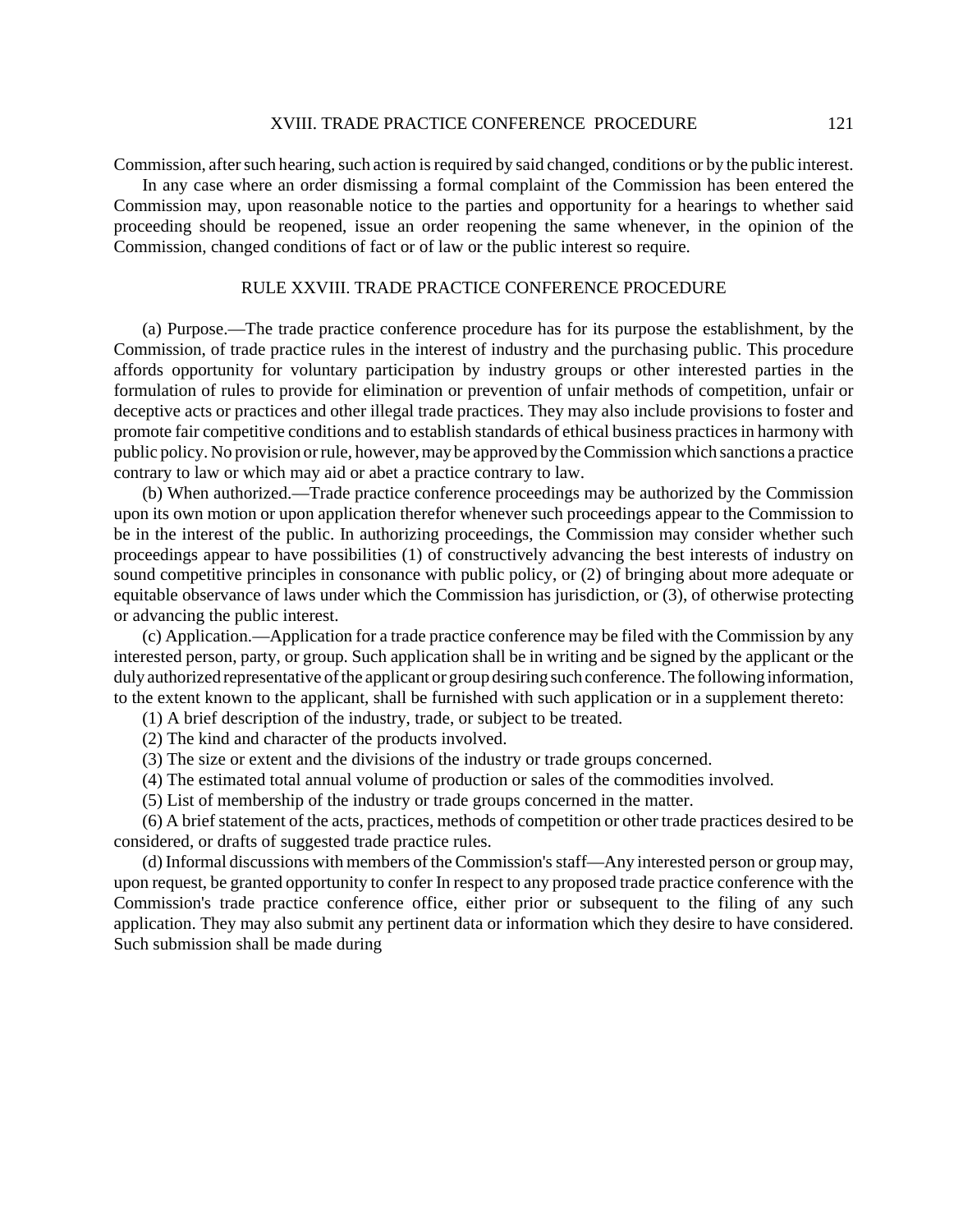Commission, after such hearing, such action is required by said changed, conditions or by the public interest.

In any case where an order dismissing a formal complaint of the Commission has been entered the Commission may, upon reasonable notice to the parties and opportunity for a hearings to whether said proceeding should be reopened, issue an order reopening the same whenever, in the opinion of the Commission, changed conditions of fact or of law or the public interest so require.

## RULE XXVIII. TRADE PRACTICE CONFERENCE PROCEDURE

(a) Purpose.—The trade practice conference procedure has for its purpose the establishment, by the Commission, of trade practice rules in the interest of industry and the purchasing public. This procedure affords opportunity for voluntary participation by industry groups or other interested parties in the formulation of rules to provide for elimination or prevention of unfair methods of competition, unfair or deceptive acts or practices and other illegal trade practices. They may also include provisions to foster and promote fair competitive conditions and to establish standards of ethical business practices in harmony with public policy. No provision or rule, however, may be approved by the Commission which sanctions a practice contrary to law or which may aid or abet a practice contrary to law.

(b) When authorized.—Trade practice conference proceedings may be authorized by the Commission upon its own motion or upon application therefor whenever such proceedings appear to the Commission to be in the interest of the public. In authorizing proceedings, the Commission may consider whether such proceedings appear to have possibilities (1) of constructively advancing the best interests of industry on sound competitive principles in consonance with public policy, or (2) of bringing about more adequate or equitable observance of laws under which the Commission has jurisdiction, or (3), of otherwise protecting or advancing the public interest.

(c) Application.—Application for a trade practice conference may be filed with the Commission by any interested person, party, or group. Such application shall be in writing and be signed by the applicant or the duly authorized representative of the applicant or group desiring such conference. The following information, to the extent known to the applicant, shall be furnished with such application or in a supplement thereto:

(1) A brief description of the industry, trade, or subject to be treated.

(2) The kind and character of the products involved.

(3) The size or extent and the divisions of the industry or trade groups concerned.

(4) The estimated total annual volume of production or sales of the commodities involved.

(5) List of membership of the industry or trade groups concerned in the matter.

(6) A brief statement of the acts, practices, methods of competition or other trade practices desired to be considered, or drafts of suggested trade practice rules.

(d) Informal discussions with members of the Commission's staff—Any interested person or group may, upon request, be granted opportunity to confer In respect to any proposed trade practice conference with the Commission's trade practice conference office, either prior or subsequent to the filing of any such application. They may also submit any pertinent data or information which they desire to have considered. Such submission shall be made during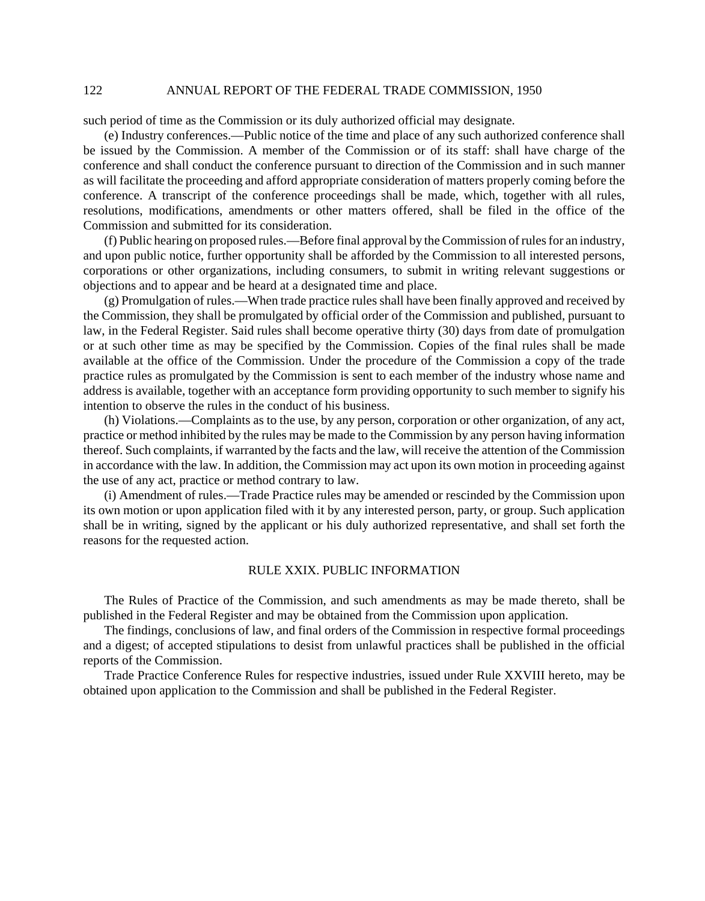such period of time as the Commission or its duly authorized official may designate.

(e) Industry conferences.—Public notice of the time and place of any such authorized conference shall be issued by the Commission. A member of the Commission or of its staff: shall have charge of the conference and shall conduct the conference pursuant to direction of the Commission and in such manner as will facilitate the proceeding and afford appropriate consideration of matters properly coming before the conference. A transcript of the conference proceedings shall be made, which, together with all rules, resolutions, modifications, amendments or other matters offered, shall be filed in the office of the Commission and submitted for its consideration.

(f) Public hearing on proposed rules.—Before final approval by the Commission of rules for an industry, and upon public notice, further opportunity shall be afforded by the Commission to all interested persons, corporations or other organizations, including consumers, to submit in writing relevant suggestions or objections and to appear and be heard at a designated time and place.

(g) Promulgation of rules.—When trade practice rules shall have been finally approved and received by the Commission, they shall be promulgated by official order of the Commission and published, pursuant to law, in the Federal Register. Said rules shall become operative thirty (30) days from date of promulgation or at such other time as may be specified by the Commission. Copies of the final rules shall be made available at the office of the Commission. Under the procedure of the Commission a copy of the trade practice rules as promulgated by the Commission is sent to each member of the industry whose name and address is available, together with an acceptance form providing opportunity to such member to signify his intention to observe the rules in the conduct of his business.

(h) Violations.—Complaints as to the use, by any person, corporation or other organization, of any act, practice or method inhibited by the rules may be made to the Commission by any person having information thereof. Such complaints, if warranted by the facts and the law, will receive the attention of the Commission in accordance with the law. In addition, the Commission may act upon its own motion in proceeding against the use of any act, practice or method contrary to law.

(i) Amendment of rules.—Trade Practice rules may be amended or rescinded by the Commission upon its own motion or upon application filed with it by any interested person, party, or group. Such application shall be in writing, signed by the applicant or his duly authorized representative, and shall set forth the reasons for the requested action.

## RULE XXIX. PUBLIC INFORMATION

The Rules of Practice of the Commission, and such amendments as may be made thereto, shall be published in the Federal Register and may be obtained from the Commission upon application.

The findings, conclusions of law, and final orders of the Commission in respective formal proceedings and a digest; of accepted stipulations to desist from unlawful practices shall be published in the official reports of the Commission.

Trade Practice Conference Rules for respective industries, issued under Rule XXVIII hereto, may be obtained upon application to the Commission and shall be published in the Federal Register.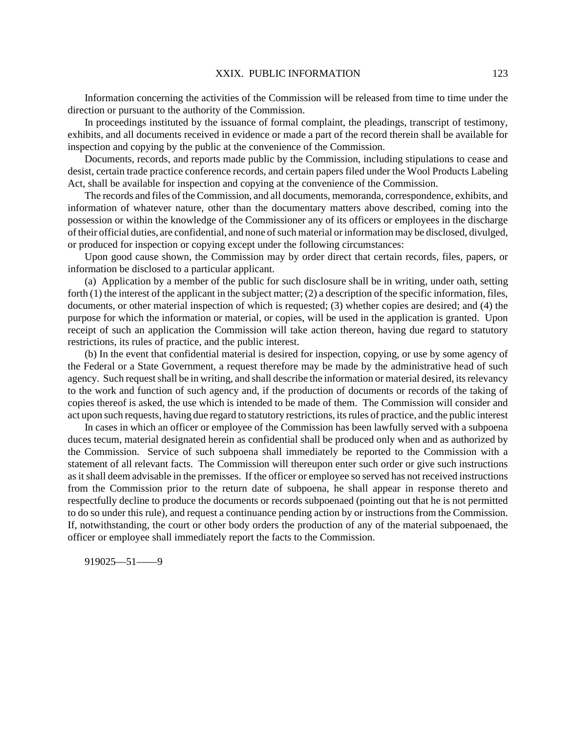# XXIX. PUBLIC INFORMATION

Information concerning the activities of the Commission will be released from time to time under the direction or pursuant to the authority of the Commission.

In proceedings instituted by the issuance of formal complaint, the pleadings, transcript of testimony, exhibits, and all documents received in evidence or made a part of the record therein shall be available for inspection and copying by the public at the convenience of the Commission.

Documents, records, and reports made public by the Commission, including stipulations to cease and desist, certain trade practice conference records, and certain papers filed under the Wool Products Labeling Act, shall be available for inspection and copying at the convenience of the Commission.

The records and files of the Commission, and all documents, memoranda, correspondence, exhibits, and information of whatever nature, other than the documentary matters above described, coming into the possession or within the knowledge of the Commissioner any of its officers or employees in the discharge of their official duties, are confidential, and none of such material or information may be disclosed, divulged, or produced for inspection or copying except under the following circumstances:

Upon good cause shown, the Commission may by order direct that certain records, files, papers, or information be disclosed to a particular applicant.

(a) Application by a member of the public for such disclosure shall be in writing, under oath, setting forth (1) the interest of the applicant in the subject matter; (2) a description of the specific information, files, documents, or other material inspection of which is requested; (3) whether copies are desired; and (4) the purpose for which the information or material, or copies, will be used in the application is granted. Upon receipt of such an application the Commission will take action thereon, having due regard to statutory restrictions, its rules of practice, and the public interest.

(b) In the event that confidential material is desired for inspection, copying, or use by some agency of the Federal or a State Government, a request therefore may be made by the administrative head of such agency. Such request shall be in writing, and shall describe the information or material desired, its relevancy to the work and function of such agency and, if the production of documents or records of the taking of copies thereof is asked, the use which is intended to be made of them. The Commission will consider and act upon such requests, having due regard to statutory restrictions, its rules of practice, and the public interest

In cases in which an officer or employee of the Commission has been lawfully served with a subpoena duces tecum, material designated herein as confidential shall be produced only when and as authorized by the Commission. Service of such subpoena shall immediately be reported to the Commission with a statement of all relevant facts. The Commission will thereupon enter such order or give such instructions as it shall deem advisable in the premisses. If the officer or employee so served has not received instructions from the Commission prior to the return date of subpoena, he shall appear in response thereto and respectfully decline to produce the documents or records subpoenaed (pointing out that he is not permitted to do so under this rule), and request a continuance pending action by or instructions from the Commission. If, notwithstanding, the court or other body orders the production of any of the material subpoenaed, the officer or employee shall immediately report the facts to the Commission.

919025—51——9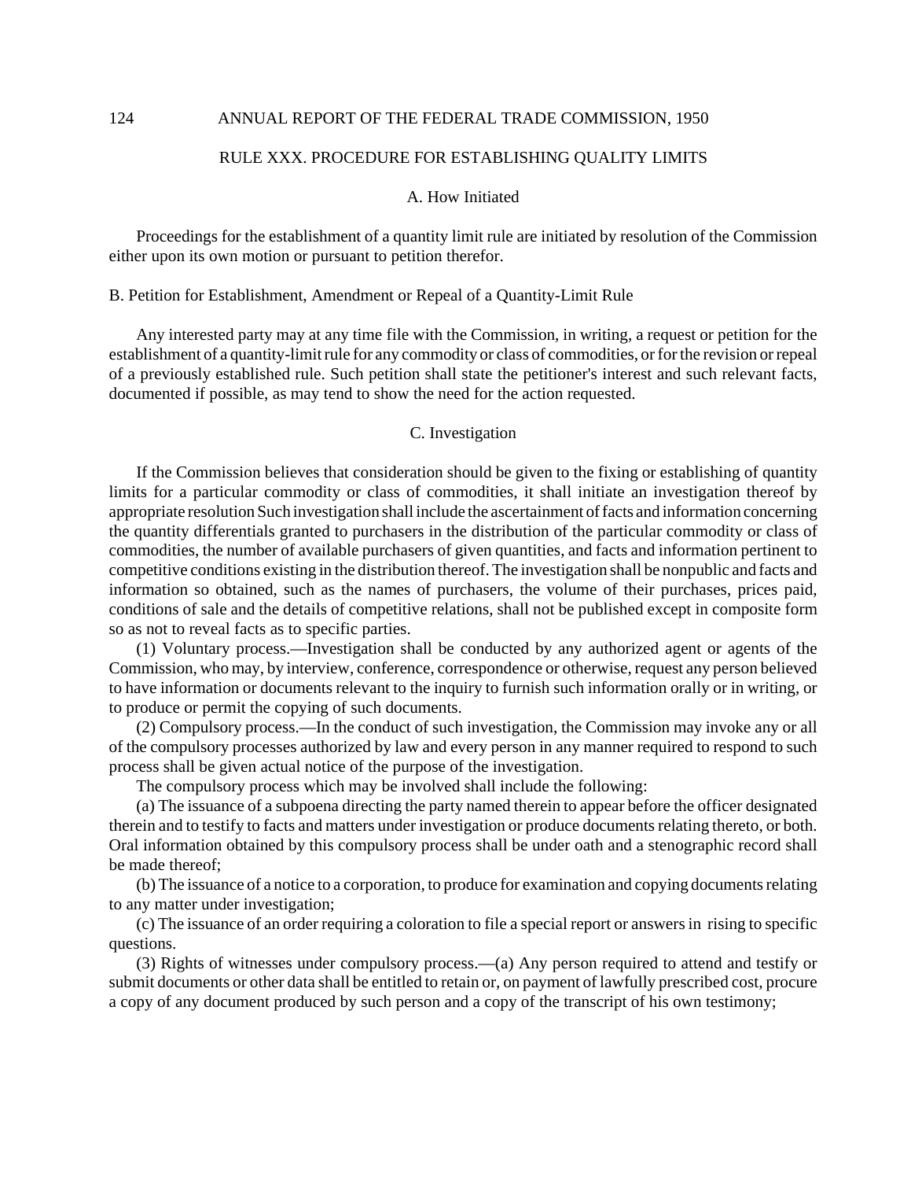## RULE XXX. PROCEDURE FOR ESTABLISHING QUALITY LIMITS

### A. How Initiated

Proceedings for the establishment of a quantity limit rule are initiated by resolution of the Commission either upon its own motion or pursuant to petition therefor.

### B. Petition for Establishment, Amendment or Repeal of a Quantity-Limit Rule

Any interested party may at any time file with the Commission, in writing, a request or petition for the establishment of a quantity-limit rule for any commodity or class of commodities, or for the revision or repeal of a previously established rule. Such petition shall state the petitioner's interest and such relevant facts, documented if possible, as may tend to show the need for the action requested.

### C. Investigation

If the Commission believes that consideration should be given to the fixing or establishing of quantity limits for a particular commodity or class of commodities, it shall initiate an investigation thereof by appropriate resolution Such investigation shall include the ascertainment of facts and information concerning the quantity differentials granted to purchasers in the distribution of the particular commodity or class of commodities, the number of available purchasers of given quantities, and facts and information pertinent to competitive conditions existing in the distribution thereof. The investigation shall be nonpublic and facts and information so obtained, such as the names of purchasers, the volume of their purchases, prices paid, conditions of sale and the details of competitive relations, shall not be published except in composite form so as not to reveal facts as to specific parties.

(1) Voluntary process.—Investigation shall be conducted by any authorized agent or agents of the Commission, who may, by interview, conference, correspondence or otherwise, request any person believed to have information or documents relevant to the inquiry to furnish such information orally or in writing, or to produce or permit the copying of such documents.

(2) Compulsory process.—In the conduct of such investigation, the Commission may invoke any or all of the compulsory processes authorized by law and every person in any manner required to respond to such process shall be given actual notice of the purpose of the investigation.

The compulsory process which may be involved shall include the following:

(a) The issuance of a subpoena directing the party named therein to appear before the officer designated therein and to testify to facts and matters under investigation or produce documents relating thereto, or both. Oral information obtained by this compulsory process shall be under oath and a stenographic record shall be made thereof;

(b) The issuance of a notice to a corporation, to produce for examination and copying documents relating to any matter under investigation;

(c) The issuance of an order requiring a coloration to file a special report or answers in rising to specific questions.

(3) Rights of witnesses under compulsory process.—(a) Any person required to attend and testify or submit documents or other data shall be entitled to retain or, on payment of lawfully prescribed cost, procure a copy of any document produced by such person and a copy of the transcript of his own testimony;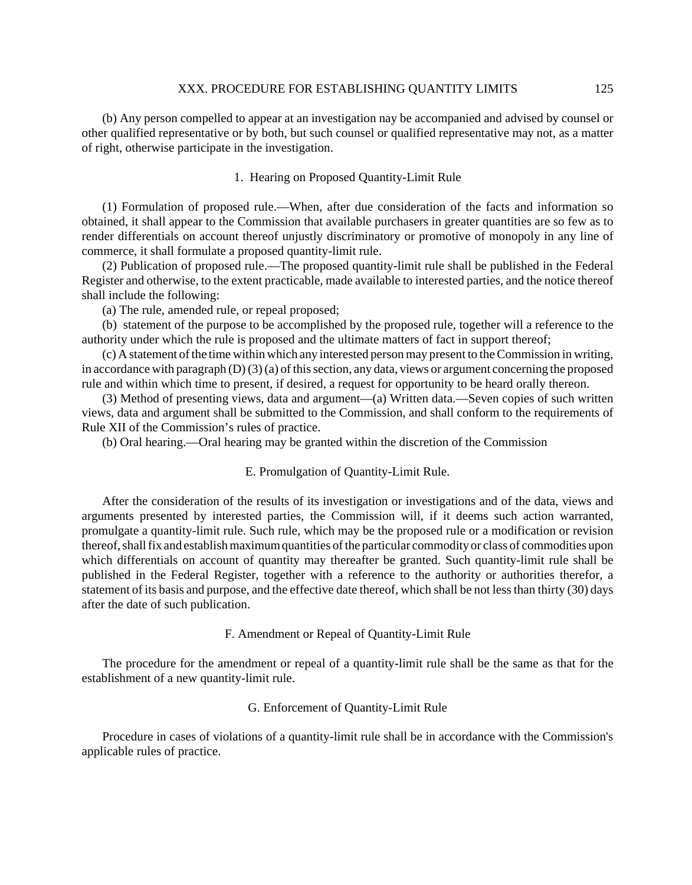(b) Any person compelled to appear at an investigation may be accompanied and advised by counsel or other qualified representative or by both, but such counsel or qualified representative may not, as a matter of right, otherwise participate in the investigation.

### 1. Hearing on Proposed Quantity-Limit Rule

(1) Formulation of proposed rule.—When, after due consideration of the facts and information so obtained, it shall appear to the Commission that available purchasers in greater quantities are so few as to render differentials on account thereof unjustly discriminatory or promotive of monopoly in any line of commerce, it shall formulate a proposed quantity-limit rule.

(2) Publication of proposed rule.—The proposed quantity-limit rule shall be published in the Federal Register and otherwise, to the extent practicable, made available to interested parties, and the notice thereof shall include the following:

(a) The rule, amended rule, or repeal proposed;

(b) statement of the purpose to be accomplished by the proposed rule, together will a reference to the authority under which the rule is proposed and the ultimate matters of fact in support thereof;

(c) A statement of the time within which any interested person may present to the Commission in writing, in accordance with paragraph (D) (3) (a) of this section, any data, views or argument concerning the proposed rule and within which time to present, if desired, a request for opportunity to be heard orally thereon.

(3) Method of presenting views, data and argument—(a) Written data.—Seven copies of such written views, data and argument shall be submitted to the Commission, and shall conform to the requirements of Rule XII of the Commission's rules of practice.

(b) Oral hearing.—Oral hearing may be granted within the discretion of the Commission

### E. Promulgation of Quantity-Limit Rule.

After the consideration of the results of its investigation or investigations and of the data, views and arguments presented by interested parties, the Commission will, if it deems such action warranted, promulgate a quantity-limit rule. Such rule, which may be the proposed rule or a modification or revision thereof, shall fix and establish maximum quantities of the particular commodity or class of commodities upon which differentials on account of quantity may thereafter be granted. Such quantity-limit rule shall be published in the Federal Register, together with a reference to the authority or authorities therefor, a statement of its basis and purpose, and the effective date thereof, which shall be not less than thirty (30) days after the date of such publication.

### F. Amendment or Repeal of Quantity-Limit Rule

The procedure for the amendment or repeal of a quantity-limit rule shall be the same as that for the establishment of a new quantity-limit rule.

### G. Enforcement of Quantity-Limit Rule

Procedure in cases of violations of a quantity-limit rule shall be in accordance with the Commission's applicable rules of practice.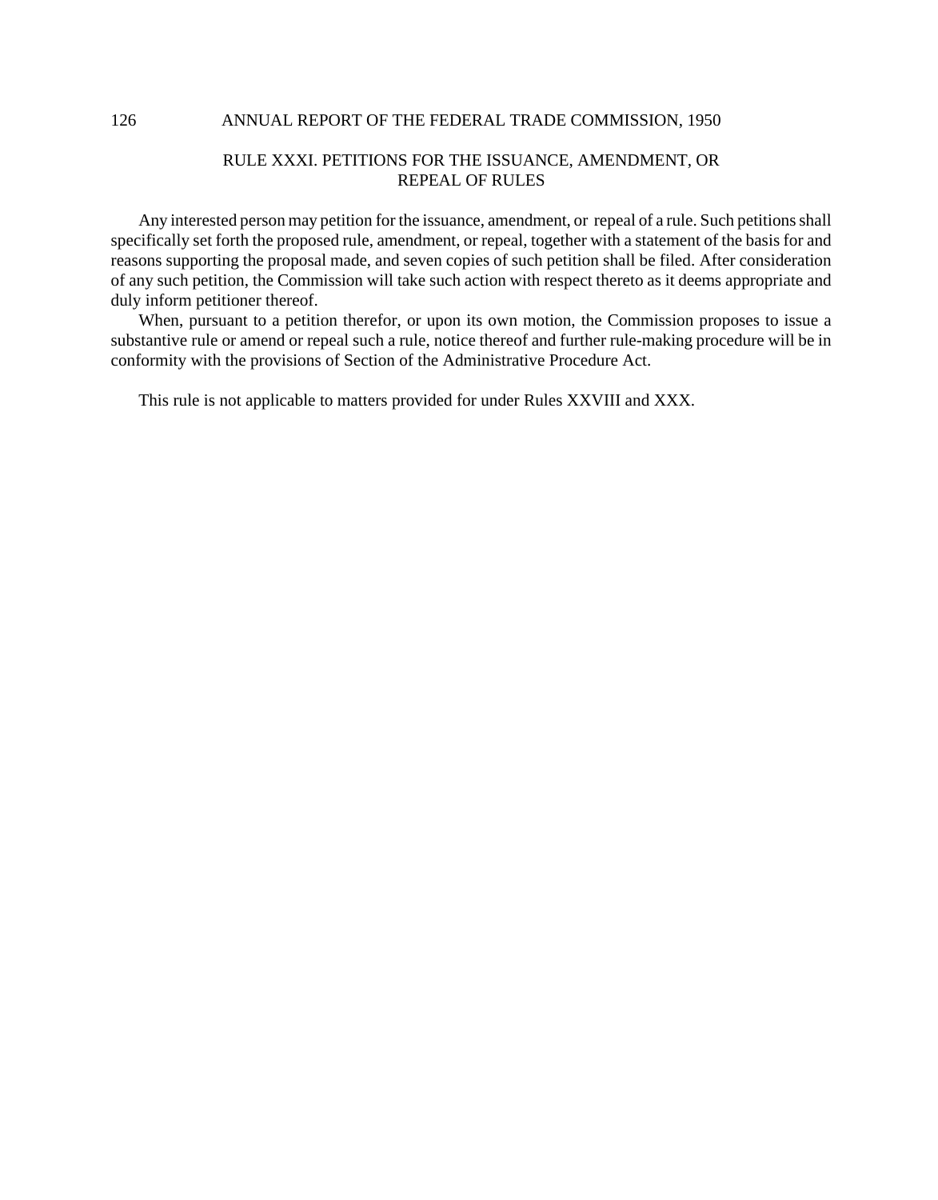## RULE XXXI. PETITIONS FOR THE ISSUANCE, AMENDMENT, OR REPEAL OF RULES

Any interested person may petition for the issuance, amendment, or repeal of a rule. Such petitions shall specifically set forth the proposed rule, amendment, or repeal, together with a statement of the basis for and reasons supporting the proposal made, and seven copies of such petition shall be filed. After consideration of any such petition, the Commission will take such action with respect thereto as it deems appropriate and duly inform petitioner thereof.

When, pursuant to a petition therefor, or upon its own motion, the Commission proposes to issue a substantive rule or amend or repeal such a rule, notice thereof and further rule-making procedure will be in conformity with the provisions of Section of the Administrative Procedure Act.

This rule is not applicable to matters provided for under Rules XXVIII and XXX.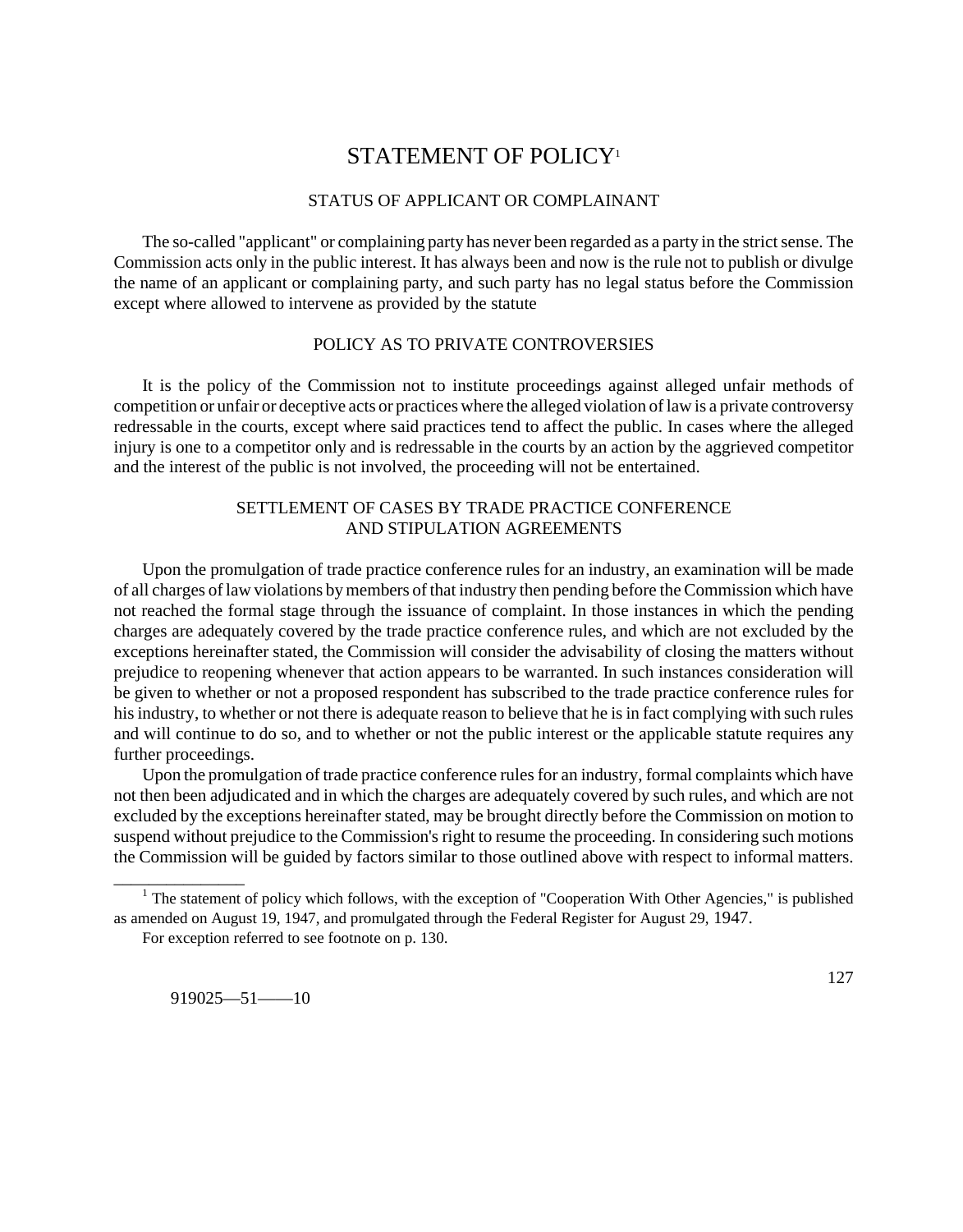# STATEMENT OF POLICY[1]

## STATUS OF APPLICANT OR COMPLAINANT

The so-called "applicant" or complaining party has never been regarded as a party in the strict sense. The Commission acts only in the public interest. It has always been and now is the rule not to publish or divulge the name of an applicant or complaining party, and such party has no legal status before the Commission except where allowed to intervene as provided by the statute

## POLICY AS TO PRIVATE CONTROVERSIES

It is the policy of the Commission not to institute proceedings against alleged unfair methods of competition or unfair or deceptive acts or practices where the alleged violation of law is a private controversy redressable in the courts, except where said practices tend to affect the public. In cases where the alleged injury is one to a competitor only and is redressable in the courts by an action by the aggrieved competitor and the interest of the public is not involved, the proceeding will not be entertained.

## SETTLEMENT OF CASES BY TRADE PRACTICE CONFERENCE AND STIPULATION AGREEMENTS

Upon the promulgation of trade practice conference rules for an industry, an examination will be made of all charges of law violations by members of that industry then pending before the Commission which have not reached the formal stage through the issuance of complaint. In those instances in which the pending charges are adequately covered by the trade practice conference rules, and which are not excluded by the exceptions hereinafter stated, the Commission will consider the advisability of closing the matters without prejudice to reopening whenever that action appears to be warranted. In such instances consideration will be given to whether or not a proposed respondent has subscribed to the trade practice conference rules for his industry, to whether or not there is adequate reason to believe that he is in fact complying with such rules and will continue to do so, and to whether or not the public interest or the applicable statute requires any further proceedings.

Upon the promulgation of trade practice conference rules for an industry, formal complaints which have not then been adjudicated and in which the charges are adequately covered by such rules, and which are not excluded by the exceptions hereinafter stated, may be brought directly before the Commission on motion to suspend without prejudice to the Commission's right to resume the proceeding. In considering such motions the Commission will be guided by factors similar to those outlined above with respect to informal matters.

---

[1] The statement of policy which follows, with the exception of "Cooperation With Other Agencies," is published as amended on August 19, 1947, and promulgated through the Federal Register for August 29, 1947.

For exception referred to see footnote on p. 130.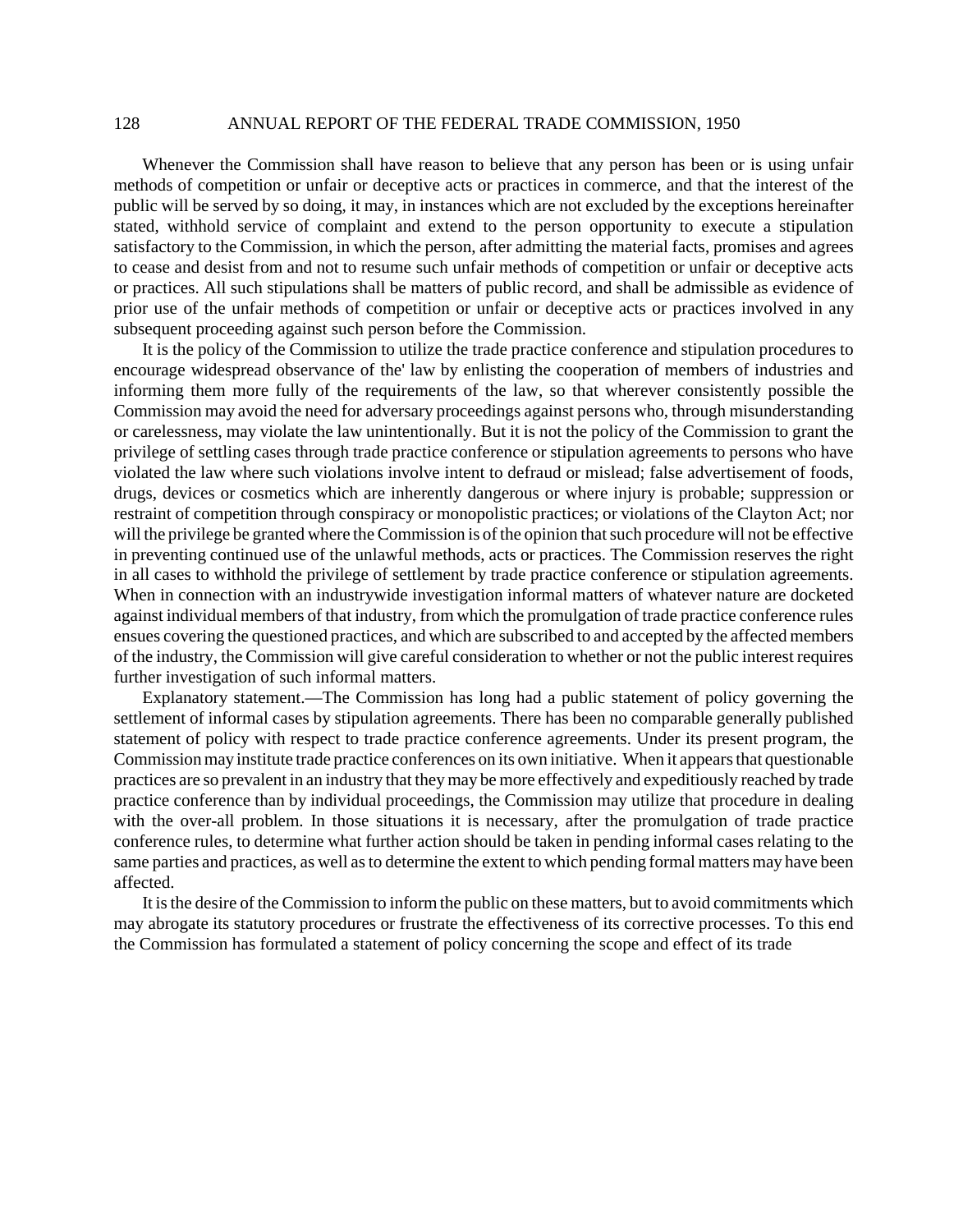Whenever the Commission shall have reason to believe that any person has been or is using unfair methods of competition or unfair or deceptive acts or practices in commerce, and that the interest of the public will be served by so doing, it may, in instances which are not excluded by the exceptions hereinafter stated, withhold service of complaint and extend to the person opportunity to execute a stipulation satisfactory to the Commission, in which the person, after admitting the material facts, promises and agrees to cease and desist from and not to resume such unfair methods of competition or unfair or deceptive acts or practices. All such stipulations shall be matters of public record, and shall be admissible as evidence of prior use of the unfair methods of competition or unfair or deceptive acts or practices involved in any subsequent proceeding against such person before the Commission.

It is the policy of the Commission to utilize the trade practice conference and stipulation procedures to encourage widespread observance of the' law by enlisting the cooperation of members of industries and informing them more fully of the requirements of the law, so that wherever consistently possible the Commission may avoid the need for adversary proceedings against persons who, through misunderstanding or carelessness, may violate the law unintentionally. But it is not the policy of the Commission to grant the privilege of settling cases through trade practice conference or stipulation agreements to persons who have violated the law where such violations involve intent to defraud or mislead; false advertisement of foods, drugs, devices or cosmetics which are inherently dangerous or where injury is probable; suppression or restraint of competition through conspiracy or monopolistic practices; or violations of the Clayton Act; nor will the privilege be granted where the Commission is of the opinion that such procedure will not be effective in preventing continued use of the unlawful methods, acts or practices. The Commission reserves the right in all cases to withhold the privilege of settlement by trade practice conference or stipulation agreements. When in connection with an industrywide investigation informal matters of whatever nature are docketed against individual members of that industry, from which the promulgation of trade practice conference rules ensues covering the questioned practices, and which are subscribed to and accepted by the affected members of the industry, the Commission will give careful consideration to whether or not the public interest requires further investigation of such informal matters.

Explanatory statement.—The Commission has long had a public statement of policy governing the settlement of informal cases by stipulation agreements. There has been no comparable generally published statement of policy with respect to trade practice conference agreements. Under its present program, the Commission may institute trade practice conferences on its own initiative. When it appears that questionable practices are so prevalent in an industry that they may be more effectively and expeditiously reached by trade practice conference than by individual proceedings, the Commission may utilize that procedure in dealing with the over-all problem. In those situations it is necessary, after the promulgation of trade practice conference rules, to determine what further action should be taken in pending informal cases relating to the same parties and practices, as well as to determine the extent to which pending formal matters may have been affected.

It is the desire of the Commission to inform the public on these matters, but to avoid commitments which may abrogate its statutory procedures or frustrate the effectiveness of its corrective processes. To this end the Commission has formulated a statement of policy concerning the scope and effect of its trade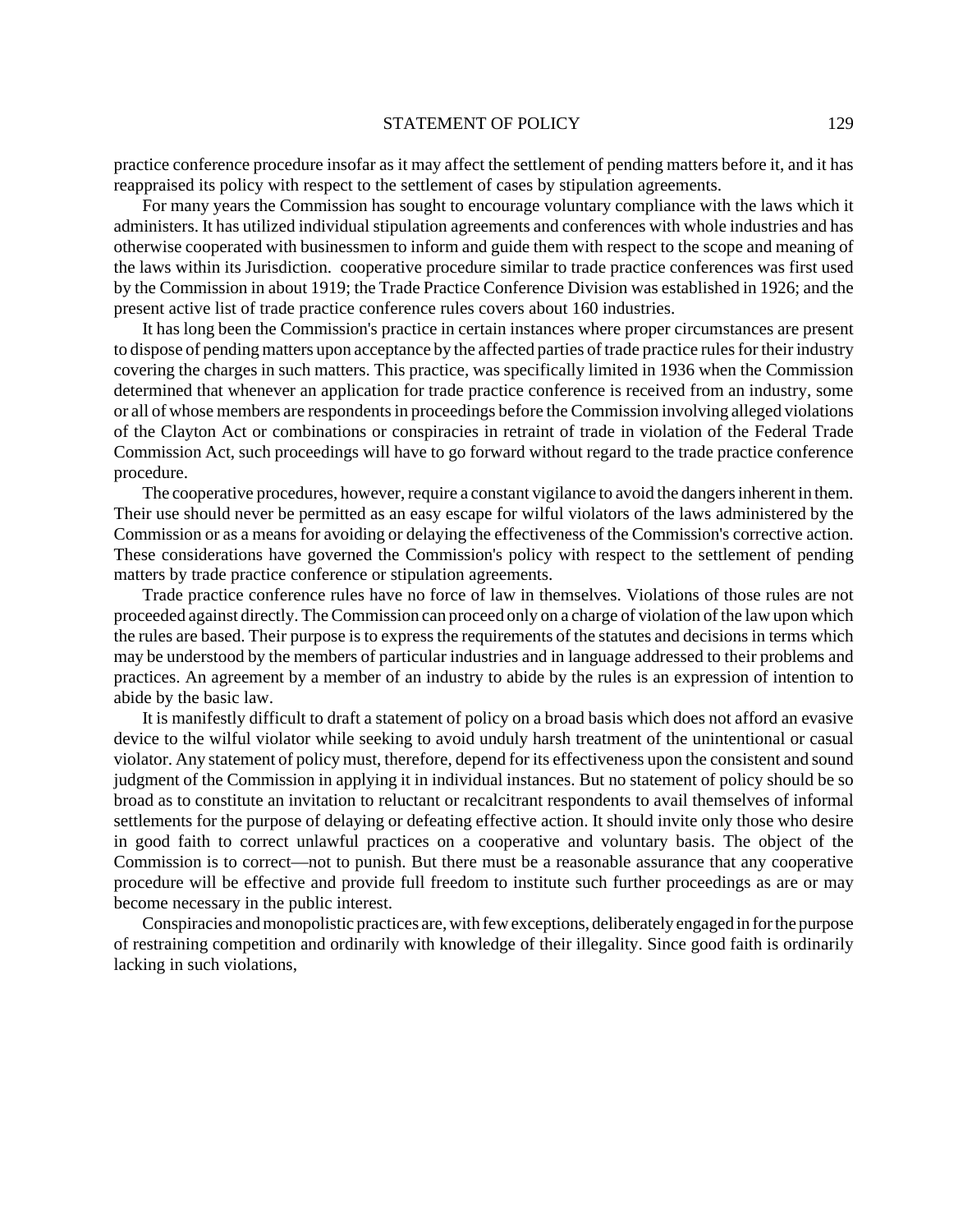practice conference procedure insofar as it may affect the settlement of pending matters before it, and it has reappraised its policy with respect to the settlement of cases by stipulation agreements.

For many years the Commission has sought to encourage voluntary compliance with the laws which it administers. It has utilized individual stipulation agreements and conferences with whole industries and has otherwise cooperated with businessmen to inform and guide them with respect to the scope and meaning of the laws within its Jurisdiction. cooperative procedure similar to trade practice conferences was first used by the Commission in about 1919; the Trade Practice Conference Division was established in 1926; and the present active list of trade practice conference rules covers about 160 industries.

It has long been the Commission's practice in certain instances where proper circumstances are present to dispose of pending matters upon acceptance by the affected parties of trade practice rules for their industry covering the charges in such matters. This practice, was specifically limited in 1936 when the Commission determined that whenever an application for trade practice conference is received from an industry, some or all of whose members are respondents in proceedings before the Commission involving alleged violations of the Clayton Act or combinations or conspiracies in retraint of trade in violation of the Federal Trade Commission Act, such proceedings will have to go forward without regard to the trade practice conference procedure.

The cooperative procedures, however, require a constant vigilance to avoid the dangers inherent in them. Their use should never be permitted as an easy escape for wilful violators of the laws administered by the Commission or as a means for avoiding or delaying the effectiveness of the Commission's corrective action. These considerations have governed the Commission's policy with respect to the settlement of pending matters by trade practice conference or stipulation agreements.

Trade practice conference rules have no force of law in themselves. Violations of those rules are not proceeded against directly. The Commission can proceed only on a charge of violation of the law upon which the rules are based. Their purpose is to express the requirements of the statutes and decisions in terms which may be understood by the members of particular industries and in language addressed to their problems and practices. An agreement by a member of an industry to abide by the rules is an expression of intention to abide by the basic law.

It is manifestly difficult to draft a statement of policy on a broad basis which does not afford an evasive device to the wilful violator while seeking to avoid unduly harsh treatment of the unintentional or casual violator. Any statement of policy must, therefore, depend for its effectiveness upon the consistent and sound judgment of the Commission in applying it in individual instances. But no statement of policy should be so broad as to constitute an invitation to reluctant or recalcitrant respondents to avail themselves of informal settlements for the purpose of delaying or defeating effective action. It should invite only those who desire in good faith to correct unlawful practices on a cooperative and voluntary basis. The object of the Commission is to correct—not to punish. But there must be a reasonable assurance that any cooperative procedure will be effective and provide full freedom to institute such further proceedings as are or may become necessary in the public interest.

Conspiracies and monopolistic practices are, with few exceptions, deliberately engaged in for the purpose of restraining competition and ordinarily with knowledge of their illegality. Since good faith is ordinarily lacking in such violations,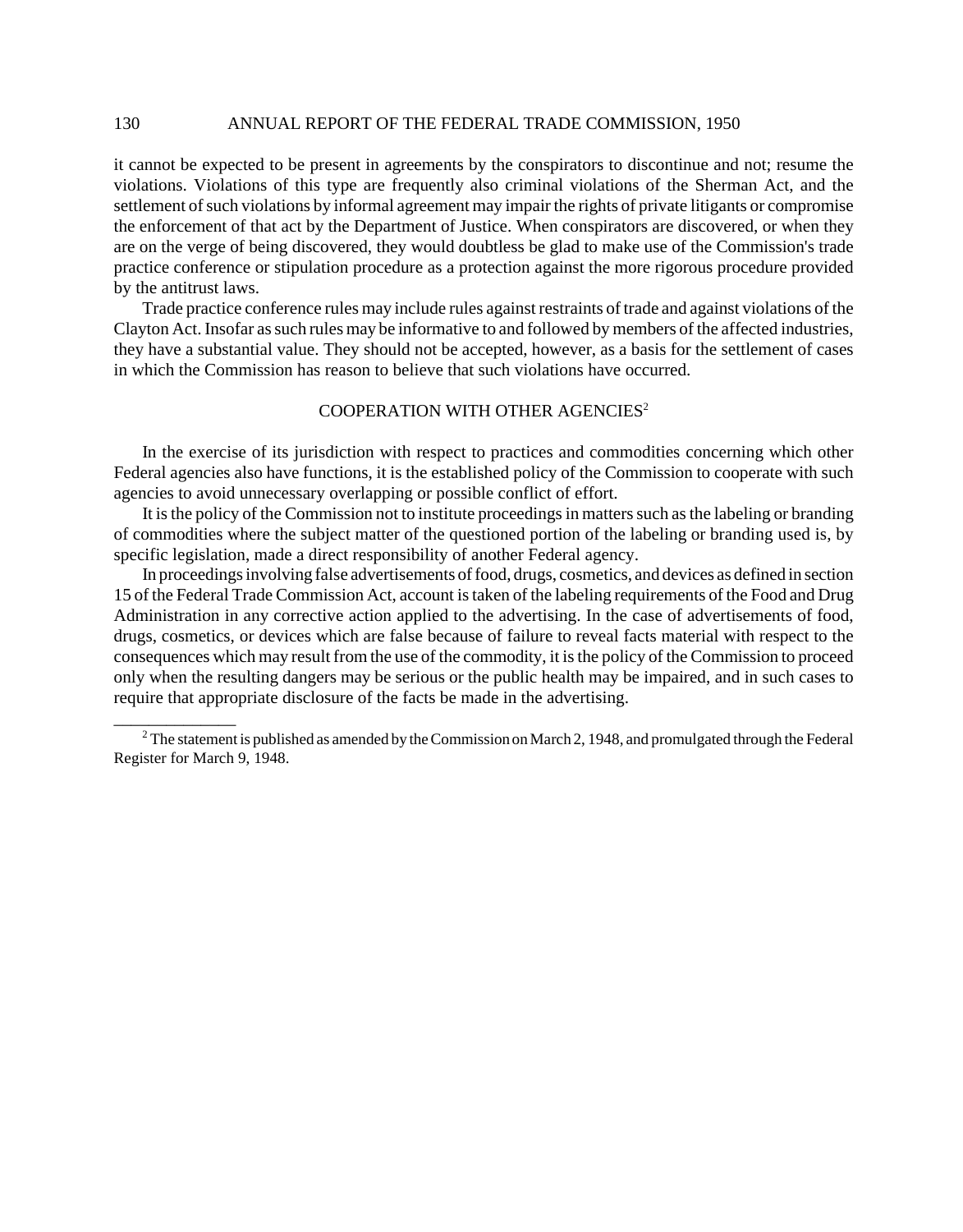it cannot be expected to be present in agreements by the conspirators to discontinue and not; resume the violations. Violations of this type are frequently also criminal violations of the Sherman Act, and the settlement of such violations by informal agreement may impair the rights of private litigants or compromise the enforcement of that act by the Department of Justice. When conspirators are discovered, or when they are on the verge of being discovered, they would doubtless be glad to make use of the Commission's trade practice conference or stipulation procedure as a protection against the more rigorous procedure provided by the antitrust laws.

Trade practice conference rules may include rules against restraints of trade and against violations of the Clayton Act. Insofar as such rules may be informative to and followed by members of the affected industries, they have a substantial value. They should not be accepted, however, as a basis for the settlement of cases in which the Commission has reason to believe that such violations have occurred.

## COOPERATION WITH OTHER AGENCIES[2]

In the exercise of its jurisdiction with respect to practices and commodities concerning which other Federal agencies also have functions, it is the established policy of the Commission to cooperate with such agencies to avoid unnecessary overlapping or possible conflict of effort.

It is the policy of the Commission not to institute proceedings in matters such as the labeling or branding of commodities where the subject matter of the questioned portion of the labeling or branding used is, by specific legislation, made a direct responsibility of another Federal agency.

In proceedings involving false advertisements of food, drugs, cosmetics, and devices as defined in section 15 of the Federal Trade Commission Act, account is taken of the labeling requirements of the Food and Drug Administration in any corrective action applied to the advertising. In the case of advertisements of food, drugs, cosmetics, or devices which are false because of failure to reveal facts material with respect to the consequences which may result from the use of the commodity, it is the policy of the Commission to proceed only when the resulting dangers may be serious or the public health may be impaired, and in such cases to require that appropriate disclosure of the facts be made in the advertising.

---

[2] The statement is published as amended by the Commission on March 2, 1948, and promulgated through the Federal Register for March 9, 1948.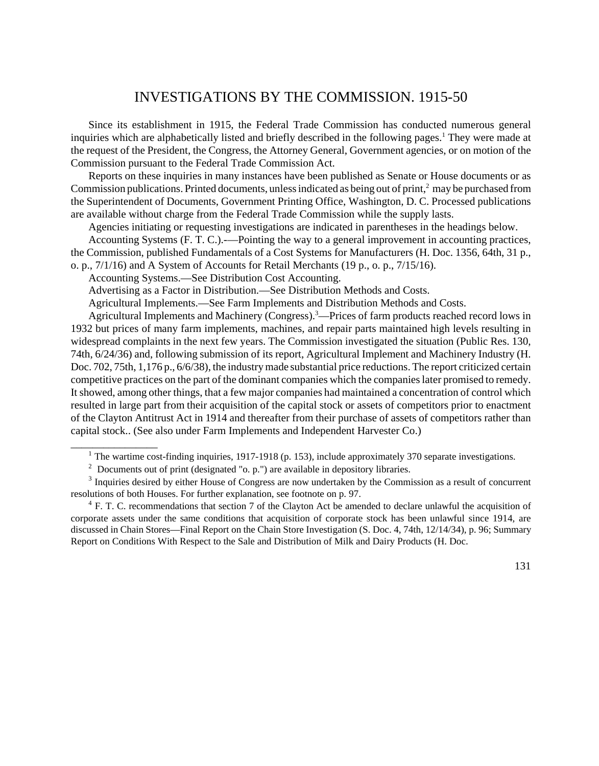# INVESTIGATIONS BY THE COMMISSION. 1915-50

Since its establishment in 1915, the Federal Trade Commission has conducted numerous general inquiries which are alphabetically listed and briefly described in the following pages.[1] They were made at the request of the President, the Congress, the Attorney General, Government agencies, or on motion of the Commission pursuant to the Federal Trade Commission Act.

Reports on these inquiries in many instances have been published as Senate or House documents or as Commission publications. Printed documents, unless indicated as being out of print,[2] may be purchased from the Superintendent of Documents, Government Printing Office, Washington, D. C. Processed publications are available without charge from the Federal Trade Commission while the supply lasts.

Agencies initiating or requesting investigations are indicated in parentheses in the headings below.

Accounting Systems (F. T. C.).-—Pointing the way to a general improvement in accounting practices, the Commission, published Fundamentals of a Cost Systems for Manufacturers (H. Doc. 1356, 64th, 31 p., o. p., 7/1/16) and A System of Accounts for Retail Merchants (19 p., o. p., 7/15/16).

Accounting Systems.—See Distribution Cost Accounting.

Advertising as a Factor in Distribution.—See Distribution Methods and Costs.

Agricultural Implements.—See Farm Implements and Distribution Methods and Costs.

Agricultural Implements and Machinery (Congress).[3]—Prices of farm products reached record lows in 1932 but prices of many farm implements, machines, and repair parts maintained high levels resulting in widespread complaints in the next few years. The Commission investigated the situation (Public Res. 130, 74th, 6/24/36) and, following submission of its report, Agricultural Implement and Machinery Industry (H. Doc. 702, 75th, 1,176 p., 6/6/38), the industry made substantial price reductions. The report criticized certain competitive practices on the part of the dominant companies which the companies later promised to remedy. It showed, among other things, that a few major companies had maintained a concentration of control which resulted in large part from their acquisition of the capital stock or assets of competitors prior to enactment of the Clayton Antitrust Act in 1914 and thereafter from their purchase of assets of competitors rather than capital stock.. (See also under Farm Implements and Independent Harvester Co.)

---

[1] The wartime cost-finding inquiries, 1917-1918 (p. 153), include approximately 370 separate investigations.

[2] Documents out of print (designated "o. p.") are available in depository libraries.

[3] Inquiries desired by either House of Congress are now undertaken by the Commission as a result of concurrent resolutions of both Houses. For further explanation, see footnote on p. 97.

[4] F. T. C. recommendations that section 7 of the Clayton Act be amended to declare unlawful the acquisition of corporate assets under the same conditions that acquisition of corporate stock has been unlawful since 1914, are discussed in Chain Stores—Final Report on the Chain Store Investigation (S. Doc. 4, 74th, 12/14/34), p. 96; Summary Report on Conditions With Respect to the Sale and Distribution of Milk and Dairy Products (H. Doc.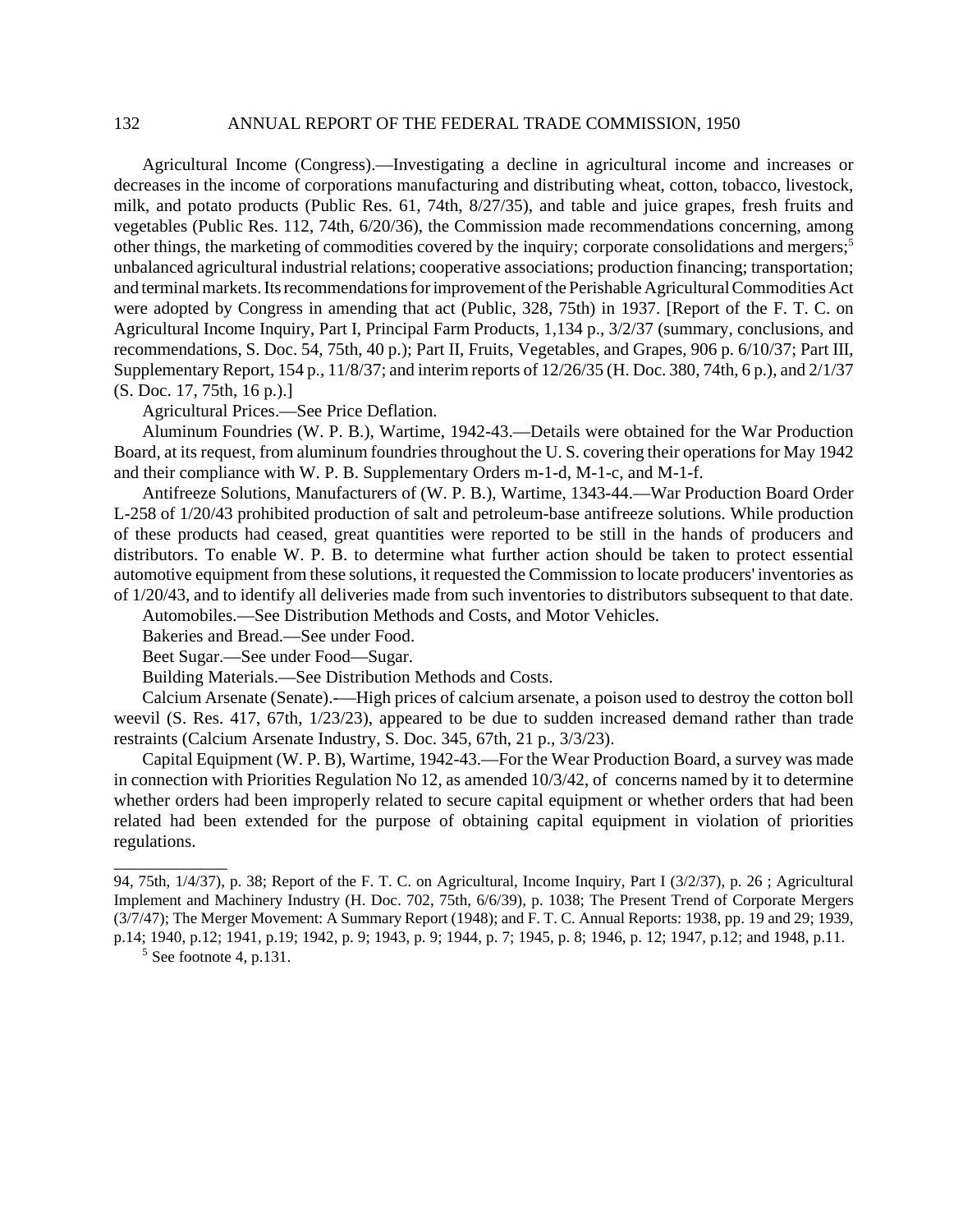Agricultural Income (Congress).—Investigating a decline in agricultural income and increases or decreases in the income of corporations manufacturing and distributing wheat, cotton, tobacco, livestock, milk, and potato products (Public Res. 61, 74th, 8/27/35), and table and juice grapes, fresh fruits and vegetables (Public Res. 112, 74th, 6/20/36), the Commission made recommendations concerning, among other things, the marketing of commodities covered by the inquiry; corporate consolidations and mergers;[5] unbalanced agricultural industrial relations; cooperative associations; production financing; transportation; and terminal markets. Its recommendations for improvement of the Perishable Agricultural Commodities Act were adopted by Congress in amending that act (Public, 328, 75th) in 1937. [Report of the F. T. C. on Agricultural Income Inquiry, Part I, Principal Farm Products, 1,134 p., 3/2/37 (summary, conclusions, and recommendations, S. Doc. 54, 75th, 40 p.); Part II, Fruits, Vegetables, and Grapes, 906 p. 6/10/37; Part III, Supplementary Report, 154 p., 11/8/37; and interim reports of 12/26/35 (H. Doc. 380, 74th, 6 p.), and 2/1/37 (S. Doc. 17, 75th, 16 p.).]

Agricultural Prices.—See Price Deflation.

Aluminum Foundries (W. P. B.), Wartime, 1942-43.—Details were obtained for the War Production Board, at its request, from aluminum foundries throughout the U. S. covering their operations for May 1942 and their compliance with W. P. B. Supplementary Orders m-1-d, M-1-c, and M-1-f.

Antifreeze Solutions, Manufacturers of (W. P. B.), Wartime, 1343-44.—War Production Board Order L-258 of 1/20/43 prohibited production of salt and petroleum-base antifreeze solutions. While production of these products had ceased, great quantities were reported to be still in the hands of producers and distributors. To enable W. P. B. to determine what further action should be taken to protect essential automotive equipment from these solutions, it requested the Commission to locate producers' inventories as of 1/20/43, and to identify all deliveries made from such inventories to distributors subsequent to that date.

Automobiles.—See Distribution Methods and Costs, and Motor Vehicles.

Bakeries and Bread.—See under Food.

Beet Sugar.—See under Food—Sugar.

Building Materials.—See Distribution Methods and Costs.

Calcium Arsenate (Senate).-—High prices of calcium arsenate, a poison used to destroy the cotton boll weevil (S. Res. 417, 67th, 1/23/23), appeared to be due to sudden increased demand rather than trade restraints (Calcium Arsenate Industry, S. Doc. 345, 67th, 21 p., 3/3/23).

Capital Equipment (W. P B), Wartime, 1942-43.—For the Wear Production Board, a survey was made in connection with Priorities Regulation No 12, as amended 10/3/42, of concerns named by it to determine whether orders had been improperly related to secure capital equipment or whether orders that had been related had been extended for the purpose of obtaining capital equipment in violation of priorities regulations.

_____________

94, 75th, 1/4/37), p. 38; Report of the F. T. C. on Agricultural, Income Inquiry, Part I (3/2/37), p. 26 ; Agricultural Implement and Machinery Industry (H. Doc. 702, 75th, 6/6/39), p. 1038; The Present Trend of Corporate Mergers (3/7/47); The Merger Movement: A Summary Report (1948); and F. T. C. Annual Reports: 1938, pp. 19 and 29; 1939, p.14; 1940, p.12; 1941, p.19; 1942, p. 9; 1943, p. 9; 1944, p. 7; 1945, p. 8; 1946, p. 12; 1947, p.12; and 1948, p.11.

[5] See footnote 4, p.131.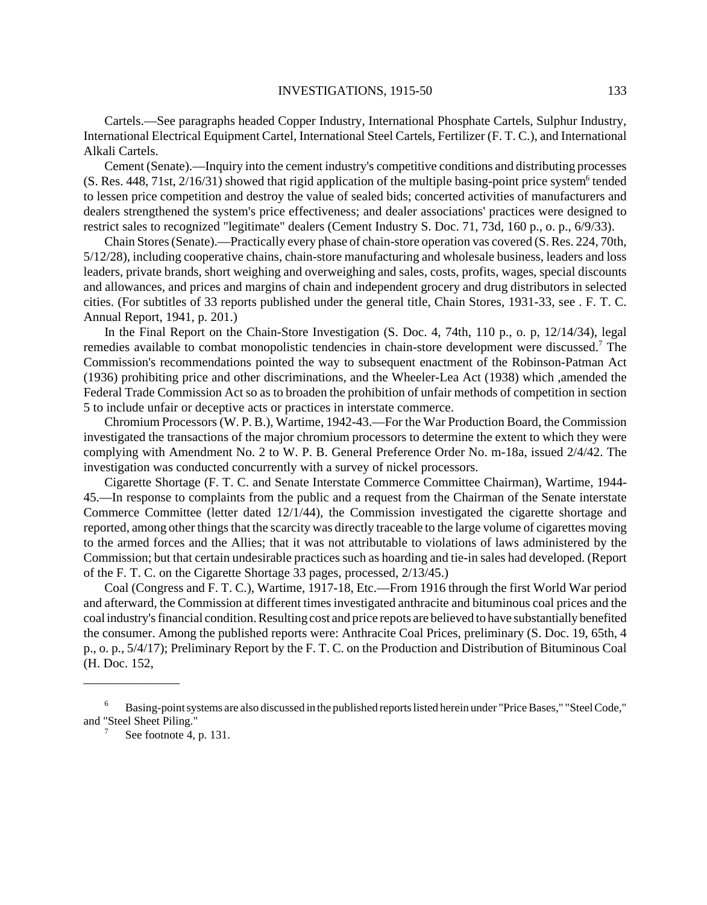Cartels.—See paragraphs headed Copper Industry, International Phosphate Cartels, Sulphur Industry, International Electrical Equipment Cartel, International Steel Cartels, Fertilizer (F. T. C.), and International Alkali Cartels.

Cement (Senate).—Inquiry into the cement industry's competitive conditions and distributing processes (S. Res. 448, 71st, 2/16/31) showed that rigid application of the multiple basing-point price system[6] tended to lessen price competition and destroy the value of sealed bids; concerted activities of manufacturers and dealers strengthened the system's price effectiveness; and dealer associations' practices were designed to restrict sales to recognized "legitimate" dealers (Cement Industry S. Doc. 71, 73d, 160 p., o. p., 6/9/33).

Chain Stores (Senate).—Practically every phase of chain-store operation vas covered (S. Res. 224, 70th, 5/12/28), including cooperative chains, chain-store manufacturing and wholesale business, leaders and loss leaders, private brands, short weighing and overweighing and sales, costs, profits, wages, special discounts and allowances, and prices and margins of chain and independent grocery and drug distributors in selected cities. (For subtitles of 33 reports published under the general title, Chain Stores, 1931-33, see . F. T. C. Annual Report, 1941, p. 201.)

In the Final Report on the Chain-Store Investigation (S. Doc. 4, 74th, 110 p., o. p, 12/14/34), legal remedies available to combat monopolistic tendencies in chain-store development were discussed.[7] The Commission's recommendations pointed the way to subsequent enactment of the Robinson-Patman Act (1936) prohibiting price and other discriminations, and the Wheeler-Lea Act (1938) which ,amended the Federal Trade Commission Act so as to broaden the prohibition of unfair methods of competition in section 5 to include unfair or deceptive acts or practices in interstate commerce.

Chromium Processors (W. P. B.), Wartime, 1942-43.—For the War Production Board, the Commission investigated the transactions of the major chromium processors to determine the extent to which they were complying with Amendment No. 2 to W. P. B. General Preference Order No. m-18a, issued 2/4/42. The investigation was conducted concurrently with a survey of nickel processors.

Cigarette Shortage (F. T. C. and Senate Interstate Commerce Committee Chairman), Wartime, 1944-45.—In response to complaints from the public and a request from the Chairman of the Senate interstate Commerce Committee (letter dated 12/1/44), the Commission investigated the cigarette shortage and reported, among other things that the scarcity was directly traceable to the large volume of cigarettes moving to the armed forces and the Allies; that it was not attributable to violations of laws administered by the Commission; but that certain undesirable practices such as hoarding and tie-in sales had developed. (Report of the F. T. C. on the Cigarette Shortage 33 pages, processed, 2/13/45.)

Coal (Congress and F. T. C.), Wartime, 1917-18, Etc.—From 1916 through the first World War period and afterward, the Commission at different times investigated anthracite and bituminous coal prices and the coal industry's financial condition. Resulting cost and price repots are believed to have substantially benefited the consumer. Among the published reports were: Anthracite Coal Prices, preliminary (S. Doc. 19, 65th, 4 p., o. p., 5/4/17); Preliminary Report by the F. T. C. on the Production and Distribution of Bituminous Coal (H. Doc. 152,

---

[6] Basing-point systems are also discussed in the published reports listed herein under "Price Bases," "Steel Code," and "Steel Sheet Piling."

[7] See footnote 4, p. 131.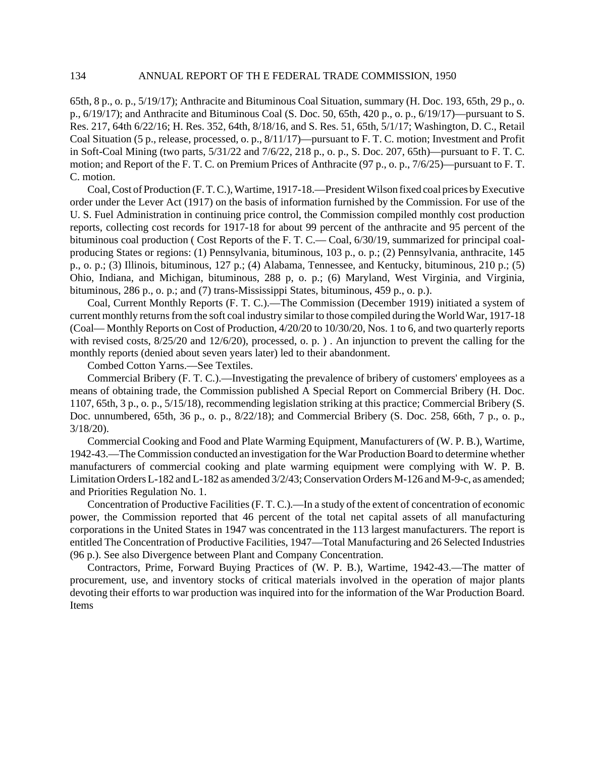65th, 8 p., o. p., 5/19/17); Anthracite and Bituminous Coal Situation, summary (H. Doc. 193, 65th, 29 p., o. p., 6/19/17); and Anthracite and Bituminous Coal (S. Doc. 50, 65th, 420 p., o. p., 6/19/17)—pursuant to S. Res. 217, 64th 6/22/16; H. Res. 352, 64th, 8/18/16, and S. Res. 51, 65th, 5/1/17; Washington, D. C., Retail Coal Situation (5 p., release, processed, o. p., 8/11/17)—pursuant to F. T. C. motion; Investment and Profit in Soft-Coal Mining (two parts, 5/31/22 and 7/6/22, 218 p., o. p., S. Doc. 207, 65th)—pursuant to F. T. C. motion; and Report of the F. T. C. on Premium Prices of Anthracite (97 p., o. p., 7/6/25)—pursuant to F. T. C. motion.

Coal, Cost of Production (F. T. C.), Wartime, 1917-18.—President Wilson fixed coal prices by Executive order under the Lever Act (1917) on the basis of information furnished by the Commission. For use of the U. S. Fuel Administration in continuing price control, the Commission compiled monthly cost production reports, collecting cost records for 1917-18 for about 99 percent of the anthracite and 95 percent of the bituminous coal production ( Cost Reports of the F. T. C.— Coal, 6/30/19, summarized for principal coal-producing States or regions: (1) Pennsylvania, bituminous, 103 p., o. p.; (2) Pennsylvania, anthracite, 145 p., o. p.; (3) Illinois, bituminous, 127 p.; (4) Alabama, Tennessee, and Kentucky, bituminous, 210 p.; (5) Ohio, Indiana, and Michigan, bituminous, 288 p, o. p.; (6) Maryland, West Virginia, and Virginia, bituminous, 286 p., o. p.; and (7) trans-Mississippi States, bituminous, 459 p., o. p.).

Coal, Current Monthly Reports (F. T. C.).—The Commission (December 1919) initiated a system of current monthly returns from the soft coal industry similar to those compiled during the World War, 1917-18 (Coal— Monthly Reports on Cost of Production, 4/20/20 to 10/30/20, Nos. 1 to 6, and two quarterly reports with revised costs, 8/25/20 and 12/6/20), processed, o. p. ) . An injunction to prevent the calling for the monthly reports (denied about seven years later) led to their abandonment.

Combed Cotton Yarns.—See Textiles.

Commercial Bribery (F. T. C.).—Investigating the prevalence of bribery of customers' employees as a means of obtaining trade, the Commission published A Special Report on Commercial Bribery (H. Doc. 1107, 65th, 3 p., o. p., 5/15/18), recommending legislation striking at this practice; Commercial Bribery (S. Doc. unnumbered, 65th, 36 p., o. p., 8/22/18); and Commercial Bribery (S. Doc. 258, 66th, 7 p., o. p., 3/18/20).

Commercial Cooking and Food and Plate Warming Equipment, Manufacturers of (W. P. B.), Wartime, 1942-43.—The Commission conducted an investigation for the War Production Board to determine whether manufacturers of commercial cooking and plate warming equipment were complying with W. P. B. Limitation Orders L-182 and L-182 as amended 3/2/43; Conservation Orders M-126 and M-9-c, as amended; and Priorities Regulation No. 1.

Concentration of Productive Facilities (F. T. C.).—In a study of the extent of concentration of economic power, the Commission reported that 46 percent of the total net capital assets of all manufacturing corporations in the United States in 1947 was concentrated in the 113 largest manufacturers. The report is entitled The Concentration of Productive Facilities, 1947—Total Manufacturing and 26 Selected Industries (96 p.). See also Divergence between Plant and Company Concentration.

Contractors, Prime, Forward Buying Practices of (W. P. B.), Wartime, 1942-43.—The matter of procurement, use, and inventory stocks of critical materials involved in the operation of major plants devoting their efforts to war production was inquired into for the information of the War Production Board. Items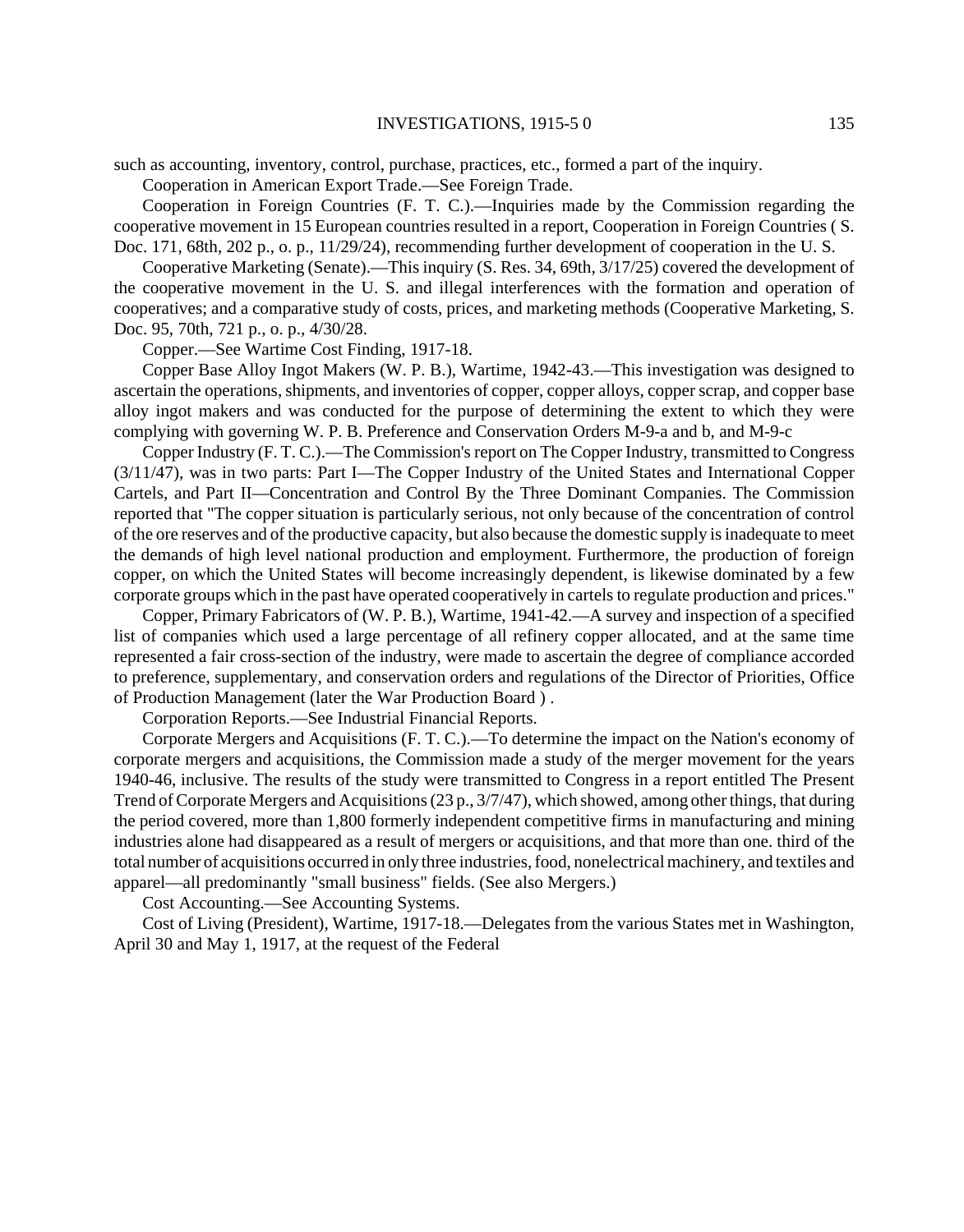such as accounting, inventory, control, purchase, practices, etc., formed a part of the inquiry.

Cooperation in American Export Trade.—See Foreign Trade.

Cooperation in Foreign Countries (F. T. C.).—Inquiries made by the Commission regarding the cooperative movement in 15 European countries resulted in a report, Cooperation in Foreign Countries ( S. Doc. 171, 68th, 202 p., o. p., 11/29/24), recommending further development of cooperation in the U. S.

Cooperative Marketing (Senate).—This inquiry (S. Res. 34, 69th, 3/17/25) covered the development of the cooperative movement in the U. S. and illegal interferences with the formation and operation of cooperatives; and a comparative study of costs, prices, and marketing methods (Cooperative Marketing, S. Doc. 95, 70th, 721 p., o. p., 4/30/28.

Copper.—See Wartime Cost Finding, 1917-18.

Copper Base Alloy Ingot Makers (W. P. B.), Wartime, 1942-43.—This investigation was designed to ascertain the operations, shipments, and inventories of copper, copper alloys, copper scrap, and copper base alloy ingot makers and was conducted for the purpose of determining the extent to which they were complying with governing W. P. B. Preference and Conservation Orders M-9-a and b, and M-9-c

Copper Industry (F. T. C.).—The Commission's report on The Copper Industry, transmitted to Congress (3/11/47), was in two parts: Part I—The Copper Industry of the United States and International Copper Cartels, and Part II—Concentration and Control By the Three Dominant Companies. The Commission reported that "The copper situation is particularly serious, not only because of the concentration of control of the ore reserves and of the productive capacity, but also because the domestic supply is inadequate to meet the demands of high level national production and employment. Furthermore, the production of foreign copper, on which the United States will become increasingly dependent, is likewise dominated by a few corporate groups which in the past have operated cooperatively in cartels to regulate production and prices."

Copper, Primary Fabricators of (W. P. B.), Wartime, 1941-42.—A survey and inspection of a specified list of companies which used a large percentage of all refinery copper allocated, and at the same time represented a fair cross-section of the industry, were made to ascertain the degree of compliance accorded to preference, supplementary, and conservation orders and regulations of the Director of Priorities, Office of Production Management (later the War Production Board ) .

Corporation Reports.—See Industrial Financial Reports.

Corporate Mergers and Acquisitions (F. T. C.).—To determine the impact on the Nation's economy of corporate mergers and acquisitions, the Commission made a study of the merger movement for the years 1940-46, inclusive. The results of the study were transmitted to Congress in a report entitled The Present Trend of Corporate Mergers and Acquisitions (23 p., 3/7/47), which showed, among other things, that during the period covered, more than 1,800 formerly independent competitive firms in manufacturing and mining industries alone had disappeared as a result of mergers or acquisitions, and that more than one. third of the total number of acquisitions occurred in only three industries, food, nonelectrical machinery, and textiles and apparel—all predominantly "small business" fields. (See also Mergers.)

Cost Accounting.—See Accounting Systems.

Cost of Living (President), Wartime, 1917-18.—Delegates from the various States met in Washington, April 30 and May 1, 1917, at the request of the Federal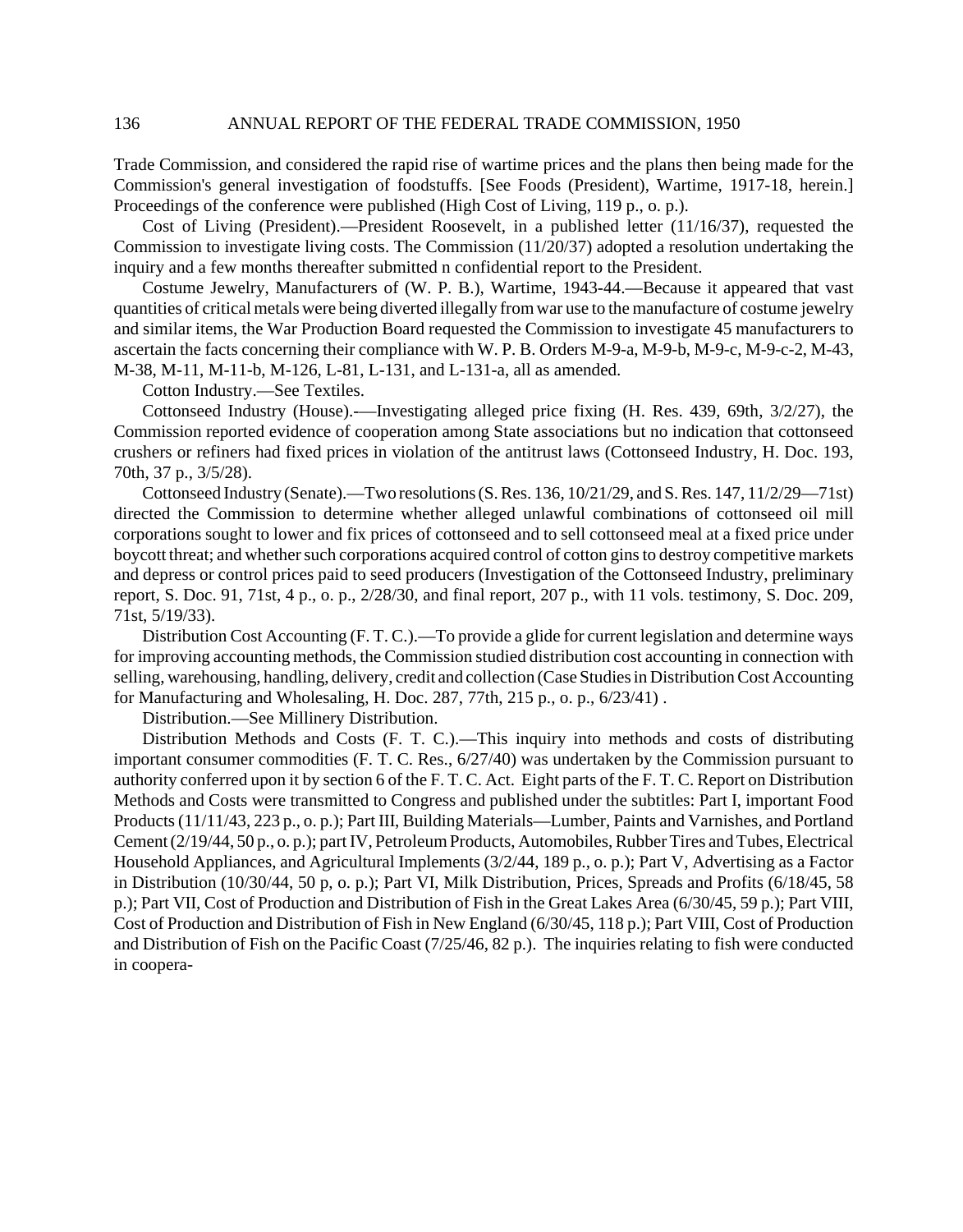Trade Commission, and considered the rapid rise of wartime prices and the plans then being made for the Commission's general investigation of foodstuffs. [See Foods (President), Wartime, 1917-18, herein.] Proceedings of the conference were published (High Cost of Living, 119 p., o. p.).

Cost of Living (President).—President Roosevelt, in a published letter (11/16/37), requested the Commission to investigate living costs. The Commission (11/20/37) adopted a resolution undertaking the inquiry and a few months thereafter submitted n confidential report to the President.

Costume Jewelry, Manufacturers of (W. P. B.), Wartime, 1943-44.—Because it appeared that vast quantities of critical metals were being diverted illegally from war use to the manufacture of costume jewelry and similar items, the War Production Board requested the Commission to investigate 45 manufacturers to ascertain the facts concerning their compliance with W. P. B. Orders M-9-a, M-9-b, M-9-c, M-9-c-2, M-43, M-38, M-11, M-11-b, M-126, L-81, L-131, and L-131-a, all as amended.

Cotton Industry.—See Textiles.

Cottonseed Industry (House).-—Investigating alleged price fixing (H. Res. 439, 69th, 3/2/27), the Commission reported evidence of cooperation among State associations but no indication that cottonseed crushers or refiners had fixed prices in violation of the antitrust laws (Cottonseed Industry, H. Doc. 193, 70th, 37 p., 3/5/28).

Cottonseed Industry (Senate).—Two resolutions (S. Res. 136, 10/21/29, and S. Res. 147, 11/2/29—71st) directed the Commission to determine whether alleged unlawful combinations of cottonseed oil mill corporations sought to lower and fix prices of cottonseed and to sell cottonseed meal at a fixed price under boycott threat; and whether such corporations acquired control of cotton gins to destroy competitive markets and depress or control prices paid to seed producers (Investigation of the Cottonseed Industry, preliminary report, S. Doc. 91, 71st, 4 p., o. p., 2/28/30, and final report, 207 p., with 11 vols. testimony, S. Doc. 209, 71st, 5/19/33).

Distribution Cost Accounting (F. T. C.).—To provide a glide for current legislation and determine ways for improving accounting methods, the Commission studied distribution cost accounting in connection with selling, warehousing, handling, delivery, credit and collection (Case Studies in Distribution Cost Accounting for Manufacturing and Wholesaling, H. Doc. 287, 77th, 215 p., o. p., 6/23/41) .

Distribution.—See Millinery Distribution.

Distribution Methods and Costs (F. T. C.).—This inquiry into methods and costs of distributing important consumer commodities (F. T. C. Res., 6/27/40) was undertaken by the Commission pursuant to authority conferred upon it by section 6 of the F. T. C. Act. Eight parts of the F. T. C. Report on Distribution Methods and Costs were transmitted to Congress and published under the subtitles: Part I, important Food Products (11/11/43, 223 p., o. p.); Part III, Building Materials—Lumber, Paints and Varnishes, and Portland Cement (2/19/44, 50 p., o. p.); part IV, Petroleum Products, Automobiles, Rubber Tires and Tubes, Electrical Household Appliances, and Agricultural Implements (3/2/44, 189 p., o. p.); Part V, Advertising as a Factor in Distribution (10/30/44, 50 p, o. p.); Part VI, Milk Distribution, Prices, Spreads and Profits (6/18/45, 58 p.); Part VII, Cost of Production and Distribution of Fish in the Great Lakes Area (6/30/45, 59 p.); Part VIII, Cost of Production and Distribution of Fish in New England (6/30/45, 118 p.); Part VIII, Cost of Production and Distribution of Fish on the Pacific Coast (7/25/46, 82 p.). The inquiries relating to fish were conducted in coopera-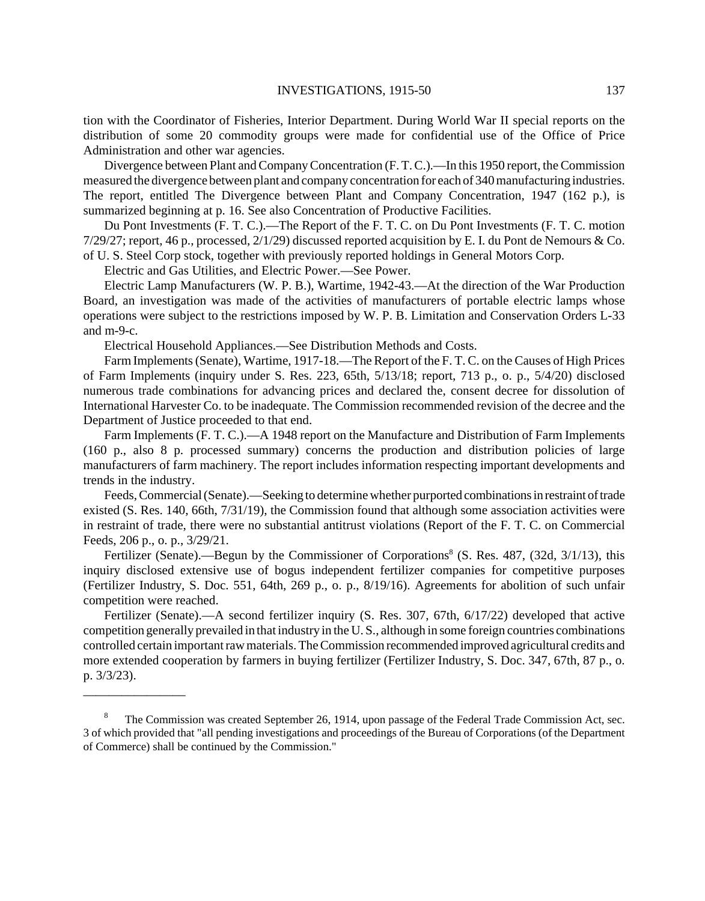tion with the Coordinator of Fisheries, Interior Department. During World War II special reports on the distribution of some 20 commodity groups were made for confidential use of the Office of Price Administration and other war agencies.

Divergence between Plant and Company Concentration (F. T. C.).—In this 1950 report, the Commission measured the divergence between plant and company concentration for each of 340 manufacturing industries. The report, entitled The Divergence between Plant and Company Concentration, 1947 (162 p.), is summarized beginning at p. 16. See also Concentration of Productive Facilities.

Du Pont Investments (F. T. C.).—The Report of the F. T. C. on Du Pont Investments (F. T. C. motion 7/29/27; report, 46 p., processed, 2/1/29) discussed reported acquisition by E. I. du Pont de Nemours & Co. of U. S. Steel Corp stock, together with previously reported holdings in General Motors Corp.

Electric and Gas Utilities, and Electric Power.—See Power.

Electric Lamp Manufacturers (W. P. B.), Wartime, 1942-43.—At the direction of the War Production Board, an investigation was made of the activities of manufacturers of portable electric lamps whose operations were subject to the restrictions imposed by W. P. B. Limitation and Conservation Orders L-33 and m-9-c.

Electrical Household Appliances.—See Distribution Methods and Costs.

Farm Implements (Senate), Wartime, 1917-18.—The Report of the F. T. C. on the Causes of High Prices of Farm Implements (inquiry under S. Res. 223, 65th, 5/13/18; report, 713 p., o. p., 5/4/20) disclosed numerous trade combinations for advancing prices and declared the, consent decree for dissolution of International Harvester Co. to be inadequate. The Commission recommended revision of the decree and the Department of Justice proceeded to that end.

Farm Implements (F. T. C.).—A 1948 report on the Manufacture and Distribution of Farm Implements (160 p., also 8 p. processed summary) concerns the production and distribution policies of large manufacturers of farm machinery. The report includes information respecting important developments and trends in the industry.

Feeds, Commercial (Senate).—Seeking to determine whether purported combinations in restraint of trade existed (S. Res. 140, 66th, 7/31/19), the Commission found that although some association activities were in restraint of trade, there were no substantial antitrust violations (Report of the F. T. C. on Commercial Feeds, 206 p., o. p., 3/29/21.

Fertilizer (Senate).—Begun by the Commissioner of Corporations[8] (S. Res. 487, (32d, 3/1/13), this inquiry disclosed extensive use of bogus independent fertilizer companies for competitive purposes (Fertilizer Industry, S. Doc. 551, 64th, 269 p., o. p., 8/19/16). Agreements for abolition of such unfair competition were reached.

Fertilizer (Senate).—A second fertilizer inquiry (S. Res. 307, 67th, 6/17/22) developed that active competition generally prevailed in that industry in the U. S., although in some foreign countries combinations controlled certain important raw materials. The Commission recommended improved agricultural credits and more extended cooperation by farmers in buying fertilizer (Fertilizer Industry, S. Doc. 347, 67th, 87 p., o. p. 3/3/23).

---

[8] The Commission was created September 26, 1914, upon passage of the Federal Trade Commission Act, sec. 3 of which provided that "all pending investigations and proceedings of the Bureau of Corporations (of the Department of Commerce) shall be continued by the Commission."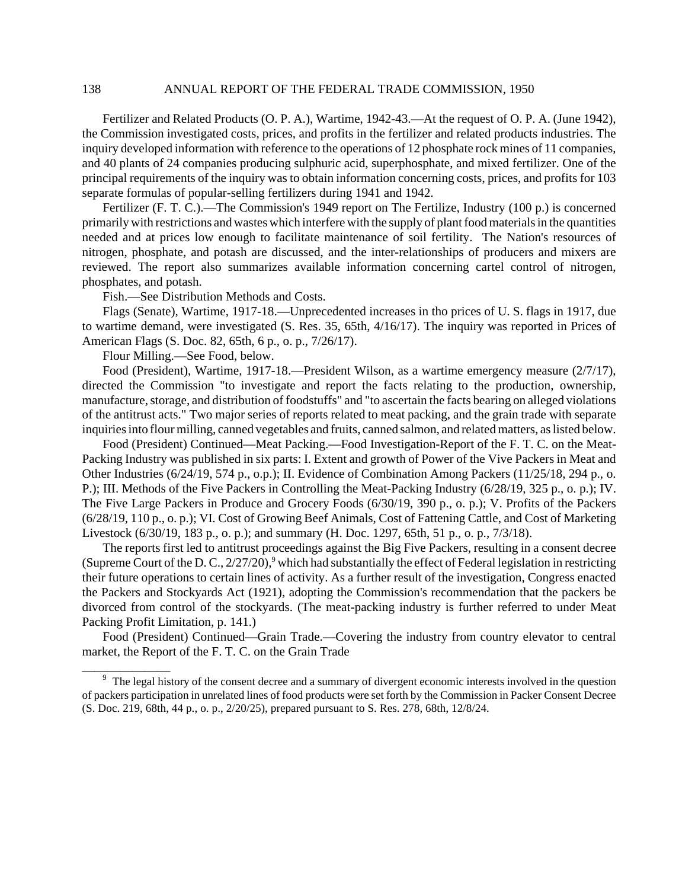Fertilizer and Related Products (O. P. A.), Wartime, 1942-43.—At the request of O. P. A. (June 1942), the Commission investigated costs, prices, and profits in the fertilizer and related products industries. The inquiry developed information with reference to the operations of 12 phosphate rock mines of 11 companies, and 40 plants of 24 companies producing sulphuric acid, superphosphate, and mixed fertilizer. One of the principal requirements of the inquiry was to obtain information concerning costs, prices, and profits for 103 separate formulas of popular-selling fertilizers during 1941 and 1942.

Fertilizer (F. T. C.).—The Commission's 1949 report on The Fertilize, Industry (100 p.) is concerned primarily with restrictions and wastes which interfere with the supply of plant food materials in the quantities needed and at prices low enough to facilitate maintenance of soil fertility. The Nation's resources of nitrogen, phosphate, and potash are discussed, and the inter-relationships of producers and mixers are reviewed. The report also summarizes available information concerning cartel control of nitrogen, phosphates, and potash.

Fish.—See Distribution Methods and Costs.

Flags (Senate), Wartime, 1917-18.—Unprecedented increases in tho prices of U. S. flags in 1917, due to wartime demand, were investigated (S. Res. 35, 65th, 4/16/17). The inquiry was reported in Prices of American Flags (S. Doc. 82, 65th, 6 p., o. p., 7/26/17).

Flour Milling.—See Food, below.

Food (President), Wartime, 1917-18.—President Wilson, as a wartime emergency measure (2/7/17), directed the Commission "to investigate and report the facts relating to the production, ownership, manufacture, storage, and distribution of foodstuffs" and "to ascertain the facts bearing on alleged violations of the antitrust acts." Two major series of reports related to meat packing, and the grain trade with separate inquiries into flour milling, canned vegetables and fruits, canned salmon, and related matters, as listed below.

Food (President) Continued—Meat Packing.—Food Investigation-Report of the F. T. C. on the Meat-Packing Industry was published in six parts: I. Extent and growth of Power of the Vive Packers in Meat and Other Industries (6/24/19, 574 p., o.p.); II. Evidence of Combination Among Packers (11/25/18, 294 p., o. P.); III. Methods of the Five Packers in Controlling the Meat-Packing Industry (6/28/19, 325 p., o. p.); IV. The Five Large Packers in Produce and Grocery Foods (6/30/19, 390 p., o. p.); V. Profits of the Packers (6/28/19, 110 p., o. p.); VI. Cost of Growing Beef Animals, Cost of Fattening Cattle, and Cost of Marketing Livestock (6/30/19, 183 p., o. p.); and summary (H. Doc. 1297, 65th, 51 p., o. p., 7/3/18).

The reports first led to antitrust proceedings against the Big Five Packers, resulting in a consent decree (Supreme Court of the D. C., 2/27/20),[9] which had substantially the effect of Federal legislation in restricting their future operations to certain lines of activity. As a further result of the investigation, Congress enacted the Packers and Stockyards Act (1921), adopting the Commission's recommendation that the packers be divorced from control of the stockyards. (The meat-packing industry is further referred to under Meat Packing Profit Limitation, p. 141.)

Food (President) Continued—Grain Trade.—Covering the industry from country elevator to central market, the Report of the F. T. C. on the Grain Trade

---

[9] The legal history of the consent decree and a summary of divergent economic interests involved in the question of packers participation in unrelated lines of food products were set forth by the Commission in Packer Consent Decree (S. Doc. 219, 68th, 44 p., o. p., 2/20/25), prepared pursuant to S. Res. 278, 68th, 12/8/24.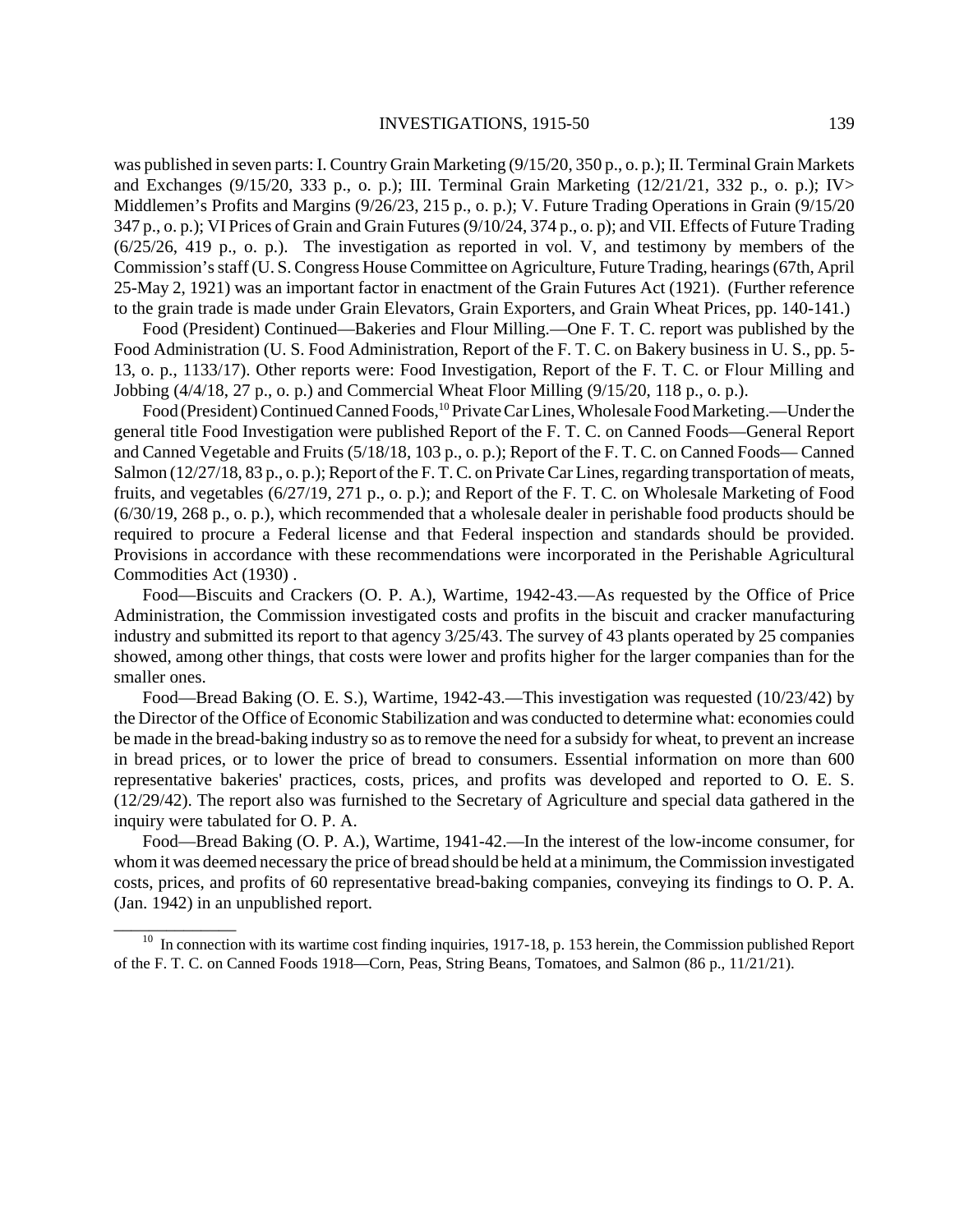was published in seven parts: I. Country Grain Marketing (9/15/20, 350 p., o. p.); II. Terminal Grain Markets and Exchanges (9/15/20, 333 p., o. p.); III. Terminal Grain Marketing (12/21/21, 332 p., o. p.); IV> Middlemen's Profits and Margins (9/26/23, 215 p., o. p.); V. Future Trading Operations in Grain (9/15/20 347 p., o. p.); VI Prices of Grain and Grain Futures (9/10/24, 374 p., o. p); and VII. Effects of Future Trading (6/25/26, 419 p., o. p.). The investigation as reported in vol. V, and testimony by members of the Commission's staff (U. S. Congress House Committee on Agriculture, Future Trading, hearings (67th, April 25-May 2, 1921) was an important factor in enactment of the Grain Futures Act (1921). (Further reference to the grain trade is made under Grain Elevators, Grain Exporters, and Grain Wheat Prices, pp. 140-141.)

Food (President) Continued—Bakeries and Flour Milling.—One F. T. C. report was published by the Food Administration (U. S. Food Administration, Report of the F. T. C. on Bakery business in U. S., pp. 5-13, o. p., 1133/17). Other reports were: Food Investigation, Report of the F. T. C. or Flour Milling and Jobbing (4/4/18, 27 p., o. p.) and Commercial Wheat Floor Milling (9/15/20, 118 p., o. p.).

Food (President) Continued Canned Foods,[10] Private Car Lines, Wholesale Food Marketing.—Under the general title Food Investigation were published Report of the F. T. C. on Canned Foods—General Report and Canned Vegetable and Fruits (5/18/18, 103 p., o. p.); Report of the F. T. C. on Canned Foods— Canned Salmon (12/27/18, 83 p., o. p.); Report of the F. T. C. on Private Car Lines, regarding transportation of meats, fruits, and vegetables (6/27/19, 271 p., o. p.); and Report of the F. T. C. on Wholesale Marketing of Food (6/30/19, 268 p., o. p.), which recommended that a wholesale dealer in perishable food products should be required to procure a Federal license and that Federal inspection and standards should be provided. Provisions in accordance with these recommendations were incorporated in the Perishable Agricultural Commodities Act (1930) .

Food—Biscuits and Crackers (O. P. A.), Wartime, 1942-43.—As requested by the Office of Price Administration, the Commission investigated costs and profits in the biscuit and cracker manufacturing industry and submitted its report to that agency 3/25/43. The survey of 43 plants operated by 25 companies showed, among other things, that costs were lower and profits higher for the larger companies than for the smaller ones.

Food—Bread Baking (O. E. S.), Wartime, 1942-43.—This investigation was requested (10/23/42) by the Director of the Office of Economic Stabilization and was conducted to determine what: economies could be made in the bread-baking industry so as to remove the need for a subsidy for wheat, to prevent an increase in bread prices, or to lower the price of bread to consumers. Essential information on more than 600 representative bakeries' practices, costs, prices, and profits was developed and reported to O. E. S. (12/29/42). The report also was furnished to the Secretary of Agriculture and special data gathered in the inquiry were tabulated for O. P. A.

Food—Bread Baking (O. P. A.), Wartime, 1941-42.—In the interest of the low-income consumer, for whom it was deemed necessary the price of bread should be held at a minimum, the Commission investigated costs, prices, and profits of 60 representative bread-baking companies, conveying its findings to O. P. A. (Jan. 1942) in an unpublished report.

---

[10] In connection with its wartime cost finding inquiries, 1917-18, p. 153 herein, the Commission published Report of the F. T. C. on Canned Foods 1918—Corn, Peas, String Beans, Tomatoes, and Salmon (86 p., 11/21/21).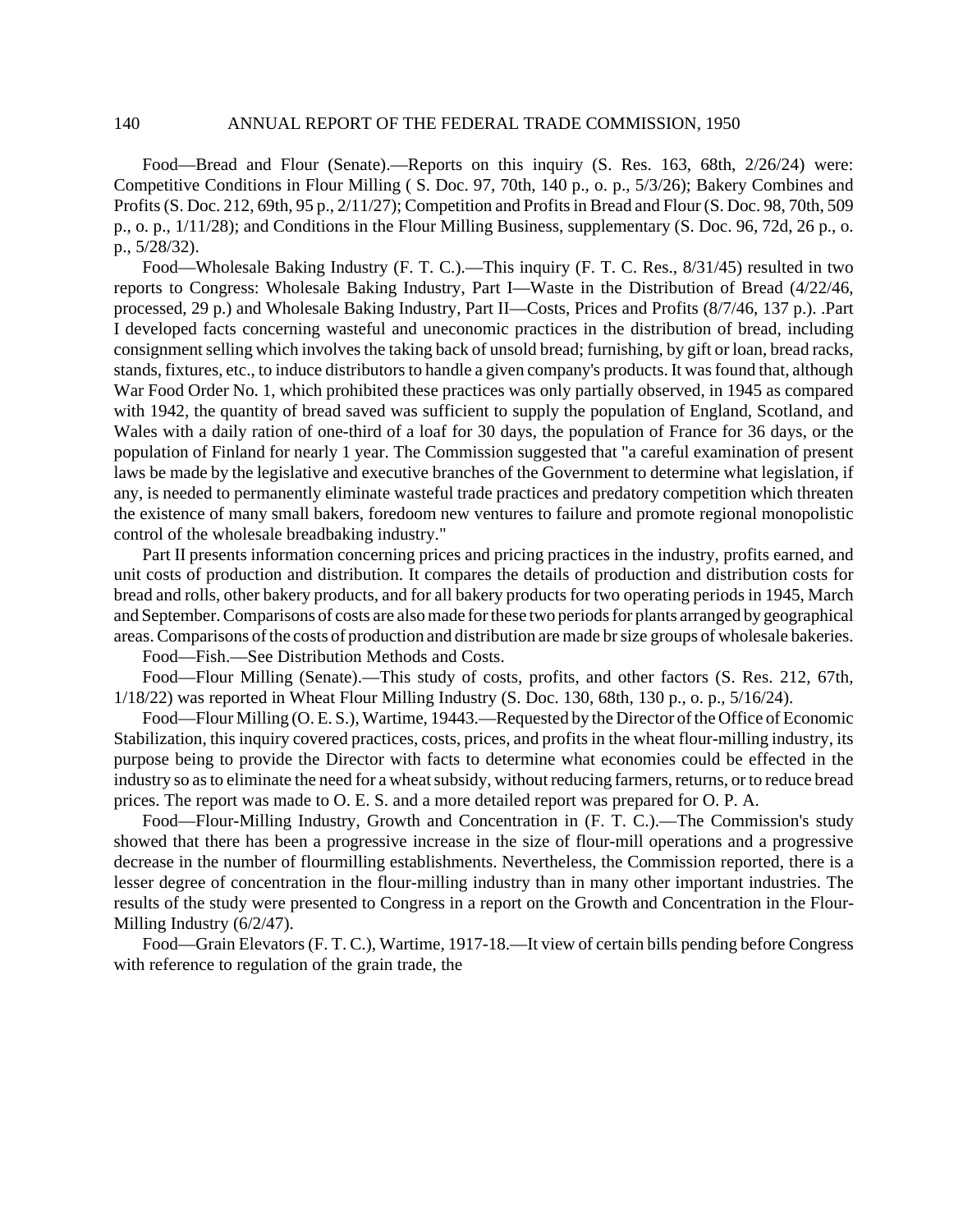Food—Bread and Flour (Senate).—Reports on this inquiry (S. Res. 163, 68th, 2/26/24) were: Competitive Conditions in Flour Milling ( S. Doc. 97, 70th, 140 p., o. p., 5/3/26); Bakery Combines and Profits (S. Doc. 212, 69th, 95 p., 2/11/27); Competition and Profits in Bread and Flour (S. Doc. 98, 70th, 509 p., o. p., 1/11/28); and Conditions in the Flour Milling Business, supplementary (S. Doc. 96, 72d, 26 p., o. p., 5/28/32).

Food—Wholesale Baking Industry (F. T. C.).—This inquiry (F. T. C. Res., 8/31/45) resulted in two reports to Congress: Wholesale Baking Industry, Part I—Waste in the Distribution of Bread (4/22/46, processed, 29 p.) and Wholesale Baking Industry, Part II—Costs, Prices and Profits (8/7/46, 137 p.). .Part I developed facts concerning wasteful and uneconomic practices in the distribution of bread, including consignment selling which involves the taking back of unsold bread; furnishing, by gift or loan, bread racks, stands, fixtures, etc., to induce distributors to handle a given company's products. It was found that, although War Food Order No. 1, which prohibited these practices was only partially observed, in 1945 as compared with 1942, the quantity of bread saved was sufficient to supply the population of England, Scotland, and Wales with a daily ration of one-third of a loaf for 30 days, the population of France for 36 days, or the population of Finland for nearly 1 year. The Commission suggested that "a careful examination of present laws be made by the legislative and executive branches of the Government to determine what legislation, if any, is needed to permanently eliminate wasteful trade practices and predatory competition which threaten the existence of many small bakers, foredoom new ventures to failure and promote regional monopolistic control of the wholesale breadbaking industry."

Part II presents information concerning prices and pricing practices in the industry, profits earned, and unit costs of production and distribution. It compares the details of production and distribution costs for bread and rolls, other bakery products, and for all bakery products for two operating periods in 1945, March and September. Comparisons of costs are also made for these two periods for plants arranged by geographical areas. Comparisons of the costs of production and distribution are made br size groups of wholesale bakeries.

Food—Fish.—See Distribution Methods and Costs.

Food—Flour Milling (Senate).—This study of costs, profits, and other factors (S. Res. 212, 67th, 1/18/22) was reported in Wheat Flour Milling Industry (S. Doc. 130, 68th, 130 p., o. p., 5/16/24).

Food—Flour Milling (O. E. S.), Wartime, 19443.—Requested by the Director of the Office of Economic Stabilization, this inquiry covered practices, costs, prices, and profits in the wheat flour-milling industry, its purpose being to provide the Director with facts to determine what economies could be effected in the industry so as to eliminate the need for a wheat subsidy, without reducing farmers, returns, or to reduce bread prices. The report was made to O. E. S. and a more detailed report was prepared for O. P. A.

Food—Flour-Milling Industry, Growth and Concentration in (F. T. C.).—The Commission's study showed that there has been a progressive increase in the size of flour-mill operations and a progressive decrease in the number of flourmilling establishments. Nevertheless, the Commission reported, there is a lesser degree of concentration in the flour-milling industry than in many other important industries. The results of the study were presented to Congress in a report on the Growth and Concentration in the Flour-Milling Industry (6/2/47).

Food—Grain Elevators (F. T. C.), Wartime, 1917-18.—It view of certain bills pending before Congress with reference to regulation of the grain trade, the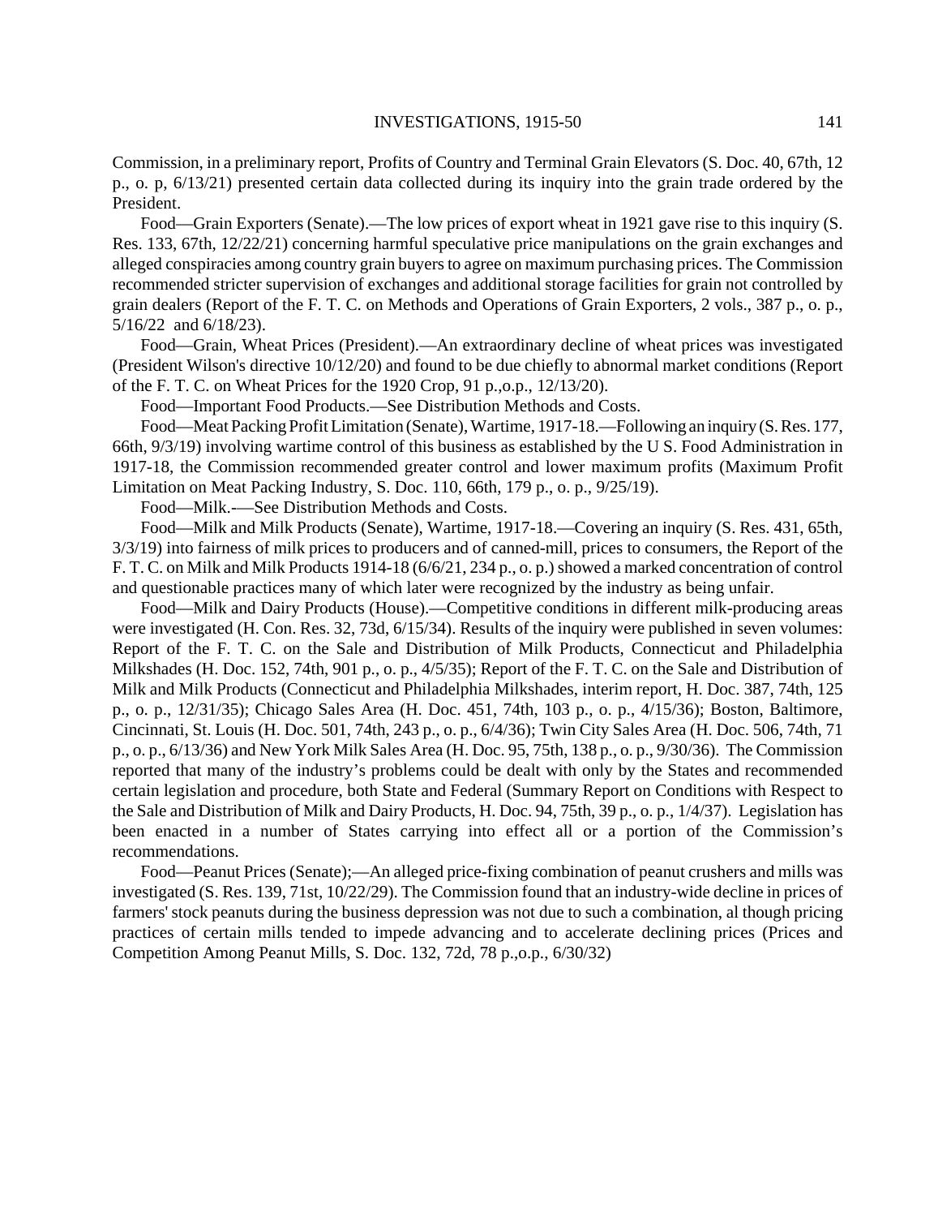Commission, in a preliminary report, Profits of Country and Terminal Grain Elevators (S. Doc. 40, 67th, 12 p., o. p, 6/13/21) presented certain data collected during its inquiry into the grain trade ordered by the President.

Food—Grain Exporters (Senate).—The low prices of export wheat in 1921 gave rise to this inquiry (S. Res. 133, 67th, 12/22/21) concerning harmful speculative price manipulations on the grain exchanges and alleged conspiracies among country grain buyers to agree on maximum purchasing prices. The Commission recommended stricter supervision of exchanges and additional storage facilities for grain not controlled by grain dealers (Report of the F. T. C. on Methods and Operations of Grain Exporters, 2 vols., 387 p., o. p., 5/16/22 and 6/18/23).

Food—Grain, Wheat Prices (President).—An extraordinary decline of wheat prices was investigated (President Wilson's directive 10/12/20) and found to be due chiefly to abnormal market conditions (Report of the F. T. C. on Wheat Prices for the 1920 Crop, 91 p.,o.p., 12/13/20).

Food—Important Food Products.—See Distribution Methods and Costs.

Food—Meat Packing Profit Limitation (Senate), Wartime, 1917-18.—Following an inquiry (S. Res. 177, 66th, 9/3/19) involving wartime control of this business as established by the U S. Food Administration in 1917-18, the Commission recommended greater control and lower maximum profits (Maximum Profit Limitation on Meat Packing Industry, S. Doc. 110, 66th, 179 p., o. p., 9/25/19).

Food—Milk.-—See Distribution Methods and Costs.

Food—Milk and Milk Products (Senate), Wartime, 1917-18.—Covering an inquiry (S. Res. 431, 65th, 3/3/19) into fairness of milk prices to producers and of canned-mill, prices to consumers, the Report of the F. T. C. on Milk and Milk Products 1914-18 (6/6/21, 234 p., o. p.) showed a marked concentration of control and questionable practices many of which later were recognized by the industry as being unfair.

Food—Milk and Dairy Products (House).—Competitive conditions in different milk-producing areas were investigated (H. Con. Res. 32, 73d, 6/15/34). Results of the inquiry were published in seven volumes: Report of the F. T. C. on the Sale and Distribution of Milk Products, Connecticut and Philadelphia Milkshades (H. Doc. 152, 74th, 901 p., o. p., 4/5/35); Report of the F. T. C. on the Sale and Distribution of Milk and Milk Products (Connecticut and Philadelphia Milkshades, interim report, H. Doc. 387, 74th, 125 p., o. p., 12/31/35); Chicago Sales Area (H. Doc. 451, 74th, 103 p., o. p., 4/15/36); Boston, Baltimore, Cincinnati, St. Louis (H. Doc. 501, 74th, 243 p., o. p., 6/4/36); Twin City Sales Area (H. Doc. 506, 74th, 71 p., o. p., 6/13/36) and New York Milk Sales Area (H. Doc. 95, 75th, 138 p., o. p., 9/30/36). The Commission reported that many of the industry's problems could be dealt with only by the States and recommended certain legislation and procedure, both State and Federal (Summary Report on Conditions with Respect to the Sale and Distribution of Milk and Dairy Products, H. Doc. 94, 75th, 39 p., o. p., 1/4/37). Legislation has been enacted in a number of States carrying into effect all or a portion of the Commission's recommendations.

Food—Peanut Prices (Senate);—An alleged price-fixing combination of peanut crushers and mills was investigated (S. Res. 139, 71st, 10/22/29). The Commission found that an industry-wide decline in prices of farmers' stock peanuts during the business depression was not due to such a combination, al though pricing practices of certain mills tended to impede advancing and to accelerate declining prices (Prices and Competition Among Peanut Mills, S. Doc. 132, 72d, 78 p.,o.p., 6/30/32)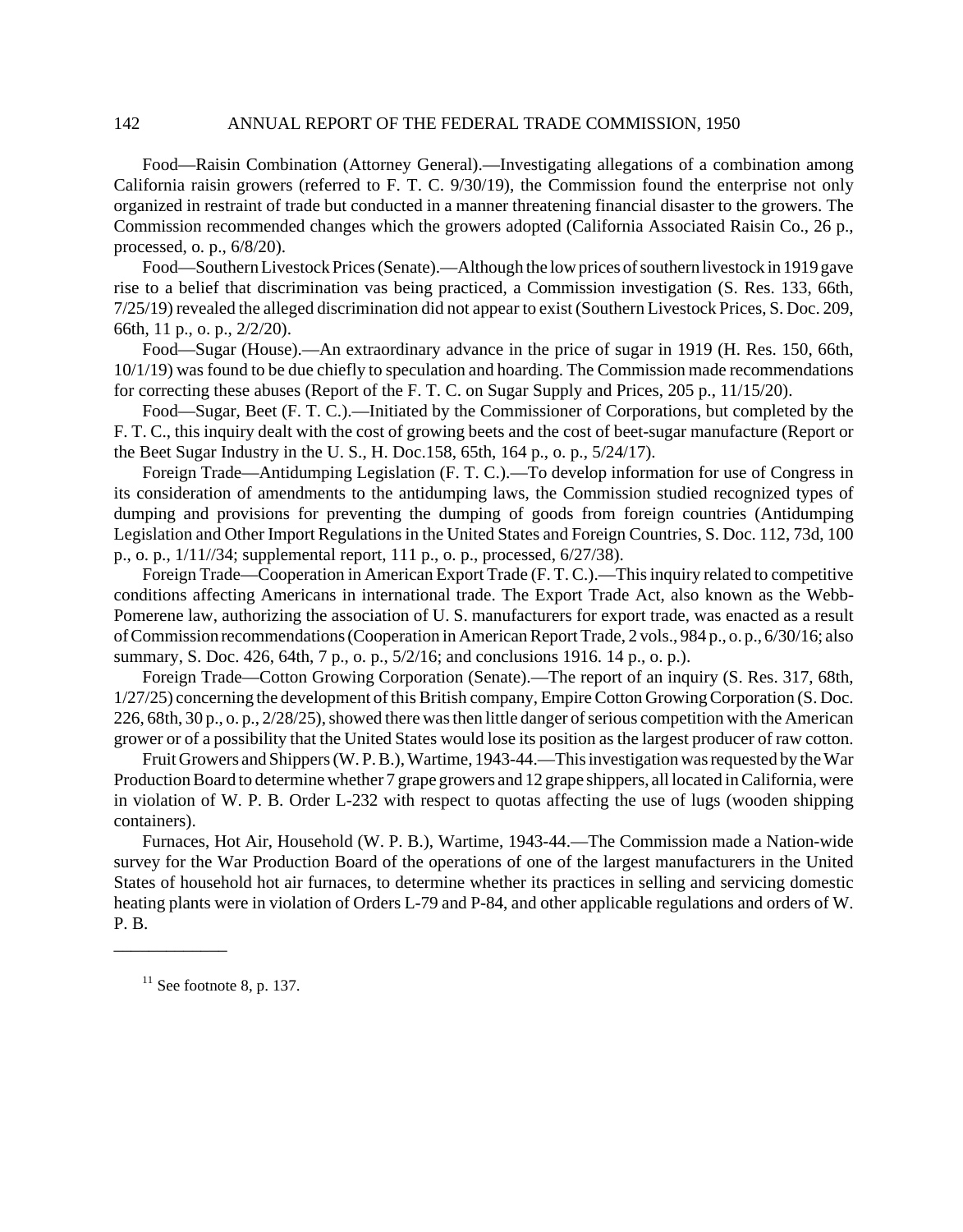Food—Raisin Combination (Attorney General).—Investigating allegations of a combination among California raisin growers (referred to F. T. C. 9/30/19), the Commission found the enterprise not only organized in restraint of trade but conducted in a manner threatening financial disaster to the growers. The Commission recommended changes which the growers adopted (California Associated Raisin Co., 26 p., processed, o. p., 6/8/20).

Food—Southern Livestock Prices (Senate).—Although the low prices of southern livestock in 1919 gave rise to a belief that discrimination vas being practiced, a Commission investigation (S. Res. 133, 66th, 7/25/19) revealed the alleged discrimination did not appear to exist (Southern Livestock Prices, S. Doc. 209, 66th, 11 p., o. p., 2/2/20).

Food—Sugar (House).—An extraordinary advance in the price of sugar in 1919 (H. Res. 150, 66th, 10/1/19) was found to be due chiefly to speculation and hoarding. The Commission made recommendations for correcting these abuses (Report of the F. T. C. on Sugar Supply and Prices, 205 p., 11/15/20).

Food—Sugar, Beet (F. T. C.).—Initiated by the Commissioner of Corporations, but completed by the F. T. C., this inquiry dealt with the cost of growing beets and the cost of beet-sugar manufacture (Report or the Beet Sugar Industry in the U. S., H. Doc.158, 65th, 164 p., o. p., 5/24/17).

Foreign Trade—Antidumping Legislation (F. T. C.).—To develop information for use of Congress in its consideration of amendments to the antidumping laws, the Commission studied recognized types of dumping and provisions for preventing the dumping of goods from foreign countries (Antidumping Legislation and Other Import Regulations in the United States and Foreign Countries, S. Doc. 112, 73d, 100 p., o. p., 1/11//34; supplemental report, 111 p., o. p., processed, 6/27/38).

Foreign Trade—Cooperation in American Export Trade (F. T. C.).—This inquiry related to competitive conditions affecting Americans in international trade. The Export Trade Act, also known as the Webb-Pomerene law, authorizing the association of U. S. manufacturers for export trade, was enacted as a result of Commission recommendations (Cooperation in American Report Trade, 2 vols., 984 p., o. p., 6/30/16; also summary, S. Doc. 426, 64th, 7 p., o. p., 5/2/16; and conclusions 1916. 14 p., o. p.).

Foreign Trade—Cotton Growing Corporation (Senate).—The report of an inquiry (S. Res. 317, 68th, 1/27/25) concerning the development of this British company, Empire Cotton Growing Corporation (S. Doc. 226, 68th, 30 p., o. p., 2/28/25), showed there was then little danger of serious competition with the American grower or of a possibility that the United States would lose its position as the largest producer of raw cotton.

Fruit Growers and Shippers (W. P. B.), Wartime, 1943-44.—This investigation was requested by the War Production Board to determine whether 7 grape growers and 12 grape shippers, all located in California, were in violation of W. P. B. Order L-232 with respect to quotas affecting the use of lugs (wooden shipping containers).

Furnaces, Hot Air, Household (W. P. B.), Wartime, 1943-44.—The Commission made a Nation-wide survey for the War Production Board of the operations of one of the largest manufacturers in the United States of household hot air furnaces, to determine whether its practices in selling and servicing domestic heating plants were in violation of Orders L-79 and P-84, and other applicable regulations and orders of W. P. B.

---

[11] See footnote 8, p. 137.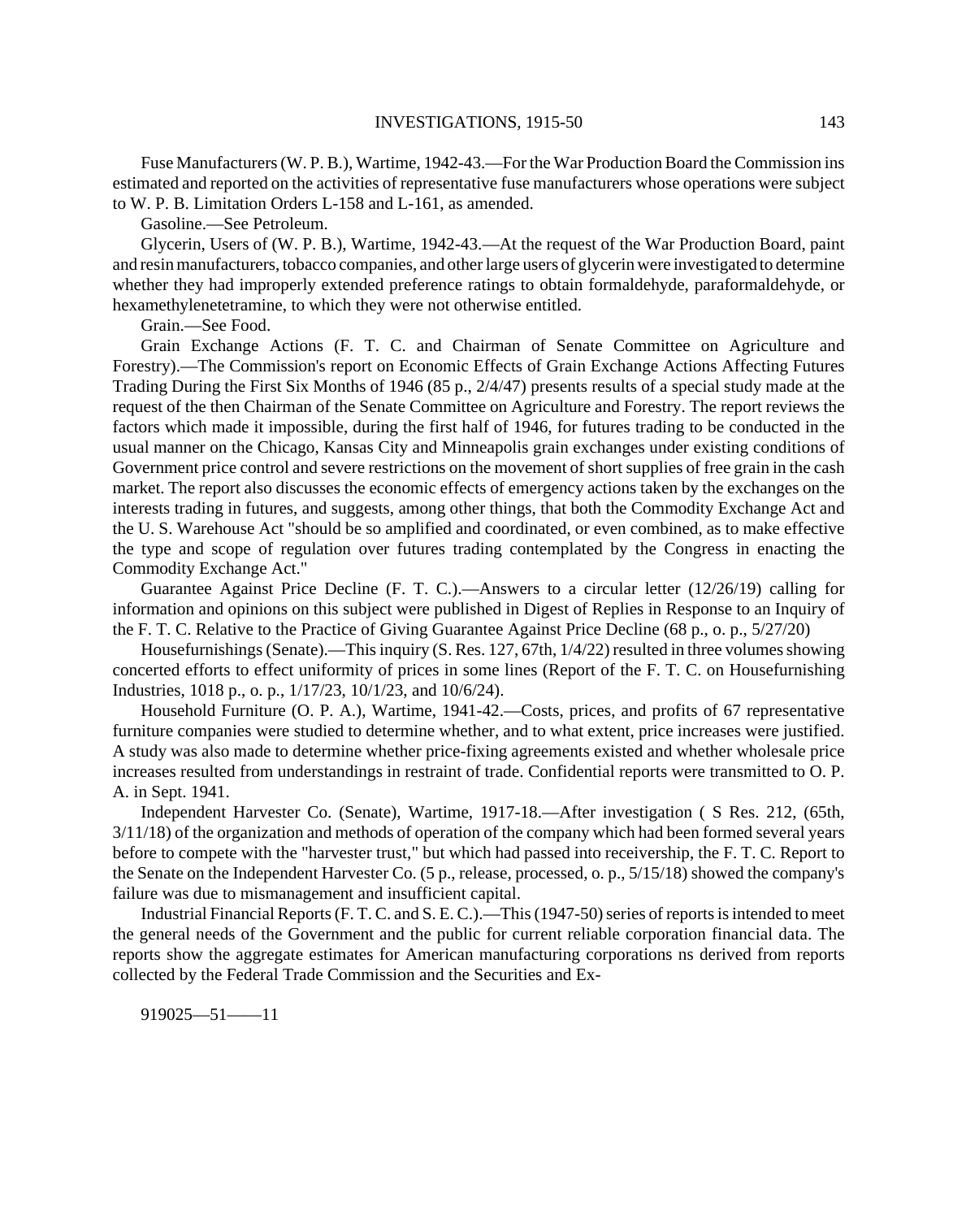Fuse Manufacturers (W. P. B.), Wartime, 1942-43.—For the War Production Board the Commission ins estimated and reported on the activities of representative fuse manufacturers whose operations were subject to W. P. B. Limitation Orders L-158 and L-161, as amended.

Gasoline.—See Petroleum.

Glycerin, Users of (W. P. B.), Wartime, 1942-43.—At the request of the War Production Board, paint and resin manufacturers, tobacco companies, and other large users of glycerin were investigated to determine whether they had improperly extended preference ratings to obtain formaldehyde, paraformaldehyde, or hexamethylenetetramine, to which they were not otherwise entitled.

Grain.—See Food.

Grain Exchange Actions (F. T. C. and Chairman of Senate Committee on Agriculture and Forestry).—The Commission's report on Economic Effects of Grain Exchange Actions Affecting Futures Trading During the First Six Months of 1946 (85 p., 2/4/47) presents results of a special study made at the request of the then Chairman of the Senate Committee on Agriculture and Forestry. The report reviews the factors which made it impossible, during the first half of 1946, for futures trading to be conducted in the usual manner on the Chicago, Kansas City and Minneapolis grain exchanges under existing conditions of Government price control and severe restrictions on the movement of short supplies of free grain in the cash market. The report also discusses the economic effects of emergency actions taken by the exchanges on the interests trading in futures, and suggests, among other things, that both the Commodity Exchange Act and the U. S. Warehouse Act "should be so amplified and coordinated, or even combined, as to make effective the type and scope of regulation over futures trading contemplated by the Congress in enacting the Commodity Exchange Act."

Guarantee Against Price Decline (F. T. C.).—Answers to a circular letter (12/26/19) calling for information and opinions on this subject were published in Digest of Replies in Response to an Inquiry of the F. T. C. Relative to the Practice of Giving Guarantee Against Price Decline (68 p., o. p., 5/27/20)

Housefurnishings (Senate).—This inquiry (S. Res. 127, 67th, 1/4/22) resulted in three volumes showing concerted efforts to effect uniformity of prices in some lines (Report of the F. T. C. on Housefurnishing Industries, 1018 p., o. p., 1/17/23, 10/1/23, and 10/6/24).

Household Furniture (O. P. A.), Wartime, 1941-42.—Costs, prices, and profits of 67 representative furniture companies were studied to determine whether, and to what extent, price increases were justified. A study was also made to determine whether price-fixing agreements existed and whether wholesale price increases resulted from understandings in restraint of trade. Confidential reports were transmitted to O. P. A. in Sept. 1941.

Independent Harvester Co. (Senate), Wartime, 1917-18.—After investigation ( S Res. 212, (65th, 3/11/18) of the organization and methods of operation of the company which had been formed several years before to compete with the "harvester trust," but which had passed into receivership, the F. T. C. Report to the Senate on the Independent Harvester Co. (5 p., release, processed, o. p., 5/15/18) showed the company's failure was due to mismanagement and insufficient capital.

Industrial Financial Reports (F. T. C. and S. E. C.).—This (1947-50) series of reports is intended to meet the general needs of the Government and the public for current reliable corporation financial data. The reports show the aggregate estimates for American manufacturing corporations ns derived from reports collected by the Federal Trade Commission and the Securities and Ex-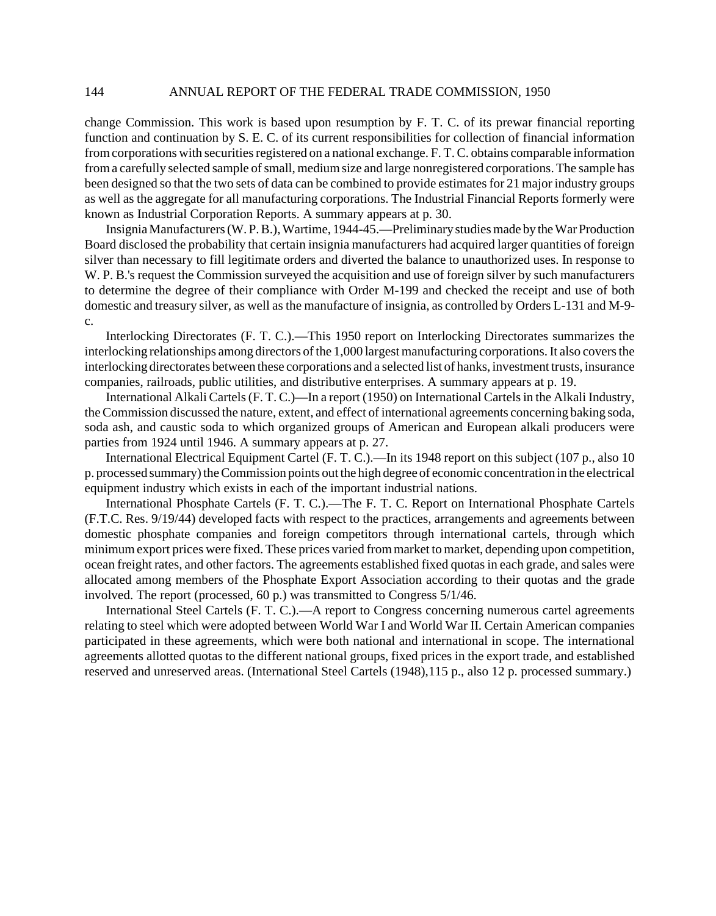change Commission. This work is based upon resumption by F. T. C. of its prewar financial reporting function and continuation by S. E. C. of its current responsibilities for collection of financial information from corporations with securities registered on a national exchange. F. T. C. obtains comparable information from a carefully selected sample of small, medium size and large nonregistered corporations. The sample has been designed so that the two sets of data can be combined to provide estimates for 21 major industry groups as well as the aggregate for all manufacturing corporations. The Industrial Financial Reports formerly were known as Industrial Corporation Reports. A summary appears at p. 30.

Insignia Manufacturers (W. P. B.), Wartime, 1944-45.—Preliminary studies made by the War Production Board disclosed the probability that certain insignia manufacturers had acquired larger quantities of foreign silver than necessary to fill legitimate orders and diverted the balance to unauthorized uses. In response to W. P. B.'s request the Commission surveyed the acquisition and use of foreign silver by such manufacturers to determine the degree of their compliance with Order M-199 and checked the receipt and use of both domestic and treasury silver, as well as the manufacture of insignia, as controlled by Orders L-131 and M-9-c.

Interlocking Directorates (F. T. C.).—This 1950 report on Interlocking Directorates summarizes the interlocking relationships among directors of the 1,000 largest manufacturing corporations. It also covers the interlocking directorates between these corporations and a selected list of hanks, investment trusts, insurance companies, railroads, public utilities, and distributive enterprises. A summary appears at p. 19.

International Alkali Cartels (F. T. C.)—In a report (1950) on International Cartels in the Alkali Industry, the Commission discussed the nature, extent, and effect of international agreements concerning baking soda, soda ash, and caustic soda to which organized groups of American and European alkali producers were parties from 1924 until 1946. A summary appears at p. 27.

International Electrical Equipment Cartel (F. T. C.).—In its 1948 report on this subject (107 p., also 10 p. processed summary) the Commission points out the high degree of economic concentration in the electrical equipment industry which exists in each of the important industrial nations.

International Phosphate Cartels (F. T. C.).—The F. T. C. Report on International Phosphate Cartels (F.T.C. Res. 9/19/44) developed facts with respect to the practices, arrangements and agreements between domestic phosphate companies and foreign competitors through international cartels, through which minimum export prices were fixed. These prices varied from market to market, depending upon competition, ocean freight rates, and other factors. The agreements established fixed quotas in each grade, and sales were allocated among members of the Phosphate Export Association according to their quotas and the grade involved. The report (processed, 60 p.) was transmitted to Congress 5/1/46.

International Steel Cartels (F. T. C.).—A report to Congress concerning numerous cartel agreements relating to steel which were adopted between World War I and World War II. Certain American companies participated in these agreements, which were both national and international in scope. The international agreements allotted quotas to the different national groups, fixed prices in the export trade, and established reserved and unreserved areas. (International Steel Cartels (1948),115 p., also 12 p. processed summary.)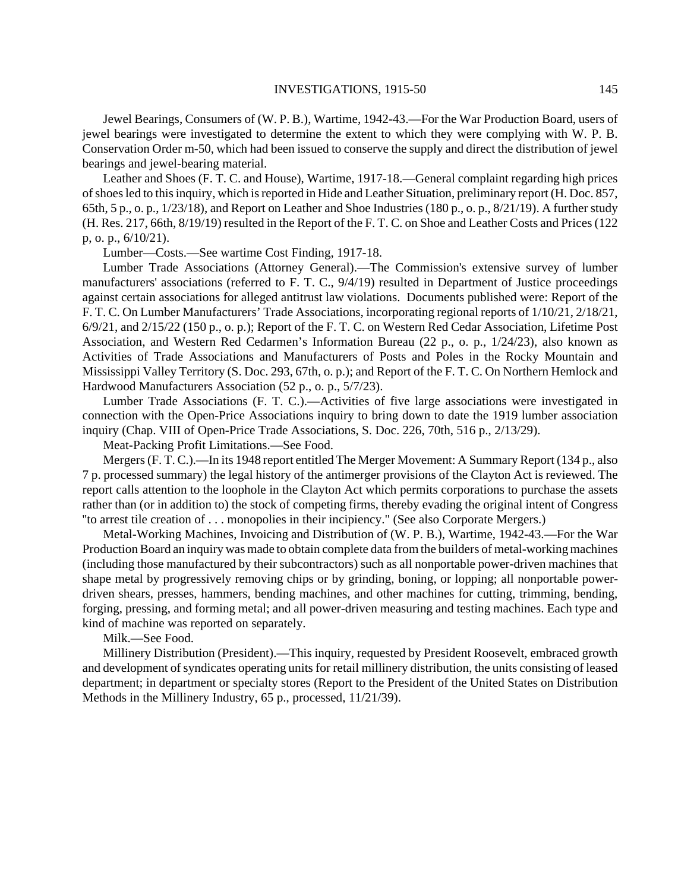Jewel Bearings, Consumers of (W. P. B.), Wartime, 1942-43.—For the War Production Board, users of jewel bearings were investigated to determine the extent to which they were complying with W. P. B. Conservation Order m-50, which had been issued to conserve the supply and direct the distribution of jewel bearings and jewel-bearing material.

Leather and Shoes (F. T. C. and House), Wartime, 1917-18.—General complaint regarding high prices of shoes led to this inquiry, which is reported in Hide and Leather Situation, preliminary report (H. Doc. 857, 65th, 5 p., o. p., 1/23/18), and Report on Leather and Shoe Industries (180 p., o. p., 8/21/19). A further study (H. Res. 217, 66th, 8/19/19) resulted in the Report of the F. T. C. on Shoe and Leather Costs and Prices (122 p, o. p., 6/10/21).

Lumber—Costs.—See wartime Cost Finding, 1917-18.

Lumber Trade Associations (Attorney General).—The Commission's extensive survey of lumber manufacturers' associations (referred to F. T. C., 9/4/19) resulted in Department of Justice proceedings against certain associations for alleged antitrust law violations. Documents published were: Report of the F. T. C. On Lumber Manufacturers' Trade Associations, incorporating regional reports of 1/10/21, 2/18/21, 6/9/21, and 2/15/22 (150 p., o. p.); Report of the F. T. C. on Western Red Cedar Association, Lifetime Post Association, and Western Red Cedarmen's Information Bureau (22 p., o. p., 1/24/23), also known as Activities of Trade Associations and Manufacturers of Posts and Poles in the Rocky Mountain and Mississippi Valley Territory (S. Doc. 293, 67th, o. p.); and Report of the F. T. C. On Northern Hemlock and Hardwood Manufacturers Association (52 p., o. p., 5/7/23).

Lumber Trade Associations (F. T. C.).—Activities of five large associations were investigated in connection with the Open-Price Associations inquiry to bring down to date the 1919 lumber association inquiry (Chap. VIII of Open-Price Trade Associations, S. Doc. 226, 70th, 516 p., 2/13/29).

Meat-Packing Profit Limitations.—See Food.

Mergers (F. T. C.).—In its 1948 report entitled The Merger Movement: A Summary Report (134 p., also 7 p. processed summary) the legal history of the antimerger provisions of the Clayton Act is reviewed. The report calls attention to the loophole in the Clayton Act which permits corporations to purchase the assets rather than (or in addition to) the stock of competing firms, thereby evading the original intent of Congress "to arrest tile creation of . . . monopolies in their incipiency." (See also Corporate Mergers.)

Metal-Working Machines, Invoicing and Distribution of (W. P. B.), Wartime, 1942-43.—For the War Production Board an inquiry was made to obtain complete data from the builders of metal-working machines (including those manufactured by their subcontractors) such as all nonportable power-driven machines that shape metal by progressively removing chips or by grinding, boning, or lopping; all nonportable power-driven shears, presses, hammers, bending machines, and other machines for cutting, trimming, bending, forging, pressing, and forming metal; and all power-driven measuring and testing machines. Each type and kind of machine was reported on separately.

Milk.—See Food.

Millinery Distribution (President).—This inquiry, requested by President Roosevelt, embraced growth and development of syndicates operating units for retail millinery distribution, the units consisting of leased department; in department or specialty stores (Report to the President of the United States on Distribution Methods in the Millinery Industry, 65 p., processed, 11/21/39).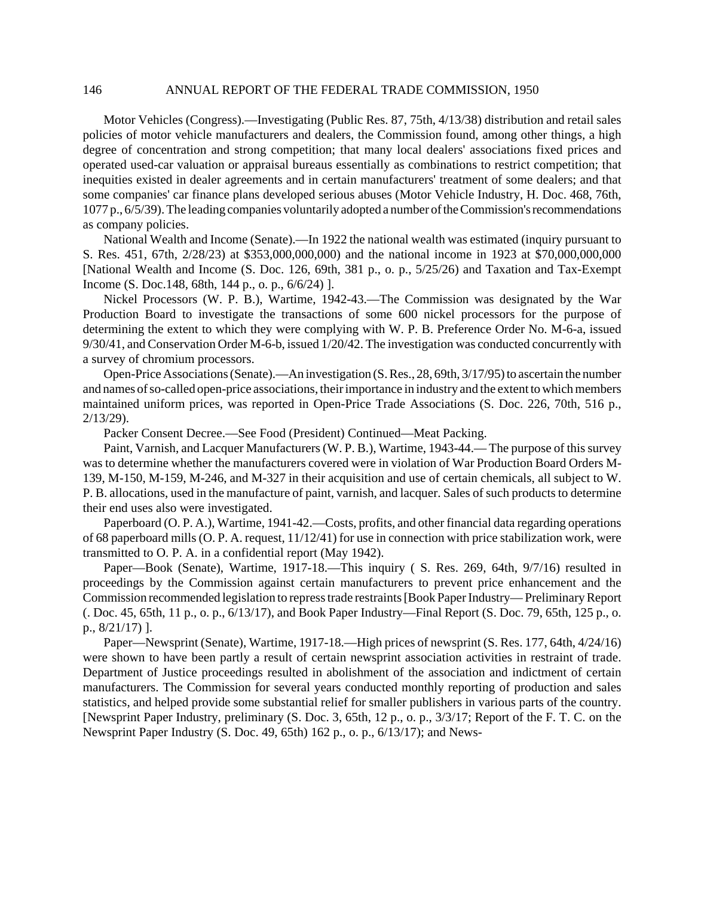Motor Vehicles (Congress).—Investigating (Public Res. 87, 75th, 4/13/38) distribution and retail sales policies of motor vehicle manufacturers and dealers, the Commission found, among other things, a high degree of concentration and strong competition; that many local dealers' associations fixed prices and operated used-car valuation or appraisal bureaus essentially as combinations to restrict competition; that inequities existed in dealer agreements and in certain manufacturers' treatment of some dealers; and that some companies' car finance plans developed serious abuses (Motor Vehicle Industry, H. Doc. 468, 76th, 1077 p., 6/5/39). The leading companies voluntarily adopted a number of the Commission's recommendations as company policies.

National Wealth and Income (Senate).—In 1922 the national wealth was estimated (inquiry pursuant to S. Res. 451, 67th, 2/28/23) at $353,000,000,000) and the national income in 1923 at $70,000,000,000 [National Wealth and Income (S. Doc. 126, 69th, 381 p., o. p., 5/25/26) and Taxation and Tax-Exempt Income (S. Doc.148, 68th, 144 p., o. p., 6/6/24) ].

Nickel Processors (W. P. B.), Wartime, 1942-43.—The Commission was designated by the War Production Board to investigate the transactions of some 600 nickel processors for the purpose of determining the extent to which they were complying with W. P. B. Preference Order No. M-6-a, issued 9/30/41, and Conservation Order M-6-b, issued 1/20/42. The investigation was conducted concurrently with a survey of chromium processors.

Open-Price Associations (Senate).—An investigation (S. Res., 28, 69th, 3/17/95) to ascertain the number and names of so-called open-price associations, their importance in industry and the extent to which members maintained uniform prices, was reported in Open-Price Trade Associations (S. Doc. 226, 70th, 516 p., 2/13/29).

Packer Consent Decree.—See Food (President) Continued—Meat Packing.

Paint, Varnish, and Lacquer Manufacturers (W. P. B.), Wartime, 1943-44.— The purpose of this survey was to determine whether the manufacturers covered were in violation of War Production Board Orders M-139, M-150, M-159, M-246, and M-327 in their acquisition and use of certain chemicals, all subject to W. P. B. allocations, used in the manufacture of paint, varnish, and lacquer. Sales of such products to determine their end uses also were investigated.

Paperboard (O. P. A.), Wartime, 1941-42.—Costs, profits, and other financial data regarding operations of 68 paperboard mills (O. P. A. request, 11/12/41) for use in connection with price stabilization work, were transmitted to O. P. A. in a confidential report (May 1942).

Paper—Book (Senate), Wartime, 1917-18.—This inquiry ( S. Res. 269, 64th, 9/7/16) resulted in proceedings by the Commission against certain manufacturers to prevent price enhancement and the Commission recommended legislation to repress trade restraints [Book Paper Industry— Preliminary Report (. Doc. 45, 65th, 11 p., o. p., 6/13/17), and Book Paper Industry—Final Report (S. Doc. 79, 65th, 125 p., o. p., 8/21/17) ].

Paper—Newsprint (Senate), Wartime, 1917-18.—High prices of newsprint (S. Res. 177, 64th, 4/24/16) were shown to have been partly a result of certain newsprint association activities in restraint of trade. Department of Justice proceedings resulted in abolishment of the association and indictment of certain manufacturers. The Commission for several years conducted monthly reporting of production and sales statistics, and helped provide some substantial relief for smaller publishers in various parts of the country. [Newsprint Paper Industry, preliminary (S. Doc. 3, 65th, 12 p., o. p., 3/3/17; Report of the F. T. C. on the Newsprint Paper Industry (S. Doc. 49, 65th) 162 p., o. p., 6/13/17); and News-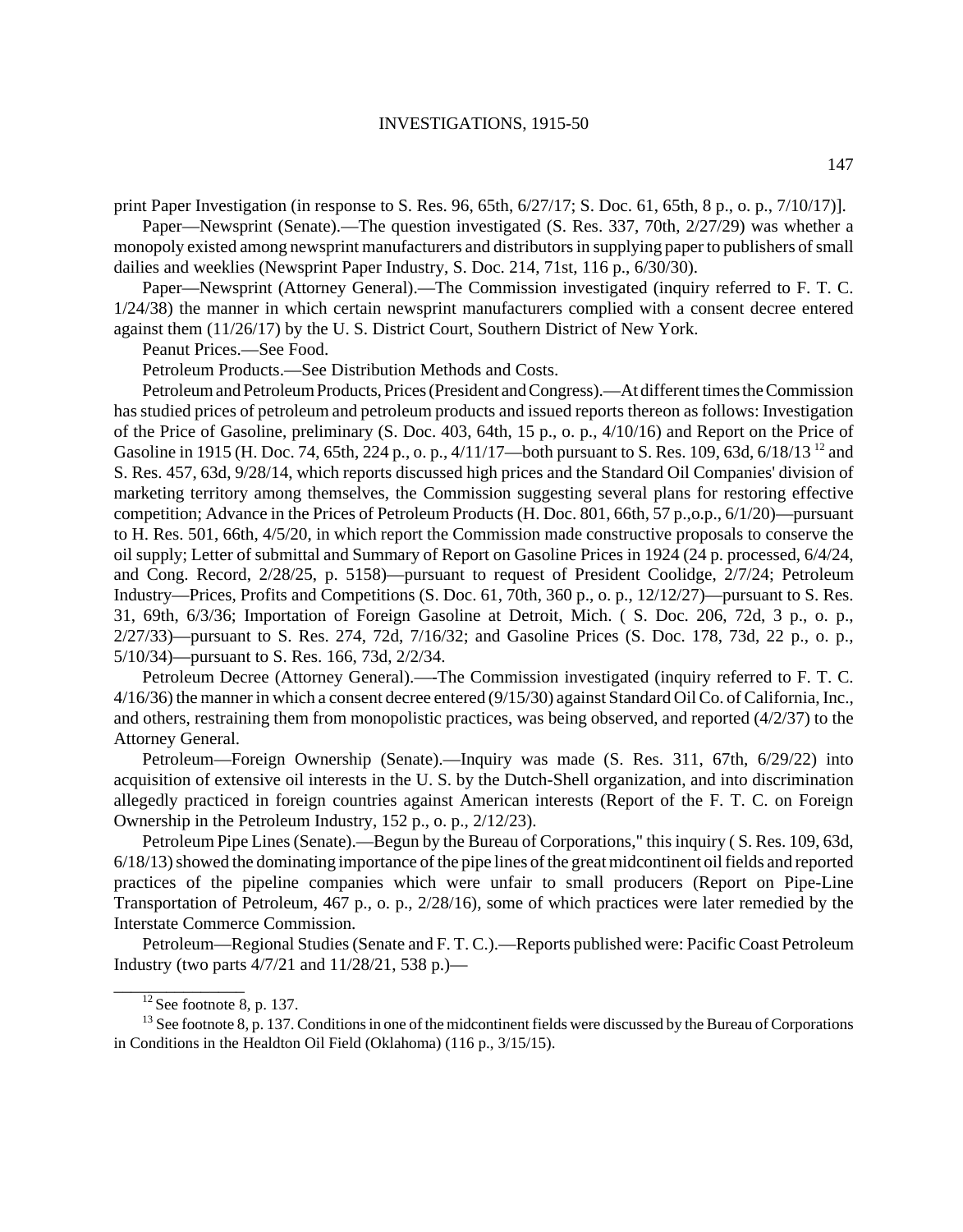print Paper Investigation (in response to S. Res. 96, 65th, 6/27/17; S. Doc. 61, 65th, 8 p., o. p., 7/10/17)].

Paper—Newsprint (Senate).—The question investigated (S. Res. 337, 70th, 2/27/29) was whether a monopoly existed among newsprint manufacturers and distributors in supplying paper to publishers of small dailies and weeklies (Newsprint Paper Industry, S. Doc. 214, 71st, 116 p., 6/30/30).

Paper—Newsprint (Attorney General).—The Commission investigated (inquiry referred to F. T. C. 1/24/38) the manner in which certain newsprint manufacturers complied with a consent decree entered against them (11/26/17) by the U. S. District Court, Southern District of New York.

Peanut Prices.—See Food.

Petroleum Products.—See Distribution Methods and Costs.

Petroleum and Petroleum Products, Prices (President and Congress).—At different times the Commission has studied prices of petroleum and petroleum products and issued reports thereon as follows: Investigation of the Price of Gasoline, preliminary (S. Doc. 403, 64th, 15 p., o. p., 4/10/16) and Report on the Price of Gasoline in 1915 (H. Doc. 74, 65th, 224 p., o. p., 4/11/17—both pursuant to S. Res. 109, 63d, 6/18/13 [12] and S. Res. 457, 63d, 9/28/14, which reports discussed high prices and the Standard Oil Companies' division of marketing territory among themselves, the Commission suggesting several plans for restoring effective competition; Advance in the Prices of Petroleum Products (H. Doc. 801, 66th, 57 p.,o.p., 6/1/20)—pursuant to H. Res. 501, 66th, 4/5/20, in which report the Commission made constructive proposals to conserve the oil supply; Letter of submittal and Summary of Report on Gasoline Prices in 1924 (24 p. processed, 6/4/24, and Cong. Record, 2/28/25, p. 5158)—pursuant to request of President Coolidge, 2/7/24; Petroleum Industry—Prices, Profits and Competitions (S. Doc. 61, 70th, 360 p., o. p., 12/12/27)—pursuant to S. Res. 31, 69th, 6/3/36; Importation of Foreign Gasoline at Detroit, Mich. ( S. Doc. 206, 72d, 3 p., o. p., 2/27/33)—pursuant to S. Res. 274, 72d, 7/16/32; and Gasoline Prices (S. Doc. 178, 73d, 22 p., o. p., 5/10/34)—pursuant to S. Res. 166, 73d, 2/2/34.

Petroleum Decree (Attorney General).—-The Commission investigated (inquiry referred to F. T. C. 4/16/36) the manner in which a consent decree entered (9/15/30) against Standard Oil Co. of California, Inc., and others, restraining them from monopolistic practices, was being observed, and reported (4/2/37) to the Attorney General.

Petroleum—Foreign Ownership (Senate).—Inquiry was made (S. Res. 311, 67th, 6/29/22) into acquisition of extensive oil interests in the U. S. by the Dutch-Shell organization, and into discrimination allegedly practiced in foreign countries against American interests (Report of the F. T. C. on Foreign Ownership in the Petroleum Industry, 152 p., o. p., 2/12/23).

Petroleum Pipe Lines (Senate).—Begun by the Bureau of Corporations," this inquiry ( S. Res. 109, 63d, 6/18/13) showed the dominating importance of the pipe lines of the great midcontinent oil fields and reported practices of the pipeline companies which were unfair to small producers (Report on Pipe-Line Transportation of Petroleum, 467 p., o. p., 2/28/16), some of which practices were later remedied by the Interstate Commerce Commission.

Petroleum—Regional Studies (Senate and F. T. C.).—Reports published were: Pacific Coast Petroleum Industry (two parts 4/7/21 and 11/28/21, 538 p.)—

---

[12] See footnote 8, p. 137.

[13] See footnote 8, p. 137. Conditions in one of the midcontinent fields were discussed by the Bureau of Corporations in Conditions in the Healdton Oil Field (Oklahoma) (116 p., 3/15/15).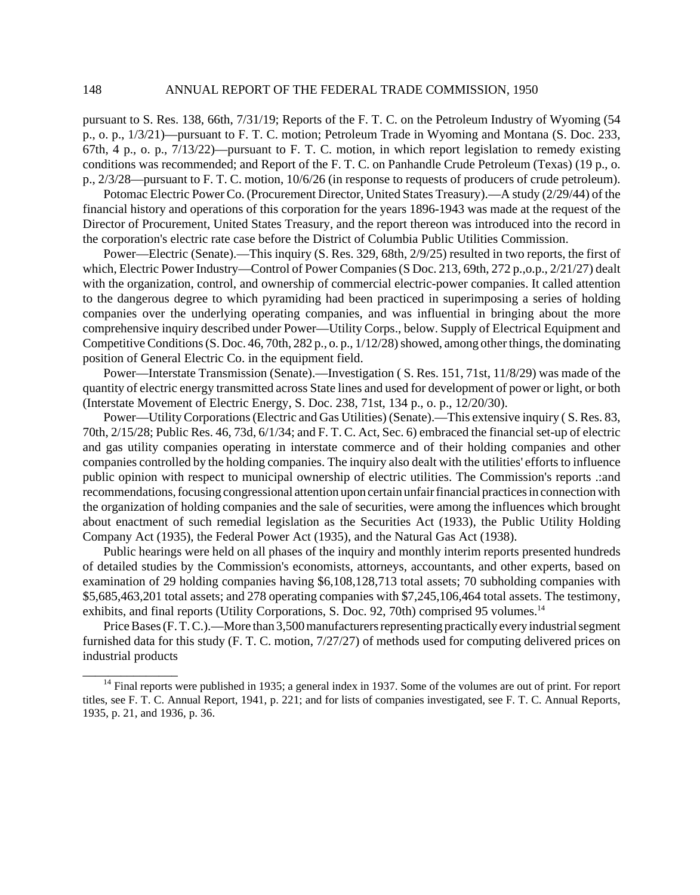pursuant to S. Res. 138, 66th, 7/31/19; Reports of the F. T. C. on the Petroleum Industry of Wyoming (54 p., o. p., 1/3/21)—pursuant to F. T. C. motion; Petroleum Trade in Wyoming and Montana (S. Doc. 233, 67th, 4 p., o. p., 7/13/22)—pursuant to F. T. C. motion, in which report legislation to remedy existing conditions was recommended; and Report of the F. T. C. on Panhandle Crude Petroleum (Texas) (19 p., o. p., 2/3/28—pursuant to F. T. C. motion, 10/6/26 (in response to requests of producers of crude petroleum).

Potomac Electric Power Co. (Procurement Director, United States Treasury).—A study (2/29/44) of the financial history and operations of this corporation for the years 1896-1943 was made at the request of the Director of Procurement, United States Treasury, and the report thereon was introduced into the record in the corporation's electric rate case before the District of Columbia Public Utilities Commission.

Power—Electric (Senate).—This inquiry (S. Res. 329, 68th, 2/9/25) resulted in two reports, the first of which, Electric Power Industry—Control of Power Companies (S Doc. 213, 69th, 272 p.,o.p., 2/21/27) dealt with the organization, control, and ownership of commercial electric-power companies. It called attention to the dangerous degree to which pyramiding had been practiced in superimposing a series of holding companies over the underlying operating companies, and was influential in bringing about the more comprehensive inquiry described under Power—Utility Corps., below. Supply of Electrical Equipment and Competitive Conditions (S. Doc. 46, 70th, 282 p., o. p., 1/12/28) showed, among other things, the dominating position of General Electric Co. in the equipment field.

Power—Interstate Transmission (Senate).—Investigation ( S. Res. 151, 71st, 11/8/29) was made of the quantity of electric energy transmitted across State lines and used for development of power or light, or both (Interstate Movement of Electric Energy, S. Doc. 238, 71st, 134 p., o. p., 12/20/30).

Power—Utility Corporations (Electric and Gas Utilities) (Senate).—This extensive inquiry ( S. Res. 83, 70th, 2/15/28; Public Res. 46, 73d, 6/1/34; and F. T. C. Act, Sec. 6) embraced the financial set-up of electric and gas utility companies operating in interstate commerce and of their holding companies and other companies controlled by the holding companies. The inquiry also dealt with the utilities' efforts to influence public opinion with respect to municipal ownership of electric utilities. The Commission's reports .:and recommendations, focusing congressional attention upon certain unfair financial practices in connection with the organization of holding companies and the sale of securities, were among the influences which brought about enactment of such remedial legislation as the Securities Act (1933), the Public Utility Holding Company Act (1935), the Federal Power Act (1935), and the Natural Gas Act (1938).

Public hearings were held on all phases of the inquiry and monthly interim reports presented hundreds of detailed studies by the Commission's economists, attorneys, accountants, and other experts, based on examination of 29 holding companies having $6,108,128,713 total assets; 70 subholding companies with $5,685,463,201 total assets; and 278 operating companies with $7,245,106,464 total assets. The testimony, exhibits, and final reports (Utility Corporations, S. Doc. 92, 70th) comprised 95 volumes.[14]

Price Bases (F. T. C.).—More than 3,500 manufacturers representing practically every industrial segment furnished data for this study (F. T. C. motion, 7/27/27) of methods used for computing delivered prices on industrial products

---

[14] Final reports were published in 1935; a general index in 1937. Some of the volumes are out of print. For report titles, see F. T. C. Annual Report, 1941, p. 221; and for lists of companies investigated, see F. T. C. Annual Reports, 1935, p. 21, and 1936, p. 36.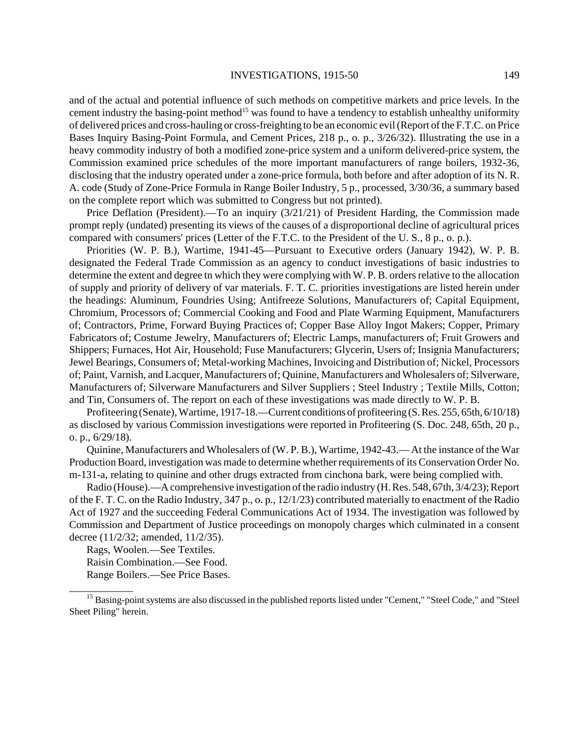and of the actual and potential influence of such methods on competitive markets and price levels. In the cement industry the basing-point method[15] was found to have a tendency to establish unhealthy uniformity of delivered prices and cross-hauling or cross-freighting to be an economic evil (Report of the F.T.C. on Price Bases Inquiry Basing-Point Formula, and Cement Prices, 218 p., o. p., 3/26/32). Illustrating the use in a heavy commodity industry of both a modified zone-price system and a uniform delivered-price system, the Commission examined price schedules of the more important manufacturers of range boilers, 1932-36, disclosing that the industry operated under a zone-price formula, both before and after adoption of its N. R. A. code (Study of Zone-Price Formula in Range Boiler Industry, 5 p., processed, 3/30/36, a summary based on the complete report which was submitted to Congress but not printed).

Price Deflation (President).—To an inquiry (3/21/21) of President Harding, the Commission made prompt reply (undated) presenting its views of the causes of a disproportional decline of agricultural prices compared with consumers' prices (Letter of the F.T.C. to the President of the U. S., 8 p., o. p.).

Priorities (W. P. B.), Wartime, 1941-45—Pursuant to Executive orders (January 1942), W. P. B. designated the Federal Trade Commission as an agency to conduct investigations of basic industries to determine the extent and degree tn which they were complying with W. P. B. orders relative to the allocation of supply and priority of delivery of var materials. F. T. C. priorities investigations are listed herein under the headings: Aluminum, Foundries Using; Antifreeze Solutions, Manufacturers of; Capital Equipment, Chromium, Processors of; Commercial Cooking and Food and Plate Warming Equipment, Manufacturers of; Contractors, Prime, Forward Buying Practices of; Copper Base Alloy Ingot Makers; Copper, Primary Fabricators of; Costume Jewelry, Manufacturers of; Electric Lamps, manufacturers of; Fruit Growers and Shippers; Furnaces, Hot Air, Household; Fuse Manufacturers; Glycerin, Users of; Insignia Manufacturers; Jewel Bearings, Consumers of; Metal-working Machines, Invoicing and Distribution of; Nickel, Processors of; Paint, Varnish, and Lacquer, Manufacturers of; Quinine, Manufacturers and Wholesalers of; Silverware, Manufacturers of; Silverware Manufacturers and Silver Suppliers ; Steel Industry ; Textile Mills, Cotton; and Tin, Consumers of. The report on each of these investigations was made directly to W. P. B.

Profiteering (Senate), Wartime, 1917-18.—Current conditions of profiteering (S. Res. 255, 65th, 6/10/18) as disclosed by various Commission investigations were reported in Profiteering (S. Doc. 248, 65th, 20 p., o. p., 6/29/18).

Quinine, Manufacturers and Wholesalers of (W. P. B.), Wartime, 1942-43.— At the instance of the War Production Board, investigation was made to determine whether requirements of its Conservation Order No. m-131-a, relating to quinine and other drugs extracted from cinchona bark, were being complied with.

Radio (House).—A comprehensive investigation of the radio industry (H. Res. 548, 67th, 3/4/23); Report of the F. T. C. on the Radio Industry, 347 p., o. p., 12/1/23) contributed materially to enactment of the Radio Act of 1927 and the succeeding Federal Communications Act of 1934. The investigation was followed by Commission and Department of Justice proceedings on monopoly charges which culminated in a consent decree (11/2/32; amended, 11/2/35).

Rags, Woolen.—See Textiles.

Raisin Combination.—See Food.

Range Boilers.—See Price Bases.

---

[15] Basing-point systems are also discussed in the published reports listed under "Cement," "Steel Code," and "Steel Sheet Piling" herein.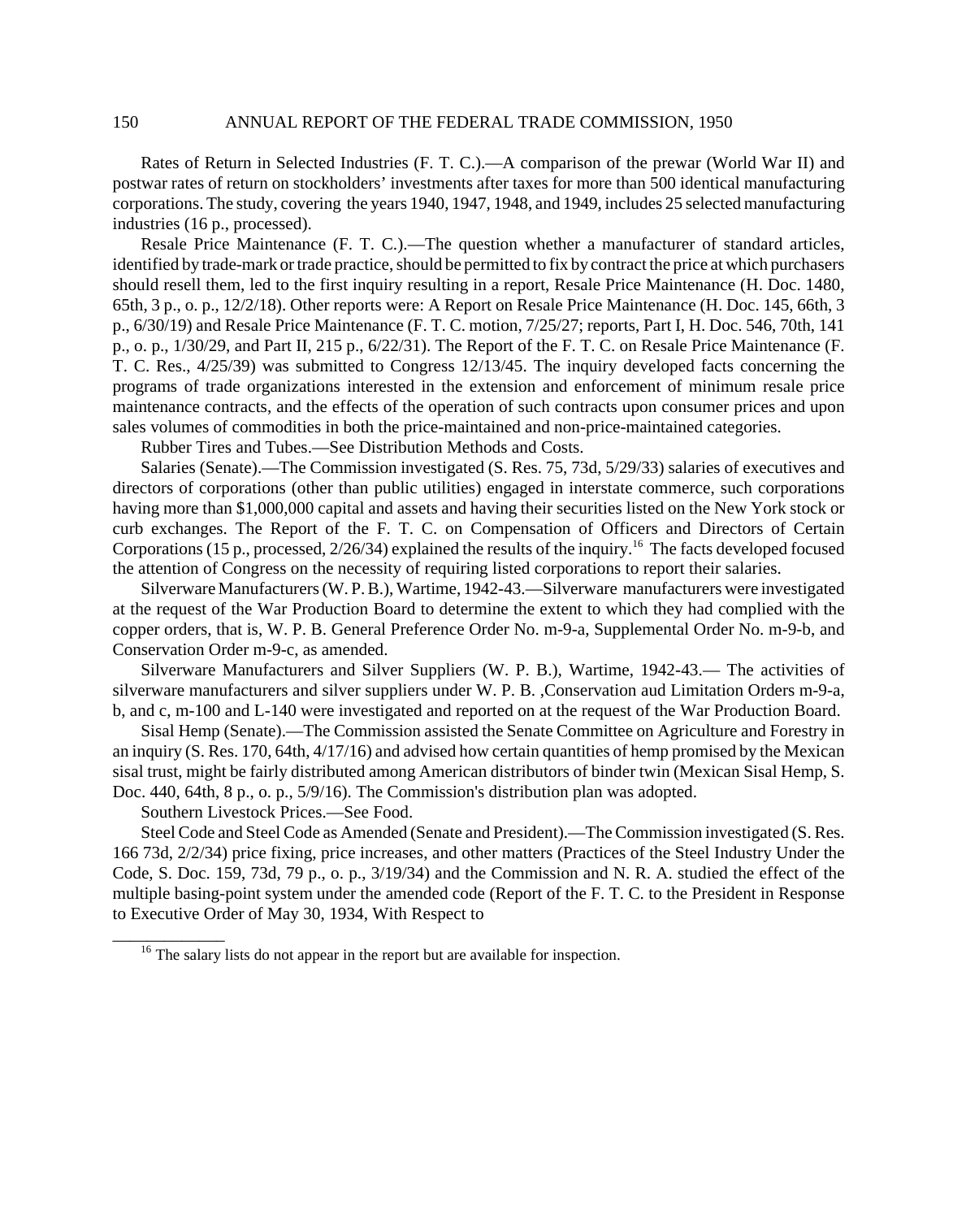Rates of Return in Selected Industries (F. T. C.).—A comparison of the prewar (World War II) and postwar rates of return on stockholders' investments after taxes for more than 500 identical manufacturing corporations. The study, covering the years 1940, 1947, 1948, and 1949, includes 25 selected manufacturing industries (16 p., processed).

Resale Price Maintenance (F. T. C.).—The question whether a manufacturer of standard articles, identified by trade-mark or trade practice, should be permitted to fix by contract the price at which purchasers should resell them, led to the first inquiry resulting in a report, Resale Price Maintenance (H. Doc. 1480, 65th, 3 p., o. p., 12/2/18). Other reports were: A Report on Resale Price Maintenance (H. Doc. 145, 66th, 3 p., 6/30/19) and Resale Price Maintenance (F. T. C. motion, 7/25/27; reports, Part I, H. Doc. 546, 70th, 141 p., o. p., 1/30/29, and Part II, 215 p., 6/22/31). The Report of the F. T. C. on Resale Price Maintenance (F. T. C. Res., 4/25/39) was submitted to Congress 12/13/45. The inquiry developed facts concerning the programs of trade organizations interested in the extension and enforcement of minimum resale price maintenance contracts, and the effects of the operation of such contracts upon consumer prices and upon sales volumes of commodities in both the price-maintained and non-price-maintained categories.

Rubber Tires and Tubes.—See Distribution Methods and Costs.

Salaries (Senate).—The Commission investigated (S. Res. 75, 73d, 5/29/33) salaries of executives and directors of corporations (other than public utilities) engaged in interstate commerce, such corporations having more than $1,000,000 capital and assets and having their securities listed on the New York stock or curb exchanges. The Report of the F. T. C. on Compensation of Officers and Directors of Certain Corporations (15 p., processed, 2/26/34) explained the results of the inquiry.[16] The facts developed focused the attention of Congress on the necessity of requiring listed corporations to report their salaries.

Silverware Manufacturers (W. P. B.), Wartime, 1942-43.—Silverware manufacturers were investigated at the request of the War Production Board to determine the extent to which they had complied with the copper orders, that is, W. P. B. General Preference Order No. m-9-a, Supplemental Order No. m-9-b, and Conservation Order m-9-c, as amended.

Silverware Manufacturers and Silver Suppliers (W. P. B.), Wartime, 1942-43.— The activities of silverware manufacturers and silver suppliers under W. P. B. ,Conservation aud Limitation Orders m-9-a, b, and c, m-100 and L-140 were investigated and reported on at the request of the War Production Board.

Sisal Hemp (Senate).—The Commission assisted the Senate Committee on Agriculture and Forestry in an inquiry (S. Res. 170, 64th, 4/17/16) and advised how certain quantities of hemp promised by the Mexican sisal trust, might be fairly distributed among American distributors of binder twin (Mexican Sisal Hemp, S. Doc. 440, 64th, 8 p., o. p., 5/9/16). The Commission's distribution plan was adopted.

Southern Livestock Prices.—See Food.

Steel Code and Steel Code as Amended (Senate and President).—The Commission investigated (S. Res. 166 73d, 2/2/34) price fixing, price increases, and other matters (Practices of the Steel Industry Under the Code, S. Doc. 159, 73d, 79 p., o. p., 3/19/34) and the Commission and N. R. A. studied the effect of the multiple basing-point system under the amended code (Report of the F. T. C. to the President in Response to Executive Order of May 30, 1934, With Respect to

---

[16] The salary lists do not appear in the report but are available for inspection.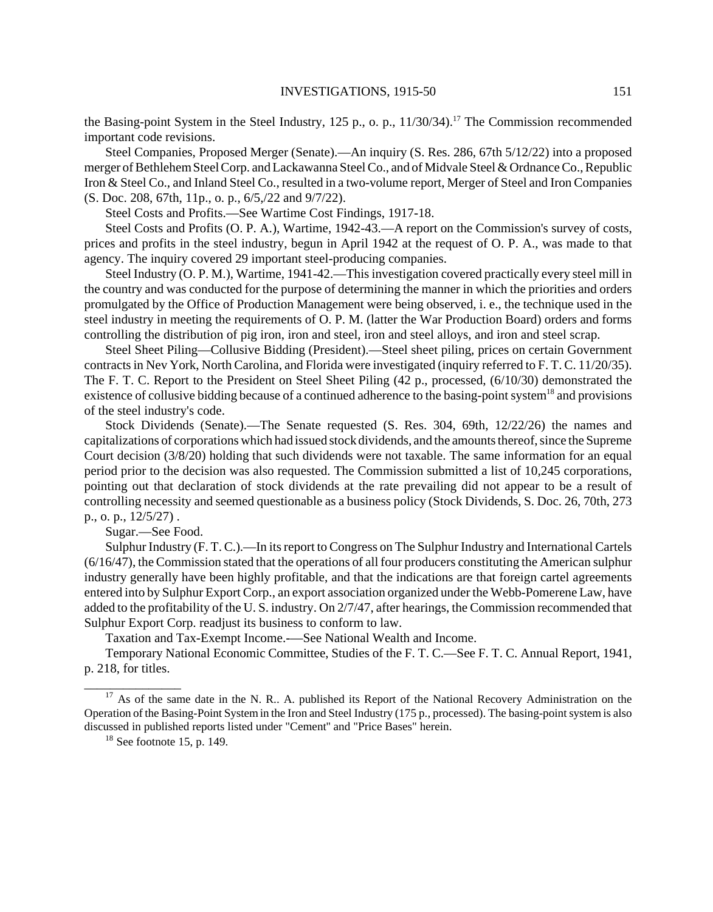the Basing-point System in the Steel Industry, 125 p., o. p., 11/30/34).[17] The Commission recommended important code revisions.

Steel Companies, Proposed Merger (Senate).—An inquiry (S. Res. 286, 67th 5/12/22) into a proposed merger of Bethlehem Steel Corp. and Lackawanna Steel Co., and of Midvale Steel & Ordnance Co., Republic Iron & Steel Co., and Inland Steel Co., resulted in a two-volume report, Merger of Steel and Iron Companies (S. Doc. 208, 67th, 11p., o. p., 6/5,/22 and 9/7/22).

Steel Costs and Profits.—See Wartime Cost Findings, 1917-18.

Steel Costs and Profits (O. P. A.), Wartime, 1942-43.—A report on the Commission's survey of costs, prices and profits in the steel industry, begun in April 1942 at the request of O. P. A., was made to that agency. The inquiry covered 29 important steel-producing companies.

Steel Industry (O. P. M.), Wartime, 1941-42.—This investigation covered practically every steel mill in the country and was conducted for the purpose of determining the manner in which the priorities and orders promulgated by the Office of Production Management were being observed, i. e., the technique used in the steel industry in meeting the requirements of O. P. M. (latter the War Production Board) orders and forms controlling the distribution of pig iron, iron and steel, iron and steel alloys, and iron and steel scrap.

Steel Sheet Piling—Collusive Bidding (President).—Steel sheet piling, prices on certain Government contracts in Nev York, North Carolina, and Florida were investigated (inquiry referred to F. T. C. 11/20/35). The F. T. C. Report to the President on Steel Sheet Piling (42 p., processed, (6/10/30) demonstrated the existence of collusive bidding because of a continued adherence to the basing-point system[18] and provisions of the steel industry's code.

Stock Dividends (Senate).—The Senate requested (S. Res. 304, 69th, 12/22/26) the names and capitalizations of corporations which had issued stock dividends, and the amounts thereof, since the Supreme Court decision (3/8/20) holding that such dividends were not taxable. The same information for an equal period prior to the decision was also requested. The Commission submitted a list of 10,245 corporations, pointing out that declaration of stock dividends at the rate prevailing did not appear to be a result of controlling necessity and seemed questionable as a business policy (Stock Dividends, S. Doc. 26, 70th, 273 p., o. p., 12/5/27) .

Sugar.—See Food.

Sulphur Industry (F. T. C.).—In its report to Congress on The Sulphur Industry and International Cartels (6/16/47), the Commission stated that the operations of all four producers constituting the American sulphur industry generally have been highly profitable, and that the indications are that foreign cartel agreements entered into by Sulphur Export Corp., an export association organized under the Webb-Pomerene Law, have added to the profitability of the U. S. industry. On 2/7/47, after hearings, the Commission recommended that Sulphur Export Corp. readjust its business to conform to law.

Taxation and Tax-Exempt Income.-—See National Wealth and Income.

Temporary National Economic Committee, Studies of the F. T. C.—See F. T. C. Annual Report, 1941, p. 218, for titles.

---

[17] As of the same date in the N. R.. A. published its Report of the National Recovery Administration on the Operation of the Basing-Point System in the Iron and Steel Industry (175 p., processed). The basing-point system is also discussed in published reports listed under "Cement" and "Price Bases" herein.

[18] See footnote 15, p. 149.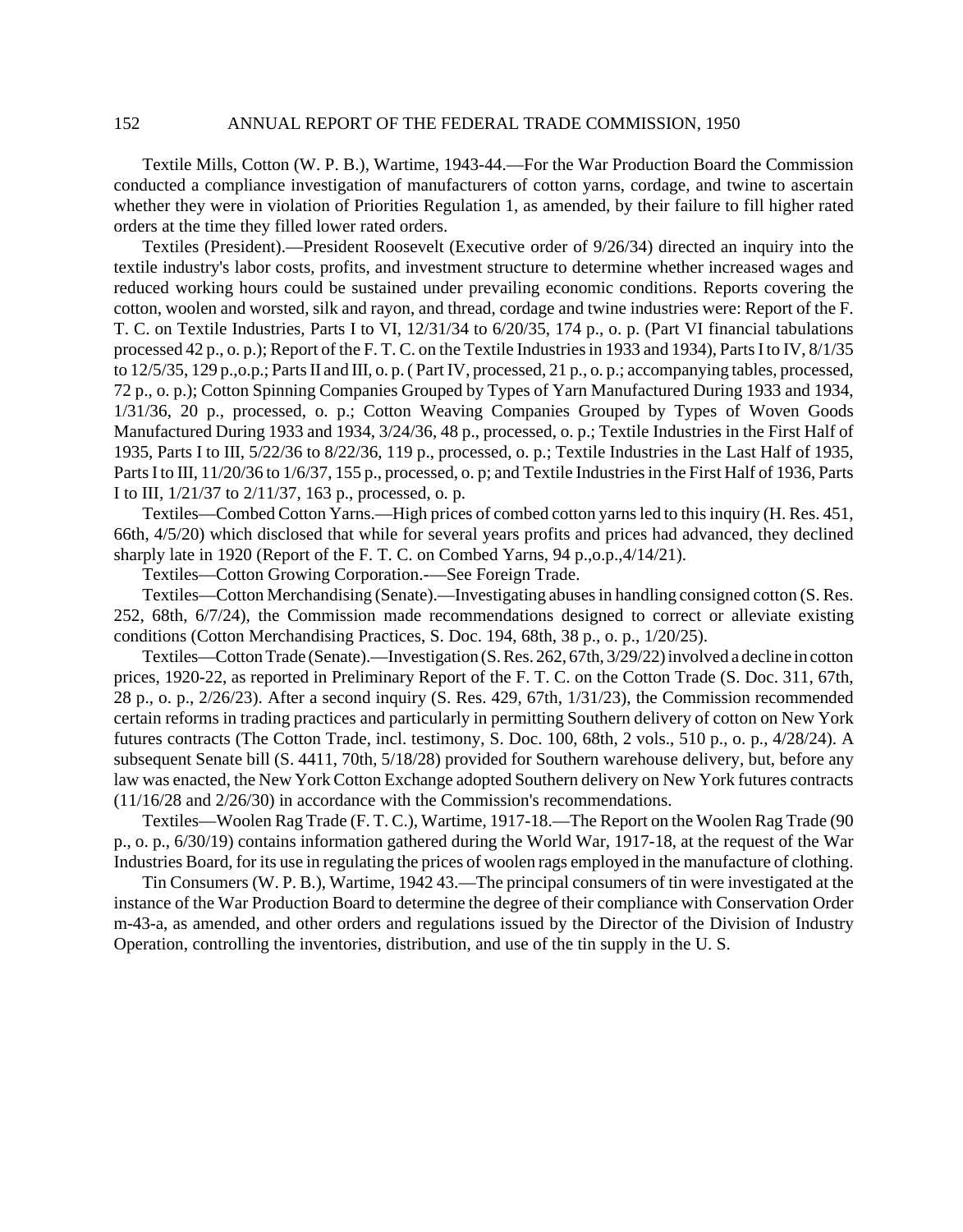Textile Mills, Cotton (W. P. B.), Wartime, 1943-44.—For the War Production Board the Commission conducted a compliance investigation of manufacturers of cotton yarns, cordage, and twine to ascertain whether they were in violation of Priorities Regulation 1, as amended, by their failure to fill higher rated orders at the time they filled lower rated orders.

Textiles (President).—President Roosevelt (Executive order of 9/26/34) directed an inquiry into the textile industry's labor costs, profits, and investment structure to determine whether increased wages and reduced working hours could be sustained under prevailing economic conditions. Reports covering the cotton, woolen and worsted, silk and rayon, and thread, cordage and twine industries were: Report of the F. T. C. on Textile Industries, Parts I to VI, 12/31/34 to 6/20/35, 174 p., o. p. (Part VI financial tabulations processed 42 p., o. p.); Report of the F. T. C. on the Textile Industries in 1933 and 1934), Parts I to IV, 8/1/35 to 12/5/35, 129 p.,o.p.; Parts II and III, o. p. ( Part IV, processed, 21 p., o. p.; accompanying tables, processed, 72 p., o. p.); Cotton Spinning Companies Grouped by Types of Yarn Manufactured During 1933 and 1934, 1/31/36, 20 p., processed, o. p.; Cotton Weaving Companies Grouped by Types of Woven Goods Manufactured During 1933 and 1934, 3/24/36, 48 p., processed, o. p.; Textile Industries in the First Half of 1935, Parts I to III, 5/22/36 to 8/22/36, 119 p., processed, o. p.; Textile Industries in the Last Half of 1935, Parts I to III, 11/20/36 to 1/6/37, 155 p., processed, o. p; and Textile Industries in the First Half of 1936, Parts I to III, 1/21/37 to 2/11/37, 163 p., processed, o. p.

Textiles—Combed Cotton Yarns.—High prices of combed cotton yarns led to this inquiry (H. Res. 451, 66th, 4/5/20) which disclosed that while for several years profits and prices had advanced, they declined sharply late in 1920 (Report of the F. T. C. on Combed Yarns, 94 p.,o.p.,4/14/21).

Textiles—Cotton Growing Corporation.-—See Foreign Trade.

Textiles—Cotton Merchandising (Senate).—Investigating abuses in handling consigned cotton (S. Res. 252, 68th, 6/7/24), the Commission made recommendations designed to correct or alleviate existing conditions (Cotton Merchandising Practices, S. Doc. 194, 68th, 38 p., o. p., 1/20/25).

Textiles—Cotton Trade (Senate).—Investigation (S. Res. 262, 67th, 3/29/22) involved a decline in cotton prices, 1920-22, as reported in Preliminary Report of the F. T. C. on the Cotton Trade (S. Doc. 311, 67th, 28 p., o. p., 2/26/23). After a second inquiry (S. Res. 429, 67th, 1/31/23), the Commission recommended certain reforms in trading practices and particularly in permitting Southern delivery of cotton on New York futures contracts (The Cotton Trade, incl. testimony, S. Doc. 100, 68th, 2 vols., 510 p., o. p., 4/28/24). A subsequent Senate bill (S. 4411, 70th, 5/18/28) provided for Southern warehouse delivery, but, before any law was enacted, the New York Cotton Exchange adopted Southern delivery on New York futures contracts (11/16/28 and 2/26/30) in accordance with the Commission's recommendations.

Textiles—Woolen Rag Trade (F. T. C.), Wartime, 1917-18.—The Report on the Woolen Rag Trade (90 p., o. p., 6/30/19) contains information gathered during the World War, 1917-18, at the request of the War Industries Board, for its use in regulating the prices of woolen rags employed in the manufacture of clothing.

Tin Consumers (W. P. B.), Wartime, 1942 43.—The principal consumers of tin were investigated at the instance of the War Production Board to determine the degree of their compliance with Conservation Order m-43-a, as amended, and other orders and regulations issued by the Director of the Division of Industry Operation, controlling the inventories, distribution, and use of the tin supply in the U. S.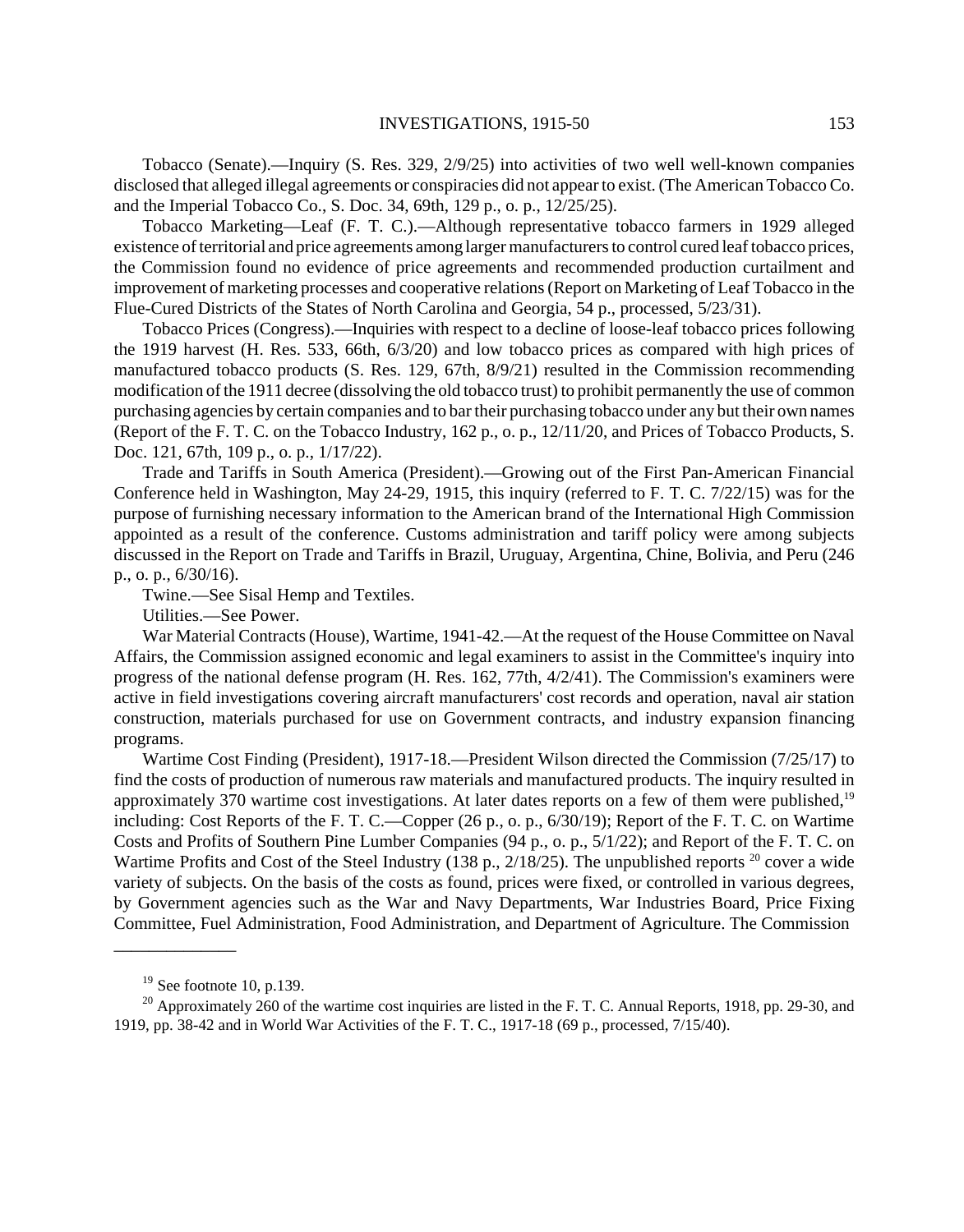Tobacco (Senate).—Inquiry (S. Res. 329, 2/9/25) into activities of two well well-known companies disclosed that alleged illegal agreements or conspiracies did not appear to exist. (The American Tobacco Co. and the Imperial Tobacco Co., S. Doc. 34, 69th, 129 p., o. p., 12/25/25).

Tobacco Marketing—Leaf (F. T. C.).—Although representative tobacco farmers in 1929 alleged existence of territorial and price agreements among larger manufacturers to control cured leaf tobacco prices, the Commission found no evidence of price agreements and recommended production curtailment and improvement of marketing processes and cooperative relations (Report on Marketing of Leaf Tobacco in the Flue-Cured Districts of the States of North Carolina and Georgia, 54 p., processed, 5/23/31).

Tobacco Prices (Congress).—Inquiries with respect to a decline of loose-leaf tobacco prices following the 1919 harvest (H. Res. 533, 66th, 6/3/20) and low tobacco prices as compared with high prices of manufactured tobacco products (S. Res. 129, 67th, 8/9/21) resulted in the Commission recommending modification of the 1911 decree (dissolving the old tobacco trust) to prohibit permanently the use of common purchasing agencies by certain companies and to bar their purchasing tobacco under any but their own names (Report of the F. T. C. on the Tobacco Industry, 162 p., o. p., 12/11/20, and Prices of Tobacco Products, S. Doc. 121, 67th, 109 p., o. p., 1/17/22).

Trade and Tariffs in South America (President).—Growing out of the First Pan-American Financial Conference held in Washington, May 24-29, 1915, this inquiry (referred to F. T. C. 7/22/15) was for the purpose of furnishing necessary information to the American brand of the International High Commission appointed as a result of the conference. Customs administration and tariff policy were among subjects discussed in the Report on Trade and Tariffs in Brazil, Uruguay, Argentina, Chine, Bolivia, and Peru (246 p., o. p., 6/30/16).

Twine.—See Sisal Hemp and Textiles.

Utilities.—See Power.

War Material Contracts (House), Wartime, 1941-42.—At the request of the House Committee on Naval Affairs, the Commission assigned economic and legal examiners to assist in the Committee's inquiry into progress of the national defense program (H. Res. 162, 77th, 4/2/41). The Commission's examiners were active in field investigations covering aircraft manufacturers' cost records and operation, naval air station construction, materials purchased for use on Government contracts, and industry expansion financing programs.

Wartime Cost Finding (President), 1917-18.—President Wilson directed the Commission (7/25/17) to find the costs of production of numerous raw materials and manufactured products. The inquiry resulted in approximately 370 wartime cost investigations. At later dates reports on a few of them were published,[19] including: Cost Reports of the F. T. C.—Copper (26 p., o. p., 6/30/19); Report of the F. T. C. on Wartime Costs and Profits of Southern Pine Lumber Companies (94 p., o. p., 5/1/22); and Report of the F. T. C. on Wartime Profits and Cost of the Steel Industry (138 p., 2/18/25). The unpublished reports [20] cover a wide variety of subjects. On the basis of the costs as found, prices were fixed, or controlled in various degrees, by Government agencies such as the War and Navy Departments, War Industries Board, Price Fixing Committee, Fuel Administration, Food Administration, and Department of Agriculture. The Commission

---

[19] See footnote 10, p.139.

[20] Approximately 260 of the wartime cost inquiries are listed in the F. T. C. Annual Reports, 1918, pp. 29-30, and 1919, pp. 38-42 and in World War Activities of the F. T. C., 1917-18 (69 p., processed, 7/15/40).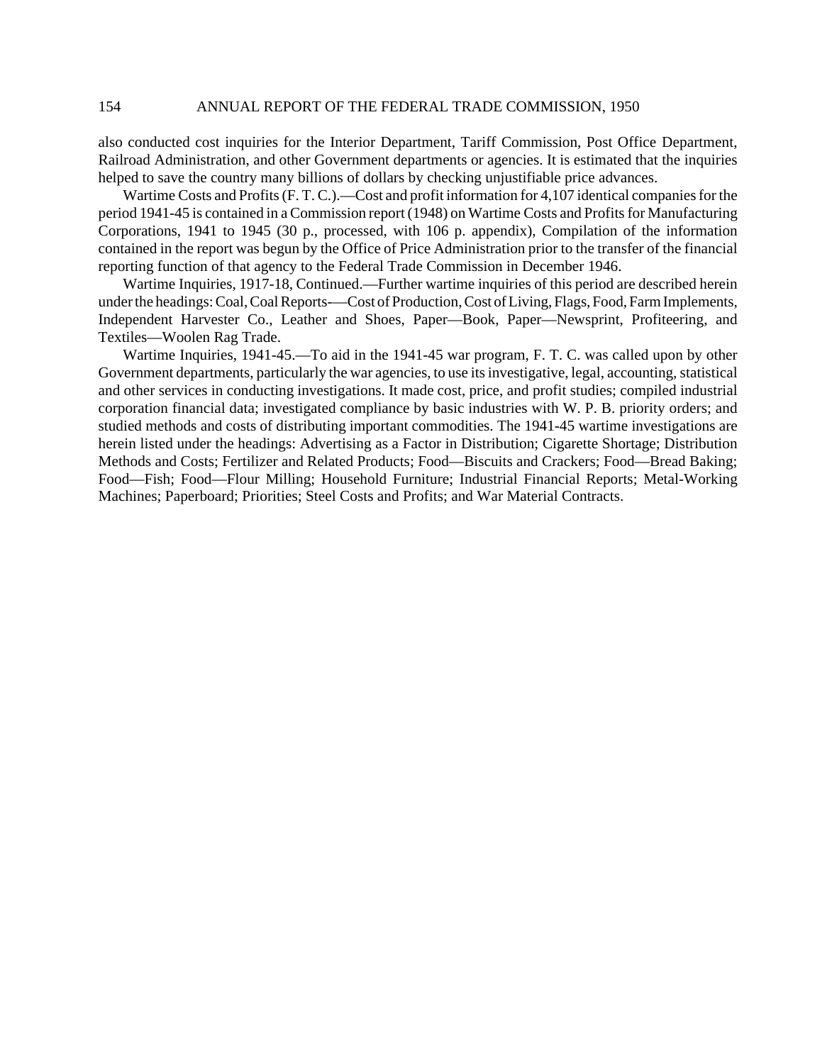also conducted cost inquiries for the Interior Department, Tariff Commission, Post Office Department, Railroad Administration, and other Government departments or agencies. It is estimated that the inquiries helped to save the country many billions of dollars by checking unjustifiable price advances.

Wartime Costs and Profits (F. T. C.).—Cost and profit information for 4,107 identical companies for the period 1941-45 is contained in a Commission report (1948) on Wartime Costs and Profits for Manufacturing Corporations, 1941 to 1945 (30 p., processed, with 106 p. appendix), Compilation of the information contained in the report was begun by the Office of Price Administration prior to the transfer of the financial reporting function of that agency to the Federal Trade Commission in December 1946.

Wartime Inquiries, 1917-18, Continued.—Further wartime inquiries of this period are described herein under the headings: Coal, Coal Reports-—Cost of Production, Cost of Living, Flags, Food, Farm Implements, Independent Harvester Co., Leather and Shoes, Paper—Book, Paper—Newsprint, Profiteering, and Textiles—Woolen Rag Trade.

Wartime Inquiries, 1941-45.—To aid in the 1941-45 war program, F. T. C. was called upon by other Government departments, particularly the war agencies, to use its investigative, legal, accounting, statistical and other services in conducting investigations. It made cost, price, and profit studies; compiled industrial corporation financial data; investigated compliance by basic industries with W. P. B. priority orders; and studied methods and costs of distributing important commodities. The 1941-45 wartime investigations are herein listed under the headings: Advertising as a Factor in Distribution; Cigarette Shortage; Distribution Methods and Costs; Fertilizer and Related Products; Food—Biscuits and Crackers; Food—Bread Baking; Food—Fish; Food—Flour Milling; Household Furniture; Industrial Financial Reports; Metal-Working Machines; Paperboard; Priorities; Steel Costs and Profits; and War Material Contracts.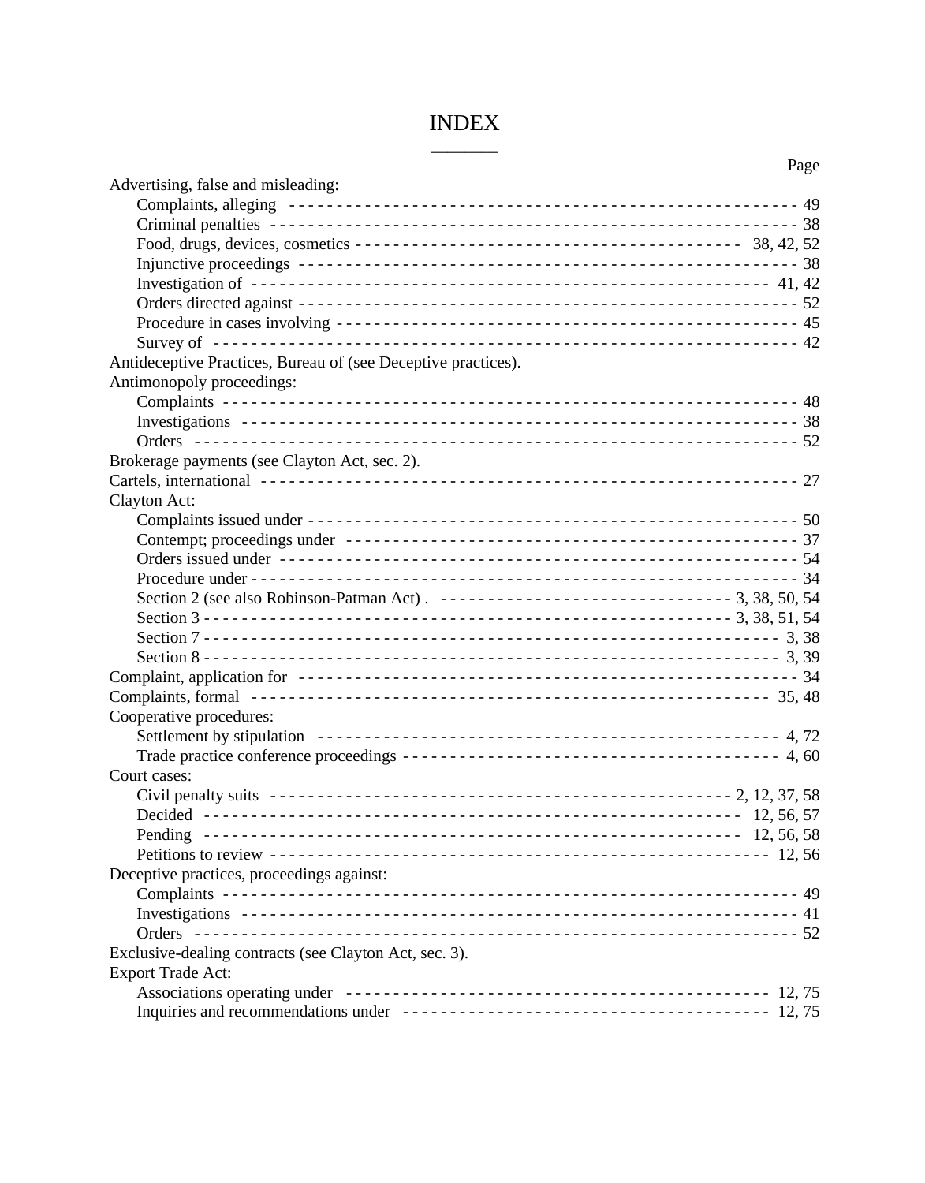# INDEX

| | Page |
|---|---|
| Advertising, false and misleading: | |
| Complaints, alleging | 49 |
| Criminal penalties | 38 |
| Food, drugs, devices, cosmetics | 38, 42, 52 |
| Injunctive proceedings | 38 |
| Investigation of | 41, 42 |
| Orders directed against | 52 |
| Procedure in cases involving | 45 |
| Survey of | 42 |
| Antideceptive Practices, Bureau of (see Deceptive practices). | |
| Antimonopoly proceedings: | |
| Complaints | 48 |
| Investigations | 38 |
| Orders | 52 |
| Brokerage payments (see Clayton Act, sec. 2). | |
| Cartels, international | 27 |
| Clayton Act: | |
| Complaints issued under | 50 |
| Contempt; proceedings under | 37 |
| Orders issued under | 54 |
| Procedure under | 34 |
| Section 2 (see also Robinson-Patman Act) . | 3, 38, 50, 54 |
| Section 3 | 3, 38, 51, 54 |
| Section 7 | 3, 38 |
| Section 8 | 3, 39 |
| Complaint, application for | 34 |
| Complaints, formal | 35, 48 |
| Cooperative procedures: | |
| Settlement by stipulation | 4, 72 |
| Trade practice conference proceedings | 4, 60 |
| Court cases: | |
| Civil penalty suits | 2, 12, 37, 58 |
| Decided | 12, 56, 57 |
| Pending | 12, 56, 58 |
| Petitions to review | 12, 56 |
| Deceptive practices, proceedings against: | |
| Complaints | 49 |
| Investigations | 41 |
| Orders | 52 |
| Exclusive-dealing contracts (see Clayton Act, sec. 3). | |
| Export Trade Act: | |
| Associations operating under | 12, 75 |
| Inquiries and recommendations under | 12, 75 |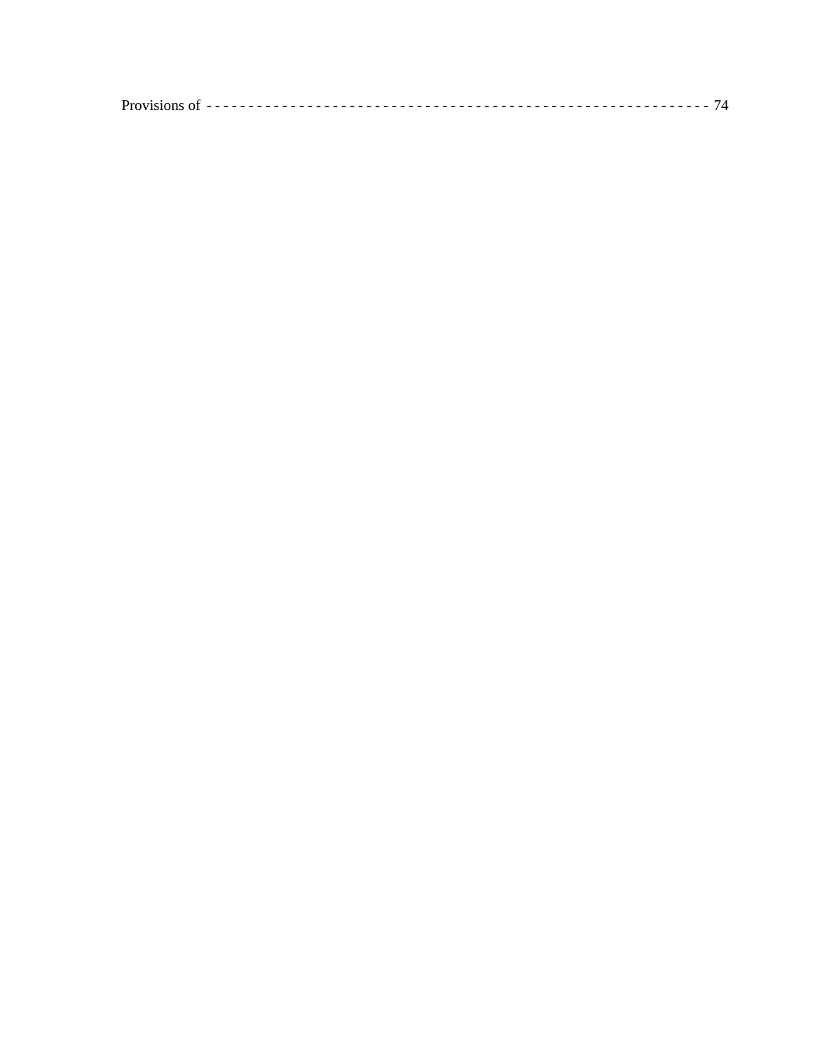Provisions of ------------------------------------------------------------ 74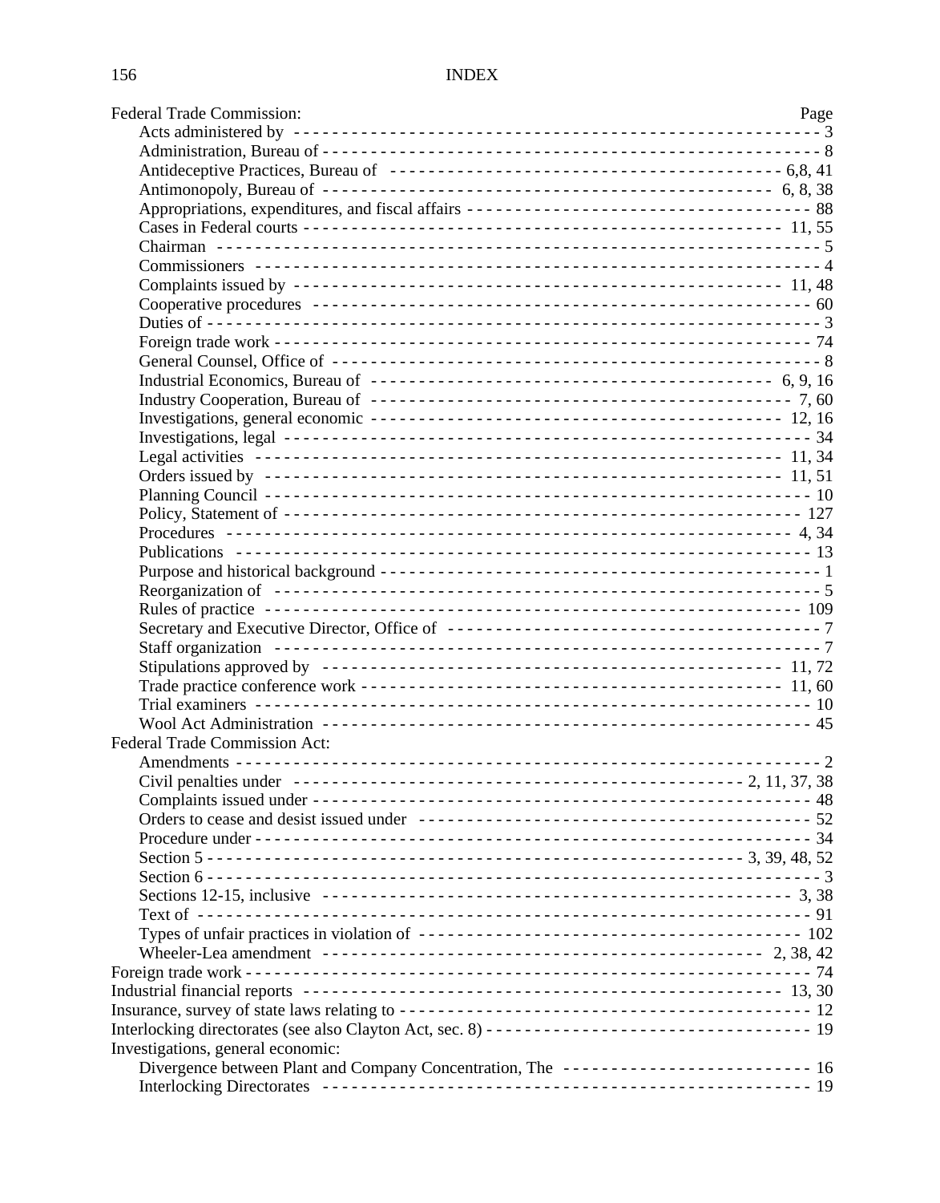Federal Trade Commission: Page

- Acts administered by - - - 3
- Administration, Bureau of - - - 8
- Antideceptive Practices, Bureau of - - - 6,8, 41
- Antimonopoly, Bureau of - - - 6, 8, 38
- Appropriations, expenditures, and fiscal affairs - - - 88
- Cases in Federal courts - - - 11, 55
- Chairman - - - 5
- Commissioners - - - 4
- Complaints issued by - - - 11, 48
- Cooperative procedures - - - 60
- Duties of - - - 3
- Foreign trade work - - - 74
- General Counsel, Office of - - - 8
- Industrial Economics, Bureau of - - - 6, 9, 16
- Industry Cooperation, Bureau of - - - 7, 60
- Investigations, general economic - - - 12, 16
- Investigations, legal - - - 34
- Legal activities - - - 11, 34
- Orders issued by - - - 11, 51
- Planning Council - - - 10
- Policy, Statement of - - - 127
- Procedures - - - 4, 34
- Publications - - - 13
- Purpose and historical background - - - 1
- Reorganization of - - - 5
- Rules of practice - - - 109
- Secretary and Executive Director, Office of - - - 7
- Staff organization - - - 7
- Stipulations approved by - - - 11, 72
- Trade practice conference work - - - 11, 60
- Trial examiners - - - 10
- Wool Act Administration - - - 45

Federal Trade Commission Act:

- Amendments - - - 2
- Civil penalties under - - - 2, 11, 37, 38
- Complaints issued under - - - 48
- Orders to cease and desist issued under - - - 52
- Procedure under - - - 34
- Section 5 - - - 3, 39, 48, 52
- Section 6 - - - 3
- Sections 12-15, inclusive - - - 3, 38
- Text of - - - 91
- Types of unfair practices in violation of - - - 102
- Wheeler-Lea amendment - - - 2, 38, 42

Foreign trade work - - - 74

Industrial financial reports - - - 13, 30

Insurance, survey of state laws relating to - - - 12

Interlocking directorates (see also Clayton Act, sec. 8) - - - 19

Investigations, general economic:

- Divergence between Plant and Company Concentration, The - - - 16
- Interlocking Directorates - - - 19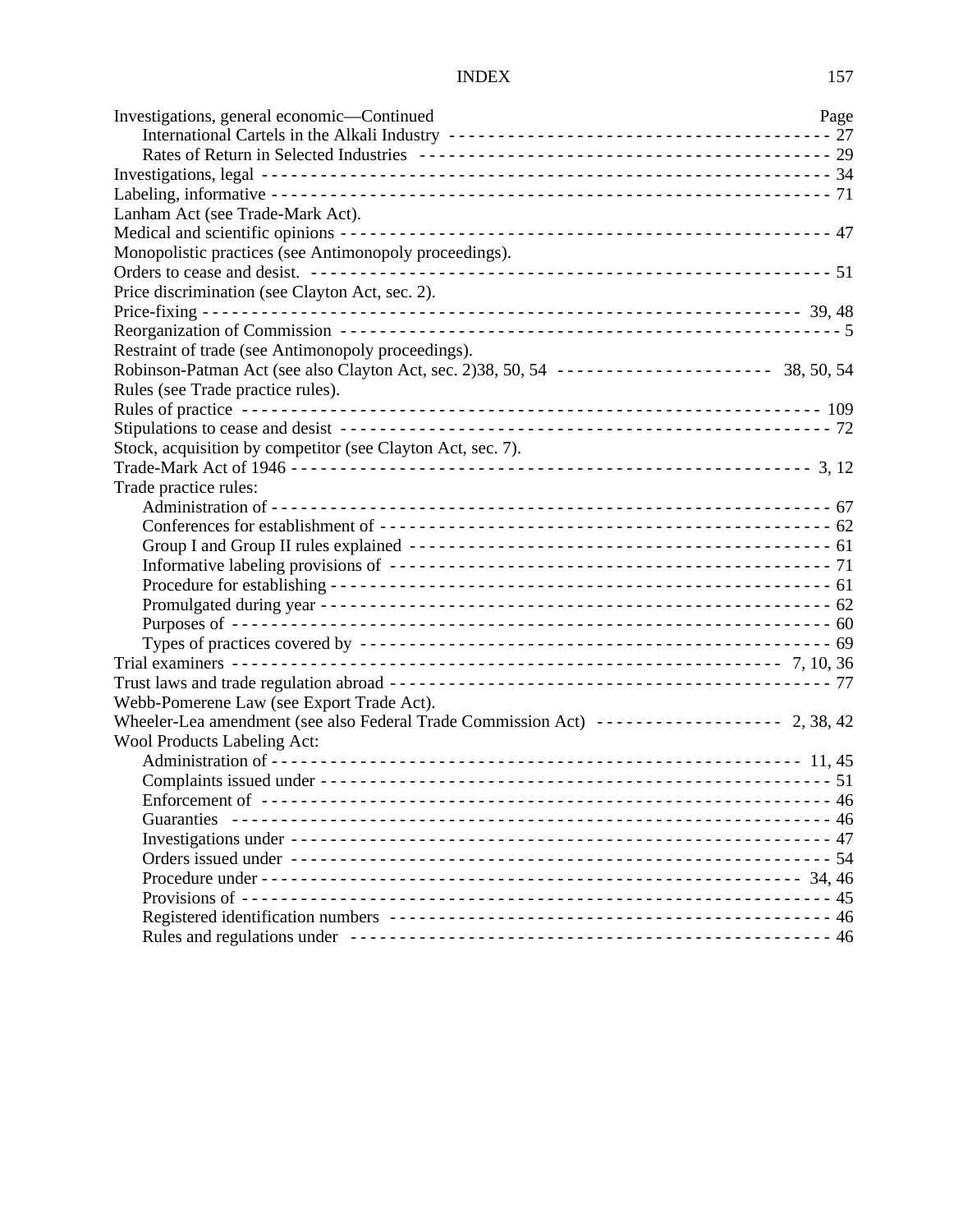Investigations, general economic—Continued Page

- International Cartels in the Alkali Industry - - - - - - - - - - - - - - - - - - - - - - - - - - - - - - - - - - - - - - - - - 27
- Rates of Return in Selected Industries - - - - - - - - - - - - - - - - - - - - - - - - - - - - - - - - - - - - - - - - - - - - 29

Investigations, legal - - - - - - - - - - - - - - - - - - - - - - - - - - - - - - - - - - - - - - - - - - - - - - - - - - - - - - - - - - - 34

Labeling, informative - - - - - - - - - - - - - - - - - - - - - - - - - - - - - - - - - - - - - - - - - - - - - - - - - - - - - - - - - 71

Lanham Act (see Trade-Mark Act).

Medical and scientific opinions - - - - - - - - - - - - - - - - - - - - - - - - - - - - - - - - - - - - - - - - - - - - - - - - - - 47

Monopolistic practices (see Antimonopoly proceedings).

Orders to cease and desist. - - - - - - - - - - - - - - - - - - - - - - - - - - - - - - - - - - - - - - - - - - - - - - - - - - - - - 51

Price discrimination (see Clayton Act, sec. 2).

Price-fixing - - - - - - - - - - - - - - - - - - - - - - - - - - - - - - - - - - - - - - - - - - - - - - - - - - - - - - - - - - - - - - - 39, 48

Reorganization of Commission - - - - - - - - - - - - - - - - - - - - - - - - - - - - - - - - - - - - - - - - - - - - - - - - - - - - 5

Restraint of trade (see Antimonopoly proceedings).

Robinson-Patman Act (see also Clayton Act, sec. 2)38, 50, 54 - - - - - - - - - - - - - - - - - - - - - - - 38, 50, 54

Rules (see Trade practice rules).

Rules of practice - - - - - - - - - - - - - - - - - - - - - - - - - - - - - - - - - - - - - - - - - - - - - - - - - - - - - - - - - - - 109

Stipulations to cease and desist - - - - - - - - - - - - - - - - - - - - - - - - - - - - - - - - - - - - - - - - - - - - - - - - - - 72

Stock, acquisition by competitor (see Clayton Act, sec. 7).

Trade-Mark Act of 1946 - - - - - - - - - - - - - - - - - - - - - - - - - - - - - - - - - - - - - - - - - - - - - - - - - - - - - - 3, 12

Trade practice rules:

- Administration of - - - - - - - - - - - - - - - - - - - - - - - - - - - - - - - - - - - - - - - - - - - - - - - - - - - - - - - - - - 67
- Conferences for establishment of - - - - - - - - - - - - - - - - - - - - - - - - - - - - - - - - - - - - - - - - - - - - - - - 62
- Group I and Group II rules explained - - - - - - - - - - - - - - - - - - - - - - - - - - - - - - - - - - - - - - - - - - - - 61
- Informative labeling provisions of - - - - - - - - - - - - - - - - - - - - - - - - - - - - - - - - - - - - - - - - - - - - - - 71
- Procedure for establishing - - - - - - - - - - - - - - - - - - - - - - - - - - - - - - - - - - - - - - - - - - - - - - - - - - - 61
- Promulgated during year - - - - - - - - - - - - - - - - - - - - - - - - - - - - - - - - - - - - - - - - - - - - - - - - - - - - 62
- Purposes of - - - - - - - - - - - - - - - - - - - - - - - - - - - - - - - - - - - - - - - - - - - - - - - - - - - - - - - - - - - - - 60
- Types of practices covered by - - - - - - - - - - - - - - - - - - - - - - - - - - - - - - - - - - - - - - - - - - - - - - - - - 69

Trial examiners - - - - - - - - - - - - - - - - - - - - - - - - - - - - - - - - - - - - - - - - - - - - - - - - - - - - - - - - - - - 7, 10, 36

Trust laws and trade regulation abroad - - - - - - - - - - - - - - - - - - - - - - - - - - - - - - - - - - - - - - - - - - - - - 77

Webb-Pomerene Law (see Export Trade Act).

Wheeler-Lea amendment (see also Federal Trade Commission Act) - - - - - - - - - - - - - - - - - - - 2, 38, 42

Wool Products Labeling Act:

- Administration of - - - - - - - - - - - - - - - - - - - - - - - - - - - - - - - - - - - - - - - - - - - - - - - - - - - - - - - - 11, 45
- Complaints issued under - - - - - - - - - - - - - - - - - - - - - - - - - - - - - - - - - - - - - - - - - - - - - - - - - - - - 51
- Enforcement of - - - - - - - - - - - - - - - - - - - - - - - - - - - - - - - - - - - - - - - - - - - - - - - - - - - - - - - - - 46
- Guaranties - - - - - - - - - - - - - - - - - - - - - - - - - - - - - - - - - - - - - - - - - - - - - - - - - - - - - - - - - - - - - 46
- Investigations under - - - - - - - - - - - - - - - - - - - - - - - - - - - - - - - - - - - - - - - - - - - - - - - - - - - - - - - 47
- Orders issued under - - - - - - - - - - - - - - - - - - - - - - - - - - - - - - - - - - - - - - - - - - - - - - - - - - - - - - - 54
- Procedure under - - - - - - - - - - - - - - - - - - - - - - - - - - - - - - - - - - - - - - - - - - - - - - - - - - - - - - - 34, 46
- Provisions of - - - - - - - - - - - - - - - - - - - - - - - - - - - - - - - - - - - - - - - - - - - - - - - - - - - - - - - - - - - - 45
- Registered identification numbers - - - - - - - - - - - - - - - - - - - - - - - - - - - - - - - - - - - - - - - - - - - - - - 46
- Rules and regulations under - - - - - - - - - - - - - - - - - - - - - - - - - - - - - - - - - - - - - - - - - - - - - - - - - 46